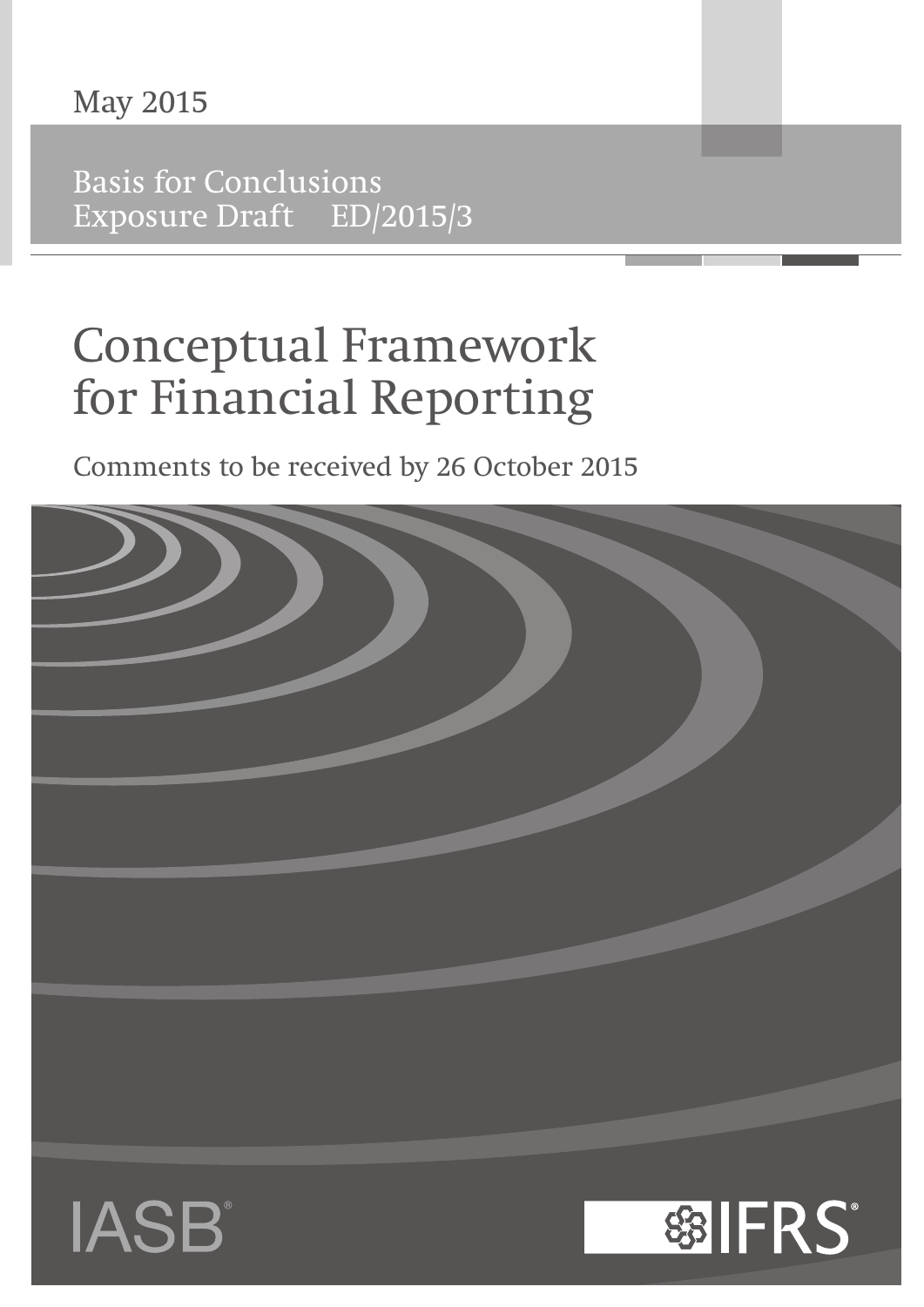May 2015

Basis for Conclusions
Exposure Draft ED/2015/3

# Conceptual Framework for Financial Reporting

Comments to be received by 26 October 2015

IASB®

IFRS®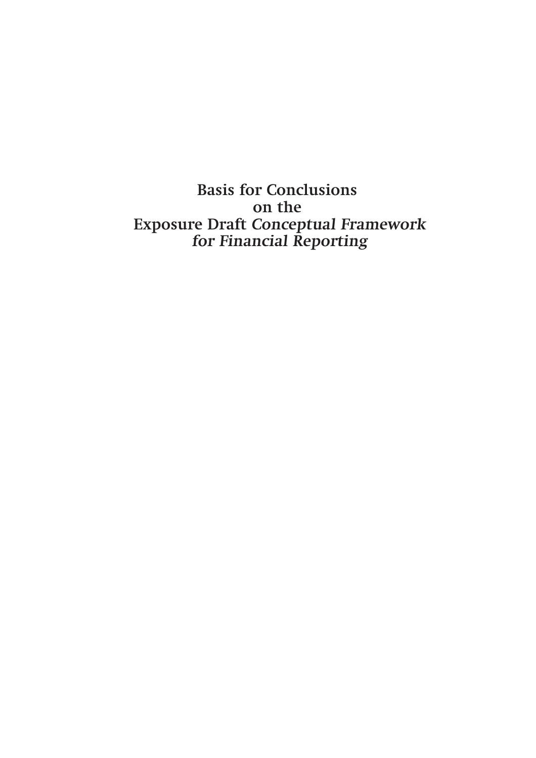# Basis for Conclusions on the Exposure Draft *Conceptual Framework for Financial Reporting*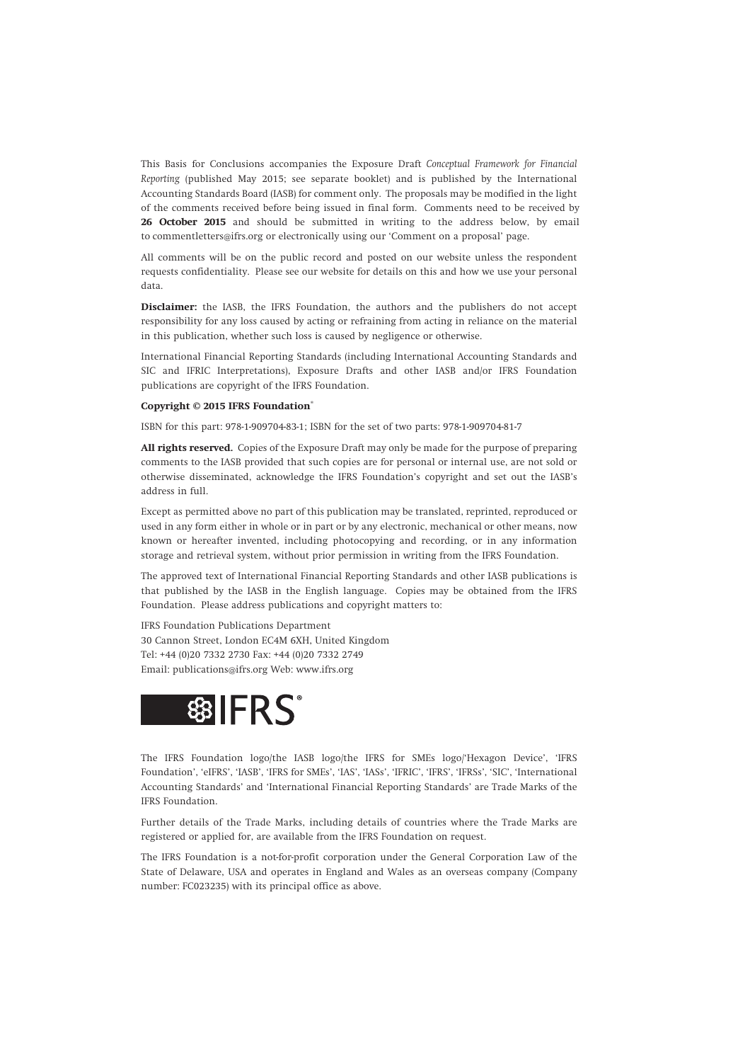This Basis for Conclusions accompanies the Exposure Draft *Conceptual Framework for Financial Reporting* (published May 2015; see separate booklet) and is published by the International Accounting Standards Board (IASB) for comment only. The proposals may be modified in the light of the comments received before being issued in final form. Comments need to be received by **26 October 2015** and should be submitted in writing to the address below, by email to commentletters@ifrs.org or electronically using our 'Comment on a proposal' page.

All comments will be on the public record and posted on our website unless the respondent requests confidentiality. Please see our website for details on this and how we use your personal data.

**Disclaimer:** the IASB, the IFRS Foundation, the authors and the publishers do not accept responsibility for any loss caused by acting or refraining from acting in reliance on the material in this publication, whether such loss is caused by negligence or otherwise.

International Financial Reporting Standards (including International Accounting Standards and SIC and IFRIC Interpretations), Exposure Drafts and other IASB and/or IFRS Foundation publications are copyright of the IFRS Foundation.

**Copyright © 2015 IFRS Foundation®**

ISBN for this part: 978-1-909704-83-1; ISBN for the set of two parts: 978-1-909704-81-7

**All rights reserved.** Copies of the Exposure Draft may only be made for the purpose of preparing comments to the IASB provided that such copies are for personal or internal use, are not sold or otherwise disseminated, acknowledge the IFRS Foundation's copyright and set out the IASB's address in full.

Except as permitted above no part of this publication may be translated, reprinted, reproduced or used in any form either in whole or in part or by any electronic, mechanical or other means, now known or hereafter invented, including photocopying and recording, or in any information storage and retrieval system, without prior permission in writing from the IFRS Foundation.

The approved text of International Financial Reporting Standards and other IASB publications is that published by the IASB in the English language. Copies may be obtained from the IFRS Foundation. Please address publications and copyright matters to:

IFRS Foundation Publications Department
30 Cannon Street, London EC4M 6XH, United Kingdom
Tel: +44 (0)20 7332 2730 Fax: +44 (0)20 7332 2749
Email: publications@ifrs.org Web: www.ifrs.org

IFRS®

The IFRS Foundation logo/the IASB logo/the IFRS for SMEs logo/'Hexagon Device', 'IFRS Foundation', 'eIFRS', 'IASB', 'IFRS for SMEs', 'IAS', 'IASs', 'IFRIC', 'IFRS', 'IFRSs', 'SIC', 'International Accounting Standards' and 'International Financial Reporting Standards' are Trade Marks of the IFRS Foundation.

Further details of the Trade Marks, including details of countries where the Trade Marks are registered or applied for, are available from the IFRS Foundation on request.

The IFRS Foundation is a not-for-profit corporation under the General Corporation Law of the State of Delaware, USA and operates in England and Wales as an overseas company (Company number: FC023235) with its principal office as above.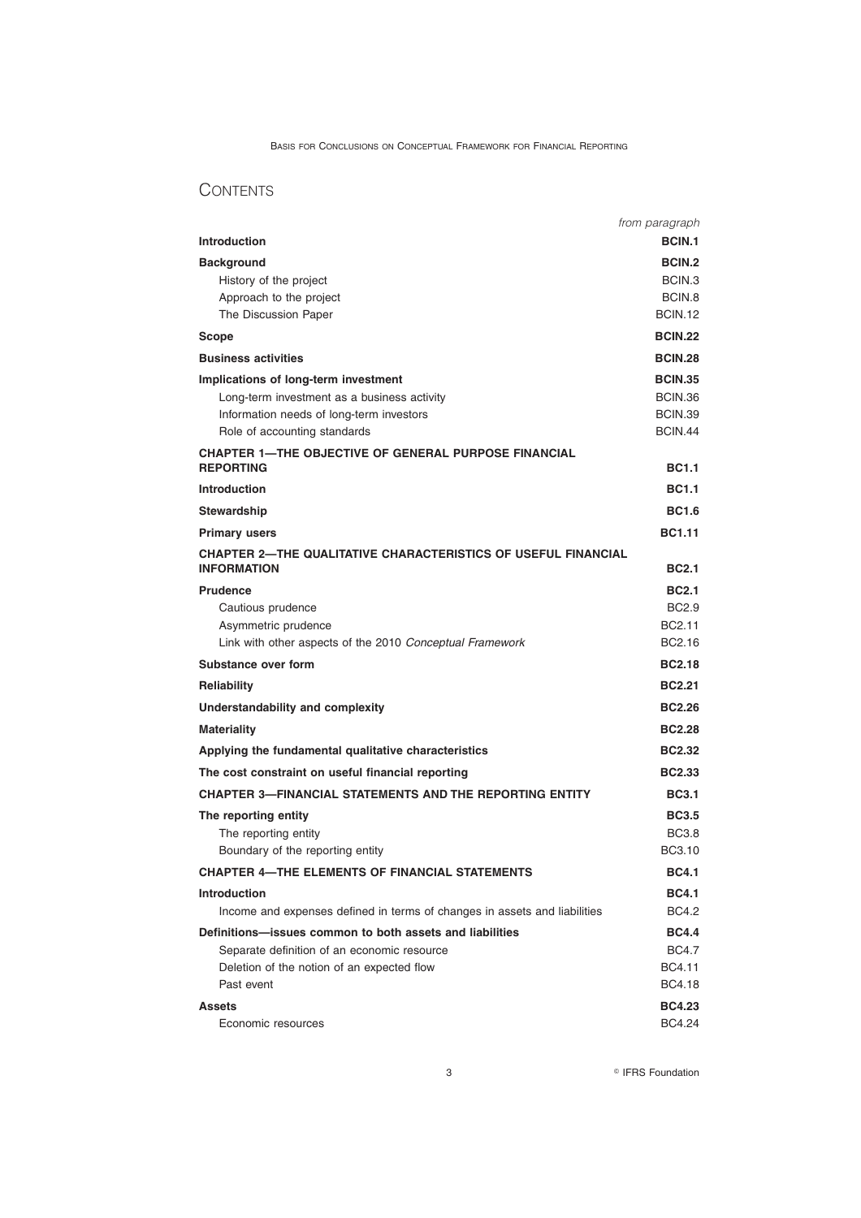## CONTENTS

| | *from paragraph* |
|---|---|
| **Introduction** | **BCIN.1** |
| **Background** | **BCIN.2** |
| History of the project | BCIN.3 |
| Approach to the project | BCIN.8 |
| The Discussion Paper | BCIN.12 |
| **Scope** | **BCIN.22** |
| **Business activities** | **BCIN.28** |
| **Implications of long-term investment** | **BCIN.35** |
| Long-term investment as a business activity | BCIN.36 |
| Information needs of long-term investors | BCIN.39 |
| Role of accounting standards | BCIN.44 |
| **CHAPTER 1—THE OBJECTIVE OF GENERAL PURPOSE FINANCIAL REPORTING** | **BC1.1** |
| **Introduction** | **BC1.1** |
| **Stewardship** | **BC1.6** |
| **Primary users** | **BC1.11** |
| **CHAPTER 2—THE QUALITATIVE CHARACTERISTICS OF USEFUL FINANCIAL INFORMATION** | **BC2.1** |
| **Prudence** | **BC2.1** |
| Cautious prudence | BC2.9 |
| Asymmetric prudence | BC2.11 |
| Link with other aspects of the 2010 *Conceptual Framework* | BC2.16 |
| **Substance over form** | **BC2.18** |
| **Reliability** | **BC2.21** |
| **Understandability and complexity** | **BC2.26** |
| **Materiality** | **BC2.28** |
| **Applying the fundamental qualitative characteristics** | **BC2.32** |
| **The cost constraint on useful financial reporting** | **BC2.33** |
| **CHAPTER 3—FINANCIAL STATEMENTS AND THE REPORTING ENTITY** | **BC3.1** |
| **The reporting entity** | **BC3.5** |
| The reporting entity | BC3.8 |
| Boundary of the reporting entity | BC3.10 |
| **CHAPTER 4—THE ELEMENTS OF FINANCIAL STATEMENTS** | **BC4.1** |
| **Introduction** | **BC4.1** |
| Income and expenses defined in terms of changes in assets and liabilities | BC4.2 |
| **Definitions—issues common to both assets and liabilities** | **BC4.4** |
| Separate definition of an economic resource | BC4.7 |
| Deletion of the notion of an expected flow | BC4.11 |
| Past event | BC4.18 |
| **Assets** | **BC4.23** |
| Economic resources | BC4.24 |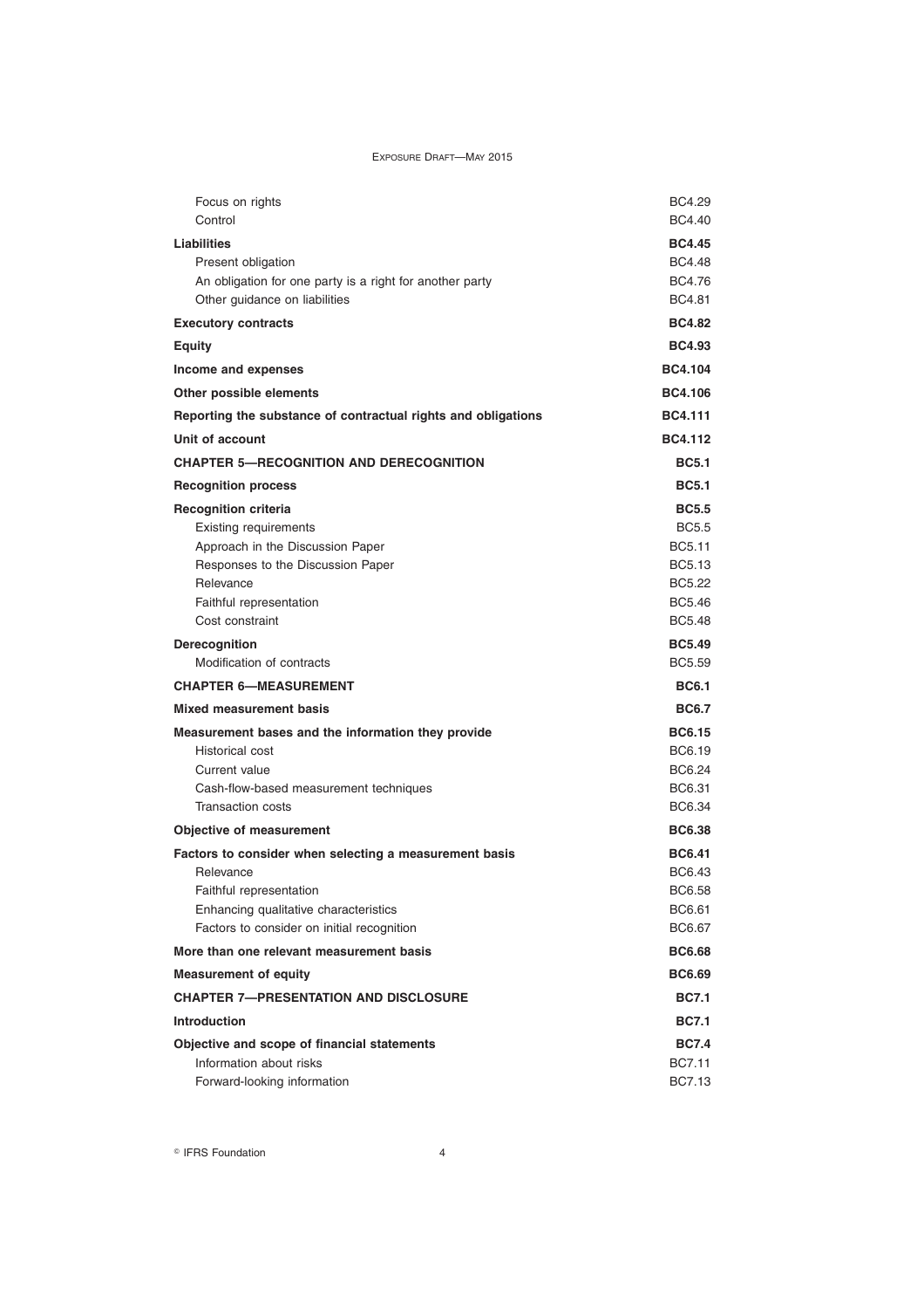| | |
|---|---|
| Focus on rights | BC4.29 |
| Control | BC4.40 |
| **Liabilities** | **BC4.45** |
| Present obligation | BC4.48 |
| An obligation for one party is a right for another party | BC4.76 |
| Other guidance on liabilities | BC4.81 |
| **Executory contracts** | **BC4.82** |
| **Equity** | **BC4.93** |
| **Income and expenses** | **BC4.104** |
| **Other possible elements** | **BC4.106** |
| **Reporting the substance of contractual rights and obligations** | **BC4.111** |
| **Unit of account** | **BC4.112** |
| **CHAPTER 5—RECOGNITION AND DERECOGNITION** | **BC5.1** |
| **Recognition process** | **BC5.1** |
| **Recognition criteria** | **BC5.5** |
| Existing requirements | BC5.5 |
| Approach in the Discussion Paper | BC5.11 |
| Responses to the Discussion Paper | BC5.13 |
| Relevance | BC5.22 |
| Faithful representation | BC5.46 |
| Cost constraint | BC5.48 |
| **Derecognition** | **BC5.49** |
| Modification of contracts | BC5.59 |
| **CHAPTER 6—MEASUREMENT** | **BC6.1** |
| **Mixed measurement basis** | **BC6.7** |
| **Measurement bases and the information they provide** | **BC6.15** |
| Historical cost | BC6.19 |
| Current value | BC6.24 |
| Cash-flow-based measurement techniques | BC6.31 |
| Transaction costs | BC6.34 |
| **Objective of measurement** | **BC6.38** |
| **Factors to consider when selecting a measurement basis** | **BC6.41** |
| Relevance | BC6.43 |
| Faithful representation | BC6.58 |
| Enhancing qualitative characteristics | BC6.61 |
| Factors to consider on initial recognition | BC6.67 |
| **More than one relevant measurement basis** | **BC6.68** |
| **Measurement of equity** | **BC6.69** |
| **CHAPTER 7—PRESENTATION AND DISCLOSURE** | **BC7.1** |
| **Introduction** | **BC7.1** |
| **Objective and scope of financial statements** | **BC7.4** |
| Information about risks | BC7.11 |
| Forward-looking information | BC7.13 |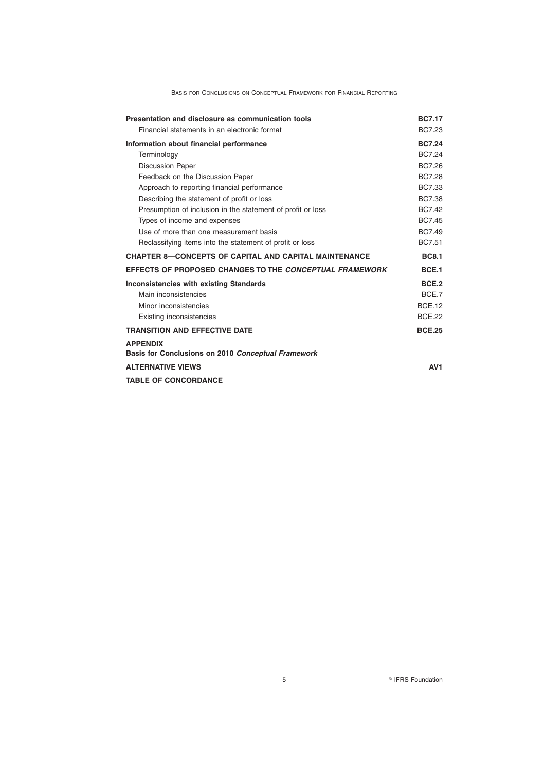| | |
|---|---|
| **Presentation and disclosure as communication tools** | **BC7.17** |
| Financial statements in an electronic format | BC7.23 |
| **Information about financial performance** | **BC7.24** |
| Terminology | BC7.24 |
| Discussion Paper | BC7.26 |
| Feedback on the Discussion Paper | BC7.28 |
| Approach to reporting financial performance | BC7.33 |
| Describing the statement of profit or loss | BC7.38 |
| Presumption of inclusion in the statement of profit or loss | BC7.42 |
| Types of income and expenses | BC7.45 |
| Use of more than one measurement basis | BC7.49 |
| Reclassifying items into the statement of profit or loss | BC7.51 |
| **CHAPTER 8—CONCEPTS OF CAPITAL AND CAPITAL MAINTENANCE** | **BC8.1** |
| **EFFECTS OF PROPOSED CHANGES TO THE *CONCEPTUAL FRAMEWORK*** | **BCE.1** |
| **Inconsistencies with existing Standards** | **BCE.2** |
| Main inconsistencies | BCE.7 |
| Minor inconsistencies | BCE.12 |
| Existing inconsistencies | BCE.22 |
| **TRANSITION AND EFFECTIVE DATE** | **BCE.25** |
| **APPENDIX** <br> **Basis for Conclusions on 2010 *Conceptual Framework*** | |
| **ALTERNATIVE VIEWS** | **AV1** |
| **TABLE OF CONCORDANCE** | |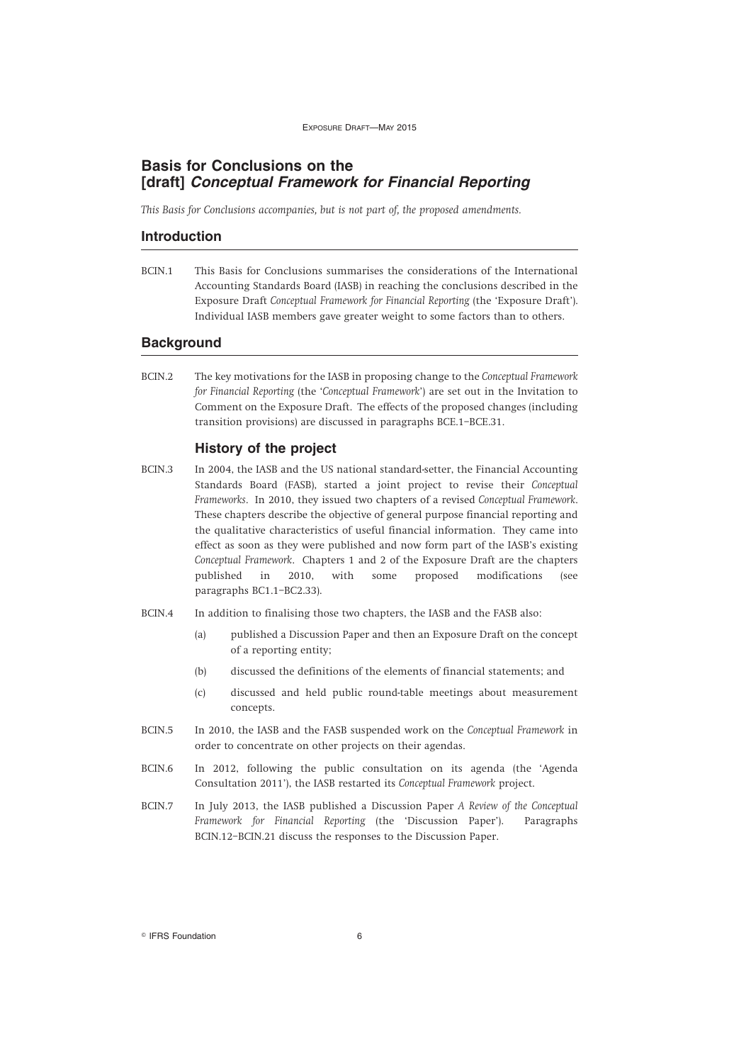# Basis for Conclusions on the [draft] *Conceptual Framework for Financial Reporting*

*This Basis for Conclusions accompanies, but is not part of, the proposed amendments.*

## Introduction

BCIN.1 This Basis for Conclusions summarises the considerations of the International Accounting Standards Board (IASB) in reaching the conclusions described in the Exposure Draft *Conceptual Framework for Financial Reporting* (the 'Exposure Draft'). Individual IASB members gave greater weight to some factors than to others.

## Background

BCIN.2 The key motivations for the IASB in proposing change to the *Conceptual Framework for Financial Reporting* (the '*Conceptual Framework*') are set out in the Invitation to Comment on the Exposure Draft. The effects of the proposed changes (including transition provisions) are discussed in paragraphs BCE.1–BCE.31.

### History of the project

BCIN.3 In 2004, the IASB and the US national standard-setter, the Financial Accounting Standards Board (FASB), started a joint project to revise their *Conceptual Frameworks*. In 2010, they issued two chapters of a revised *Conceptual Framework*. These chapters describe the objective of general purpose financial reporting and the qualitative characteristics of useful financial information. They came into effect as soon as they were published and now form part of the IASB's existing *Conceptual Framework*. Chapters 1 and 2 of the Exposure Draft are the chapters published in 2010, with some proposed modifications (see paragraphs BC1.1–BC2.33).

BCIN.4 In addition to finalising those two chapters, the IASB and the FASB also:

(a) published a Discussion Paper and then an Exposure Draft on the concept of a reporting entity;

(b) discussed the definitions of the elements of financial statements; and

(c) discussed and held public round-table meetings about measurement concepts.

BCIN.5 In 2010, the IASB and the FASB suspended work on the *Conceptual Framework* in order to concentrate on other projects on their agendas.

BCIN.6 In 2012, following the public consultation on its agenda (the 'Agenda Consultation 2011'), the IASB restarted its *Conceptual Framework* project.

BCIN.7 In July 2013, the IASB published a Discussion Paper *A Review of the Conceptual Framework for Financial Reporting* (the 'Discussion Paper'). Paragraphs BCIN.12–BCIN.21 discuss the responses to the Discussion Paper.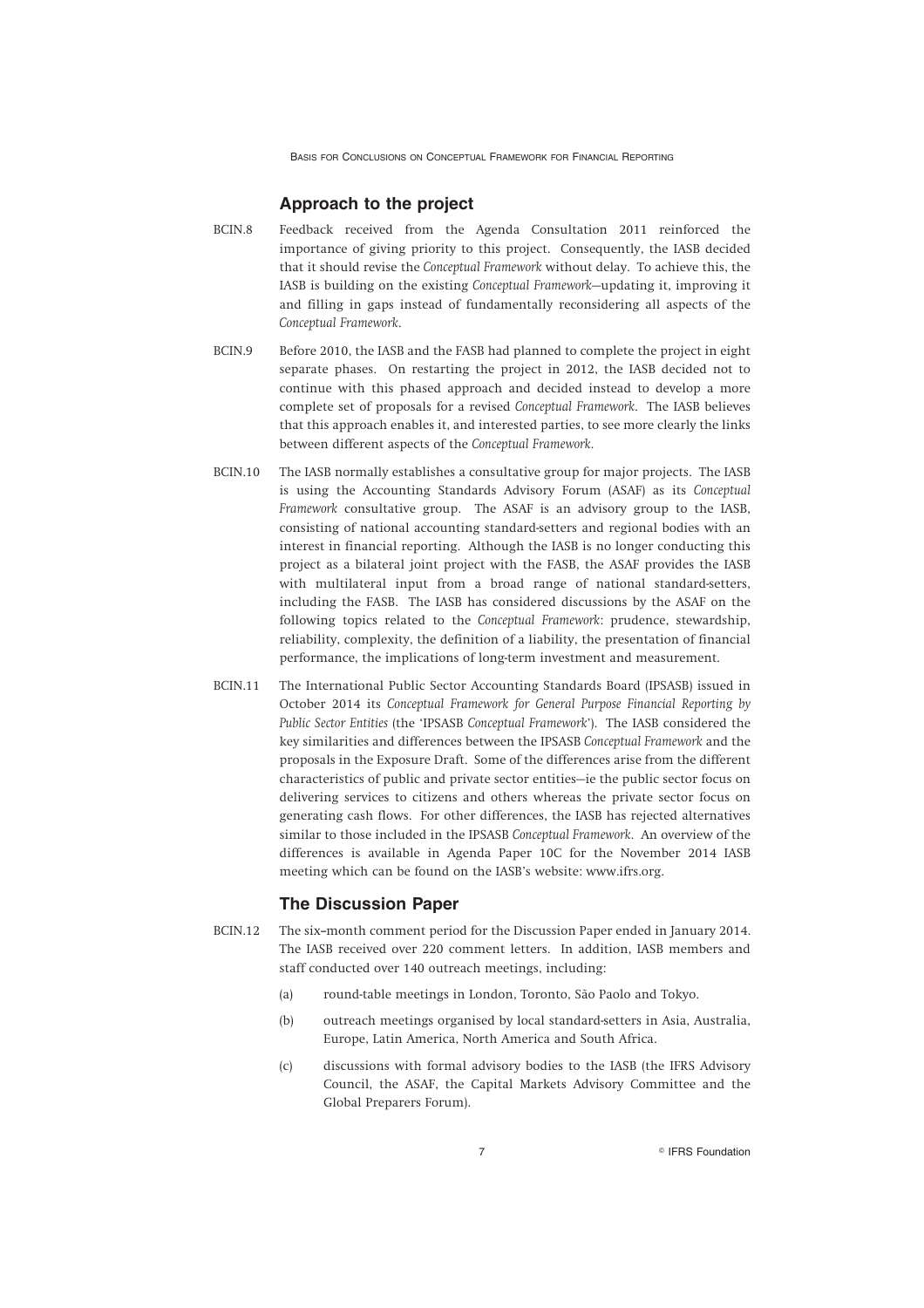## Approach to the project

BCIN.8 Feedback received from the Agenda Consultation 2011 reinforced the importance of giving priority to this project. Consequently, the IASB decided that it should revise the *Conceptual Framework* without delay. To achieve this, the IASB is building on the existing *Conceptual Framework*—updating it, improving it and filling in gaps instead of fundamentally reconsidering all aspects of the *Conceptual Framework*.

BCIN.9 Before 2010, the IASB and the FASB had planned to complete the project in eight separate phases. On restarting the project in 2012, the IASB decided not to continue with this phased approach and decided instead to develop a more complete set of proposals for a revised *Conceptual Framework*. The IASB believes that this approach enables it, and interested parties, to see more clearly the links between different aspects of the *Conceptual Framework*.

BCIN.10 The IASB normally establishes a consultative group for major projects. The IASB is using the Accounting Standards Advisory Forum (ASAF) as its *Conceptual Framework* consultative group. The ASAF is an advisory group to the IASB, consisting of national accounting standard-setters and regional bodies with an interest in financial reporting. Although the IASB is no longer conducting this project as a bilateral joint project with the FASB, the ASAF provides the IASB with multilateral input from a broad range of national standard-setters, including the FASB. The IASB has considered discussions by the ASAF on the following topics related to the *Conceptual Framework*: prudence, stewardship, reliability, complexity, the definition of a liability, the presentation of financial performance, the implications of long-term investment and measurement.

BCIN.11 The International Public Sector Accounting Standards Board (IPSASB) issued in October 2014 its *Conceptual Framework for General Purpose Financial Reporting by Public Sector Entities* (the 'IPSASB *Conceptual Framework*'). The IASB considered the key similarities and differences between the IPSASB *Conceptual Framework* and the proposals in the Exposure Draft. Some of the differences arise from the different characteristics of public and private sector entities—ie the public sector focus on delivering services to citizens and others whereas the private sector focus on generating cash flows. For other differences, the IASB has rejected alternatives similar to those included in the IPSASB *Conceptual Framework*. An overview of the differences is available in Agenda Paper 10C for the November 2014 IASB meeting which can be found on the IASB's website: www.ifrs.org.

## The Discussion Paper

BCIN.12 The six–month comment period for the Discussion Paper ended in January 2014. The IASB received over 220 comment letters. In addition, IASB members and staff conducted over 140 outreach meetings, including:

(a) round-table meetings in London, Toronto, São Paolo and Tokyo.

(b) outreach meetings organised by local standard-setters in Asia, Australia, Europe, Latin America, North America and South Africa.

(c) discussions with formal advisory bodies to the IASB (the IFRS Advisory Council, the ASAF, the Capital Markets Advisory Committee and the Global Preparers Forum).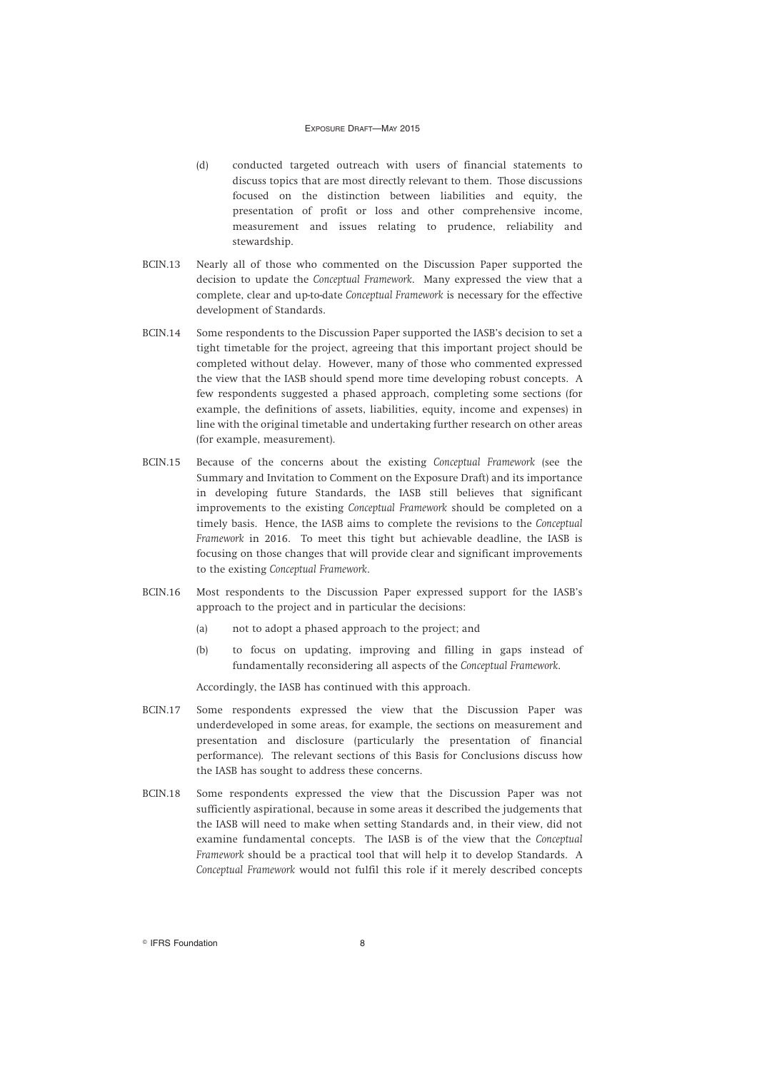(d) conducted targeted outreach with users of financial statements to discuss topics that are most directly relevant to them. Those discussions focused on the distinction between liabilities and equity, the presentation of profit or loss and other comprehensive income, measurement and issues relating to prudence, reliability and stewardship.

BCIN.13 Nearly all of those who commented on the Discussion Paper supported the decision to update the *Conceptual Framework*. Many expressed the view that a complete, clear and up-to-date *Conceptual Framework* is necessary for the effective development of Standards.

BCIN.14 Some respondents to the Discussion Paper supported the IASB's decision to set a tight timetable for the project, agreeing that this important project should be completed without delay. However, many of those who commented expressed the view that the IASB should spend more time developing robust concepts. A few respondents suggested a phased approach, completing some sections (for example, the definitions of assets, liabilities, equity, income and expenses) in line with the original timetable and undertaking further research on other areas (for example, measurement).

BCIN.15 Because of the concerns about the existing *Conceptual Framework* (see the Summary and Invitation to Comment on the Exposure Draft) and its importance in developing future Standards, the IASB still believes that significant improvements to the existing *Conceptual Framework* should be completed on a timely basis. Hence, the IASB aims to complete the revisions to the *Conceptual Framework* in 2016. To meet this tight but achievable deadline, the IASB is focusing on those changes that will provide clear and significant improvements to the existing *Conceptual Framework*.

BCIN.16 Most respondents to the Discussion Paper expressed support for the IASB's approach to the project and in particular the decisions:

(a) not to adopt a phased approach to the project; and

(b) to focus on updating, improving and filling in gaps instead of fundamentally reconsidering all aspects of the *Conceptual Framework*.

Accordingly, the IASB has continued with this approach.

BCIN.17 Some respondents expressed the view that the Discussion Paper was underdeveloped in some areas, for example, the sections on measurement and presentation and disclosure (particularly the presentation of financial performance). The relevant sections of this Basis for Conclusions discuss how the IASB has sought to address these concerns.

BCIN.18 Some respondents expressed the view that the Discussion Paper was not sufficiently aspirational, because in some areas it described the judgements that the IASB will need to make when setting Standards and, in their view, did not examine fundamental concepts. The IASB is of the view that the *Conceptual Framework* should be a practical tool that will help it to develop Standards. A *Conceptual Framework* would not fulfil this role if it merely described concepts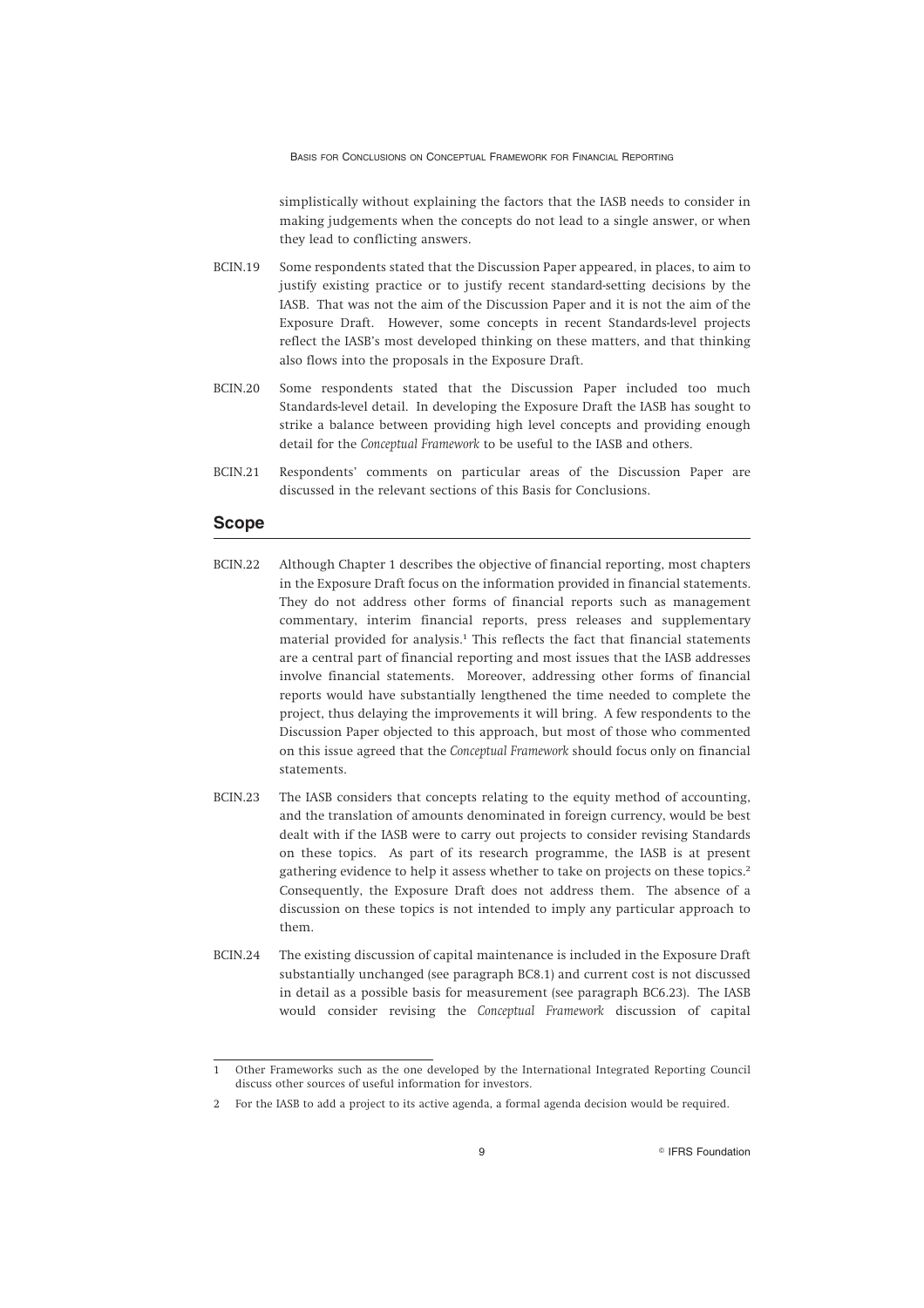simplistically without explaining the factors that the IASB needs to consider in making judgements when the concepts do not lead to a single answer, or when they lead to conflicting answers.

BCIN.19 Some respondents stated that the Discussion Paper appeared, in places, to aim to justify existing practice or to justify recent standard-setting decisions by the IASB. That was not the aim of the Discussion Paper and it is not the aim of the Exposure Draft. However, some concepts in recent Standards-level projects reflect the IASB's most developed thinking on these matters, and that thinking also flows into the proposals in the Exposure Draft.

BCIN.20 Some respondents stated that the Discussion Paper included too much Standards-level detail. In developing the Exposure Draft the IASB has sought to strike a balance between providing high level concepts and providing enough detail for the *Conceptual Framework* to be useful to the IASB and others.

BCIN.21 Respondents' comments on particular areas of the Discussion Paper are discussed in the relevant sections of this Basis for Conclusions.

## Scope

BCIN.22 Although Chapter 1 describes the objective of financial reporting, most chapters in the Exposure Draft focus on the information provided in financial statements. They do not address other forms of financial reports such as management commentary, interim financial reports, press releases and supplementary material provided for analysis.[1] This reflects the fact that financial statements are a central part of financial reporting and most issues that the IASB addresses involve financial statements. Moreover, addressing other forms of financial reports would have substantially lengthened the time needed to complete the project, thus delaying the improvements it will bring. A few respondents to the Discussion Paper objected to this approach, but most of those who commented on this issue agreed that the *Conceptual Framework* should focus only on financial statements.

BCIN.23 The IASB considers that concepts relating to the equity method of accounting, and the translation of amounts denominated in foreign currency, would be best dealt with if the IASB were to carry out projects to consider revising Standards on these topics. As part of its research programme, the IASB is at present gathering evidence to help it assess whether to take on projects on these topics.[2] Consequently, the Exposure Draft does not address them. The absence of a discussion on these topics is not intended to imply any particular approach to them.

BCIN.24 The existing discussion of capital maintenance is included in the Exposure Draft substantially unchanged (see paragraph BC8.1) and current cost is not discussed in detail as a possible basis for measurement (see paragraph BC6.23). The IASB would consider revising the *Conceptual Framework* discussion of capital

---

1 Other Frameworks such as the one developed by the International Integrated Reporting Council discuss other sources of useful information for investors.

2 For the IASB to add a project to its active agenda, a formal agenda decision would be required.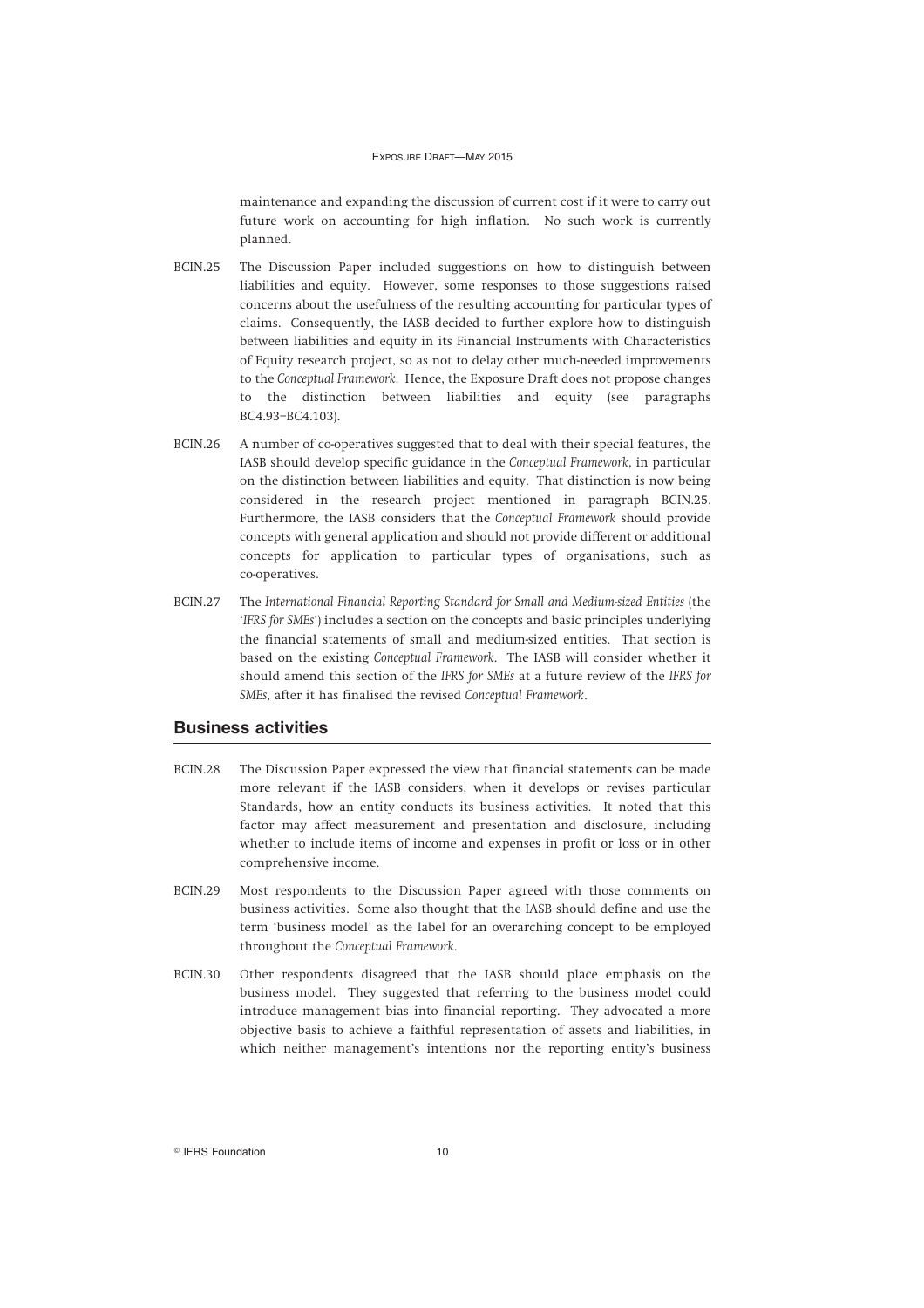maintenance and expanding the discussion of current cost if it were to carry out future work on accounting for high inflation. No such work is currently planned.

BCIN.25 The Discussion Paper included suggestions on how to distinguish between liabilities and equity. However, some responses to those suggestions raised concerns about the usefulness of the resulting accounting for particular types of claims. Consequently, the IASB decided to further explore how to distinguish between liabilities and equity in its Financial Instruments with Characteristics of Equity research project, so as not to delay other much-needed improvements to the *Conceptual Framework*. Hence, the Exposure Draft does not propose changes to the distinction between liabilities and equity (see paragraphs BC4.93–BC4.103).

BCIN.26 A number of co-operatives suggested that to deal with their special features, the IASB should develop specific guidance in the *Conceptual Framework*, in particular on the distinction between liabilities and equity. That distinction is now being considered in the research project mentioned in paragraph BCIN.25. Furthermore, the IASB considers that the *Conceptual Framework* should provide concepts with general application and should not provide different or additional concepts for application to particular types of organisations, such as co-operatives.

BCIN.27 The *International Financial Reporting Standard for Small and Medium-sized Entities* (the '*IFRS for SMEs*') includes a section on the concepts and basic principles underlying the financial statements of small and medium-sized entities. That section is based on the existing *Conceptual Framework*. The IASB will consider whether it should amend this section of the *IFRS for SMEs* at a future review of the *IFRS for SMEs*, after it has finalised the revised *Conceptual Framework*.

## Business activities

BCIN.28 The Discussion Paper expressed the view that financial statements can be made more relevant if the IASB considers, when it develops or revises particular Standards, how an entity conducts its business activities. It noted that this factor may affect measurement and presentation and disclosure, including whether to include items of income and expenses in profit or loss or in other comprehensive income.

BCIN.29 Most respondents to the Discussion Paper agreed with those comments on business activities. Some also thought that the IASB should define and use the term 'business model' as the label for an overarching concept to be employed throughout the *Conceptual Framework*.

BCIN.30 Other respondents disagreed that the IASB should place emphasis on the business model. They suggested that referring to the business model could introduce management bias into financial reporting. They advocated a more objective basis to achieve a faithful representation of assets and liabilities, in which neither management's intentions nor the reporting entity's business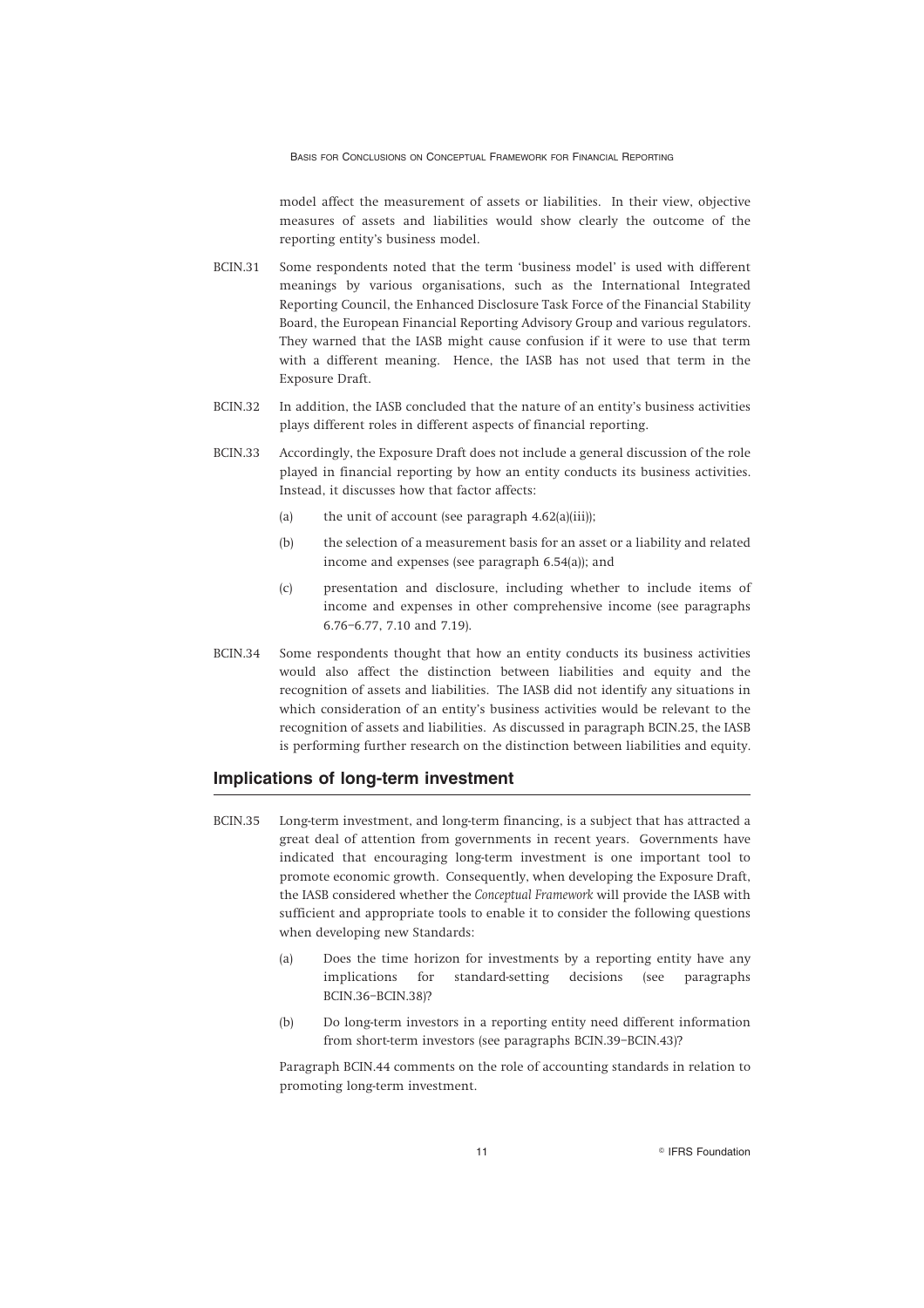model affect the measurement of assets or liabilities. In their view, objective measures of assets and liabilities would show clearly the outcome of the reporting entity's business model.

BCIN.31 Some respondents noted that the term 'business model' is used with different meanings by various organisations, such as the International Integrated Reporting Council, the Enhanced Disclosure Task Force of the Financial Stability Board, the European Financial Reporting Advisory Group and various regulators. They warned that the IASB might cause confusion if it were to use that term with a different meaning. Hence, the IASB has not used that term in the Exposure Draft.

BCIN.32 In addition, the IASB concluded that the nature of an entity's business activities plays different roles in different aspects of financial reporting.

BCIN.33 Accordingly, the Exposure Draft does not include a general discussion of the role played in financial reporting by how an entity conducts its business activities. Instead, it discusses how that factor affects:

(a) the unit of account (see paragraph 4.62(a)(iii));

(b) the selection of a measurement basis for an asset or a liability and related income and expenses (see paragraph 6.54(a)); and

(c) presentation and disclosure, including whether to include items of income and expenses in other comprehensive income (see paragraphs 6.76–6.77, 7.10 and 7.19).

BCIN.34 Some respondents thought that how an entity conducts its business activities would also affect the distinction between liabilities and equity and the recognition of assets and liabilities. The IASB did not identify any situations in which consideration of an entity's business activities would be relevant to the recognition of assets and liabilities. As discussed in paragraph BCIN.25, the IASB is performing further research on the distinction between liabilities and equity.

## Implications of long-term investment

BCIN.35 Long-term investment, and long-term financing, is a subject that has attracted a great deal of attention from governments in recent years. Governments have indicated that encouraging long-term investment is one important tool to promote economic growth. Consequently, when developing the Exposure Draft, the IASB considered whether the *Conceptual Framework* will provide the IASB with sufficient and appropriate tools to enable it to consider the following questions when developing new Standards:

(a) Does the time horizon for investments by a reporting entity have any implications for standard-setting decisions (see paragraphs BCIN.36–BCIN.38)?

(b) Do long-term investors in a reporting entity need different information from short-term investors (see paragraphs BCIN.39–BCIN.43)?

Paragraph BCIN.44 comments on the role of accounting standards in relation to promoting long-term investment.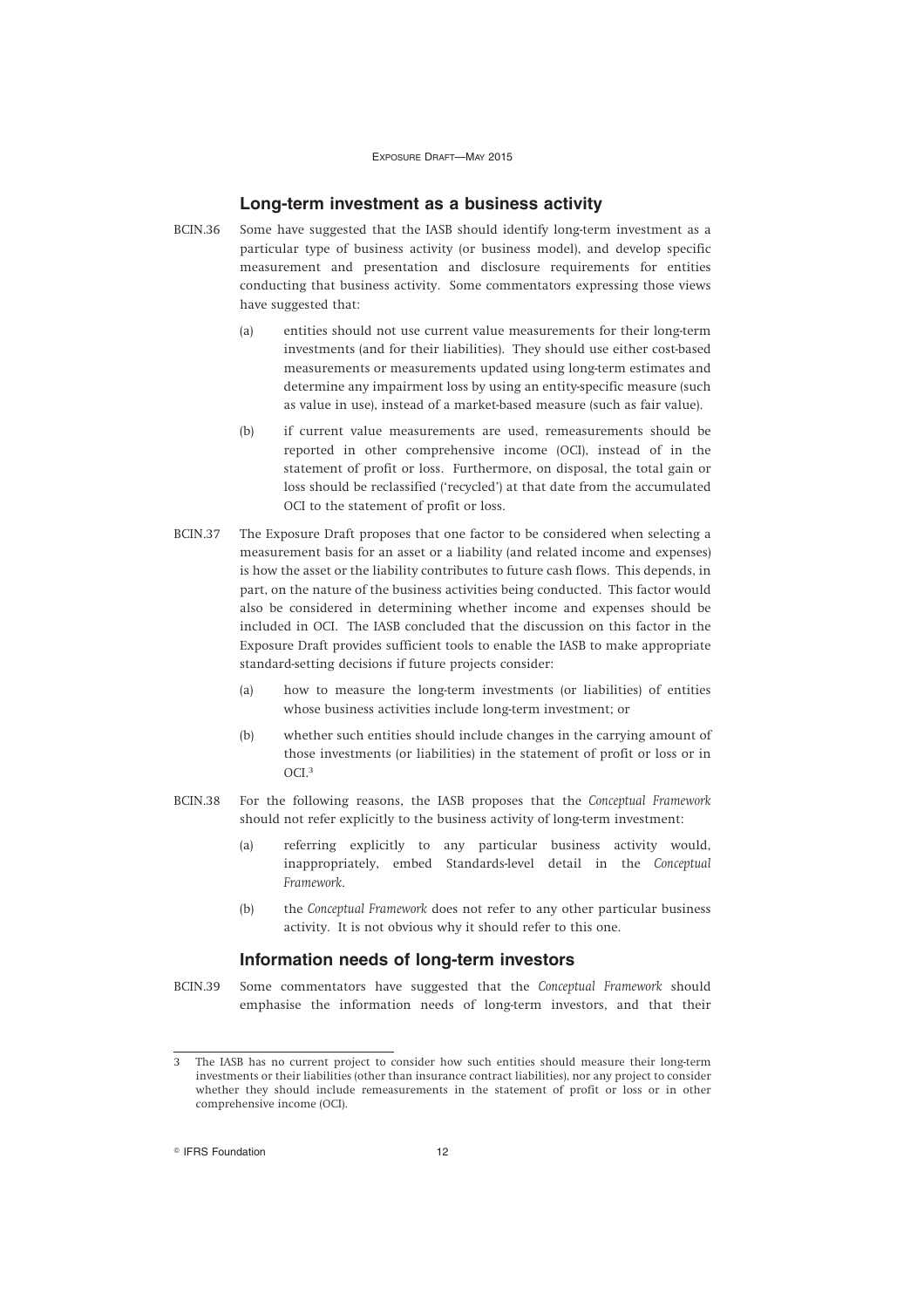### Long-term investment as a business activity

BCIN.36 Some have suggested that the IASB should identify long-term investment as a particular type of business activity (or business model), and develop specific measurement and presentation and disclosure requirements for entities conducting that business activity. Some commentators expressing those views have suggested that:

(a) entities should not use current value measurements for their long-term investments (and for their liabilities). They should use either cost-based measurements or measurements updated using long-term estimates and determine any impairment loss by using an entity-specific measure (such as value in use), instead of a market-based measure (such as fair value).

(b) if current value measurements are used, remeasurements should be reported in other comprehensive income (OCI), instead of in the statement of profit or loss. Furthermore, on disposal, the total gain or loss should be reclassified ('recycled') at that date from the accumulated OCI to the statement of profit or loss.

BCIN.37 The Exposure Draft proposes that one factor to be considered when selecting a measurement basis for an asset or a liability (and related income and expenses) is how the asset or the liability contributes to future cash flows. This depends, in part, on the nature of the business activities being conducted. This factor would also be considered in determining whether income and expenses should be included in OCI. The IASB concluded that the discussion on this factor in the Exposure Draft provides sufficient tools to enable the IASB to make appropriate standard-setting decisions if future projects consider:

(a) how to measure the long-term investments (or liabilities) of entities whose business activities include long-term investment; or

(b) whether such entities should include changes in the carrying amount of those investments (or liabilities) in the statement of profit or loss or in OCI.[3]

BCIN.38 For the following reasons, the IASB proposes that the *Conceptual Framework* should not refer explicitly to the business activity of long-term investment:

(a) referring explicitly to any particular business activity would, inappropriately, embed Standards-level detail in the *Conceptual Framework*.

(b) the *Conceptual Framework* does not refer to any other particular business activity. It is not obvious why it should refer to this one.

### Information needs of long-term investors

BCIN.39 Some commentators have suggested that the *Conceptual Framework* should emphasise the information needs of long-term investors, and that their

---

3 The IASB has no current project to consider how such entities should measure their long-term investments or their liabilities (other than insurance contract liabilities), nor any project to consider whether they should include remeasurements in the statement of profit or loss or in other comprehensive income (OCI).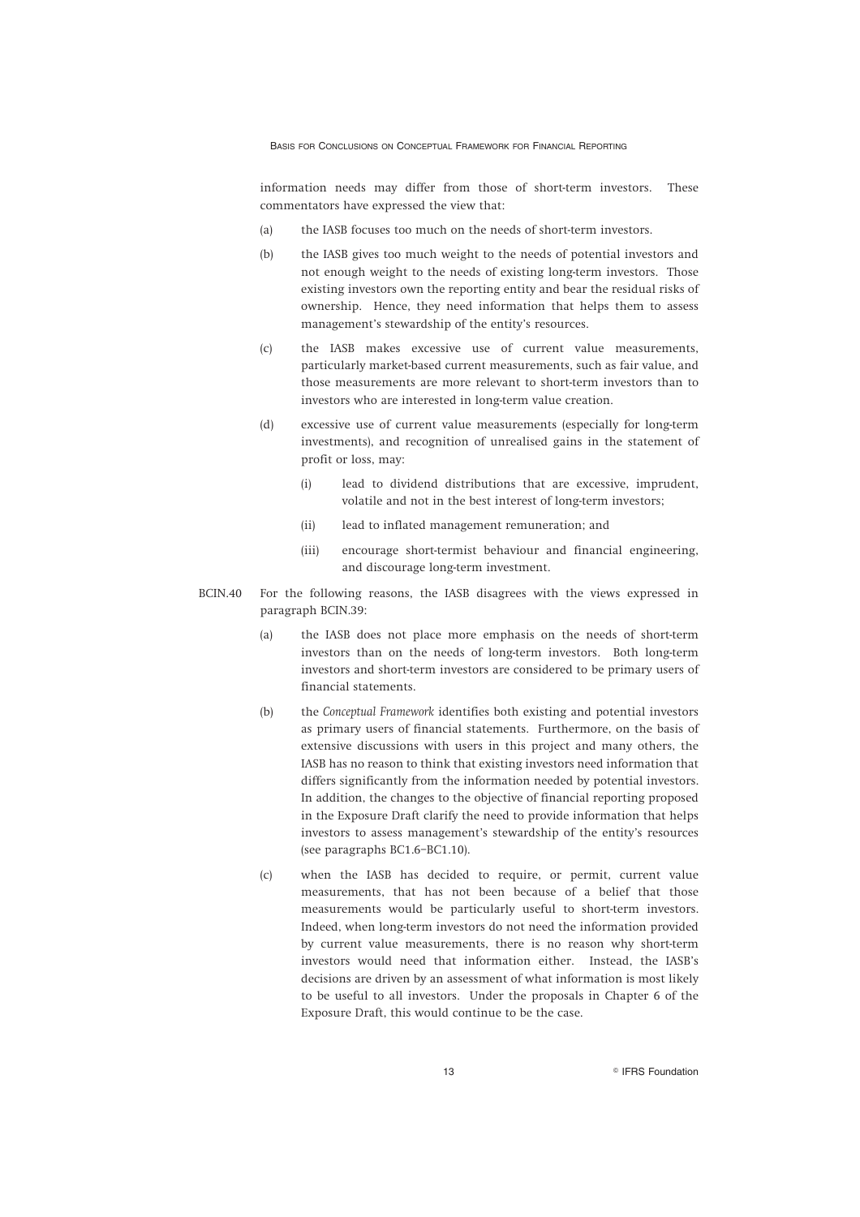information needs may differ from those of short-term investors. These commentators have expressed the view that:

(a) the IASB focuses too much on the needs of short-term investors.

(b) the IASB gives too much weight to the needs of potential investors and not enough weight to the needs of existing long-term investors. Those existing investors own the reporting entity and bear the residual risks of ownership. Hence, they need information that helps them to assess management's stewardship of the entity's resources.

(c) the IASB makes excessive use of current value measurements, particularly market-based current measurements, such as fair value, and those measurements are more relevant to short-term investors than to investors who are interested in long-term value creation.

(d) excessive use of current value measurements (especially for long-term investments), and recognition of unrealised gains in the statement of profit or loss, may:

   (i) lead to dividend distributions that are excessive, imprudent, volatile and not in the best interest of long-term investors;

   (ii) lead to inflated management remuneration; and

   (iii) encourage short-termist behaviour and financial engineering, and discourage long-term investment.

BCIN.40 For the following reasons, the IASB disagrees with the views expressed in paragraph BCIN.39:

(a) the IASB does not place more emphasis on the needs of short-term investors than on the needs of long-term investors. Both long-term investors and short-term investors are considered to be primary users of financial statements.

(b) the *Conceptual Framework* identifies both existing and potential investors as primary users of financial statements. Furthermore, on the basis of extensive discussions with users in this project and many others, the IASB has no reason to think that existing investors need information that differs significantly from the information needed by potential investors. In addition, the changes to the objective of financial reporting proposed in the Exposure Draft clarify the need to provide information that helps investors to assess management's stewardship of the entity's resources (see paragraphs BC1.6–BC1.10).

(c) when the IASB has decided to require, or permit, current value measurements, that has not been because of a belief that those measurements would be particularly useful to short-term investors. Indeed, when long-term investors do not need the information provided by current value measurements, there is no reason why short-term investors would need that information either. Instead, the IASB's decisions are driven by an assessment of what information is most likely to be useful to all investors. Under the proposals in Chapter 6 of the Exposure Draft, this would continue to be the case.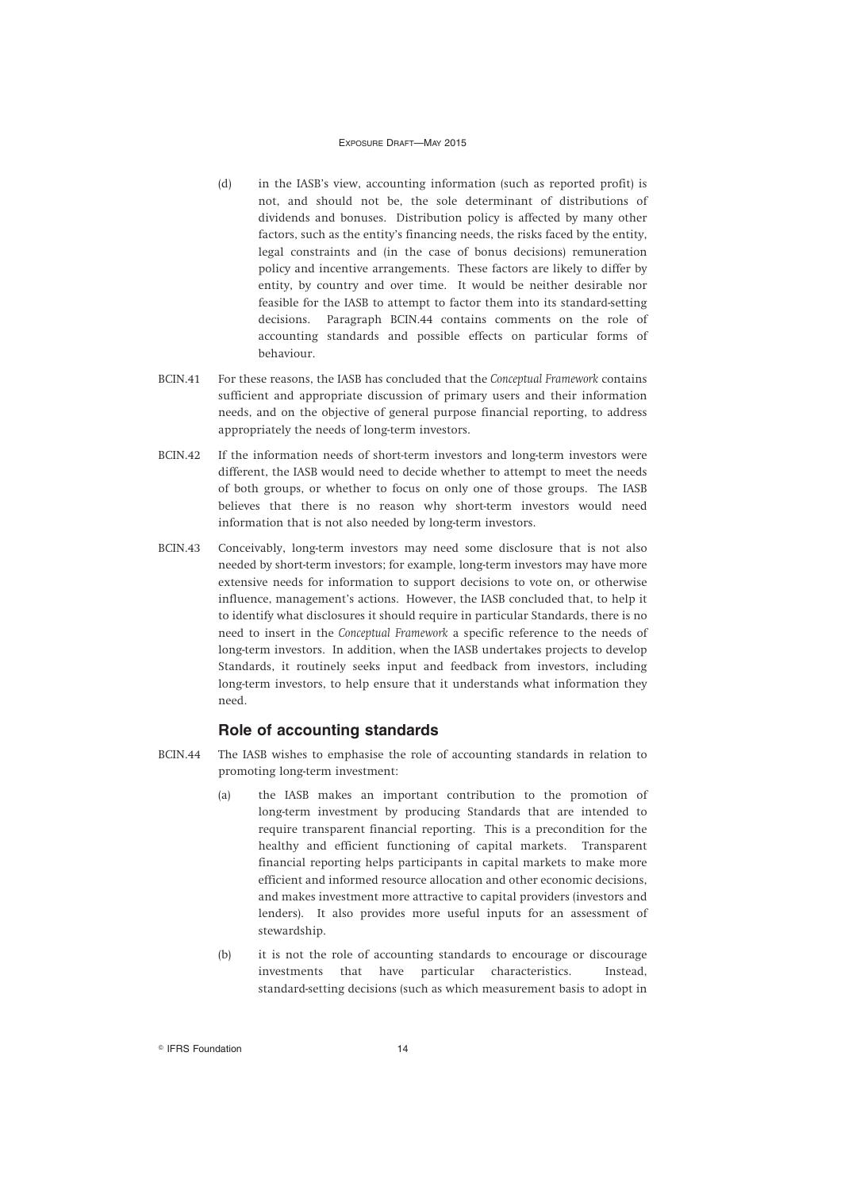(d) in the IASB's view, accounting information (such as reported profit) is not, and should not be, the sole determinant of distributions of dividends and bonuses. Distribution policy is affected by many other factors, such as the entity's financing needs, the risks faced by the entity, legal constraints and (in the case of bonus decisions) remuneration policy and incentive arrangements. These factors are likely to differ by entity, by country and over time. It would be neither desirable nor feasible for the IASB to attempt to factor them into its standard-setting decisions. Paragraph BCIN.44 contains comments on the role of accounting standards and possible effects on particular forms of behaviour.

BCIN.41 For these reasons, the IASB has concluded that the *Conceptual Framework* contains sufficient and appropriate discussion of primary users and their information needs, and on the objective of general purpose financial reporting, to address appropriately the needs of long-term investors.

BCIN.42 If the information needs of short-term investors and long-term investors were different, the IASB would need to decide whether to attempt to meet the needs of both groups, or whether to focus on only one of those groups. The IASB believes that there is no reason why short-term investors would need information that is not also needed by long-term investors.

BCIN.43 Conceivably, long-term investors may need some disclosure that is not also needed by short-term investors; for example, long-term investors may have more extensive needs for information to support decisions to vote on, or otherwise influence, management's actions. However, the IASB concluded that, to help it to identify what disclosures it should require in particular Standards, there is no need to insert in the *Conceptual Framework* a specific reference to the needs of long-term investors. In addition, when the IASB undertakes projects to develop Standards, it routinely seeks input and feedback from investors, including long-term investors, to help ensure that it understands what information they need.

## Role of accounting standards

BCIN.44 The IASB wishes to emphasise the role of accounting standards in relation to promoting long-term investment:

(a) the IASB makes an important contribution to the promotion of long-term investment by producing Standards that are intended to require transparent financial reporting. This is a precondition for the healthy and efficient functioning of capital markets. Transparent financial reporting helps participants in capital markets to make more efficient and informed resource allocation and other economic decisions, and makes investment more attractive to capital providers (investors and lenders). It also provides more useful inputs for an assessment of stewardship.

(b) it is not the role of accounting standards to encourage or discourage investments that have particular characteristics. Instead, standard-setting decisions (such as which measurement basis to adopt in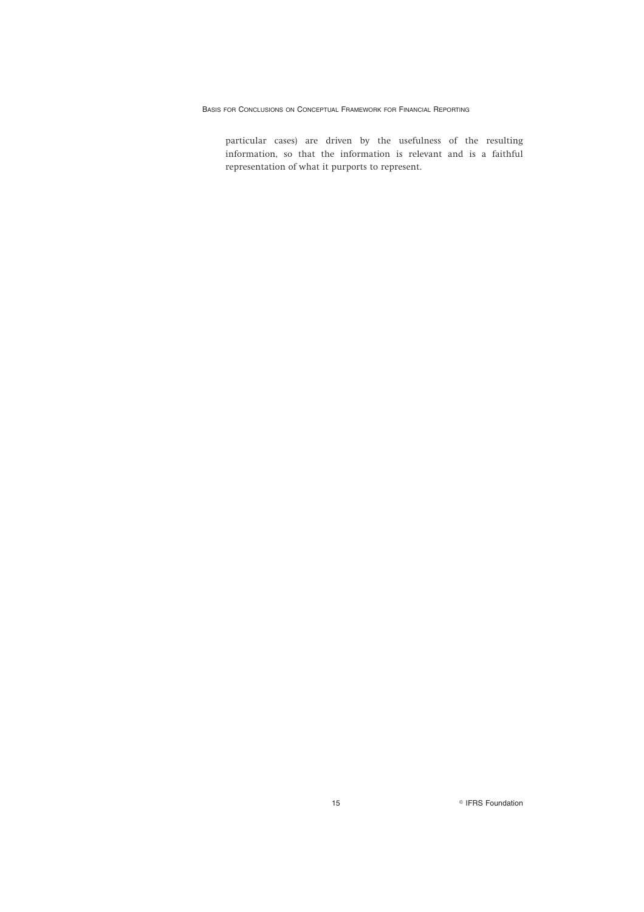particular cases) are driven by the usefulness of the resulting information, so that the information is relevant and is a faithful representation of what it purports to represent.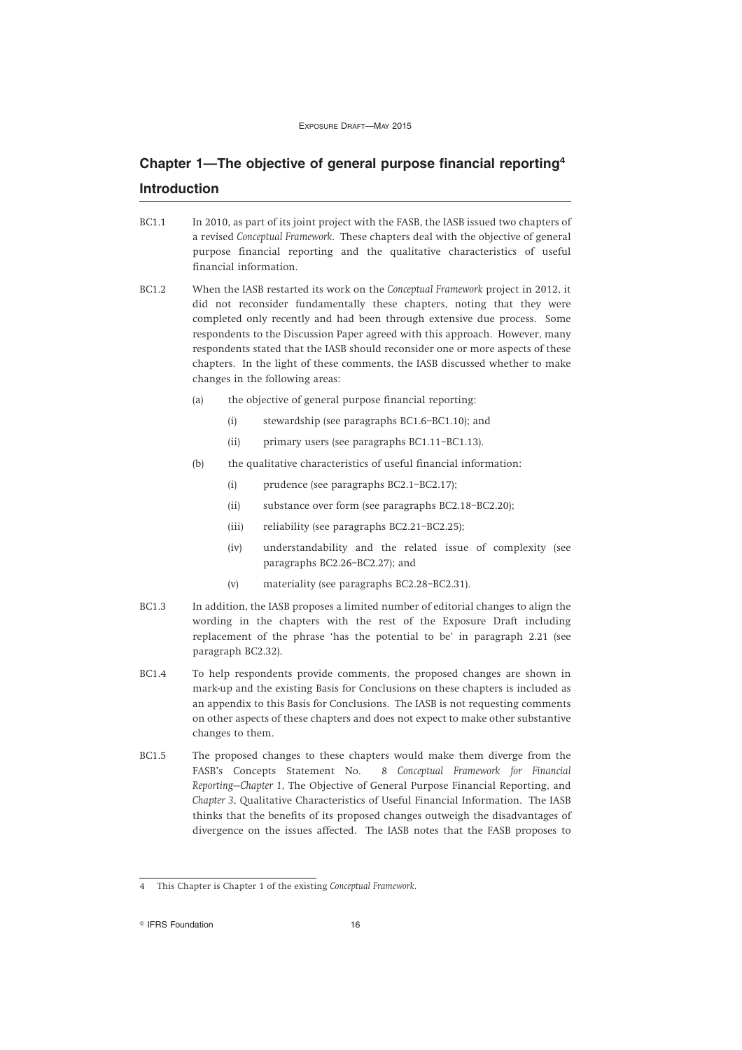## Chapter 1—The objective of general purpose financial reporting[4]

### Introduction

BC1.1 In 2010, as part of its joint project with the FASB, the IASB issued two chapters of a revised *Conceptual Framework*. These chapters deal with the objective of general purpose financial reporting and the qualitative characteristics of useful financial information.

BC1.2 When the IASB restarted its work on the *Conceptual Framework* project in 2012, it did not reconsider fundamentally these chapters, noting that they were completed only recently and had been through extensive due process. Some respondents to the Discussion Paper agreed with this approach. However, many respondents stated that the IASB should reconsider one or more aspects of these chapters. In the light of these comments, the IASB discussed whether to make changes in the following areas:

- (a) the objective of general purpose financial reporting:
  - (i) stewardship (see paragraphs BC1.6–BC1.10); and
  - (ii) primary users (see paragraphs BC1.11–BC1.13).
- (b) the qualitative characteristics of useful financial information:
  - (i) prudence (see paragraphs BC2.1–BC2.17);
  - (ii) substance over form (see paragraphs BC2.18–BC2.20);
  - (iii) reliability (see paragraphs BC2.21–BC2.25);
  - (iv) understandability and the related issue of complexity (see paragraphs BC2.26–BC2.27); and
  - (v) materiality (see paragraphs BC2.28–BC2.31).

BC1.3 In addition, the IASB proposes a limited number of editorial changes to align the wording in the chapters with the rest of the Exposure Draft including replacement of the phrase 'has the potential to be' in paragraph 2.21 (see paragraph BC2.32).

BC1.4 To help respondents provide comments, the proposed changes are shown in mark-up and the existing Basis for Conclusions on these chapters is included as an appendix to this Basis for Conclusions. The IASB is not requesting comments on other aspects of these chapters and does not expect to make other substantive changes to them.

BC1.5 The proposed changes to these chapters would make them diverge from the FASB's Concepts Statement No. 8 *Conceptual Framework for Financial Reporting—Chapter 1*, The Objective of General Purpose Financial Reporting, and *Chapter 3*, Qualitative Characteristics of Useful Financial Information. The IASB thinks that the benefits of its proposed changes outweigh the disadvantages of divergence on the issues affected. The IASB notes that the FASB proposes to

---

4 This Chapter is Chapter 1 of the existing *Conceptual Framework*.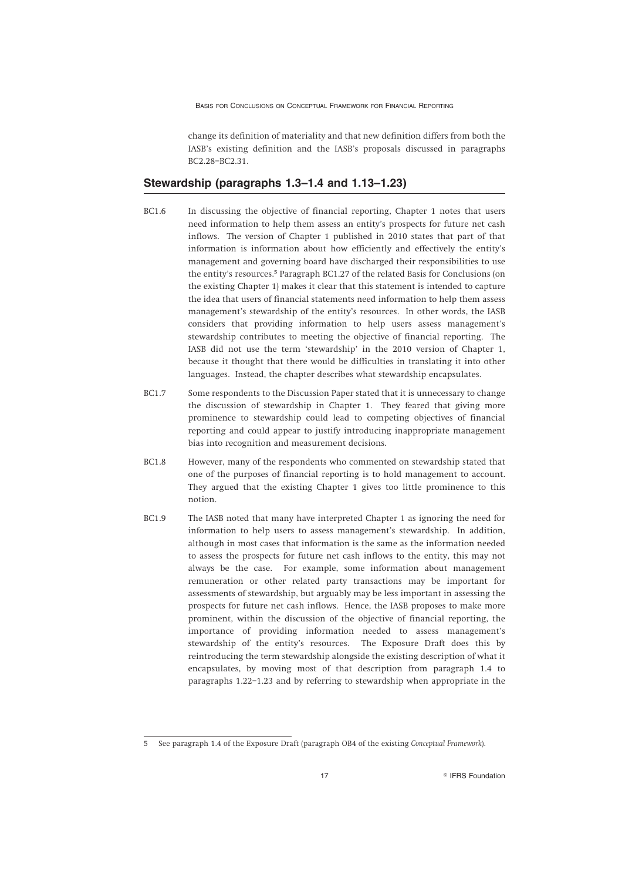change its definition of materiality and that new definition differs from both the IASB's existing definition and the IASB's proposals discussed in paragraphs BC2.28–BC2.31.

## Stewardship (paragraphs 1.3–1.4 and 1.13–1.23)

BC1.6 In discussing the objective of financial reporting, Chapter 1 notes that users need information to help them assess an entity's prospects for future net cash inflows. The version of Chapter 1 published in 2010 states that part of that information is information about how efficiently and effectively the entity's management and governing board have discharged their responsibilities to use the entity's resources.[5] Paragraph BC1.27 of the related Basis for Conclusions (on the existing Chapter 1) makes it clear that this statement is intended to capture the idea that users of financial statements need information to help them assess management's stewardship of the entity's resources. In other words, the IASB considers that providing information to help users assess management's stewardship contributes to meeting the objective of financial reporting. The IASB did not use the term 'stewardship' in the 2010 version of Chapter 1, because it thought that there would be difficulties in translating it into other languages. Instead, the chapter describes what stewardship encapsulates.

BC1.7 Some respondents to the Discussion Paper stated that it is unnecessary to change the discussion of stewardship in Chapter 1. They feared that giving more prominence to stewardship could lead to competing objectives of financial reporting and could appear to justify introducing inappropriate management bias into recognition and measurement decisions.

BC1.8 However, many of the respondents who commented on stewardship stated that one of the purposes of financial reporting is to hold management to account. They argued that the existing Chapter 1 gives too little prominence to this notion.

BC1.9 The IASB noted that many have interpreted Chapter 1 as ignoring the need for information to help users to assess management's stewardship. In addition, although in most cases that information is the same as the information needed to assess the prospects for future net cash inflows to the entity, this may not always be the case. For example, some information about management remuneration or other related party transactions may be important for assessments of stewardship, but arguably may be less important in assessing the prospects for future net cash inflows. Hence, the IASB proposes to make more prominent, within the discussion of the objective of financial reporting, the importance of providing information needed to assess management's stewardship of the entity's resources. The Exposure Draft does this by reintroducing the term stewardship alongside the existing description of what it encapsulates, by moving most of that description from paragraph 1.4 to paragraphs 1.22–1.23 and by referring to stewardship when appropriate in the

---

[5] See paragraph 1.4 of the Exposure Draft (paragraph OB4 of the existing *Conceptual Framework*).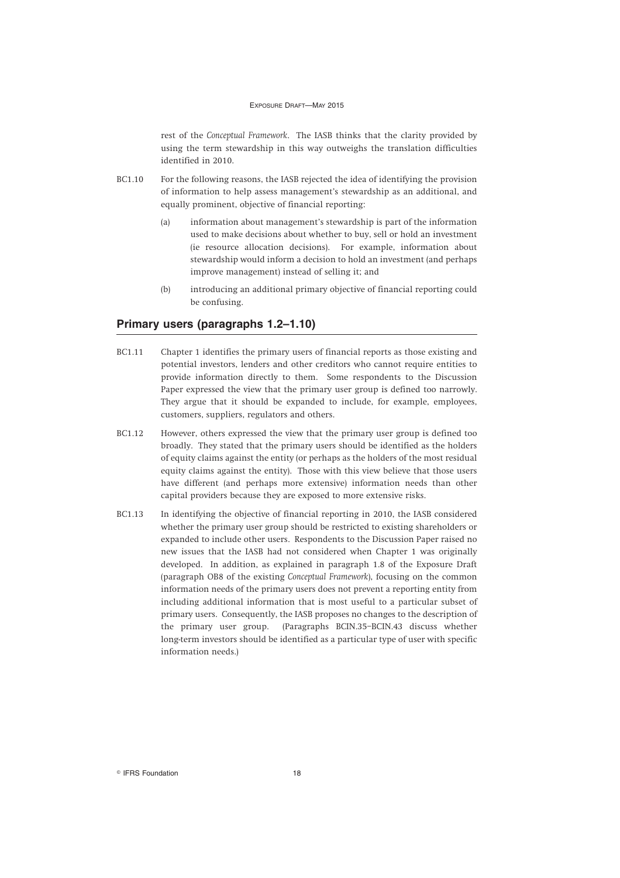rest of the *Conceptual Framework*. The IASB thinks that the clarity provided by using the term stewardship in this way outweighs the translation difficulties identified in 2010.

BC1.10 For the following reasons, the IASB rejected the idea of identifying the provision of information to help assess management's stewardship as an additional, and equally prominent, objective of financial reporting:

(a) information about management's stewardship is part of the information used to make decisions about whether to buy, sell or hold an investment (ie resource allocation decisions). For example, information about stewardship would inform a decision to hold an investment (and perhaps improve management) instead of selling it; and

(b) introducing an additional primary objective of financial reporting could be confusing.

## Primary users (paragraphs 1.2–1.10)

BC1.11 Chapter 1 identifies the primary users of financial reports as those existing and potential investors, lenders and other creditors who cannot require entities to provide information directly to them. Some respondents to the Discussion Paper expressed the view that the primary user group is defined too narrowly. They argue that it should be expanded to include, for example, employees, customers, suppliers, regulators and others.

BC1.12 However, others expressed the view that the primary user group is defined too broadly. They stated that the primary users should be identified as the holders of equity claims against the entity (or perhaps as the holders of the most residual equity claims against the entity). Those with this view believe that those users have different (and perhaps more extensive) information needs than other capital providers because they are exposed to more extensive risks.

BC1.13 In identifying the objective of financial reporting in 2010, the IASB considered whether the primary user group should be restricted to existing shareholders or expanded to include other users. Respondents to the Discussion Paper raised no new issues that the IASB had not considered when Chapter 1 was originally developed. In addition, as explained in paragraph 1.8 of the Exposure Draft (paragraph OB8 of the existing *Conceptual Framework*), focusing on the common information needs of the primary users does not prevent a reporting entity from including additional information that is most useful to a particular subset of primary users. Consequently, the IASB proposes no changes to the description of the primary user group. (Paragraphs BCIN.35–BCIN.43 discuss whether long-term investors should be identified as a particular type of user with specific information needs.)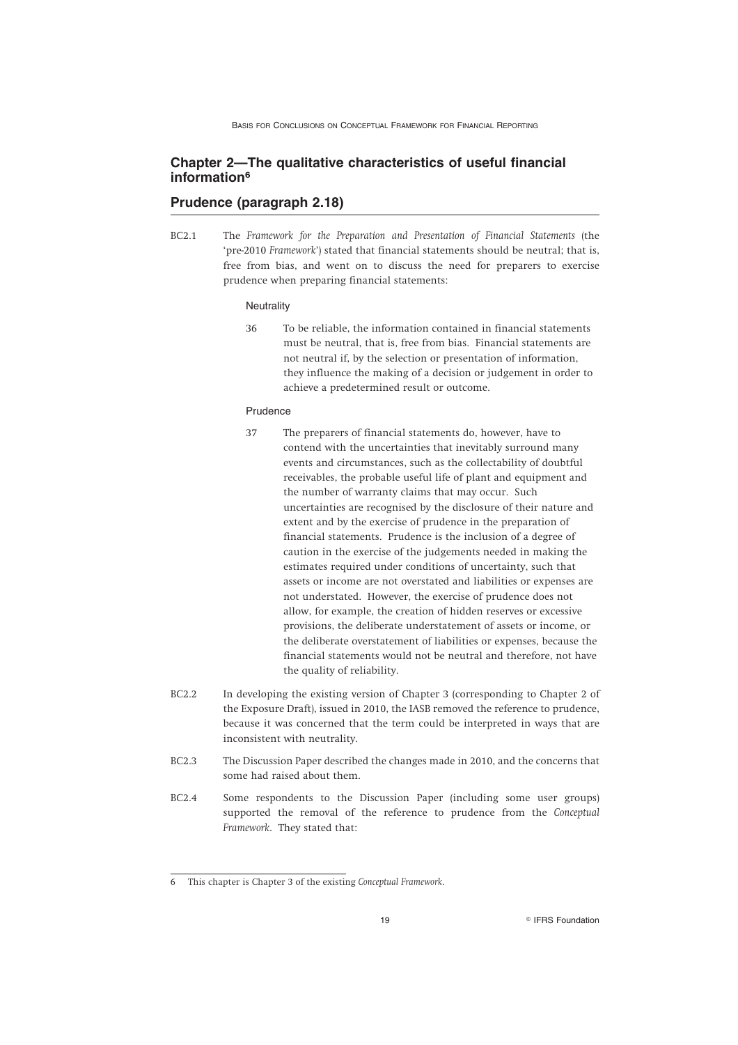## Chapter 2—The qualitative characteristics of useful financial information[6]

## Prudence (paragraph 2.18)

BC2.1 The *Framework for the Preparation and Presentation of Financial Statements* (the 'pre-2010 *Framework*') stated that financial statements should be neutral; that is, free from bias, and went on to discuss the need for preparers to exercise prudence when preparing financial statements:

> Neutrality
>
> 36 To be reliable, the information contained in financial statements must be neutral, that is, free from bias. Financial statements are not neutral if, by the selection or presentation of information, they influence the making of a decision or judgement in order to achieve a predetermined result or outcome.
>
> Prudence
>
> 37 The preparers of financial statements do, however, have to contend with the uncertainties that inevitably surround many events and circumstances, such as the collectability of doubtful receivables, the probable useful life of plant and equipment and the number of warranty claims that may occur. Such uncertainties are recognised by the disclosure of their nature and extent and by the exercise of prudence in the preparation of financial statements. Prudence is the inclusion of a degree of caution in the exercise of the judgements needed in making the estimates required under conditions of uncertainty, such that assets or income are not overstated and liabilities or expenses are not understated. However, the exercise of prudence does not allow, for example, the creation of hidden reserves or excessive provisions, the deliberate understatement of assets or income, or the deliberate overstatement of liabilities or expenses, because the financial statements would not be neutral and therefore, not have the quality of reliability.

BC2.2 In developing the existing version of Chapter 3 (corresponding to Chapter 2 of the Exposure Draft), issued in 2010, the IASB removed the reference to prudence, because it was concerned that the term could be interpreted in ways that are inconsistent with neutrality.

BC2.3 The Discussion Paper described the changes made in 2010, and the concerns that some had raised about them.

BC2.4 Some respondents to the Discussion Paper (including some user groups) supported the removal of the reference to prudence from the *Conceptual Framework*. They stated that:

---

6 This chapter is Chapter 3 of the existing *Conceptual Framework*.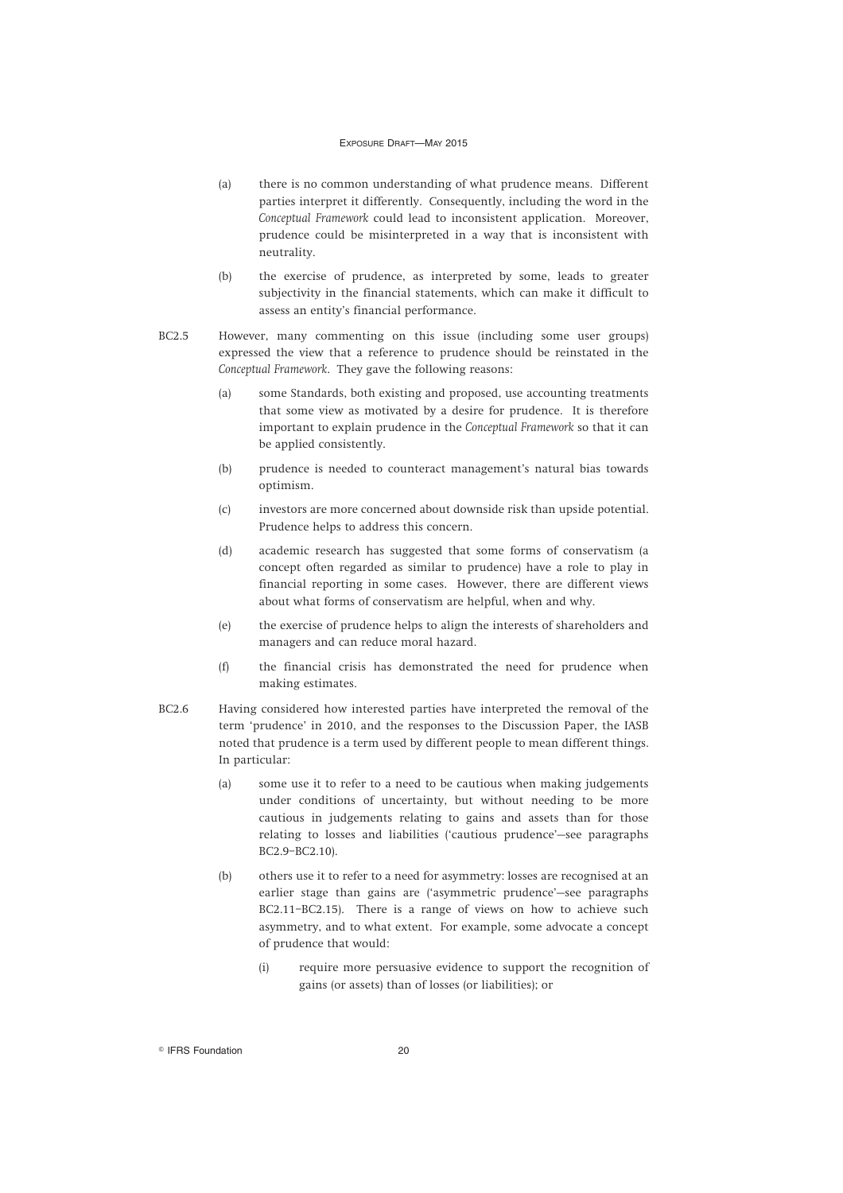(a) there is no common understanding of what prudence means. Different parties interpret it differently. Consequently, including the word in the *Conceptual Framework* could lead to inconsistent application. Moreover, prudence could be misinterpreted in a way that is inconsistent with neutrality.

(b) the exercise of prudence, as interpreted by some, leads to greater subjectivity in the financial statements, which can make it difficult to assess an entity's financial performance.

BC2.5 However, many commenting on this issue (including some user groups) expressed the view that a reference to prudence should be reinstated in the *Conceptual Framework*. They gave the following reasons:

(a) some Standards, both existing and proposed, use accounting treatments that some view as motivated by a desire for prudence. It is therefore important to explain prudence in the *Conceptual Framework* so that it can be applied consistently.

(b) prudence is needed to counteract management's natural bias towards optimism.

(c) investors are more concerned about downside risk than upside potential. Prudence helps to address this concern.

(d) academic research has suggested that some forms of conservatism (a concept often regarded as similar to prudence) have a role to play in financial reporting in some cases. However, there are different views about what forms of conservatism are helpful, when and why.

(e) the exercise of prudence helps to align the interests of shareholders and managers and can reduce moral hazard.

(f) the financial crisis has demonstrated the need for prudence when making estimates.

BC2.6 Having considered how interested parties have interpreted the removal of the term 'prudence' in 2010, and the responses to the Discussion Paper, the IASB noted that prudence is a term used by different people to mean different things. In particular:

(a) some use it to refer to a need to be cautious when making judgements under conditions of uncertainty, but without needing to be more cautious in judgements relating to gains and assets than for those relating to losses and liabilities ('cautious prudence'—see paragraphs BC2.9–BC2.10).

(b) others use it to refer to a need for asymmetry: losses are recognised at an earlier stage than gains are ('asymmetric prudence'—see paragraphs BC2.11–BC2.15). There is a range of views on how to achieve such asymmetry, and to what extent. For example, some advocate a concept of prudence that would:

(i) require more persuasive evidence to support the recognition of gains (or assets) than of losses (or liabilities); or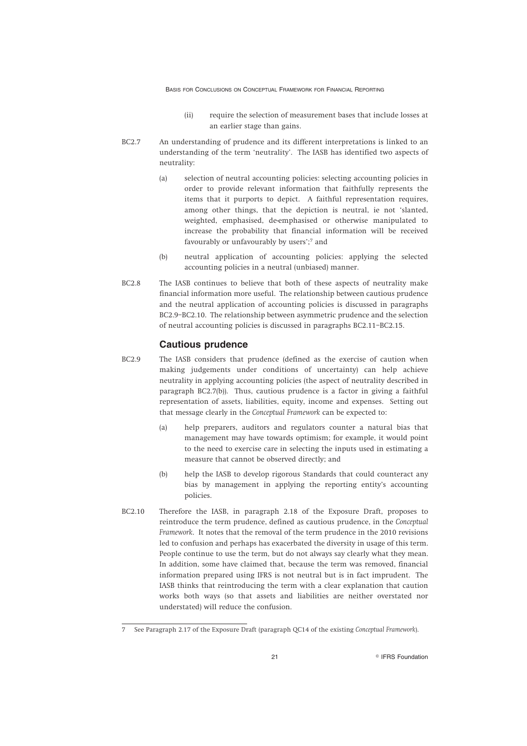(ii) require the selection of measurement bases that include losses at an earlier stage than gains.

BC2.7 An understanding of prudence and its different interpretations is linked to an understanding of the term 'neutrality'. The IASB has identified two aspects of neutrality:

(a) selection of neutral accounting policies: selecting accounting policies in order to provide relevant information that faithfully represents the items that it purports to depict. A faithful representation requires, among other things, that the depiction is neutral, ie not 'slanted, weighted, emphasised, de-emphasised or otherwise manipulated to increase the probability that financial information will be received favourably or unfavourably by users';[7] and

(b) neutral application of accounting policies: applying the selected accounting policies in a neutral (unbiased) manner.

BC2.8 The IASB continues to believe that both of these aspects of neutrality make financial information more useful. The relationship between cautious prudence and the neutral application of accounting policies is discussed in paragraphs BC2.9–BC2.10. The relationship between asymmetric prudence and the selection of neutral accounting policies is discussed in paragraphs BC2.11–BC2.15.

### Cautious prudence

BC2.9 The IASB considers that prudence (defined as the exercise of caution when making judgements under conditions of uncertainty) can help achieve neutrality in applying accounting policies (the aspect of neutrality described in paragraph BC2.7(b)). Thus, cautious prudence is a factor in giving a faithful representation of assets, liabilities, equity, income and expenses. Setting out that message clearly in the *Conceptual Framework* can be expected to:

(a) help preparers, auditors and regulators counter a natural bias that management may have towards optimism; for example, it would point to the need to exercise care in selecting the inputs used in estimating a measure that cannot be observed directly; and

(b) help the IASB to develop rigorous Standards that could counteract any bias by management in applying the reporting entity's accounting policies.

BC2.10 Therefore the IASB, in paragraph 2.18 of the Exposure Draft, proposes to reintroduce the term prudence, defined as cautious prudence, in the *Conceptual Framework*. It notes that the removal of the term prudence in the 2010 revisions led to confusion and perhaps has exacerbated the diversity in usage of this term. People continue to use the term, but do not always say clearly what they mean. In addition, some have claimed that, because the term was removed, financial information prepared using IFRS is not neutral but is in fact imprudent. The IASB thinks that reintroducing the term with a clear explanation that caution works both ways (so that assets and liabilities are neither overstated nor understated) will reduce the confusion.

---

7 See Paragraph 2.17 of the Exposure Draft (paragraph QC14 of the existing *Conceptual Framework*).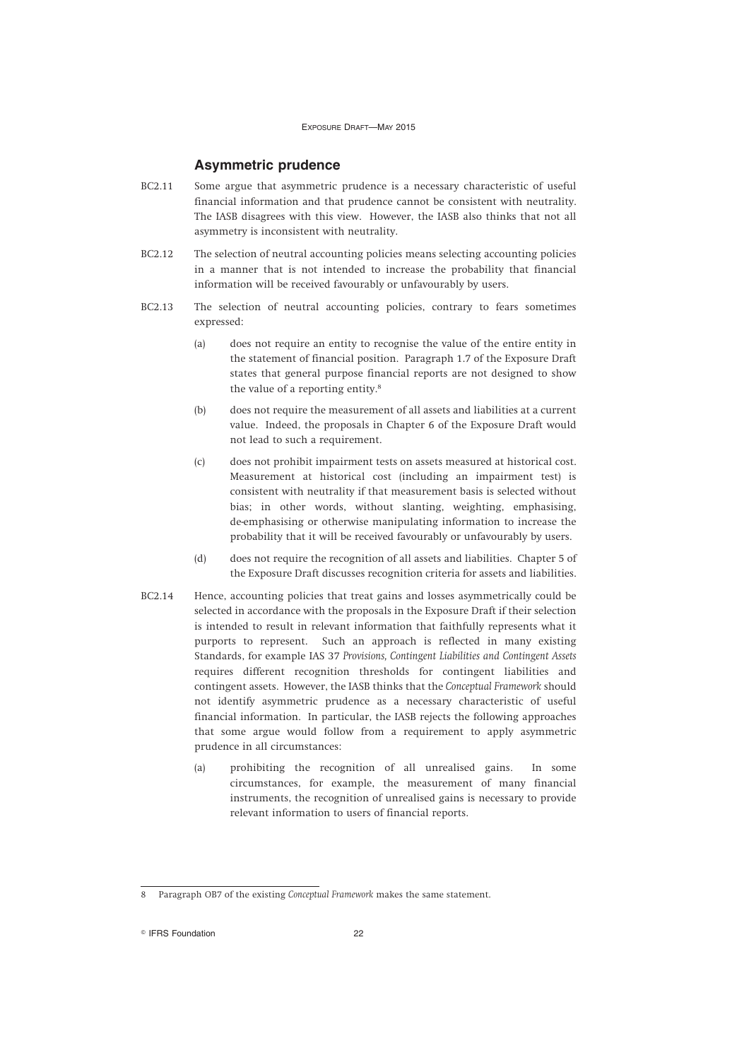## Asymmetric prudence

BC2.11 Some argue that asymmetric prudence is a necessary characteristic of useful financial information and that prudence cannot be consistent with neutrality. The IASB disagrees with this view. However, the IASB also thinks that not all asymmetry is inconsistent with neutrality.

BC2.12 The selection of neutral accounting policies means selecting accounting policies in a manner that is not intended to increase the probability that financial information will be received favourably or unfavourably by users.

BC2.13 The selection of neutral accounting policies, contrary to fears sometimes expressed:

(a) does not require an entity to recognise the value of the entire entity in the statement of financial position. Paragraph 1.7 of the Exposure Draft states that general purpose financial reports are not designed to show the value of a reporting entity.[8]

(b) does not require the measurement of all assets and liabilities at a current value. Indeed, the proposals in Chapter 6 of the Exposure Draft would not lead to such a requirement.

(c) does not prohibit impairment tests on assets measured at historical cost. Measurement at historical cost (including an impairment test) is consistent with neutrality if that measurement basis is selected without bias; in other words, without slanting, weighting, emphasising, de-emphasising or otherwise manipulating information to increase the probability that it will be received favourably or unfavourably by users.

(d) does not require the recognition of all assets and liabilities. Chapter 5 of the Exposure Draft discusses recognition criteria for assets and liabilities.

BC2.14 Hence, accounting policies that treat gains and losses asymmetrically could be selected in accordance with the proposals in the Exposure Draft if their selection is intended to result in relevant information that faithfully represents what it purports to represent. Such an approach is reflected in many existing Standards, for example IAS 37 *Provisions, Contingent Liabilities and Contingent Assets* requires different recognition thresholds for contingent liabilities and contingent assets. However, the IASB thinks that the *Conceptual Framework* should not identify asymmetric prudence as a necessary characteristic of useful financial information. In particular, the IASB rejects the following approaches that some argue would follow from a requirement to apply asymmetric prudence in all circumstances:

(a) prohibiting the recognition of all unrealised gains. In some circumstances, for example, the measurement of many financial instruments, the recognition of unrealised gains is necessary to provide relevant information to users of financial reports.

---

8 Paragraph OB7 of the existing *Conceptual Framework* makes the same statement.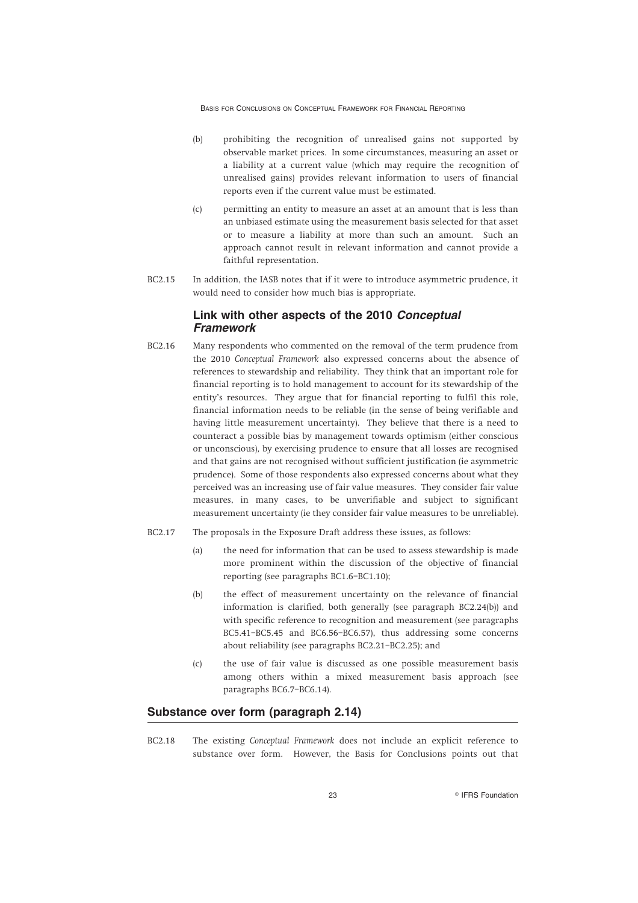(b) prohibiting the recognition of unrealised gains not supported by observable market prices. In some circumstances, measuring an asset or a liability at a current value (which may require the recognition of unrealised gains) provides relevant information to users of financial reports even if the current value must be estimated.

(c) permitting an entity to measure an asset at an amount that is less than an unbiased estimate using the measurement basis selected for that asset or to measure a liability at more than such an amount. Such an approach cannot result in relevant information and cannot provide a faithful representation.

BC2.15 In addition, the IASB notes that if it were to introduce asymmetric prudence, it would need to consider how much bias is appropriate.

### Link with other aspects of the 2010 *Conceptual Framework*

BC2.16 Many respondents who commented on the removal of the term prudence from the 2010 *Conceptual Framework* also expressed concerns about the absence of references to stewardship and reliability. They think that an important role for financial reporting is to hold management to account for its stewardship of the entity's resources. They argue that for financial reporting to fulfil this role, financial information needs to be reliable (in the sense of being verifiable and having little measurement uncertainty). They believe that there is a need to counteract a possible bias by management towards optimism (either conscious or unconscious), by exercising prudence to ensure that all losses are recognised and that gains are not recognised without sufficient justification (ie asymmetric prudence). Some of those respondents also expressed concerns about what they perceived was an increasing use of fair value measures. They consider fair value measures, in many cases, to be unverifiable and subject to significant measurement uncertainty (ie they consider fair value measures to be unreliable).

BC2.17 The proposals in the Exposure Draft address these issues, as follows:

(a) the need for information that can be used to assess stewardship is made more prominent within the discussion of the objective of financial reporting (see paragraphs BC1.6–BC1.10);

(b) the effect of measurement uncertainty on the relevance of financial information is clarified, both generally (see paragraph BC2.24(b)) and with specific reference to recognition and measurement (see paragraphs BC5.41–BC5.45 and BC6.56–BC6.57), thus addressing some concerns about reliability (see paragraphs BC2.21–BC2.25); and

(c) the use of fair value is discussed as one possible measurement basis among others within a mixed measurement basis approach (see paragraphs BC6.7–BC6.14).

## Substance over form (paragraph 2.14)

BC2.18 The existing *Conceptual Framework* does not include an explicit reference to substance over form. However, the Basis for Conclusions points out that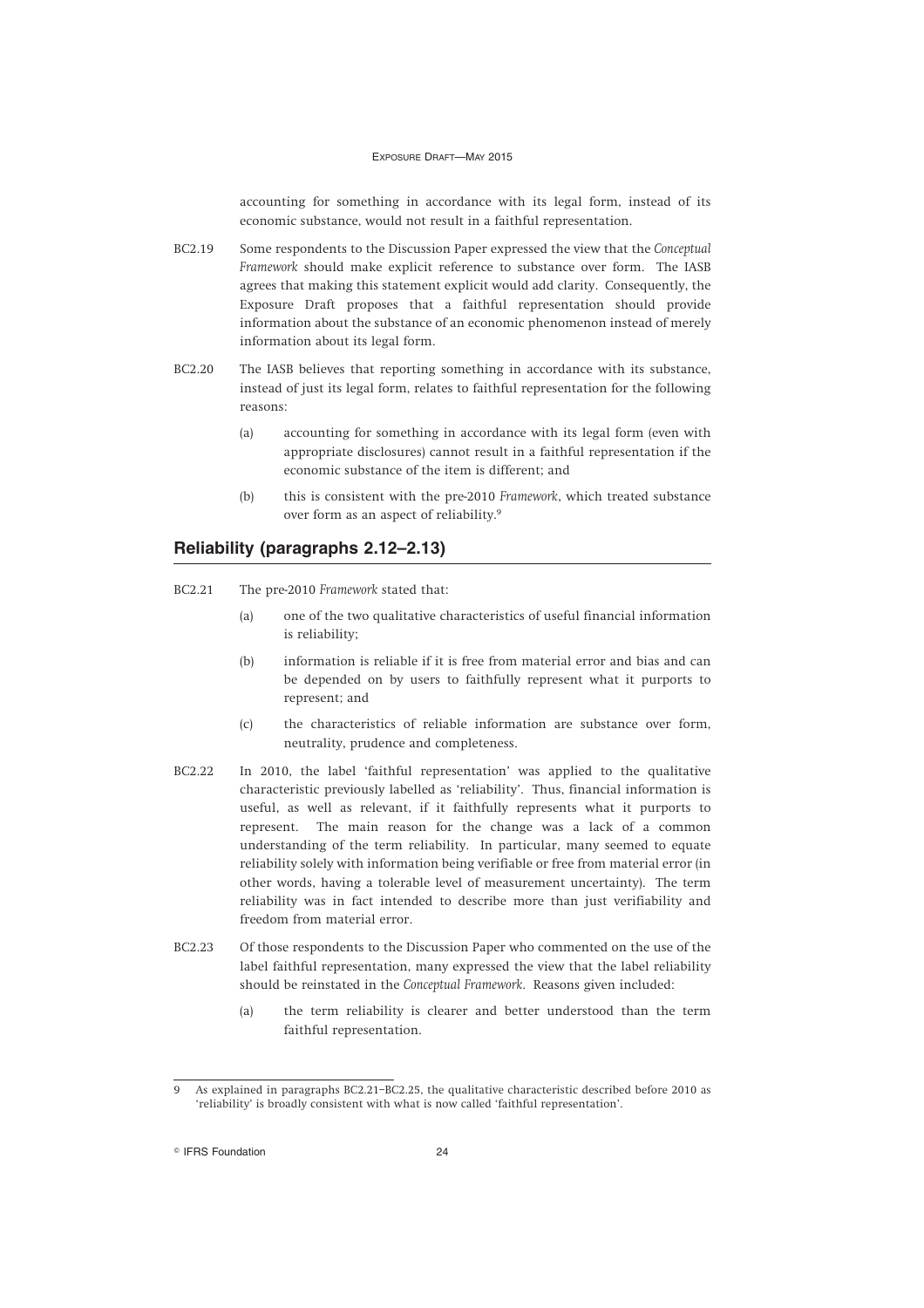accounting for something in accordance with its legal form, instead of its economic substance, would not result in a faithful representation.

BC2.19 Some respondents to the Discussion Paper expressed the view that the *Conceptual Framework* should make explicit reference to substance over form. The IASB agrees that making this statement explicit would add clarity. Consequently, the Exposure Draft proposes that a faithful representation should provide information about the substance of an economic phenomenon instead of merely information about its legal form.

BC2.20 The IASB believes that reporting something in accordance with its substance, instead of just its legal form, relates to faithful representation for the following reasons:

(a) accounting for something in accordance with its legal form (even with appropriate disclosures) cannot result in a faithful representation if the economic substance of the item is different; and

(b) this is consistent with the pre-2010 *Framework*, which treated substance over form as an aspect of reliability.[9]

## Reliability (paragraphs 2.12–2.13)

BC2.21 The pre-2010 *Framework* stated that:

(a) one of the two qualitative characteristics of useful financial information is reliability;

(b) information is reliable if it is free from material error and bias and can be depended on by users to faithfully represent what it purports to represent; and

(c) the characteristics of reliable information are substance over form, neutrality, prudence and completeness.

BC2.22 In 2010, the label 'faithful representation' was applied to the qualitative characteristic previously labelled as 'reliability'. Thus, financial information is useful, as well as relevant, if it faithfully represents what it purports to represent. The main reason for the change was a lack of a common understanding of the term reliability. In particular, many seemed to equate reliability solely with information being verifiable or free from material error (in other words, having a tolerable level of measurement uncertainty). The term reliability was in fact intended to describe more than just verifiability and freedom from material error.

BC2.23 Of those respondents to the Discussion Paper who commented on the use of the label faithful representation, many expressed the view that the label reliability should be reinstated in the *Conceptual Framework*. Reasons given included:

(a) the term reliability is clearer and better understood than the term faithful representation.

---

9 As explained in paragraphs BC2.21–BC2.25, the qualitative characteristic described before 2010 as 'reliability' is broadly consistent with what is now called 'faithful representation'.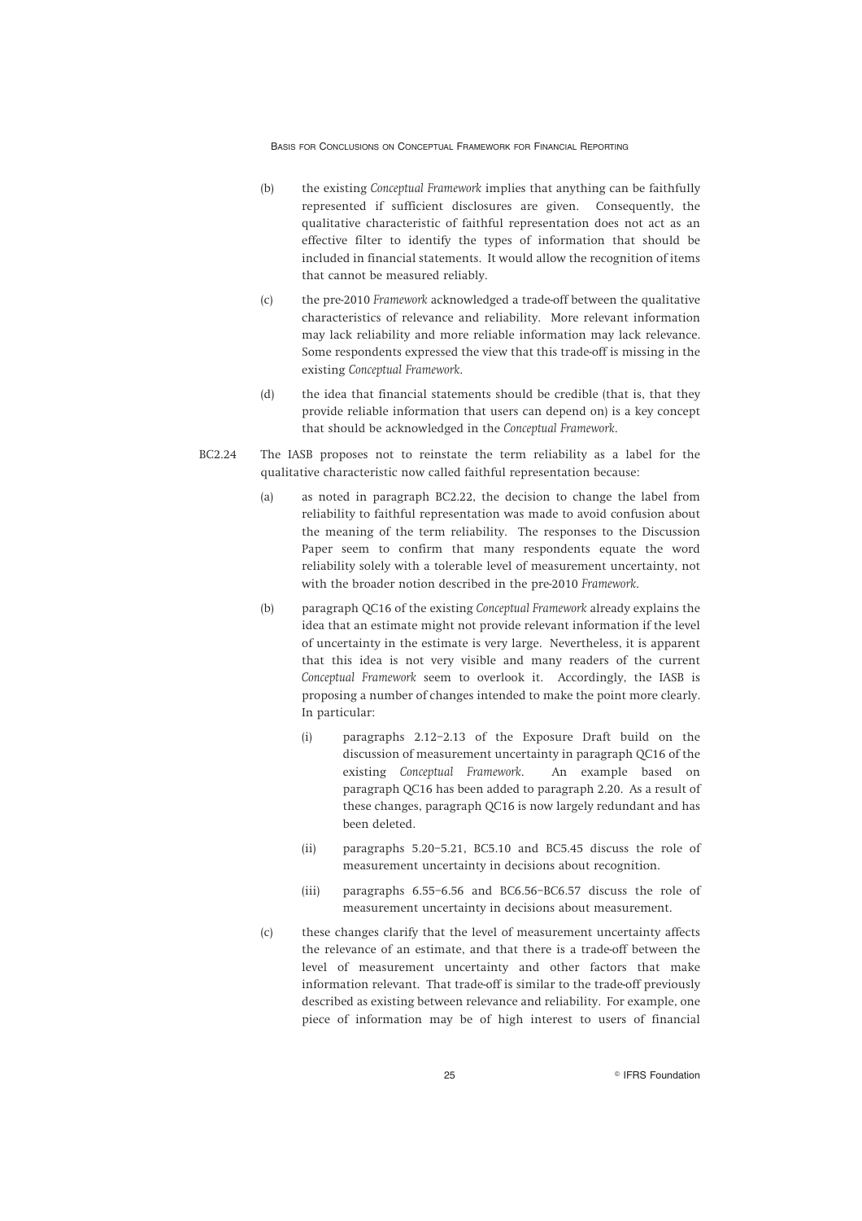(b) the existing *Conceptual Framework* implies that anything can be faithfully represented if sufficient disclosures are given. Consequently, the qualitative characteristic of faithful representation does not act as an effective filter to identify the types of information that should be included in financial statements. It would allow the recognition of items that cannot be measured reliably.

(c) the pre-2010 *Framework* acknowledged a trade-off between the qualitative characteristics of relevance and reliability. More relevant information may lack reliability and more reliable information may lack relevance. Some respondents expressed the view that this trade-off is missing in the existing *Conceptual Framework*.

(d) the idea that financial statements should be credible (that is, that they provide reliable information that users can depend on) is a key concept that should be acknowledged in the *Conceptual Framework*.

BC2.24 The IASB proposes not to reinstate the term reliability as a label for the qualitative characteristic now called faithful representation because:

(a) as noted in paragraph BC2.22, the decision to change the label from reliability to faithful representation was made to avoid confusion about the meaning of the term reliability. The responses to the Discussion Paper seem to confirm that many respondents equate the word reliability solely with a tolerable level of measurement uncertainty, not with the broader notion described in the pre-2010 *Framework*.

(b) paragraph QC16 of the existing *Conceptual Framework* already explains the idea that an estimate might not provide relevant information if the level of uncertainty in the estimate is very large. Nevertheless, it is apparent that this idea is not very visible and many readers of the current *Conceptual Framework* seem to overlook it. Accordingly, the IASB is proposing a number of changes intended to make the point more clearly. In particular:

   (i) paragraphs 2.12–2.13 of the Exposure Draft build on the discussion of measurement uncertainty in paragraph QC16 of the existing *Conceptual Framework*. An example based on paragraph QC16 has been added to paragraph 2.20. As a result of these changes, paragraph QC16 is now largely redundant and has been deleted.

   (ii) paragraphs 5.20–5.21, BC5.10 and BC5.45 discuss the role of measurement uncertainty in decisions about recognition.

   (iii) paragraphs 6.55–6.56 and BC6.56–BC6.57 discuss the role of measurement uncertainty in decisions about measurement.

(c) these changes clarify that the level of measurement uncertainty affects the relevance of an estimate, and that there is a trade-off between the level of measurement uncertainty and other factors that make information relevant. That trade-off is similar to the trade-off previously described as existing between relevance and reliability. For example, one piece of information may be of high interest to users of financial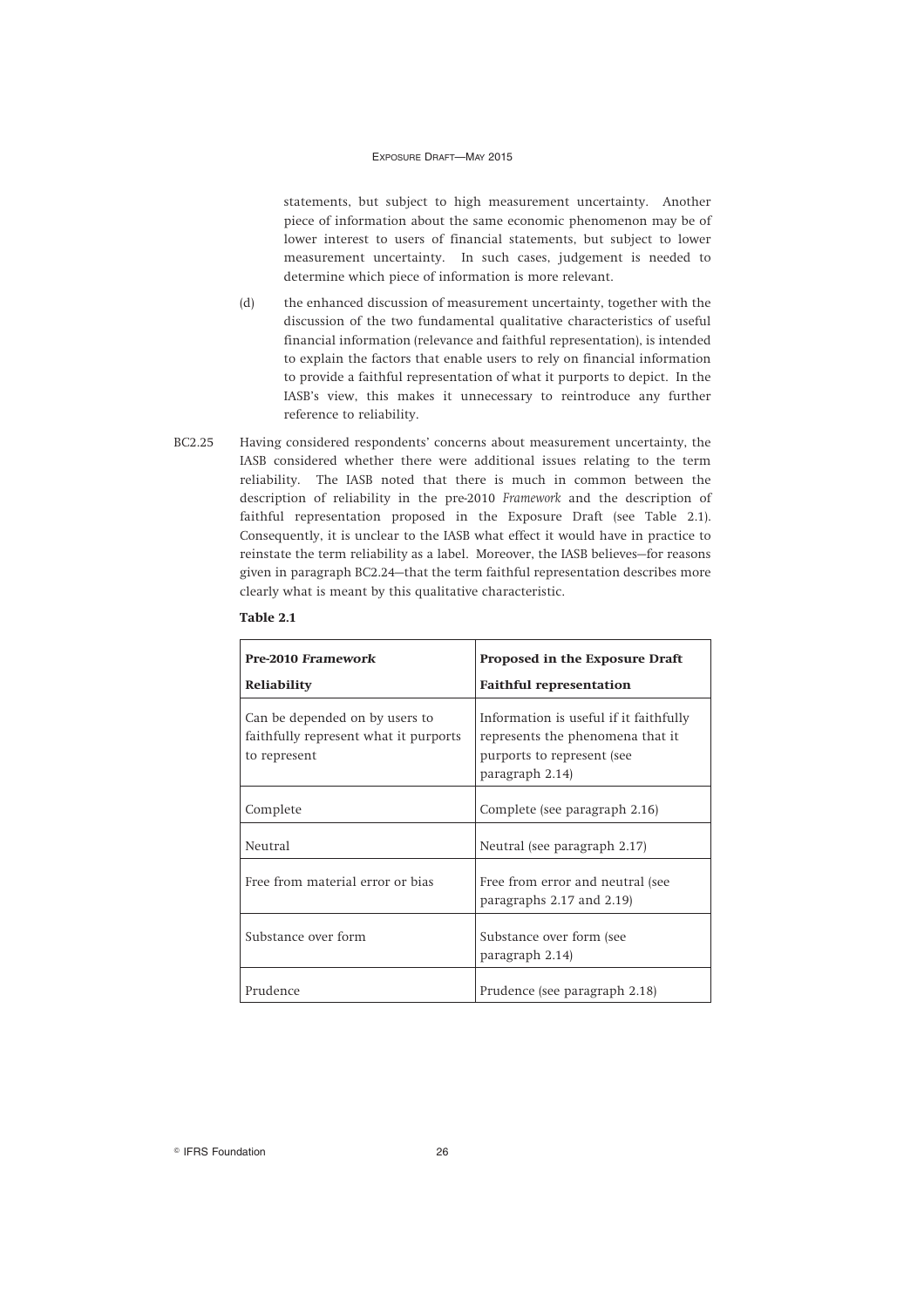statements, but subject to high measurement uncertainty. Another piece of information about the same economic phenomenon may be of lower interest to users of financial statements, but subject to lower measurement uncertainty. In such cases, judgement is needed to determine which piece of information is more relevant.

(d) the enhanced discussion of measurement uncertainty, together with the discussion of the two fundamental qualitative characteristics of useful financial information (relevance and faithful representation), is intended to explain the factors that enable users to rely on financial information to provide a faithful representation of what it purports to depict. In the IASB's view, this makes it unnecessary to reintroduce any further reference to reliability.

BC2.25 Having considered respondents' concerns about measurement uncertainty, the IASB considered whether there were additional issues relating to the term reliability. The IASB noted that there is much in common between the description of reliability in the pre-2010 *Framework* and the description of faithful representation proposed in the Exposure Draft (see Table 2.1). Consequently, it is unclear to the IASB what effect it would have in practice to reinstate the term reliability as a label. Moreover, the IASB believes—for reasons given in paragraph BC2.24—that the term faithful representation describes more clearly what is meant by this qualitative characteristic.

**Table 2.1**

| **Pre-2010 *Framework*** <br> **Reliability** | **Proposed in the Exposure Draft** <br> **Faithful representation** |
|---|---|
| Can be depended on by users to faithfully represent what it purports to represent | Information is useful if it faithfully represents the phenomena that it purports to represent (see paragraph 2.14) |
| Complete | Complete (see paragraph 2.16) |
| Neutral | Neutral (see paragraph 2.17) |
| Free from material error or bias | Free from error and neutral (see paragraphs 2.17 and 2.19) |
| Substance over form | Substance over form (see paragraph 2.14) |
| Prudence | Prudence (see paragraph 2.18) |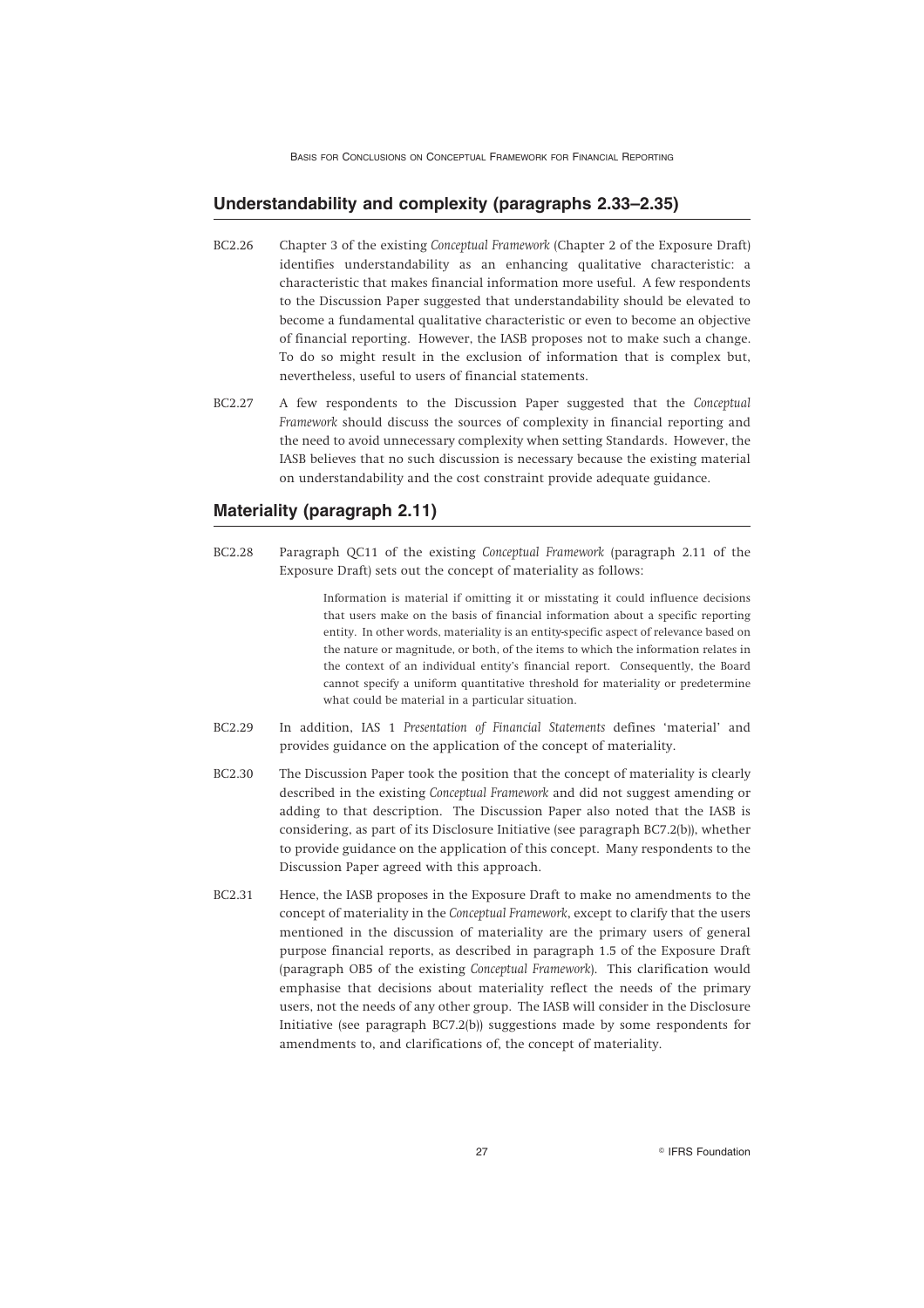## Understandability and complexity (paragraphs 2.33–2.35)

BC2.26 Chapter 3 of the existing *Conceptual Framework* (Chapter 2 of the Exposure Draft) identifies understandability as an enhancing qualitative characteristic: a characteristic that makes financial information more useful. A few respondents to the Discussion Paper suggested that understandability should be elevated to become a fundamental qualitative characteristic or even to become an objective of financial reporting. However, the IASB proposes not to make such a change. To do so might result in the exclusion of information that is complex but, nevertheless, useful to users of financial statements.

BC2.27 A few respondents to the Discussion Paper suggested that the *Conceptual Framework* should discuss the sources of complexity in financial reporting and the need to avoid unnecessary complexity when setting Standards. However, the IASB believes that no such discussion is necessary because the existing material on understandability and the cost constraint provide adequate guidance.

## Materiality (paragraph 2.11)

BC2.28 Paragraph QC11 of the existing *Conceptual Framework* (paragraph 2.11 of the Exposure Draft) sets out the concept of materiality as follows:

> Information is material if omitting it or misstating it could influence decisions that users make on the basis of financial information about a specific reporting entity. In other words, materiality is an entity-specific aspect of relevance based on the nature or magnitude, or both, of the items to which the information relates in the context of an individual entity's financial report. Consequently, the Board cannot specify a uniform quantitative threshold for materiality or predetermine what could be material in a particular situation.

BC2.29 In addition, IAS 1 *Presentation of Financial Statements* defines 'material' and provides guidance on the application of the concept of materiality.

BC2.30 The Discussion Paper took the position that the concept of materiality is clearly described in the existing *Conceptual Framework* and did not suggest amending or adding to that description. The Discussion Paper also noted that the IASB is considering, as part of its Disclosure Initiative (see paragraph BC7.2(b)), whether to provide guidance on the application of this concept. Many respondents to the Discussion Paper agreed with this approach.

BC2.31 Hence, the IASB proposes in the Exposure Draft to make no amendments to the concept of materiality in the *Conceptual Framework*, except to clarify that the users mentioned in the discussion of materiality are the primary users of general purpose financial reports, as described in paragraph 1.5 of the Exposure Draft (paragraph OB5 of the existing *Conceptual Framework*). This clarification would emphasise that decisions about materiality reflect the needs of the primary users, not the needs of any other group. The IASB will consider in the Disclosure Initiative (see paragraph BC7.2(b)) suggestions made by some respondents for amendments to, and clarifications of, the concept of materiality.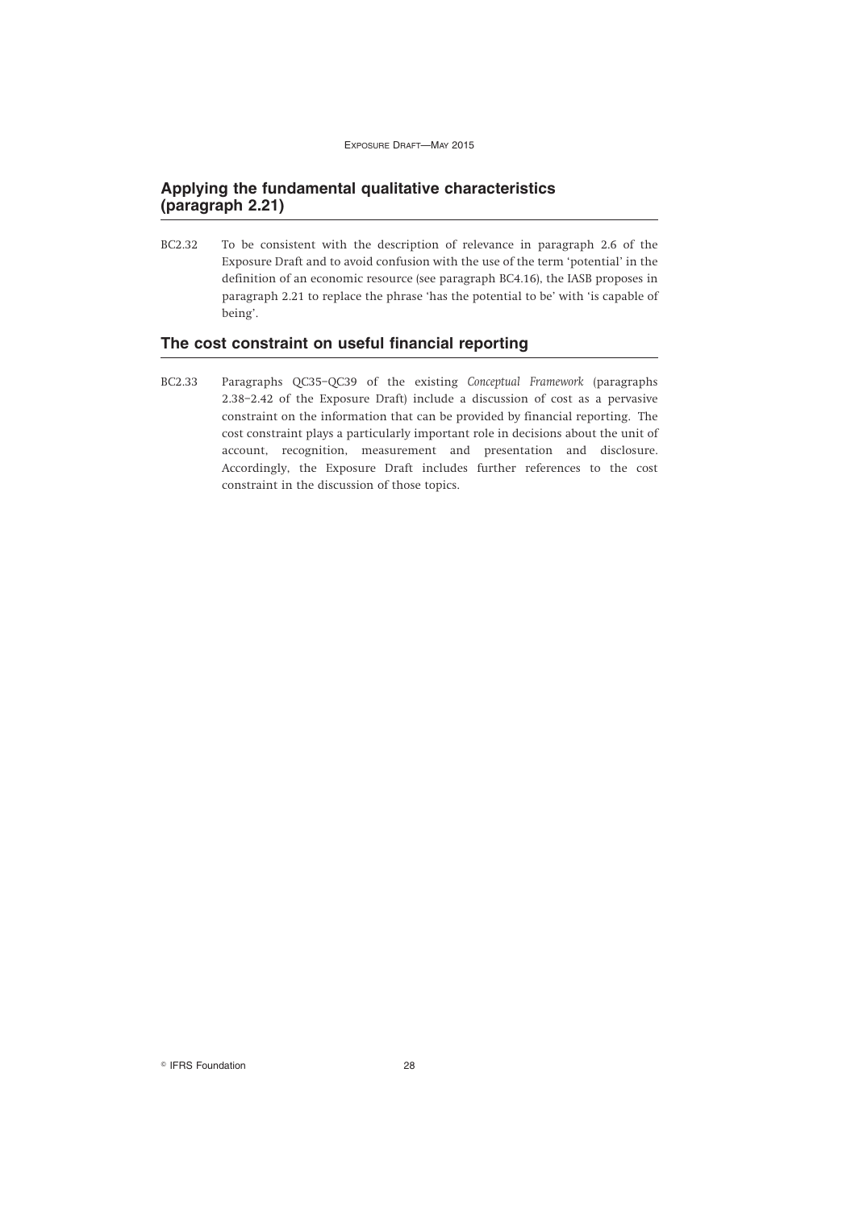## Applying the fundamental qualitative characteristics (paragraph 2.21)

BC2.32 To be consistent with the description of relevance in paragraph 2.6 of the Exposure Draft and to avoid confusion with the use of the term 'potential' in the definition of an economic resource (see paragraph BC4.16), the IASB proposes in paragraph 2.21 to replace the phrase 'has the potential to be' with 'is capable of being'.

## The cost constraint on useful financial reporting

BC2.33 Paragraphs QC35–QC39 of the existing *Conceptual Framework* (paragraphs 2.38–2.42 of the Exposure Draft) include a discussion of cost as a pervasive constraint on the information that can be provided by financial reporting. The cost constraint plays a particularly important role in decisions about the unit of account, recognition, measurement and presentation and disclosure. Accordingly, the Exposure Draft includes further references to the cost constraint in the discussion of those topics.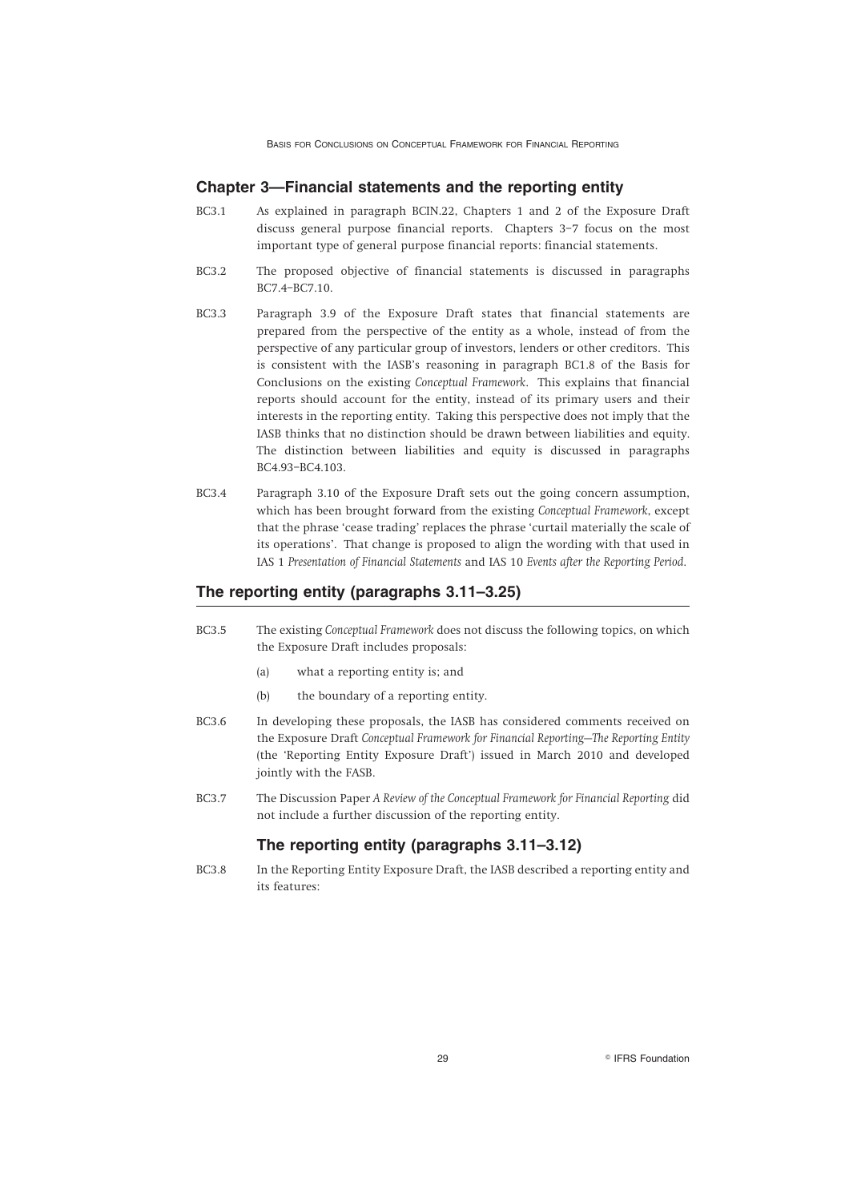## Chapter 3—Financial statements and the reporting entity

BC3.1 As explained in paragraph BCIN.22, Chapters 1 and 2 of the Exposure Draft discuss general purpose financial reports. Chapters 3–7 focus on the most important type of general purpose financial reports: financial statements.

BC3.2 The proposed objective of financial statements is discussed in paragraphs BC7.4–BC7.10.

BC3.3 Paragraph 3.9 of the Exposure Draft states that financial statements are prepared from the perspective of the entity as a whole, instead of from the perspective of any particular group of investors, lenders or other creditors. This is consistent with the IASB's reasoning in paragraph BC1.8 of the Basis for Conclusions on the existing *Conceptual Framework*. This explains that financial reports should account for the entity, instead of its primary users and their interests in the reporting entity. Taking this perspective does not imply that the IASB thinks that no distinction should be drawn between liabilities and equity. The distinction between liabilities and equity is discussed in paragraphs BC4.93–BC4.103.

BC3.4 Paragraph 3.10 of the Exposure Draft sets out the going concern assumption, which has been brought forward from the existing *Conceptual Framework*, except that the phrase 'cease trading' replaces the phrase 'curtail materially the scale of its operations'. That change is proposed to align the wording with that used in IAS 1 *Presentation of Financial Statements* and IAS 10 *Events after the Reporting Period*.

## The reporting entity (paragraphs 3.11–3.25)

BC3.5 The existing *Conceptual Framework* does not discuss the following topics, on which the Exposure Draft includes proposals:

(a) what a reporting entity is; and

(b) the boundary of a reporting entity.

BC3.6 In developing these proposals, the IASB has considered comments received on the Exposure Draft *Conceptual Framework for Financial Reporting—The Reporting Entity* (the 'Reporting Entity Exposure Draft') issued in March 2010 and developed jointly with the FASB.

BC3.7 The Discussion Paper *A Review of the Conceptual Framework for Financial Reporting* did not include a further discussion of the reporting entity.

### The reporting entity (paragraphs 3.11–3.12)

BC3.8 In the Reporting Entity Exposure Draft, the IASB described a reporting entity and its features: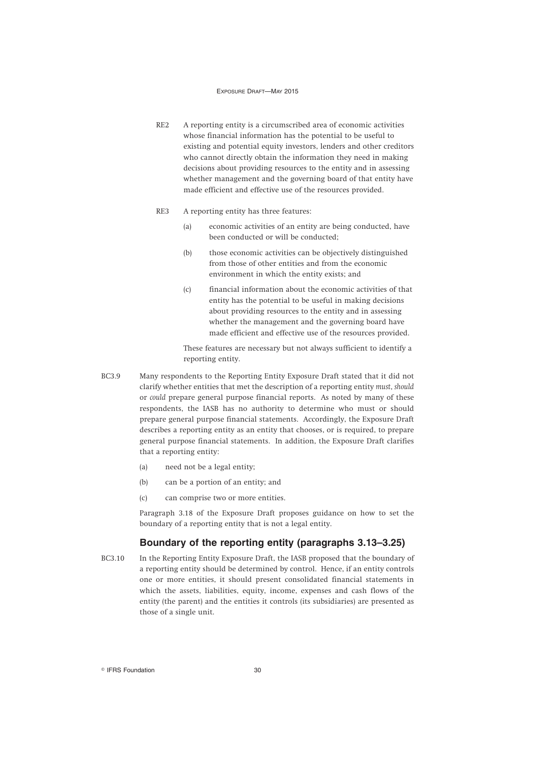RE2 A reporting entity is a circumscribed area of economic activities whose financial information has the potential to be useful to existing and potential equity investors, lenders and other creditors who cannot directly obtain the information they need in making decisions about providing resources to the entity and in assessing whether management and the governing board of that entity have made efficient and effective use of the resources provided.

RE3 A reporting entity has three features:

(a) economic activities of an entity are being conducted, have been conducted or will be conducted;

(b) those economic activities can be objectively distinguished from those of other entities and from the economic environment in which the entity exists; and

(c) financial information about the economic activities of that entity has the potential to be useful in making decisions about providing resources to the entity and in assessing whether the management and the governing board have made efficient and effective use of the resources provided.

These features are necessary but not always sufficient to identify a reporting entity.

BC3.9 Many respondents to the Reporting Entity Exposure Draft stated that it did not clarify whether entities that met the description of a reporting entity *must*, *should* or *could* prepare general purpose financial reports. As noted by many of these respondents, the IASB has no authority to determine who must or should prepare general purpose financial statements. Accordingly, the Exposure Draft describes a reporting entity as an entity that chooses, or is required, to prepare general purpose financial statements. In addition, the Exposure Draft clarifies that a reporting entity:

(a) need not be a legal entity;

(b) can be a portion of an entity; and

(c) can comprise two or more entities.

Paragraph 3.18 of the Exposure Draft proposes guidance on how to set the boundary of a reporting entity that is not a legal entity.

## Boundary of the reporting entity (paragraphs 3.13–3.25)

BC3.10 In the Reporting Entity Exposure Draft, the IASB proposed that the boundary of a reporting entity should be determined by control. Hence, if an entity controls one or more entities, it should present consolidated financial statements in which the assets, liabilities, equity, income, expenses and cash flows of the entity (the parent) and the entities it controls (its subsidiaries) are presented as those of a single unit.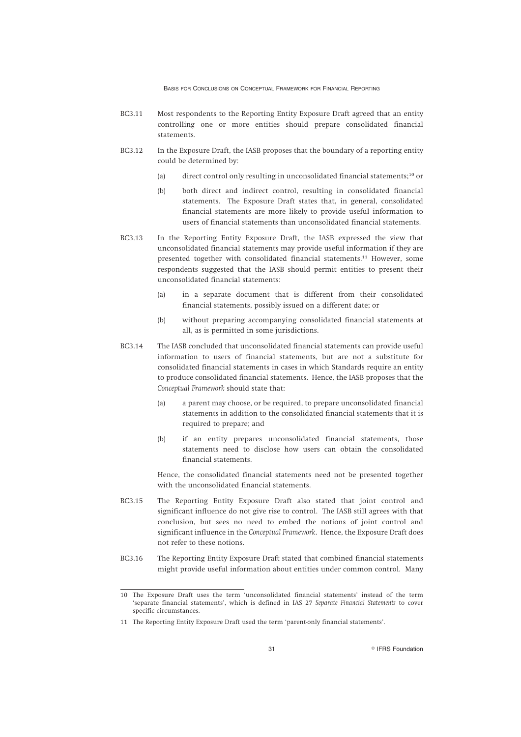BC3.11 Most respondents to the Reporting Entity Exposure Draft agreed that an entity controlling one or more entities should prepare consolidated financial statements.

BC3.12 In the Exposure Draft, the IASB proposes that the boundary of a reporting entity could be determined by:

(a) direct control only resulting in unconsolidated financial statements;[10] or

(b) both direct and indirect control, resulting in consolidated financial statements. The Exposure Draft states that, in general, consolidated financial statements are more likely to provide useful information to users of financial statements than unconsolidated financial statements.

BC3.13 In the Reporting Entity Exposure Draft, the IASB expressed the view that unconsolidated financial statements may provide useful information if they are presented together with consolidated financial statements.[11] However, some respondents suggested that the IASB should permit entities to present their unconsolidated financial statements:

(a) in a separate document that is different from their consolidated financial statements, possibly issued on a different date; or

(b) without preparing accompanying consolidated financial statements at all, as is permitted in some jurisdictions.

BC3.14 The IASB concluded that unconsolidated financial statements can provide useful information to users of financial statements, but are not a substitute for consolidated financial statements in cases in which Standards require an entity to produce consolidated financial statements. Hence, the IASB proposes that the *Conceptual Framework* should state that:

(a) a parent may choose, or be required, to prepare unconsolidated financial statements in addition to the consolidated financial statements that it is required to prepare; and

(b) if an entity prepares unconsolidated financial statements, those statements need to disclose how users can obtain the consolidated financial statements.

Hence, the consolidated financial statements need not be presented together with the unconsolidated financial statements.

BC3.15 The Reporting Entity Exposure Draft also stated that joint control and significant influence do not give rise to control. The IASB still agrees with that conclusion, but sees no need to embed the notions of joint control and significant influence in the *Conceptual Framework*. Hence, the Exposure Draft does not refer to these notions.

BC3.16 The Reporting Entity Exposure Draft stated that combined financial statements might provide useful information about entities under common control. Many

---

10 The Exposure Draft uses the term 'unconsolidated financial statements' instead of the term 'separate financial statements', which is defined in IAS 27 *Separate Financial Statements* to cover specific circumstances.

11 The Reporting Entity Exposure Draft used the term 'parent-only financial statements'.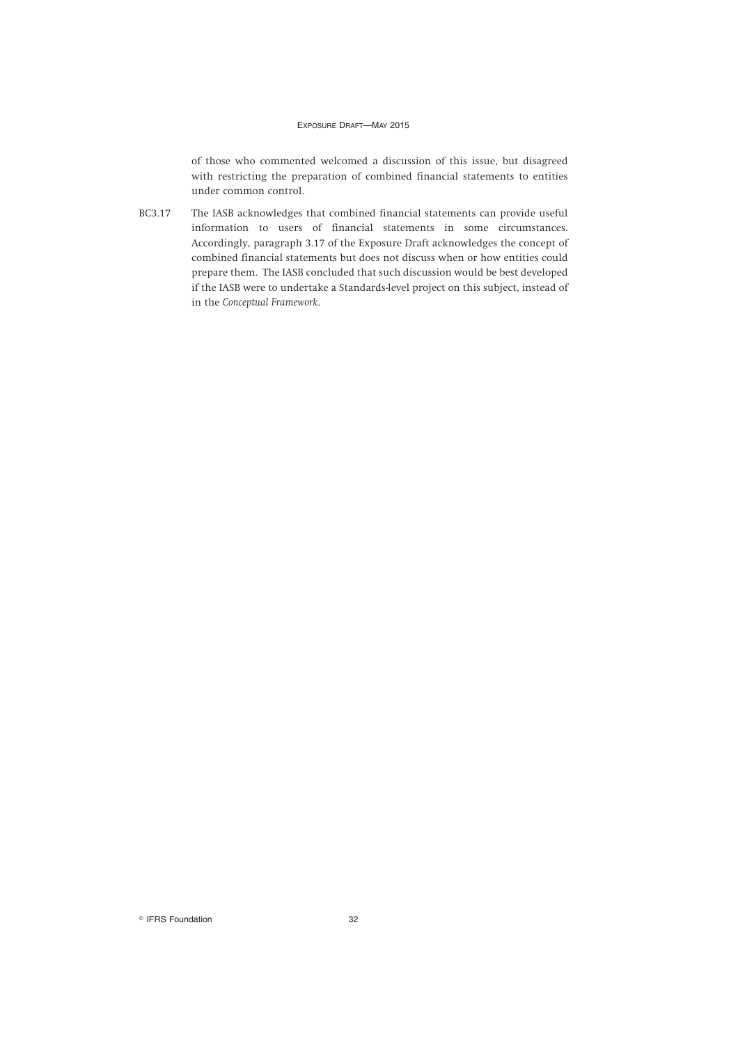of those who commented welcomed a discussion of this issue, but disagreed with restricting the preparation of combined financial statements to entities under common control.

BC3.17 The IASB acknowledges that combined financial statements can provide useful information to users of financial statements in some circumstances. Accordingly, paragraph 3.17 of the Exposure Draft acknowledges the concept of combined financial statements but does not discuss when or how entities could prepare them. The IASB concluded that such discussion would be best developed if the IASB were to undertake a Standards-level project on this subject, instead of in the *Conceptual Framework*.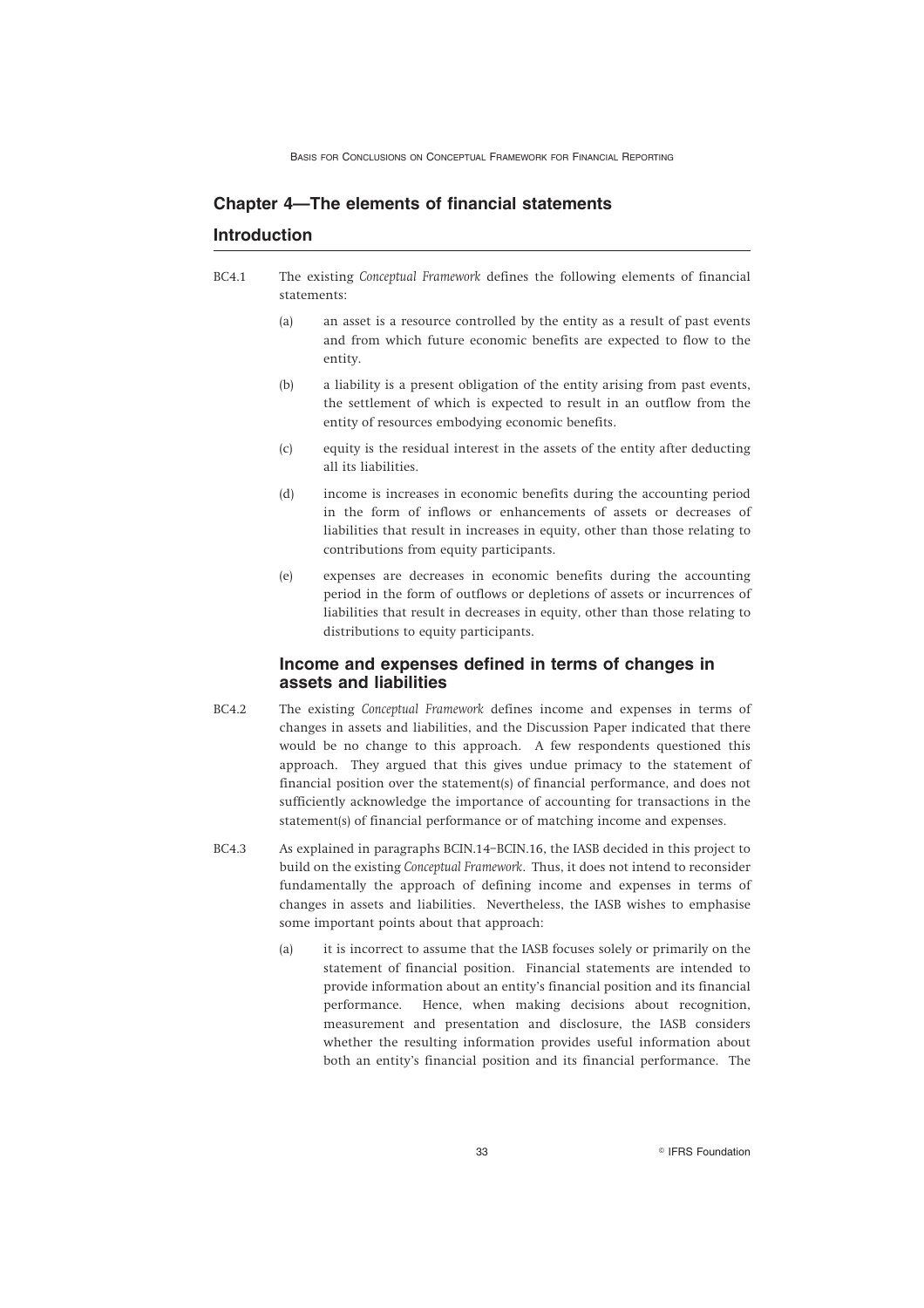## Chapter 4—The elements of financial statements

## Introduction

BC4.1 The existing *Conceptual Framework* defines the following elements of financial statements:

(a) an asset is a resource controlled by the entity as a result of past events and from which future economic benefits are expected to flow to the entity.

(b) a liability is a present obligation of the entity arising from past events, the settlement of which is expected to result in an outflow from the entity of resources embodying economic benefits.

(c) equity is the residual interest in the assets of the entity after deducting all its liabilities.

(d) income is increases in economic benefits during the accounting period in the form of inflows or enhancements of assets or decreases of liabilities that result in increases in equity, other than those relating to contributions from equity participants.

(e) expenses are decreases in economic benefits during the accounting period in the form of outflows or depletions of assets or incurrences of liabilities that result in decreases in equity, other than those relating to distributions to equity participants.

### Income and expenses defined in terms of changes in assets and liabilities

BC4.2 The existing *Conceptual Framework* defines income and expenses in terms of changes in assets and liabilities, and the Discussion Paper indicated that there would be no change to this approach. A few respondents questioned this approach. They argued that this gives undue primacy to the statement of financial position over the statement(s) of financial performance, and does not sufficiently acknowledge the importance of accounting for transactions in the statement(s) of financial performance or of matching income and expenses.

BC4.3 As explained in paragraphs BCIN.14–BCIN.16, the IASB decided in this project to build on the existing *Conceptual Framework*. Thus, it does not intend to reconsider fundamentally the approach of defining income and expenses in terms of changes in assets and liabilities. Nevertheless, the IASB wishes to emphasise some important points about that approach:

(a) it is incorrect to assume that the IASB focuses solely or primarily on the statement of financial position. Financial statements are intended to provide information about an entity's financial position and its financial performance. Hence, when making decisions about recognition, measurement and presentation and disclosure, the IASB considers whether the resulting information provides useful information about both an entity's financial position and its financial performance. The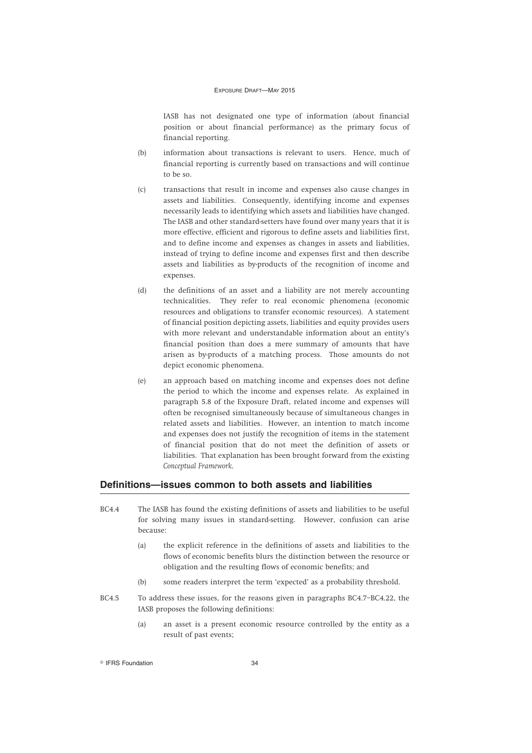IASB has not designated one type of information (about financial position or about financial performance) as the primary focus of financial reporting.

(b) information about transactions is relevant to users. Hence, much of financial reporting is currently based on transactions and will continue to be so.

(c) transactions that result in income and expenses also cause changes in assets and liabilities. Consequently, identifying income and expenses necessarily leads to identifying which assets and liabilities have changed. The IASB and other standard-setters have found over many years that it is more effective, efficient and rigorous to define assets and liabilities first, and to define income and expenses as changes in assets and liabilities, instead of trying to define income and expenses first and then describe assets and liabilities as by-products of the recognition of income and expenses.

(d) the definitions of an asset and a liability are not merely accounting technicalities. They refer to real economic phenomena (economic resources and obligations to transfer economic resources). A statement of financial position depicting assets, liabilities and equity provides users with more relevant and understandable information about an entity's financial position than does a mere summary of amounts that have arisen as by-products of a matching process. Those amounts do not depict economic phenomena.

(e) an approach based on matching income and expenses does not define the period to which the income and expenses relate. As explained in paragraph 5.8 of the Exposure Draft, related income and expenses will often be recognised simultaneously because of simultaneous changes in related assets and liabilities. However, an intention to match income and expenses does not justify the recognition of items in the statement of financial position that do not meet the definition of assets or liabilities. That explanation has been brought forward from the existing *Conceptual Framework*.

## Definitions—issues common to both assets and liabilities

BC4.4 The IASB has found the existing definitions of assets and liabilities to be useful for solving many issues in standard-setting. However, confusion can arise because:

(a) the explicit reference in the definitions of assets and liabilities to the flows of economic benefits blurs the distinction between the resource or obligation and the resulting flows of economic benefits; and

(b) some readers interpret the term 'expected' as a probability threshold.

BC4.5 To address these issues, for the reasons given in paragraphs BC4.7–BC4.22, the IASB proposes the following definitions:

(a) an asset is a present economic resource controlled by the entity as a result of past events;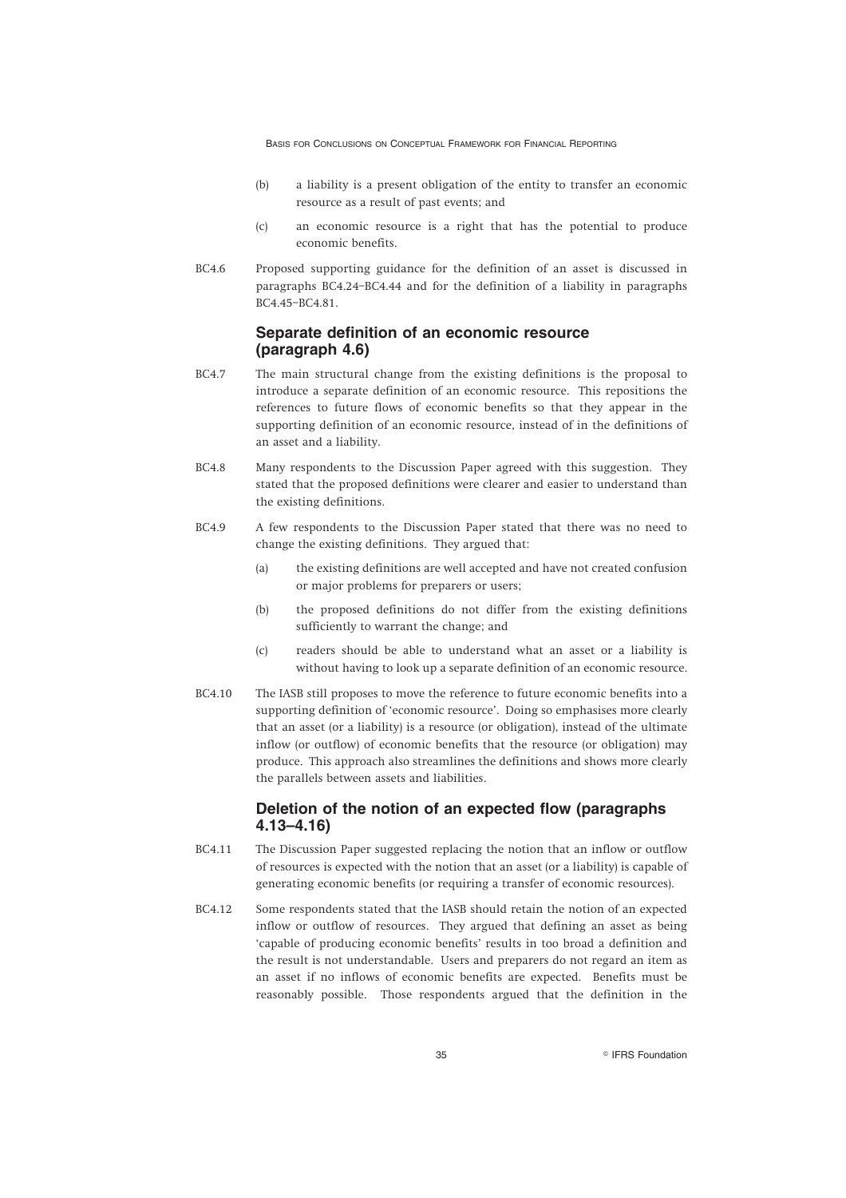(b) a liability is a present obligation of the entity to transfer an economic resource as a result of past events; and

(c) an economic resource is a right that has the potential to produce economic benefits.

BC4.6 Proposed supporting guidance for the definition of an asset is discussed in paragraphs BC4.24–BC4.44 and for the definition of a liability in paragraphs BC4.45–BC4.81.

### Separate definition of an economic resource (paragraph 4.6)

BC4.7 The main structural change from the existing definitions is the proposal to introduce a separate definition of an economic resource. This repositions the references to future flows of economic benefits so that they appear in the supporting definition of an economic resource, instead of in the definitions of an asset and a liability.

BC4.8 Many respondents to the Discussion Paper agreed with this suggestion. They stated that the proposed definitions were clearer and easier to understand than the existing definitions.

BC4.9 A few respondents to the Discussion Paper stated that there was no need to change the existing definitions. They argued that:

(a) the existing definitions are well accepted and have not created confusion or major problems for preparers or users;

(b) the proposed definitions do not differ from the existing definitions sufficiently to warrant the change; and

(c) readers should be able to understand what an asset or a liability is without having to look up a separate definition of an economic resource.

BC4.10 The IASB still proposes to move the reference to future economic benefits into a supporting definition of 'economic resource'. Doing so emphasises more clearly that an asset (or a liability) is a resource (or obligation), instead of the ultimate inflow (or outflow) of economic benefits that the resource (or obligation) may produce. This approach also streamlines the definitions and shows more clearly the parallels between assets and liabilities.

### Deletion of the notion of an expected flow (paragraphs 4.13–4.16)

BC4.11 The Discussion Paper suggested replacing the notion that an inflow or outflow of resources is expected with the notion that an asset (or a liability) is capable of generating economic benefits (or requiring a transfer of economic resources).

BC4.12 Some respondents stated that the IASB should retain the notion of an expected inflow or outflow of resources. They argued that defining an asset as being 'capable of producing economic benefits' results in too broad a definition and the result is not understandable. Users and preparers do not regard an item as an asset if no inflows of economic benefits are expected. Benefits must be reasonably possible. Those respondents argued that the definition in the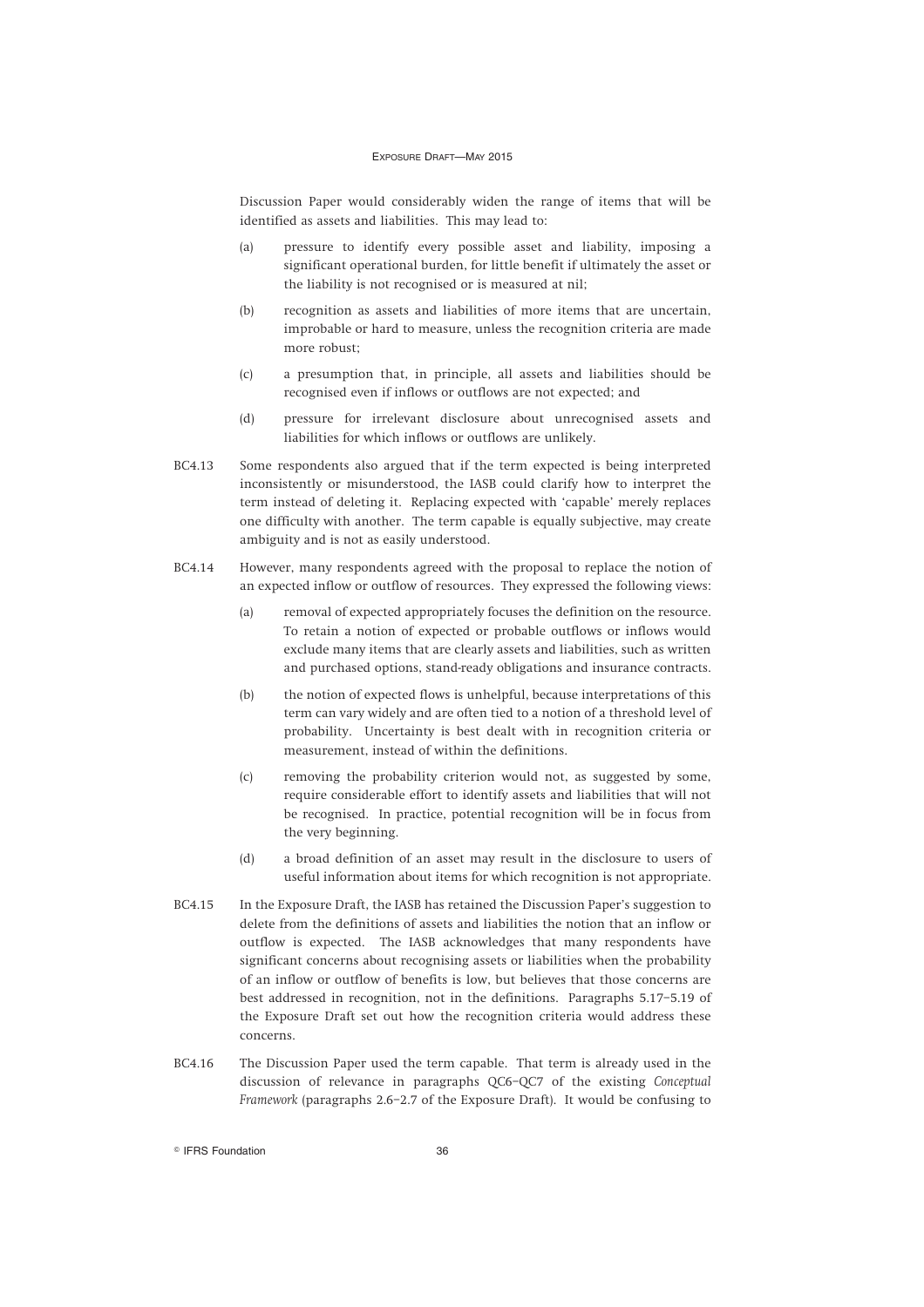Discussion Paper would considerably widen the range of items that will be identified as assets and liabilities. This may lead to:

(a) pressure to identify every possible asset and liability, imposing a significant operational burden, for little benefit if ultimately the asset or the liability is not recognised or is measured at nil;

(b) recognition as assets and liabilities of more items that are uncertain, improbable or hard to measure, unless the recognition criteria are made more robust;

(c) a presumption that, in principle, all assets and liabilities should be recognised even if inflows or outflows are not expected; and

(d) pressure for irrelevant disclosure about unrecognised assets and liabilities for which inflows or outflows are unlikely.

BC4.13 Some respondents also argued that if the term expected is being interpreted inconsistently or misunderstood, the IASB could clarify how to interpret the term instead of deleting it. Replacing expected with 'capable' merely replaces one difficulty with another. The term capable is equally subjective, may create ambiguity and is not as easily understood.

BC4.14 However, many respondents agreed with the proposal to replace the notion of an expected inflow or outflow of resources. They expressed the following views:

(a) removal of expected appropriately focuses the definition on the resource. To retain a notion of expected or probable outflows or inflows would exclude many items that are clearly assets and liabilities, such as written and purchased options, stand-ready obligations and insurance contracts.

(b) the notion of expected flows is unhelpful, because interpretations of this term can vary widely and are often tied to a notion of a threshold level of probability. Uncertainty is best dealt with in recognition criteria or measurement, instead of within the definitions.

(c) removing the probability criterion would not, as suggested by some, require considerable effort to identify assets and liabilities that will not be recognised. In practice, potential recognition will be in focus from the very beginning.

(d) a broad definition of an asset may result in the disclosure to users of useful information about items for which recognition is not appropriate.

BC4.15 In the Exposure Draft, the IASB has retained the Discussion Paper's suggestion to delete from the definitions of assets and liabilities the notion that an inflow or outflow is expected. The IASB acknowledges that many respondents have significant concerns about recognising assets or liabilities when the probability of an inflow or outflow of benefits is low, but believes that those concerns are best addressed in recognition, not in the definitions. Paragraphs 5.17–5.19 of the Exposure Draft set out how the recognition criteria would address these concerns.

BC4.16 The Discussion Paper used the term capable. That term is already used in the discussion of relevance in paragraphs QC6–QC7 of the existing *Conceptual Framework* (paragraphs 2.6–2.7 of the Exposure Draft). It would be confusing to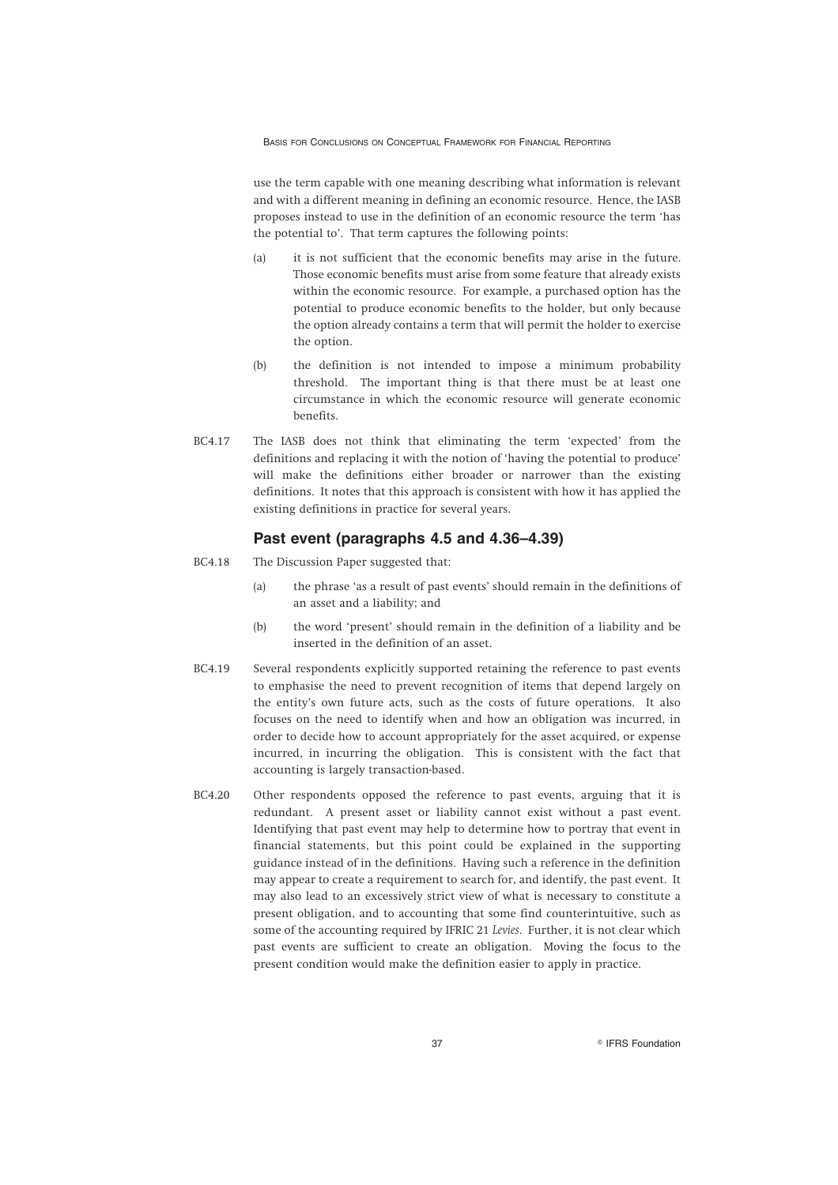use the term capable with one meaning describing what information is relevant and with a different meaning in defining an economic resource. Hence, the IASB proposes instead to use in the definition of an economic resource the term 'has the potential to'. That term captures the following points:

(a) it is not sufficient that the economic benefits may arise in the future. Those economic benefits must arise from some feature that already exists within the economic resource. For example, a purchased option has the potential to produce economic benefits to the holder, but only because the option already contains a term that will permit the holder to exercise the option.

(b) the definition is not intended to impose a minimum probability threshold. The important thing is that there must be at least one circumstance in which the economic resource will generate economic benefits.

BC4.17 The IASB does not think that eliminating the term 'expected' from the definitions and replacing it with the notion of 'having the potential to produce' will make the definitions either broader or narrower than the existing definitions. It notes that this approach is consistent with how it has applied the existing definitions in practice for several years.

### Past event (paragraphs 4.5 and 4.36–4.39)

BC4.18 The Discussion Paper suggested that:

(a) the phrase 'as a result of past events' should remain in the definitions of an asset and a liability; and

(b) the word 'present' should remain in the definition of a liability and be inserted in the definition of an asset.

BC4.19 Several respondents explicitly supported retaining the reference to past events to emphasise the need to prevent recognition of items that depend largely on the entity's own future acts, such as the costs of future operations. It also focuses on the need to identify when and how an obligation was incurred, in order to decide how to account appropriately for the asset acquired, or expense incurred, in incurring the obligation. This is consistent with the fact that accounting is largely transaction-based.

BC4.20 Other respondents opposed the reference to past events, arguing that it is redundant. A present asset or liability cannot exist without a past event. Identifying that past event may help to determine how to portray that event in financial statements, but this point could be explained in the supporting guidance instead of in the definitions. Having such a reference in the definition may appear to create a requirement to search for, and identify, the past event. It may also lead to an excessively strict view of what is necessary to constitute a present obligation, and to accounting that some find counterintuitive, such as some of the accounting required by IFRIC 21 *Levies*. Further, it is not clear which past events are sufficient to create an obligation. Moving the focus to the present condition would make the definition easier to apply in practice.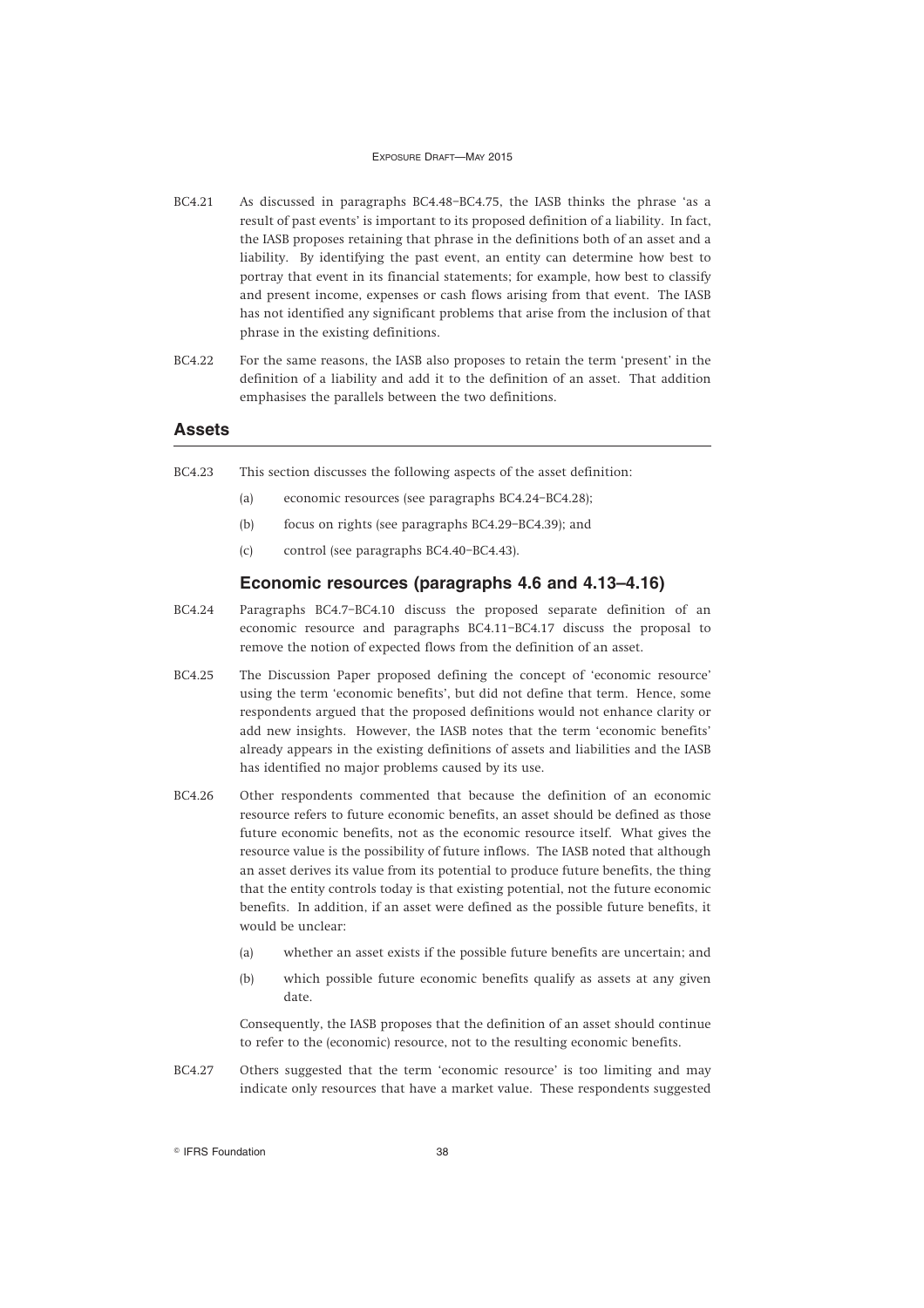BC4.21 As discussed in paragraphs BC4.48–BC4.75, the IASB thinks the phrase 'as a result of past events' is important to its proposed definition of a liability. In fact, the IASB proposes retaining that phrase in the definitions both of an asset and a liability. By identifying the past event, an entity can determine how best to portray that event in its financial statements; for example, how best to classify and present income, expenses or cash flows arising from that event. The IASB has not identified any significant problems that arise from the inclusion of that phrase in the existing definitions.

BC4.22 For the same reasons, the IASB also proposes to retain the term 'present' in the definition of a liability and add it to the definition of an asset. That addition emphasises the parallels between the two definitions.

## Assets

BC4.23 This section discusses the following aspects of the asset definition:

- (a) economic resources (see paragraphs BC4.24–BC4.28);
- (b) focus on rights (see paragraphs BC4.29–BC4.39); and
- (c) control (see paragraphs BC4.40–BC4.43).

### Economic resources (paragraphs 4.6 and 4.13–4.16)

BC4.24 Paragraphs BC4.7–BC4.10 discuss the proposed separate definition of an economic resource and paragraphs BC4.11–BC4.17 discuss the proposal to remove the notion of expected flows from the definition of an asset.

BC4.25 The Discussion Paper proposed defining the concept of 'economic resource' using the term 'economic benefits', but did not define that term. Hence, some respondents argued that the proposed definitions would not enhance clarity or add new insights. However, the IASB notes that the term 'economic benefits' already appears in the existing definitions of assets and liabilities and the IASB has identified no major problems caused by its use.

BC4.26 Other respondents commented that because the definition of an economic resource refers to future economic benefits, an asset should be defined as those future economic benefits, not as the economic resource itself. What gives the resource value is the possibility of future inflows. The IASB noted that although an asset derives its value from its potential to produce future benefits, the thing that the entity controls today is that existing potential, not the future economic benefits. In addition, if an asset were defined as the possible future benefits, it would be unclear:

- (a) whether an asset exists if the possible future benefits are uncertain; and
- (b) which possible future economic benefits qualify as assets at any given date.

Consequently, the IASB proposes that the definition of an asset should continue to refer to the (economic) resource, not to the resulting economic benefits.

BC4.27 Others suggested that the term 'economic resource' is too limiting and may indicate only resources that have a market value. These respondents suggested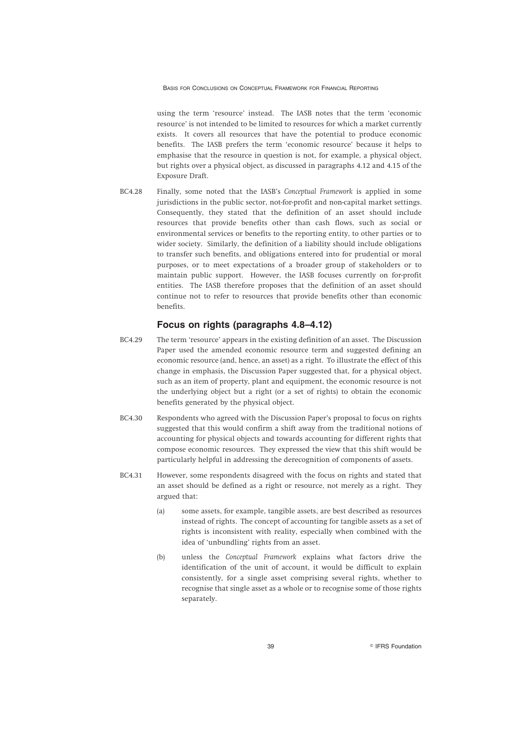using the term 'resource' instead. The IASB notes that the term 'economic resource' is not intended to be limited to resources for which a market currently exists. It covers all resources that have the potential to produce economic benefits. The IASB prefers the term 'economic resource' because it helps to emphasise that the resource in question is not, for example, a physical object, but rights over a physical object, as discussed in paragraphs 4.12 and 4.15 of the Exposure Draft.

BC4.28 Finally, some noted that the IASB's *Conceptual Framework* is applied in some jurisdictions in the public sector, not-for-profit and non-capital market settings. Consequently, they stated that the definition of an asset should include resources that provide benefits other than cash flows, such as social or environmental services or benefits to the reporting entity, to other parties or to wider society. Similarly, the definition of a liability should include obligations to transfer such benefits, and obligations entered into for prudential or moral purposes, or to meet expectations of a broader group of stakeholders or to maintain public support. However, the IASB focuses currently on for-profit entities. The IASB therefore proposes that the definition of an asset should continue not to refer to resources that provide benefits other than economic benefits.

### Focus on rights (paragraphs 4.8–4.12)

BC4.29 The term 'resource' appears in the existing definition of an asset. The Discussion Paper used the amended economic resource term and suggested defining an economic resource (and, hence, an asset) as a right. To illustrate the effect of this change in emphasis, the Discussion Paper suggested that, for a physical object, such as an item of property, plant and equipment, the economic resource is not the underlying object but a right (or a set of rights) to obtain the economic benefits generated by the physical object.

BC4.30 Respondents who agreed with the Discussion Paper's proposal to focus on rights suggested that this would confirm a shift away from the traditional notions of accounting for physical objects and towards accounting for different rights that compose economic resources. They expressed the view that this shift would be particularly helpful in addressing the derecognition of components of assets.

BC4.31 However, some respondents disagreed with the focus on rights and stated that an asset should be defined as a right or resource, not merely as a right. They argued that:

(a) some assets, for example, tangible assets, are best described as resources instead of rights. The concept of accounting for tangible assets as a set of rights is inconsistent with reality, especially when combined with the idea of 'unbundling' rights from an asset.

(b) unless the *Conceptual Framework* explains what factors drive the identification of the unit of account, it would be difficult to explain consistently, for a single asset comprising several rights, whether to recognise that single asset as a whole or to recognise some of those rights separately.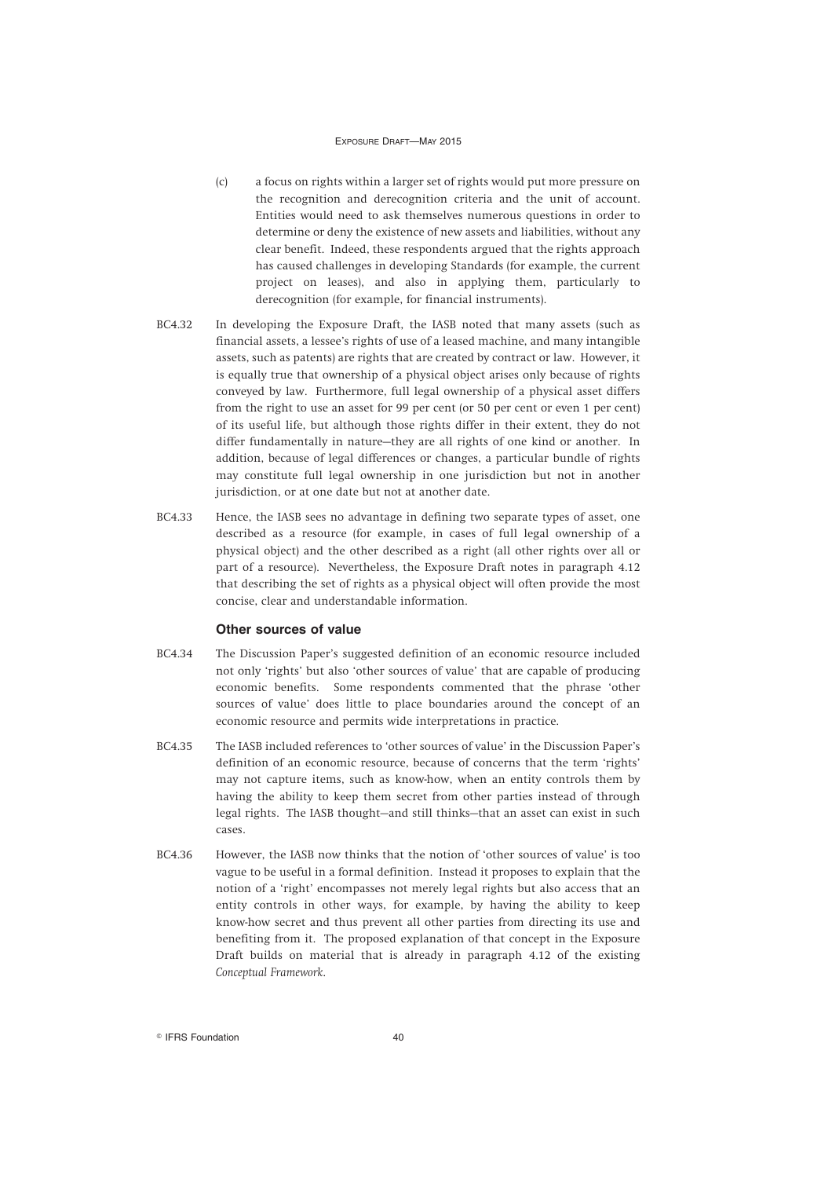(c) a focus on rights within a larger set of rights would put more pressure on the recognition and derecognition criteria and the unit of account. Entities would need to ask themselves numerous questions in order to determine or deny the existence of new assets and liabilities, without any clear benefit. Indeed, these respondents argued that the rights approach has caused challenges in developing Standards (for example, the current project on leases), and also in applying them, particularly to derecognition (for example, for financial instruments).

BC4.32 In developing the Exposure Draft, the IASB noted that many assets (such as financial assets, a lessee's rights of use of a leased machine, and many intangible assets, such as patents) are rights that are created by contract or law. However, it is equally true that ownership of a physical object arises only because of rights conveyed by law. Furthermore, full legal ownership of a physical asset differs from the right to use an asset for 99 per cent (or 50 per cent or even 1 per cent) of its useful life, but although those rights differ in their extent, they do not differ fundamentally in nature—they are all rights of one kind or another. In addition, because of legal differences or changes, a particular bundle of rights may constitute full legal ownership in one jurisdiction but not in another jurisdiction, or at one date but not at another date.

BC4.33 Hence, the IASB sees no advantage in defining two separate types of asset, one described as a resource (for example, in cases of full legal ownership of a physical object) and the other described as a right (all other rights over all or part of a resource). Nevertheless, the Exposure Draft notes in paragraph 4.12 that describing the set of rights as a physical object will often provide the most concise, clear and understandable information.

### Other sources of value

BC4.34 The Discussion Paper's suggested definition of an economic resource included not only 'rights' but also 'other sources of value' that are capable of producing economic benefits. Some respondents commented that the phrase 'other sources of value' does little to place boundaries around the concept of an economic resource and permits wide interpretations in practice.

BC4.35 The IASB included references to 'other sources of value' in the Discussion Paper's definition of an economic resource, because of concerns that the term 'rights' may not capture items, such as know-how, when an entity controls them by having the ability to keep them secret from other parties instead of through legal rights. The IASB thought—and still thinks—that an asset can exist in such cases.

BC4.36 However, the IASB now thinks that the notion of 'other sources of value' is too vague to be useful in a formal definition. Instead it proposes to explain that the notion of a 'right' encompasses not merely legal rights but also access that an entity controls in other ways, for example, by having the ability to keep know-how secret and thus prevent all other parties from directing its use and benefiting from it. The proposed explanation of that concept in the Exposure Draft builds on material that is already in paragraph 4.12 of the existing *Conceptual Framework*.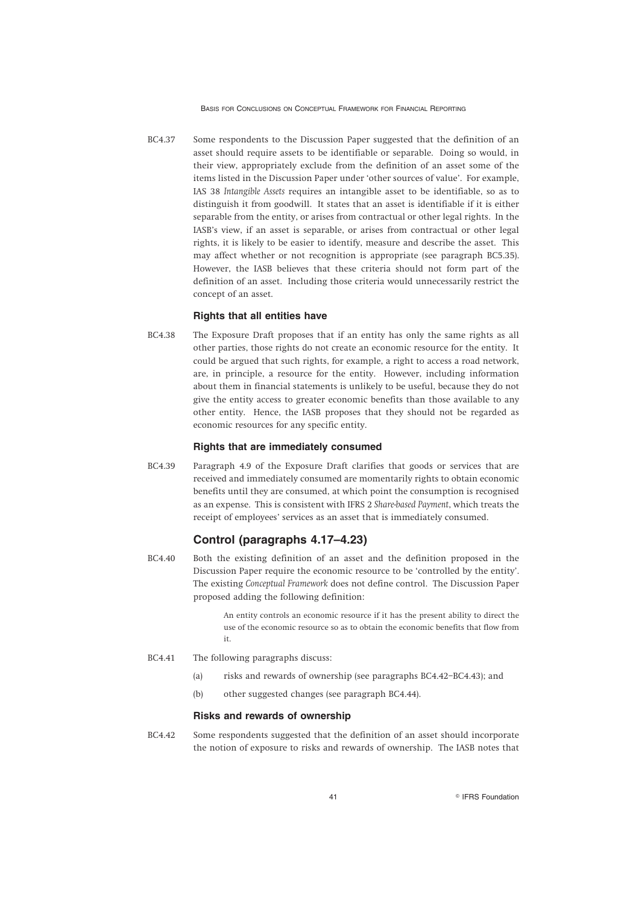BC4.37 Some respondents to the Discussion Paper suggested that the definition of an asset should require assets to be identifiable or separable. Doing so would, in their view, appropriately exclude from the definition of an asset some of the items listed in the Discussion Paper under 'other sources of value'. For example, IAS 38 *Intangible Assets* requires an intangible asset to be identifiable, so as to distinguish it from goodwill. It states that an asset is identifiable if it is either separable from the entity, or arises from contractual or other legal rights. In the IASB's view, if an asset is separable, or arises from contractual or other legal rights, it is likely to be easier to identify, measure and describe the asset. This may affect whether or not recognition is appropriate (see paragraph BC5.35). However, the IASB believes that these criteria should not form part of the definition of an asset. Including those criteria would unnecessarily restrict the concept of an asset.

#### Rights that all entities have

BC4.38 The Exposure Draft proposes that if an entity has only the same rights as all other parties, those rights do not create an economic resource for the entity. It could be argued that such rights, for example, a right to access a road network, are, in principle, a resource for the entity. However, including information about them in financial statements is unlikely to be useful, because they do not give the entity access to greater economic benefits than those available to any other entity. Hence, the IASB proposes that they should not be regarded as economic resources for any specific entity.

#### Rights that are immediately consumed

BC4.39 Paragraph 4.9 of the Exposure Draft clarifies that goods or services that are received and immediately consumed are momentarily rights to obtain economic benefits until they are consumed, at which point the consumption is recognised as an expense. This is consistent with IFRS 2 *Share-based Payment*, which treats the receipt of employees' services as an asset that is immediately consumed.

### Control (paragraphs 4.17–4.23)

BC4.40 Both the existing definition of an asset and the definition proposed in the Discussion Paper require the economic resource to be 'controlled by the entity'. The existing *Conceptual Framework* does not define control. The Discussion Paper proposed adding the following definition:

> An entity controls an economic resource if it has the present ability to direct the use of the economic resource so as to obtain the economic benefits that flow from it.

BC4.41 The following paragraphs discuss:

(a) risks and rewards of ownership (see paragraphs BC4.42–BC4.43); and

(b) other suggested changes (see paragraph BC4.44).

#### Risks and rewards of ownership

BC4.42 Some respondents suggested that the definition of an asset should incorporate the notion of exposure to risks and rewards of ownership. The IASB notes that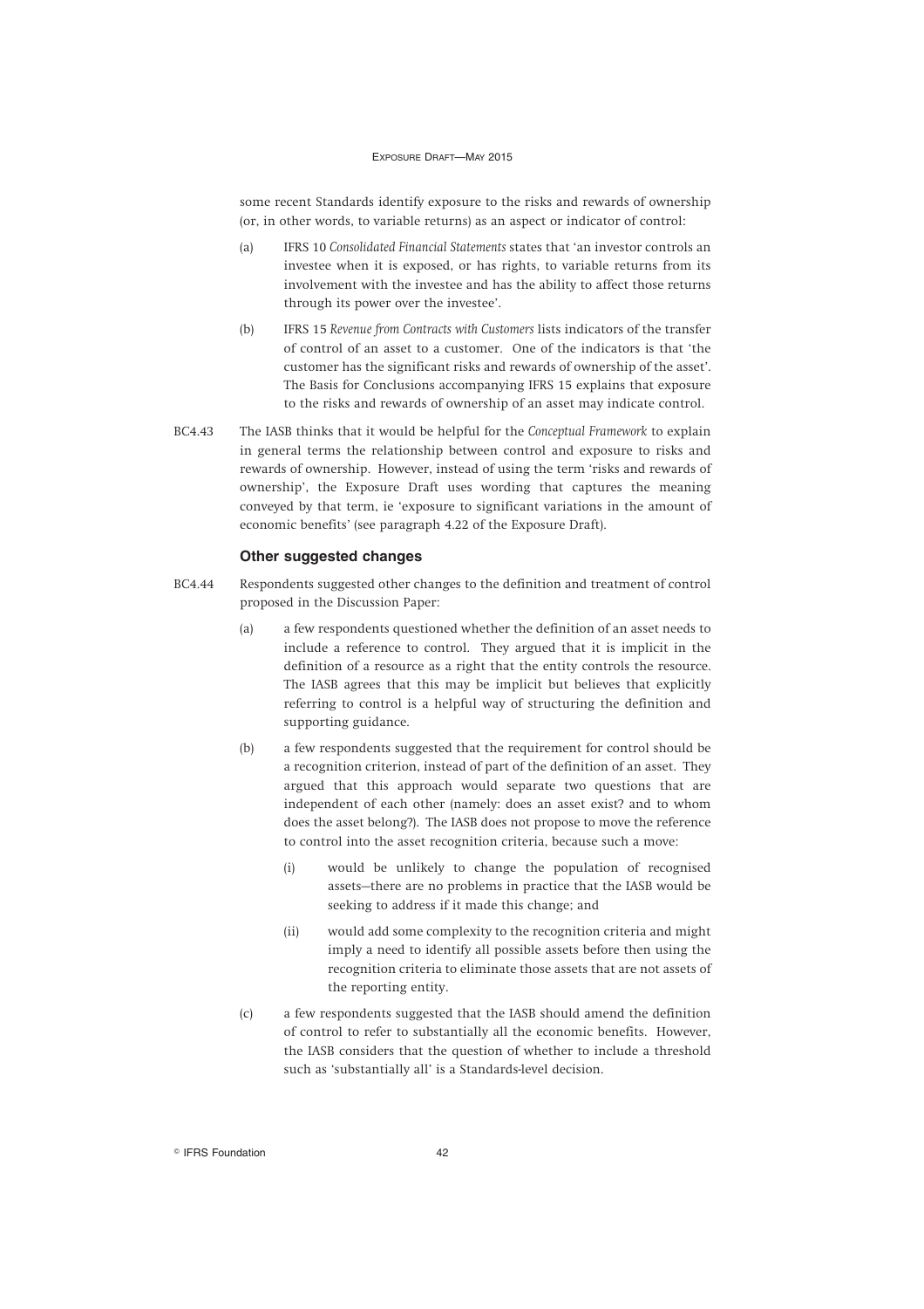some recent Standards identify exposure to the risks and rewards of ownership (or, in other words, to variable returns) as an aspect or indicator of control:

(a) IFRS 10 *Consolidated Financial Statements* states that 'an investor controls an investee when it is exposed, or has rights, to variable returns from its involvement with the investee and has the ability to affect those returns through its power over the investee'.

(b) IFRS 15 *Revenue from Contracts with Customers* lists indicators of the transfer of control of an asset to a customer. One of the indicators is that 'the customer has the significant risks and rewards of ownership of the asset'. The Basis for Conclusions accompanying IFRS 15 explains that exposure to the risks and rewards of ownership of an asset may indicate control.

BC4.43 The IASB thinks that it would be helpful for the *Conceptual Framework* to explain in general terms the relationship between control and exposure to risks and rewards of ownership. However, instead of using the term 'risks and rewards of ownership', the Exposure Draft uses wording that captures the meaning conveyed by that term, ie 'exposure to significant variations in the amount of economic benefits' (see paragraph 4.22 of the Exposure Draft).

### Other suggested changes

BC4.44 Respondents suggested other changes to the definition and treatment of control proposed in the Discussion Paper:

(a) a few respondents questioned whether the definition of an asset needs to include a reference to control. They argued that it is implicit in the definition of a resource as a right that the entity controls the resource. The IASB agrees that this may be implicit but believes that explicitly referring to control is a helpful way of structuring the definition and supporting guidance.

(b) a few respondents suggested that the requirement for control should be a recognition criterion, instead of part of the definition of an asset. They argued that this approach would separate two questions that are independent of each other (namely: does an asset exist? and to whom does the asset belong?). The IASB does not propose to move the reference to control into the asset recognition criteria, because such a move:

   (i) would be unlikely to change the population of recognised assets—there are no problems in practice that the IASB would be seeking to address if it made this change; and

   (ii) would add some complexity to the recognition criteria and might imply a need to identify all possible assets before then using the recognition criteria to eliminate those assets that are not assets of the reporting entity.

(c) a few respondents suggested that the IASB should amend the definition of control to refer to substantially all the economic benefits. However, the IASB considers that the question of whether to include a threshold such as 'substantially all' is a Standards-level decision.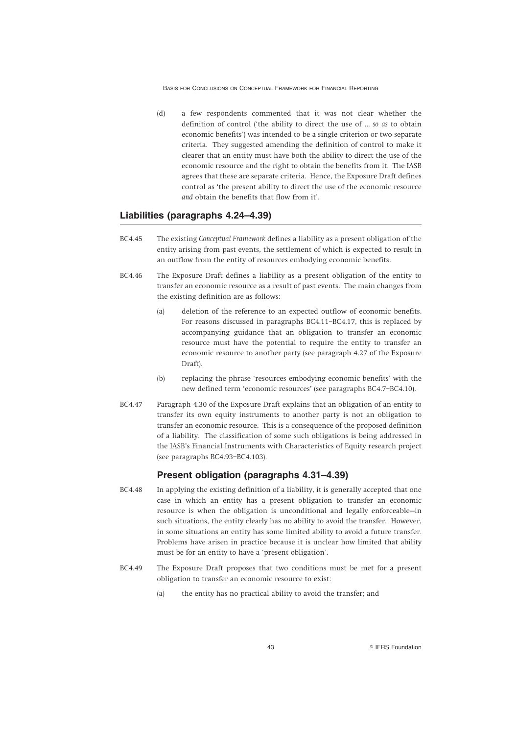(d) a few respondents commented that it was not clear whether the definition of control ('the ability to direct the use of ... *so as* to obtain economic benefits') was intended to be a single criterion or two separate criteria. They suggested amending the definition of control to make it clearer that an entity must have both the ability to direct the use of the economic resource and the right to obtain the benefits from it. The IASB agrees that these are separate criteria. Hence, the Exposure Draft defines control as 'the present ability to direct the use of the economic resource *and* obtain the benefits that flow from it'.

## Liabilities (paragraphs 4.24–4.39)

BC4.45 The existing *Conceptual Framework* defines a liability as a present obligation of the entity arising from past events, the settlement of which is expected to result in an outflow from the entity of resources embodying economic benefits.

BC4.46 The Exposure Draft defines a liability as a present obligation of the entity to transfer an economic resource as a result of past events. The main changes from the existing definition are as follows:

(a) deletion of the reference to an expected outflow of economic benefits. For reasons discussed in paragraphs BC4.11–BC4.17, this is replaced by accompanying guidance that an obligation to transfer an economic resource must have the potential to require the entity to transfer an economic resource to another party (see paragraph 4.27 of the Exposure Draft).

(b) replacing the phrase 'resources embodying economic benefits' with the new defined term 'economic resources' (see paragraphs BC4.7–BC4.10).

BC4.47 Paragraph 4.30 of the Exposure Draft explains that an obligation of an entity to transfer its own equity instruments to another party is not an obligation to transfer an economic resource. This is a consequence of the proposed definition of a liability. The classification of some such obligations is being addressed in the IASB's Financial Instruments with Characteristics of Equity research project (see paragraphs BC4.93–BC4.103).

### Present obligation (paragraphs 4.31–4.39)

BC4.48 In applying the existing definition of a liability, it is generally accepted that one case in which an entity has a present obligation to transfer an economic resource is when the obligation is unconditional and legally enforceable—in such situations, the entity clearly has no ability to avoid the transfer. However, in some situations an entity has some limited ability to avoid a future transfer. Problems have arisen in practice because it is unclear how limited that ability must be for an entity to have a 'present obligation'.

BC4.49 The Exposure Draft proposes that two conditions must be met for a present obligation to transfer an economic resource to exist:

(a) the entity has no practical ability to avoid the transfer; and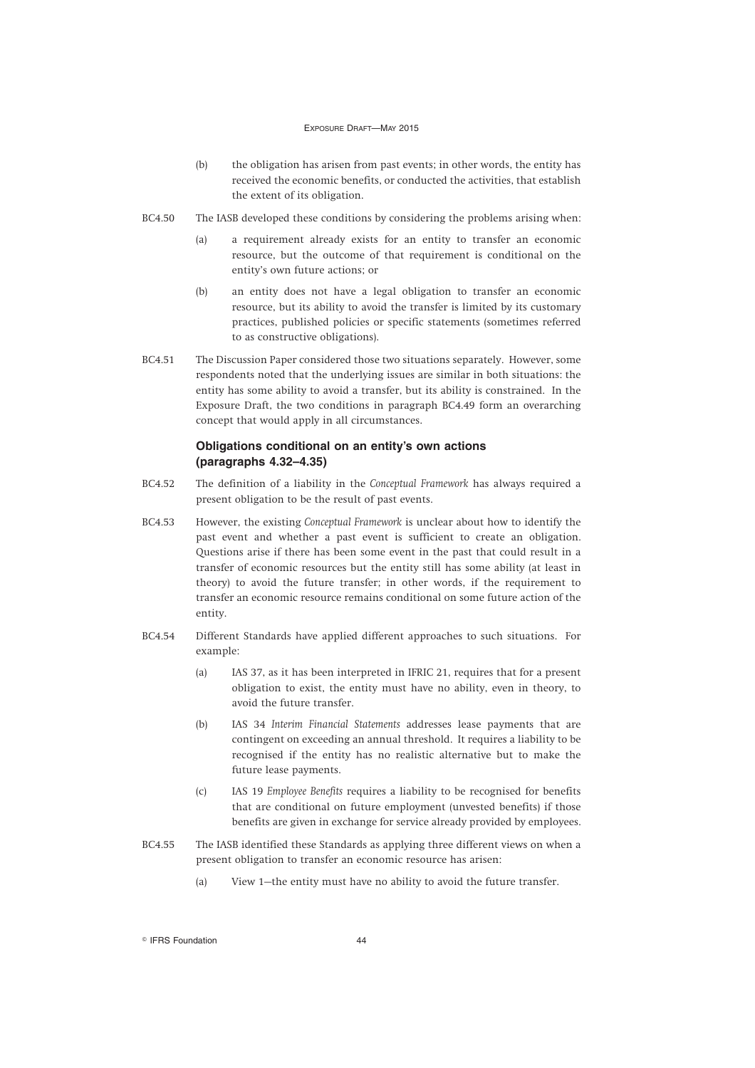(b) the obligation has arisen from past events; in other words, the entity has received the economic benefits, or conducted the activities, that establish the extent of its obligation.

BC4.50 The IASB developed these conditions by considering the problems arising when:

(a) a requirement already exists for an entity to transfer an economic resource, but the outcome of that requirement is conditional on the entity's own future actions; or

(b) an entity does not have a legal obligation to transfer an economic resource, but its ability to avoid the transfer is limited by its customary practices, published policies or specific statements (sometimes referred to as constructive obligations).

BC4.51 The Discussion Paper considered those two situations separately. However, some respondents noted that the underlying issues are similar in both situations: the entity has some ability to avoid a transfer, but its ability is constrained. In the Exposure Draft, the two conditions in paragraph BC4.49 form an overarching concept that would apply in all circumstances.

### Obligations conditional on an entity's own actions (paragraphs 4.32–4.35)

BC4.52 The definition of a liability in the *Conceptual Framework* has always required a present obligation to be the result of past events.

BC4.53 However, the existing *Conceptual Framework* is unclear about how to identify the past event and whether a past event is sufficient to create an obligation. Questions arise if there has been some event in the past that could result in a transfer of economic resources but the entity still has some ability (at least in theory) to avoid the future transfer; in other words, if the requirement to transfer an economic resource remains conditional on some future action of the entity.

BC4.54 Different Standards have applied different approaches to such situations. For example:

(a) IAS 37, as it has been interpreted in IFRIC 21, requires that for a present obligation to exist, the entity must have no ability, even in theory, to avoid the future transfer.

(b) IAS 34 *Interim Financial Statements* addresses lease payments that are contingent on exceeding an annual threshold. It requires a liability to be recognised if the entity has no realistic alternative but to make the future lease payments.

(c) IAS 19 *Employee Benefits* requires a liability to be recognised for benefits that are conditional on future employment (unvested benefits) if those benefits are given in exchange for service already provided by employees.

BC4.55 The IASB identified these Standards as applying three different views on when a present obligation to transfer an economic resource has arisen:

(a) View 1—the entity must have no ability to avoid the future transfer.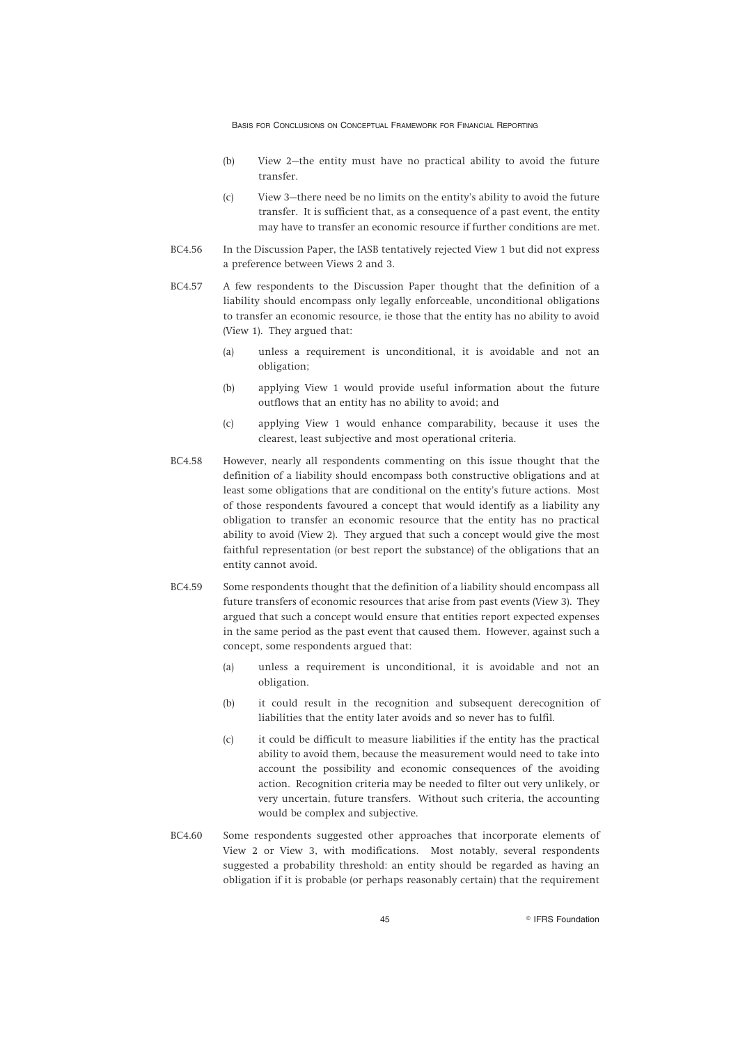(b) View 2—the entity must have no practical ability to avoid the future transfer.

(c) View 3—there need be no limits on the entity's ability to avoid the future transfer. It is sufficient that, as a consequence of a past event, the entity may have to transfer an economic resource if further conditions are met.

BC4.56 In the Discussion Paper, the IASB tentatively rejected View 1 but did not express a preference between Views 2 and 3.

BC4.57 A few respondents to the Discussion Paper thought that the definition of a liability should encompass only legally enforceable, unconditional obligations to transfer an economic resource, ie those that the entity has no ability to avoid (View 1). They argued that:

(a) unless a requirement is unconditional, it is avoidable and not an obligation;

(b) applying View 1 would provide useful information about the future outflows that an entity has no ability to avoid; and

(c) applying View 1 would enhance comparability, because it uses the clearest, least subjective and most operational criteria.

BC4.58 However, nearly all respondents commenting on this issue thought that the definition of a liability should encompass both constructive obligations and at least some obligations that are conditional on the entity's future actions. Most of those respondents favoured a concept that would identify as a liability any obligation to transfer an economic resource that the entity has no practical ability to avoid (View 2). They argued that such a concept would give the most faithful representation (or best report the substance) of the obligations that an entity cannot avoid.

BC4.59 Some respondents thought that the definition of a liability should encompass all future transfers of economic resources that arise from past events (View 3). They argued that such a concept would ensure that entities report expected expenses in the same period as the past event that caused them. However, against such a concept, some respondents argued that:

(a) unless a requirement is unconditional, it is avoidable and not an obligation.

(b) it could result in the recognition and subsequent derecognition of liabilities that the entity later avoids and so never has to fulfil.

(c) it could be difficult to measure liabilities if the entity has the practical ability to avoid them, because the measurement would need to take into account the possibility and economic consequences of the avoiding action. Recognition criteria may be needed to filter out very unlikely, or very uncertain, future transfers. Without such criteria, the accounting would be complex and subjective.

BC4.60 Some respondents suggested other approaches that incorporate elements of View 2 or View 3, with modifications. Most notably, several respondents suggested a probability threshold: an entity should be regarded as having an obligation if it is probable (or perhaps reasonably certain) that the requirement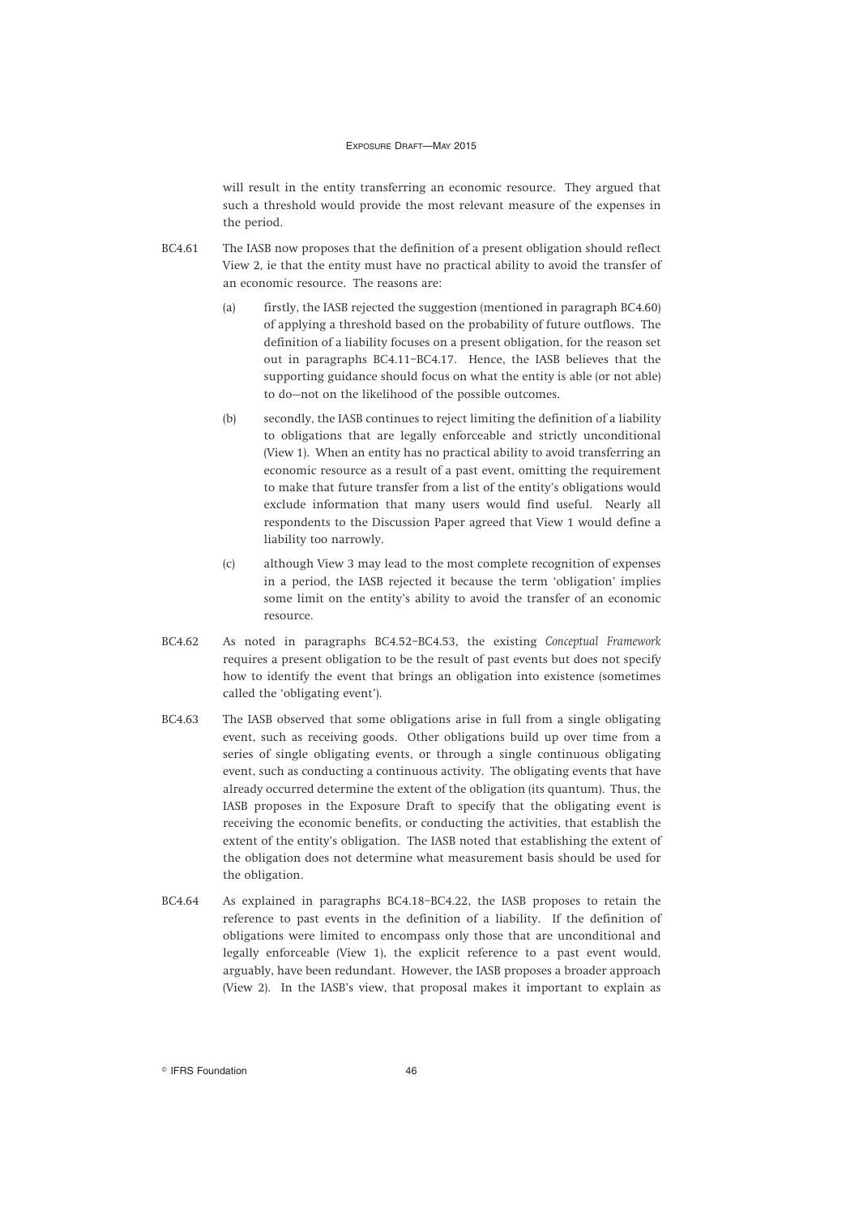will result in the entity transferring an economic resource. They argued that such a threshold would provide the most relevant measure of the expenses in the period.

BC4.61 The IASB now proposes that the definition of a present obligation should reflect View 2, ie that the entity must have no practical ability to avoid the transfer of an economic resource. The reasons are:

(a) firstly, the IASB rejected the suggestion (mentioned in paragraph BC4.60) of applying a threshold based on the probability of future outflows. The definition of a liability focuses on a present obligation, for the reason set out in paragraphs BC4.11–BC4.17. Hence, the IASB believes that the supporting guidance should focus on what the entity is able (or not able) to do—not on the likelihood of the possible outcomes.

(b) secondly, the IASB continues to reject limiting the definition of a liability to obligations that are legally enforceable and strictly unconditional (View 1). When an entity has no practical ability to avoid transferring an economic resource as a result of a past event, omitting the requirement to make that future transfer from a list of the entity's obligations would exclude information that many users would find useful. Nearly all respondents to the Discussion Paper agreed that View 1 would define a liability too narrowly.

(c) although View 3 may lead to the most complete recognition of expenses in a period, the IASB rejected it because the term 'obligation' implies some limit on the entity's ability to avoid the transfer of an economic resource.

BC4.62 As noted in paragraphs BC4.52–BC4.53, the existing *Conceptual Framework* requires a present obligation to be the result of past events but does not specify how to identify the event that brings an obligation into existence (sometimes called the 'obligating event').

BC4.63 The IASB observed that some obligations arise in full from a single obligating event, such as receiving goods. Other obligations build up over time from a series of single obligating events, or through a single continuous obligating event, such as conducting a continuous activity. The obligating events that have already occurred determine the extent of the obligation (its quantum). Thus, the IASB proposes in the Exposure Draft to specify that the obligating event is receiving the economic benefits, or conducting the activities, that establish the extent of the entity's obligation. The IASB noted that establishing the extent of the obligation does not determine what measurement basis should be used for the obligation.

BC4.64 As explained in paragraphs BC4.18–BC4.22, the IASB proposes to retain the reference to past events in the definition of a liability. If the definition of obligations were limited to encompass only those that are unconditional and legally enforceable (View 1), the explicit reference to a past event would, arguably, have been redundant. However, the IASB proposes a broader approach (View 2). In the IASB's view, that proposal makes it important to explain as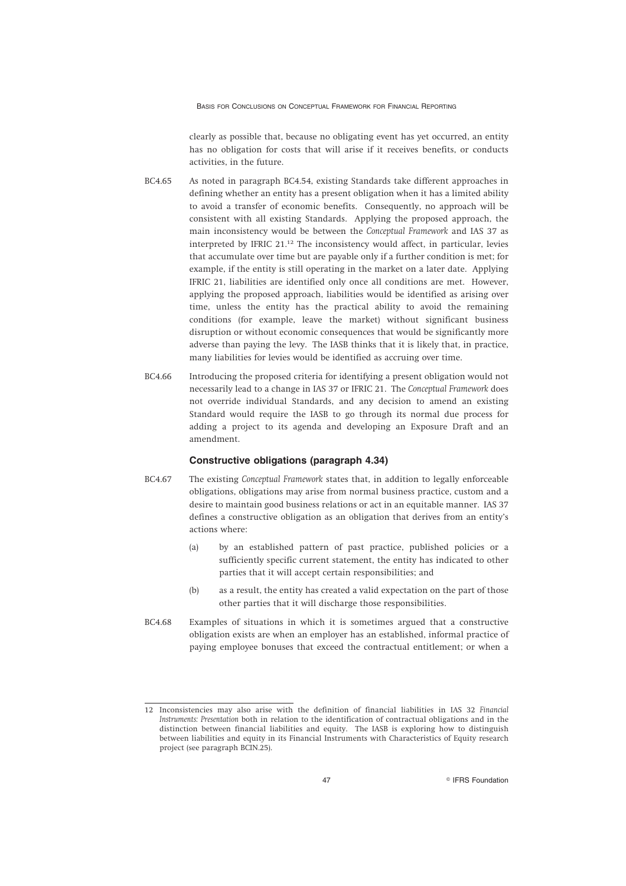clearly as possible that, because no obligating event has yet occurred, an entity has no obligation for costs that will arise if it receives benefits, or conducts activities, in the future.

BC4.65 As noted in paragraph BC4.54, existing Standards take different approaches in defining whether an entity has a present obligation when it has a limited ability to avoid a transfer of economic benefits. Consequently, no approach will be consistent with all existing Standards. Applying the proposed approach, the main inconsistency would be between the *Conceptual Framework* and IAS 37 as interpreted by IFRIC 21.[12] The inconsistency would affect, in particular, levies that accumulate over time but are payable only if a further condition is met; for example, if the entity is still operating in the market on a later date. Applying IFRIC 21, liabilities are identified only once all conditions are met. However, applying the proposed approach, liabilities would be identified as arising over time, unless the entity has the practical ability to avoid the remaining conditions (for example, leave the market) without significant business disruption or without economic consequences that would be significantly more adverse than paying the levy. The IASB thinks that it is likely that, in practice, many liabilities for levies would be identified as accruing over time.

BC4.66 Introducing the proposed criteria for identifying a present obligation would not necessarily lead to a change in IAS 37 or IFRIC 21. The *Conceptual Framework* does not override individual Standards, and any decision to amend an existing Standard would require the IASB to go through its normal due process for adding a project to its agenda and developing an Exposure Draft and an amendment.

### Constructive obligations (paragraph 4.34)

BC4.67 The existing *Conceptual Framework* states that, in addition to legally enforceable obligations, obligations may arise from normal business practice, custom and a desire to maintain good business relations or act in an equitable manner. IAS 37 defines a constructive obligation as an obligation that derives from an entity's actions where:

(a) by an established pattern of past practice, published policies or a sufficiently specific current statement, the entity has indicated to other parties that it will accept certain responsibilities; and

(b) as a result, the entity has created a valid expectation on the part of those other parties that it will discharge those responsibilities.

BC4.68 Examples of situations in which it is sometimes argued that a constructive obligation exists are when an employer has an established, informal practice of paying employee bonuses that exceed the contractual entitlement; or when a

---

12 Inconsistencies may also arise with the definition of financial liabilities in IAS 32 *Financial Instruments: Presentation* both in relation to the identification of contractual obligations and in the distinction between financial liabilities and equity. The IASB is exploring how to distinguish between liabilities and equity in its Financial Instruments with Characteristics of Equity research project (see paragraph BCIN.25).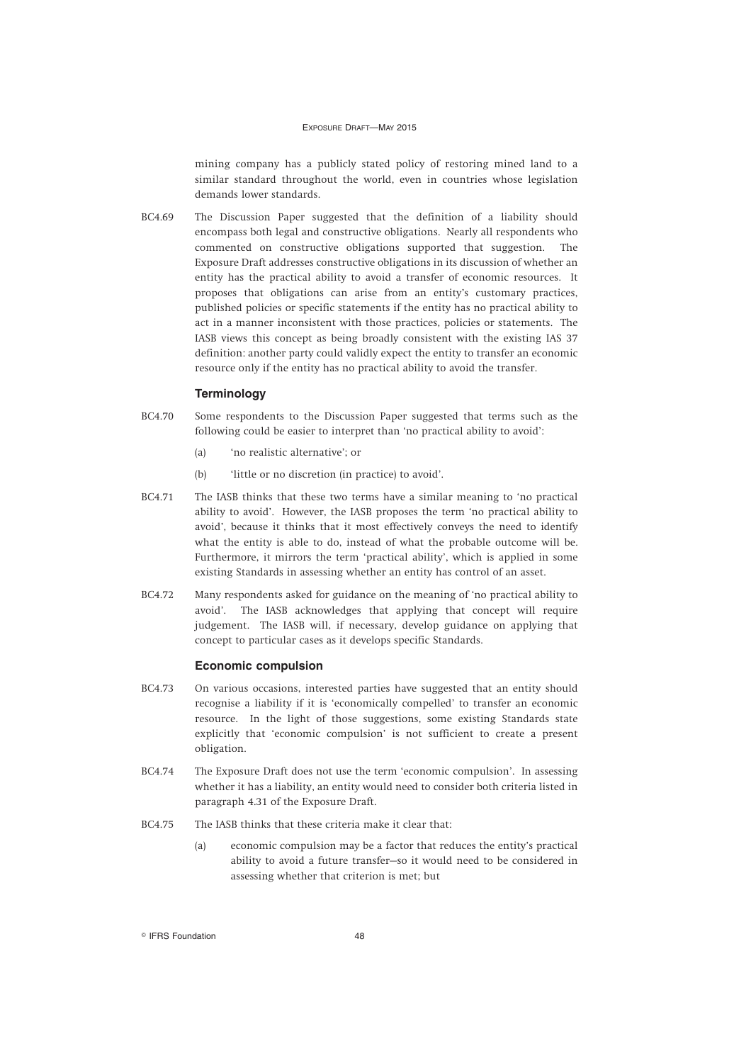mining company has a publicly stated policy of restoring mined land to a similar standard throughout the world, even in countries whose legislation demands lower standards.

BC4.69 The Discussion Paper suggested that the definition of a liability should encompass both legal and constructive obligations. Nearly all respondents who commented on constructive obligations supported that suggestion. The Exposure Draft addresses constructive obligations in its discussion of whether an entity has the practical ability to avoid a transfer of economic resources. It proposes that obligations can arise from an entity's customary practices, published policies or specific statements if the entity has no practical ability to act in a manner inconsistent with those practices, policies or statements. The IASB views this concept as being broadly consistent with the existing IAS 37 definition: another party could validly expect the entity to transfer an economic resource only if the entity has no practical ability to avoid the transfer.

### Terminology

BC4.70 Some respondents to the Discussion Paper suggested that terms such as the following could be easier to interpret than 'no practical ability to avoid':

(a) 'no realistic alternative'; or

(b) 'little or no discretion (in practice) to avoid'.

BC4.71 The IASB thinks that these two terms have a similar meaning to 'no practical ability to avoid'. However, the IASB proposes the term 'no practical ability to avoid', because it thinks that it most effectively conveys the need to identify what the entity is able to do, instead of what the probable outcome will be. Furthermore, it mirrors the term 'practical ability', which is applied in some existing Standards in assessing whether an entity has control of an asset.

BC4.72 Many respondents asked for guidance on the meaning of 'no practical ability to avoid'. The IASB acknowledges that applying that concept will require judgement. The IASB will, if necessary, develop guidance on applying that concept to particular cases as it develops specific Standards.

### Economic compulsion

BC4.73 On various occasions, interested parties have suggested that an entity should recognise a liability if it is 'economically compelled' to transfer an economic resource. In the light of those suggestions, some existing Standards state explicitly that 'economic compulsion' is not sufficient to create a present obligation.

BC4.74 The Exposure Draft does not use the term 'economic compulsion'. In assessing whether it has a liability, an entity would need to consider both criteria listed in paragraph 4.31 of the Exposure Draft.

BC4.75 The IASB thinks that these criteria make it clear that:

(a) economic compulsion may be a factor that reduces the entity's practical ability to avoid a future transfer—so it would need to be considered in assessing whether that criterion is met; but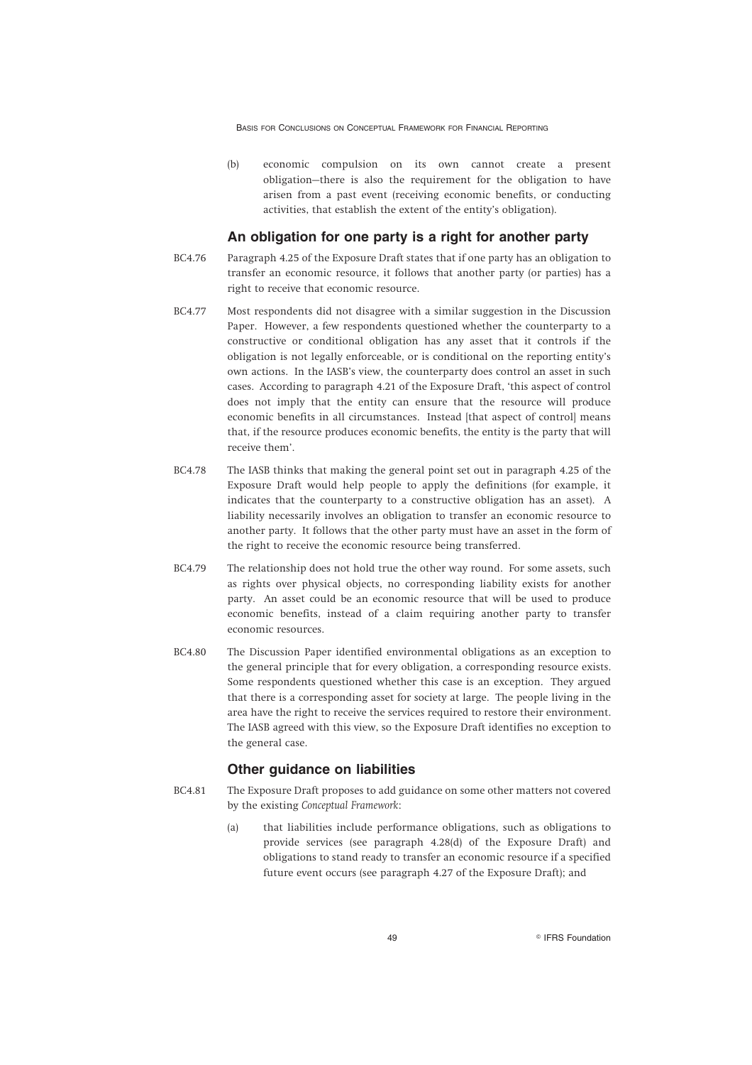(b) economic compulsion on its own cannot create a present obligation—there is also the requirement for the obligation to have arisen from a past event (receiving economic benefits, or conducting activities, that establish the extent of the entity's obligation).

## An obligation for one party is a right for another party

BC4.76 Paragraph 4.25 of the Exposure Draft states that if one party has an obligation to transfer an economic resource, it follows that another party (or parties) has a right to receive that economic resource.

BC4.77 Most respondents did not disagree with a similar suggestion in the Discussion Paper. However, a few respondents questioned whether the counterparty to a constructive or conditional obligation has any asset that it controls if the obligation is not legally enforceable, or is conditional on the reporting entity's own actions. In the IASB's view, the counterparty does control an asset in such cases. According to paragraph 4.21 of the Exposure Draft, 'this aspect of control does not imply that the entity can ensure that the resource will produce economic benefits in all circumstances. Instead [that aspect of control] means that, if the resource produces economic benefits, the entity is the party that will receive them'.

BC4.78 The IASB thinks that making the general point set out in paragraph 4.25 of the Exposure Draft would help people to apply the definitions (for example, it indicates that the counterparty to a constructive obligation has an asset). A liability necessarily involves an obligation to transfer an economic resource to another party. It follows that the other party must have an asset in the form of the right to receive the economic resource being transferred.

BC4.79 The relationship does not hold true the other way round. For some assets, such as rights over physical objects, no corresponding liability exists for another party. An asset could be an economic resource that will be used to produce economic benefits, instead of a claim requiring another party to transfer economic resources.

BC4.80 The Discussion Paper identified environmental obligations as an exception to the general principle that for every obligation, a corresponding resource exists. Some respondents questioned whether this case is an exception. They argued that there is a corresponding asset for society at large. The people living in the area have the right to receive the services required to restore their environment. The IASB agreed with this view, so the Exposure Draft identifies no exception to the general case.

## Other guidance on liabilities

BC4.81 The Exposure Draft proposes to add guidance on some other matters not covered by the existing *Conceptual Framework*:

(a) that liabilities include performance obligations, such as obligations to provide services (see paragraph 4.28(d) of the Exposure Draft) and obligations to stand ready to transfer an economic resource if a specified future event occurs (see paragraph 4.27 of the Exposure Draft); and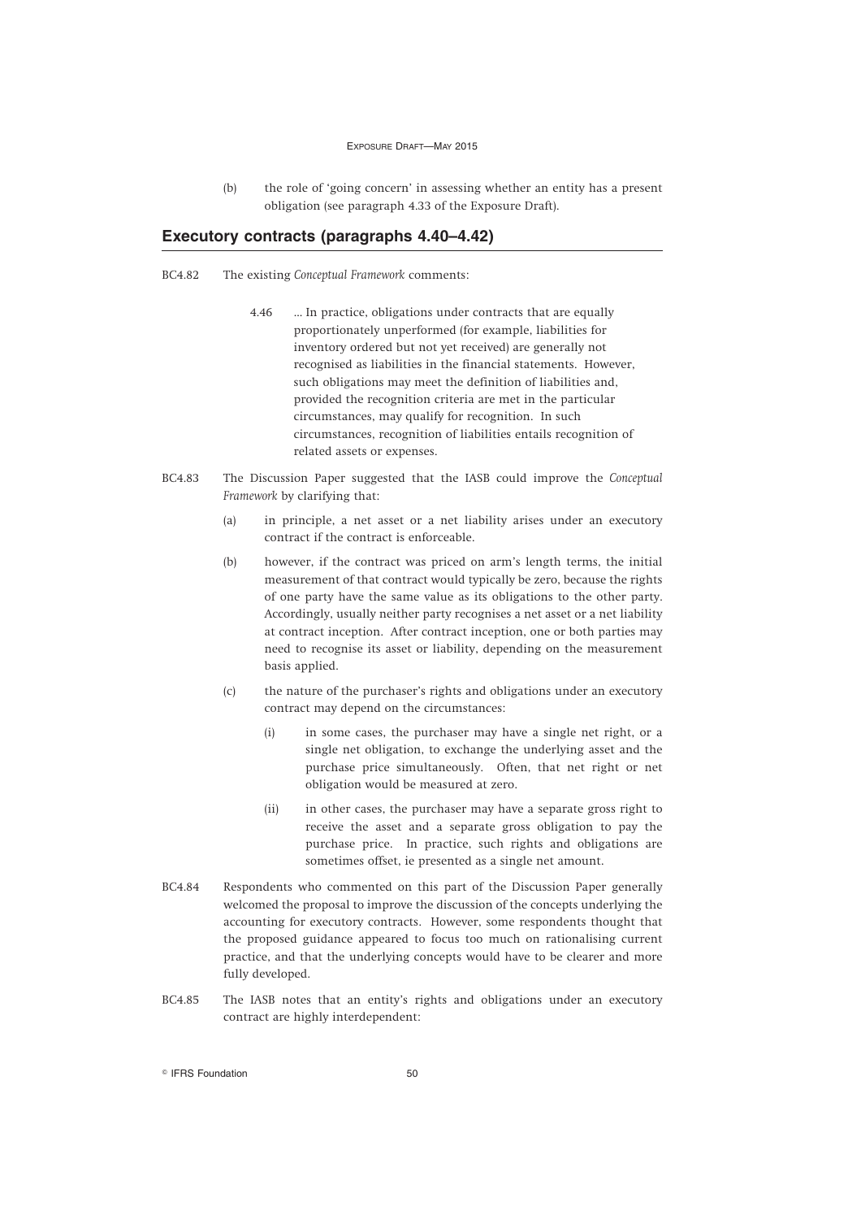(b) the role of 'going concern' in assessing whether an entity has a present obligation (see paragraph 4.33 of the Exposure Draft).

## Executory contracts (paragraphs 4.40–4.42)

BC4.82 The existing *Conceptual Framework* comments:

> 4.46 ... In practice, obligations under contracts that are equally proportionately unperformed (for example, liabilities for inventory ordered but not yet received) are generally not recognised as liabilities in the financial statements. However, such obligations may meet the definition of liabilities and, provided the recognition criteria are met in the particular circumstances, may qualify for recognition. In such circumstances, recognition of liabilities entails recognition of related assets or expenses.

BC4.83 The Discussion Paper suggested that the IASB could improve the *Conceptual Framework* by clarifying that:

(a) in principle, a net asset or a net liability arises under an executory contract if the contract is enforceable.

(b) however, if the contract was priced on arm's length terms, the initial measurement of that contract would typically be zero, because the rights of one party have the same value as its obligations to the other party. Accordingly, usually neither party recognises a net asset or a net liability at contract inception. After contract inception, one or both parties may need to recognise its asset or liability, depending on the measurement basis applied.

(c) the nature of the purchaser's rights and obligations under an executory contract may depend on the circumstances:

  (i) in some cases, the purchaser may have a single net right, or a single net obligation, to exchange the underlying asset and the purchase price simultaneously. Often, that net right or net obligation would be measured at zero.

  (ii) in other cases, the purchaser may have a separate gross right to receive the asset and a separate gross obligation to pay the purchase price. In practice, such rights and obligations are sometimes offset, ie presented as a single net amount.

BC4.84 Respondents who commented on this part of the Discussion Paper generally welcomed the proposal to improve the discussion of the concepts underlying the accounting for executory contracts. However, some respondents thought that the proposed guidance appeared to focus too much on rationalising current practice, and that the underlying concepts would have to be clearer and more fully developed.

BC4.85 The IASB notes that an entity's rights and obligations under an executory contract are highly interdependent: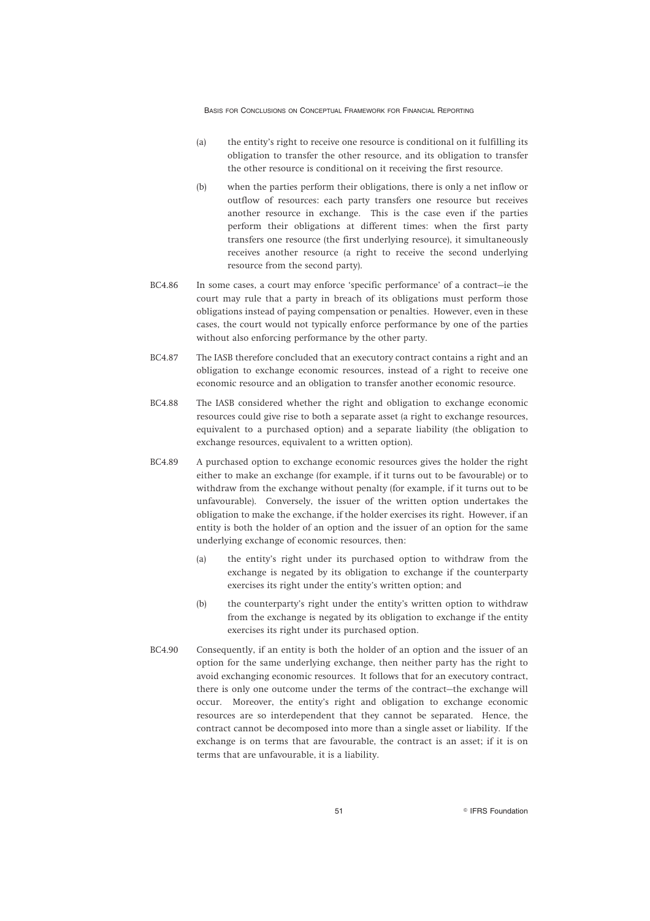(a) the entity's right to receive one resource is conditional on it fulfilling its obligation to transfer the other resource, and its obligation to transfer the other resource is conditional on it receiving the first resource.

(b) when the parties perform their obligations, there is only a net inflow or outflow of resources: each party transfers one resource but receives another resource in exchange. This is the case even if the parties perform their obligations at different times: when the first party transfers one resource (the first underlying resource), it simultaneously receives another resource (a right to receive the second underlying resource from the second party).

BC4.86 In some cases, a court may enforce 'specific performance' of a contract—ie the court may rule that a party in breach of its obligations must perform those obligations instead of paying compensation or penalties. However, even in these cases, the court would not typically enforce performance by one of the parties without also enforcing performance by the other party.

BC4.87 The IASB therefore concluded that an executory contract contains a right and an obligation to exchange economic resources, instead of a right to receive one economic resource and an obligation to transfer another economic resource.

BC4.88 The IASB considered whether the right and obligation to exchange economic resources could give rise to both a separate asset (a right to exchange resources, equivalent to a purchased option) and a separate liability (the obligation to exchange resources, equivalent to a written option).

BC4.89 A purchased option to exchange economic resources gives the holder the right either to make an exchange (for example, if it turns out to be favourable) or to withdraw from the exchange without penalty (for example, if it turns out to be unfavourable). Conversely, the issuer of the written option undertakes the obligation to make the exchange, if the holder exercises its right. However, if an entity is both the holder of an option and the issuer of an option for the same underlying exchange of economic resources, then:

(a) the entity's right under its purchased option to withdraw from the exchange is negated by its obligation to exchange if the counterparty exercises its right under the entity's written option; and

(b) the counterparty's right under the entity's written option to withdraw from the exchange is negated by its obligation to exchange if the entity exercises its right under its purchased option.

BC4.90 Consequently, if an entity is both the holder of an option and the issuer of an option for the same underlying exchange, then neither party has the right to avoid exchanging economic resources. It follows that for an executory contract, there is only one outcome under the terms of the contract—the exchange will occur. Moreover, the entity's right and obligation to exchange economic resources are so interdependent that they cannot be separated. Hence, the contract cannot be decomposed into more than a single asset or liability. If the exchange is on terms that are favourable, the contract is an asset; if it is on terms that are unfavourable, it is a liability.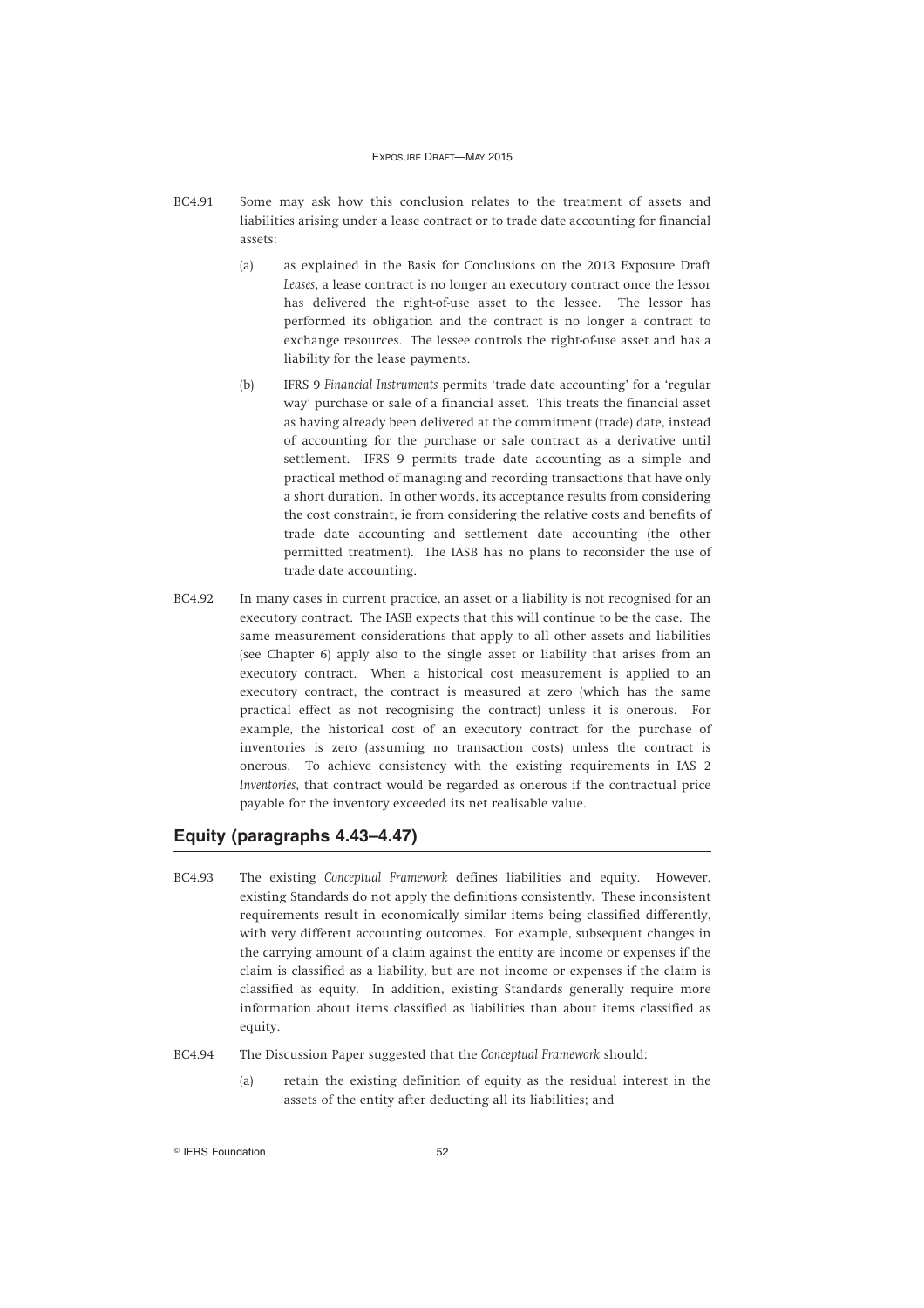BC4.91 Some may ask how this conclusion relates to the treatment of assets and liabilities arising under a lease contract or to trade date accounting for financial assets:

(a) as explained in the Basis for Conclusions on the 2013 Exposure Draft *Leases*, a lease contract is no longer an executory contract once the lessor has delivered the right-of-use asset to the lessee. The lessor has performed its obligation and the contract is no longer a contract to exchange resources. The lessee controls the right-of-use asset and has a liability for the lease payments.

(b) IFRS 9 *Financial Instruments* permits 'trade date accounting' for a 'regular way' purchase or sale of a financial asset. This treats the financial asset as having already been delivered at the commitment (trade) date, instead of accounting for the purchase or sale contract as a derivative until settlement. IFRS 9 permits trade date accounting as a simple and practical method of managing and recording transactions that have only a short duration. In other words, its acceptance results from considering the cost constraint, ie from considering the relative costs and benefits of trade date accounting and settlement date accounting (the other permitted treatment). The IASB has no plans to reconsider the use of trade date accounting.

BC4.92 In many cases in current practice, an asset or a liability is not recognised for an executory contract. The IASB expects that this will continue to be the case. The same measurement considerations that apply to all other assets and liabilities (see Chapter 6) apply also to the single asset or liability that arises from an executory contract. When a historical cost measurement is applied to an executory contract, the contract is measured at zero (which has the same practical effect as not recognising the contract) unless it is onerous. For example, the historical cost of an executory contract for the purchase of inventories is zero (assuming no transaction costs) unless the contract is onerous. To achieve consistency with the existing requirements in IAS 2 *Inventories*, that contract would be regarded as onerous if the contractual price payable for the inventory exceeded its net realisable value.

## Equity (paragraphs 4.43–4.47)

BC4.93 The existing *Conceptual Framework* defines liabilities and equity. However, existing Standards do not apply the definitions consistently. These inconsistent requirements result in economically similar items being classified differently, with very different accounting outcomes. For example, subsequent changes in the carrying amount of a claim against the entity are income or expenses if the claim is classified as a liability, but are not income or expenses if the claim is classified as equity. In addition, existing Standards generally require more information about items classified as liabilities than about items classified as equity.

BC4.94 The Discussion Paper suggested that the *Conceptual Framework* should:

(a) retain the existing definition of equity as the residual interest in the assets of the entity after deducting all its liabilities; and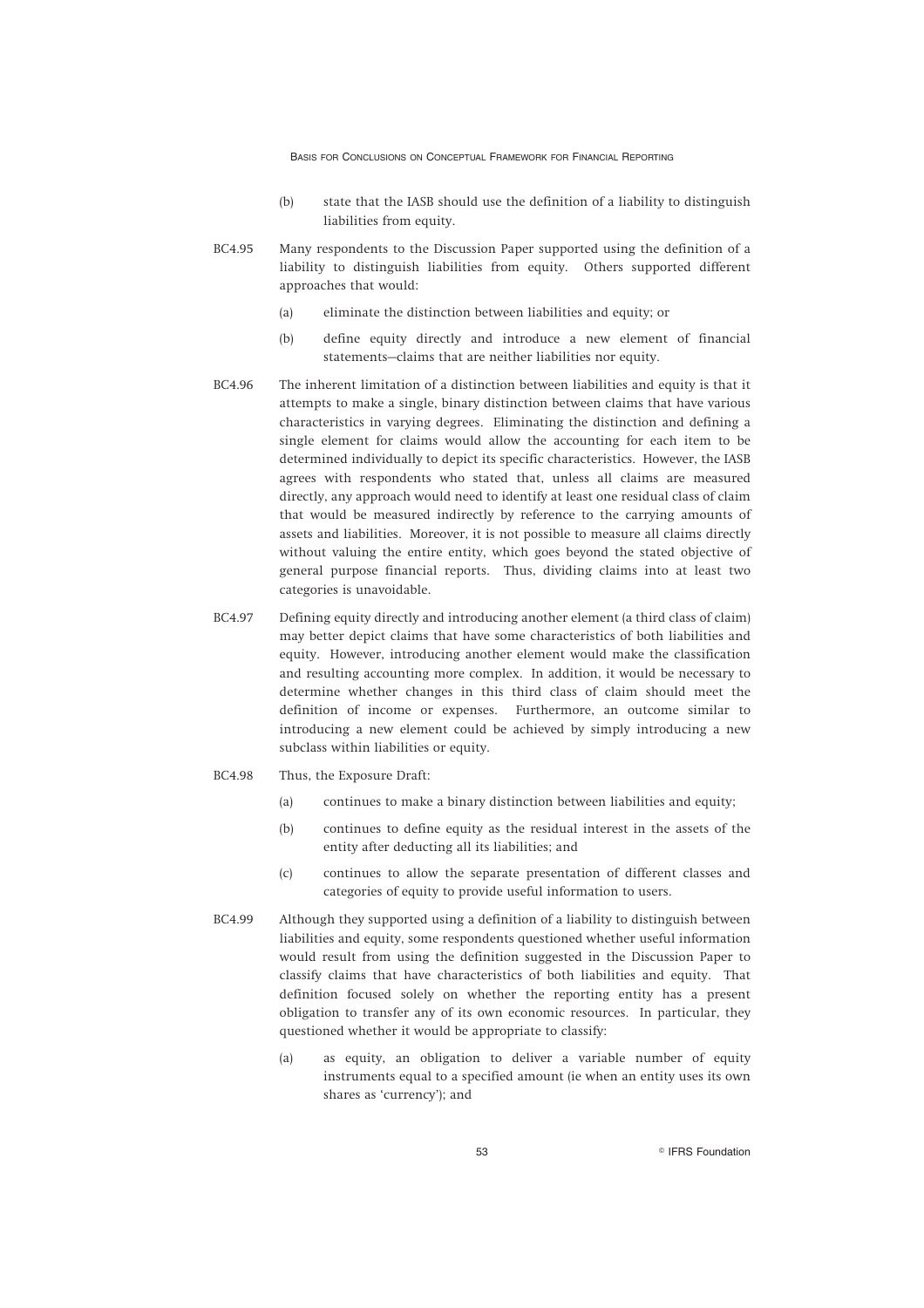(b) state that the IASB should use the definition of a liability to distinguish liabilities from equity.

BC4.95 Many respondents to the Discussion Paper supported using the definition of a liability to distinguish liabilities from equity. Others supported different approaches that would:

(a) eliminate the distinction between liabilities and equity; or

(b) define equity directly and introduce a new element of financial statements—claims that are neither liabilities nor equity.

BC4.96 The inherent limitation of a distinction between liabilities and equity is that it attempts to make a single, binary distinction between claims that have various characteristics in varying degrees. Eliminating the distinction and defining a single element for claims would allow the accounting for each item to be determined individually to depict its specific characteristics. However, the IASB agrees with respondents who stated that, unless all claims are measured directly, any approach would need to identify at least one residual class of claim that would be measured indirectly by reference to the carrying amounts of assets and liabilities. Moreover, it is not possible to measure all claims directly without valuing the entire entity, which goes beyond the stated objective of general purpose financial reports. Thus, dividing claims into at least two categories is unavoidable.

BC4.97 Defining equity directly and introducing another element (a third class of claim) may better depict claims that have some characteristics of both liabilities and equity. However, introducing another element would make the classification and resulting accounting more complex. In addition, it would be necessary to determine whether changes in this third class of claim should meet the definition of income or expenses. Furthermore, an outcome similar to introducing a new element could be achieved by simply introducing a new subclass within liabilities or equity.

BC4.98 Thus, the Exposure Draft:

(a) continues to make a binary distinction between liabilities and equity;

(b) continues to define equity as the residual interest in the assets of the entity after deducting all its liabilities; and

(c) continues to allow the separate presentation of different classes and categories of equity to provide useful information to users.

BC4.99 Although they supported using a definition of a liability to distinguish between liabilities and equity, some respondents questioned whether useful information would result from using the definition suggested in the Discussion Paper to classify claims that have characteristics of both liabilities and equity. That definition focused solely on whether the reporting entity has a present obligation to transfer any of its own economic resources. In particular, they questioned whether it would be appropriate to classify:

(a) as equity, an obligation to deliver a variable number of equity instruments equal to a specified amount (ie when an entity uses its own shares as 'currency'); and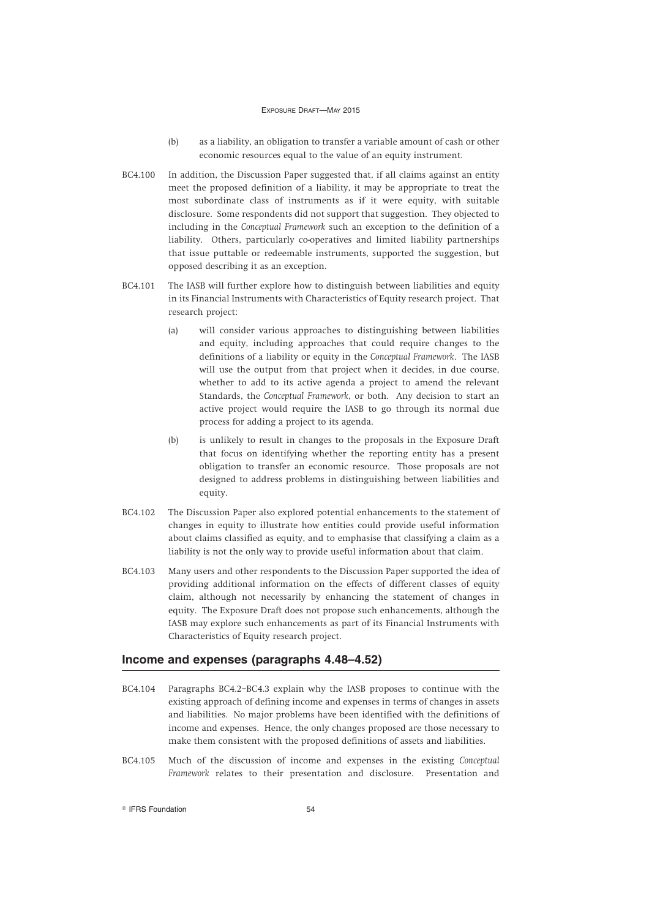(b) as a liability, an obligation to transfer a variable amount of cash or other economic resources equal to the value of an equity instrument.

BC4.100 In addition, the Discussion Paper suggested that, if all claims against an entity meet the proposed definition of a liability, it may be appropriate to treat the most subordinate class of instruments as if it were equity, with suitable disclosure. Some respondents did not support that suggestion. They objected to including in the *Conceptual Framework* such an exception to the definition of a liability. Others, particularly co-operatives and limited liability partnerships that issue puttable or redeemable instruments, supported the suggestion, but opposed describing it as an exception.

BC4.101 The IASB will further explore how to distinguish between liabilities and equity in its Financial Instruments with Characteristics of Equity research project. That research project:

(a) will consider various approaches to distinguishing between liabilities and equity, including approaches that could require changes to the definitions of a liability or equity in the *Conceptual Framework*. The IASB will use the output from that project when it decides, in due course, whether to add to its active agenda a project to amend the relevant Standards, the *Conceptual Framework*, or both. Any decision to start an active project would require the IASB to go through its normal due process for adding a project to its agenda.

(b) is unlikely to result in changes to the proposals in the Exposure Draft that focus on identifying whether the reporting entity has a present obligation to transfer an economic resource. Those proposals are not designed to address problems in distinguishing between liabilities and equity.

BC4.102 The Discussion Paper also explored potential enhancements to the statement of changes in equity to illustrate how entities could provide useful information about claims classified as equity, and to emphasise that classifying a claim as a liability is not the only way to provide useful information about that claim.

BC4.103 Many users and other respondents to the Discussion Paper supported the idea of providing additional information on the effects of different classes of equity claim, although not necessarily by enhancing the statement of changes in equity. The Exposure Draft does not propose such enhancements, although the IASB may explore such enhancements as part of its Financial Instruments with Characteristics of Equity research project.

## Income and expenses (paragraphs 4.48–4.52)

BC4.104 Paragraphs BC4.2–BC4.3 explain why the IASB proposes to continue with the existing approach of defining income and expenses in terms of changes in assets and liabilities. No major problems have been identified with the definitions of income and expenses. Hence, the only changes proposed are those necessary to make them consistent with the proposed definitions of assets and liabilities.

BC4.105 Much of the discussion of income and expenses in the existing *Conceptual Framework* relates to their presentation and disclosure. Presentation and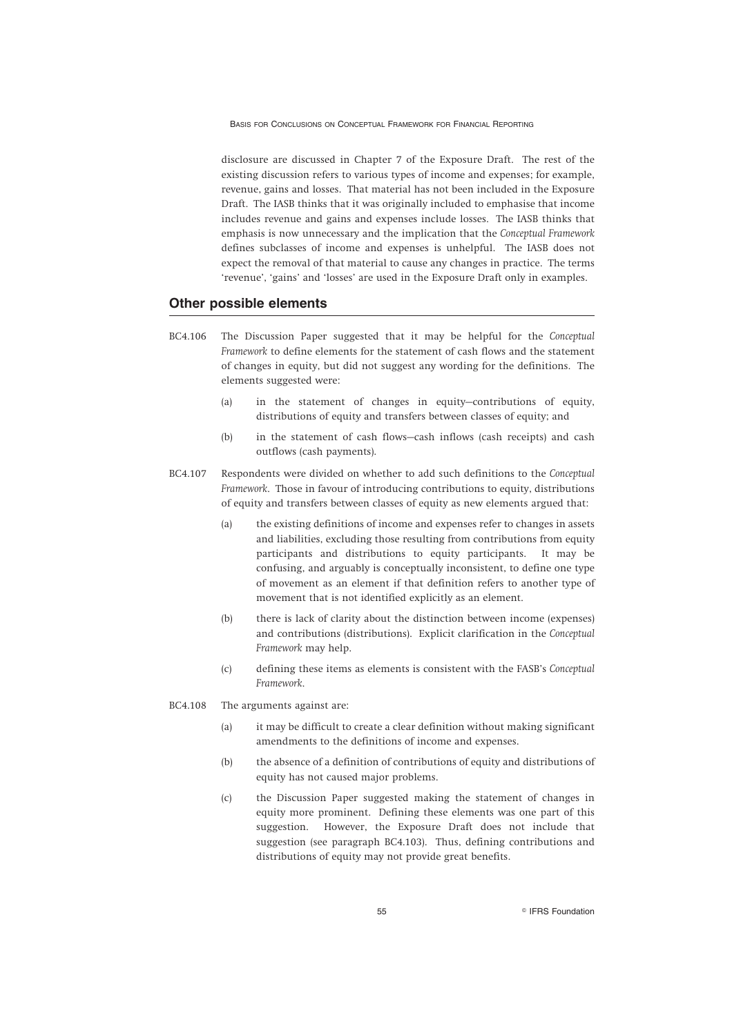disclosure are discussed in Chapter 7 of the Exposure Draft. The rest of the existing discussion refers to various types of income and expenses; for example, revenue, gains and losses. That material has not been included in the Exposure Draft. The IASB thinks that it was originally included to emphasise that income includes revenue and gains and expenses include losses. The IASB thinks that emphasis is now unnecessary and the implication that the *Conceptual Framework* defines subclasses of income and expenses is unhelpful. The IASB does not expect the removal of that material to cause any changes in practice. The terms 'revenue', 'gains' and 'losses' are used in the Exposure Draft only in examples.

## Other possible elements

BC4.106 The Discussion Paper suggested that it may be helpful for the *Conceptual Framework* to define elements for the statement of cash flows and the statement of changes in equity, but did not suggest any wording for the definitions. The elements suggested were:

(a) in the statement of changes in equity—contributions of equity, distributions of equity and transfers between classes of equity; and

(b) in the statement of cash flows—cash inflows (cash receipts) and cash outflows (cash payments).

BC4.107 Respondents were divided on whether to add such definitions to the *Conceptual Framework*. Those in favour of introducing contributions to equity, distributions of equity and transfers between classes of equity as new elements argued that:

(a) the existing definitions of income and expenses refer to changes in assets and liabilities, excluding those resulting from contributions from equity participants and distributions to equity participants. It may be confusing, and arguably is conceptually inconsistent, to define one type of movement as an element if that definition refers to another type of movement that is not identified explicitly as an element.

(b) there is lack of clarity about the distinction between income (expenses) and contributions (distributions). Explicit clarification in the *Conceptual Framework* may help.

(c) defining these items as elements is consistent with the FASB's *Conceptual Framework*.

BC4.108 The arguments against are:

(a) it may be difficult to create a clear definition without making significant amendments to the definitions of income and expenses.

(b) the absence of a definition of contributions of equity and distributions of equity has not caused major problems.

(c) the Discussion Paper suggested making the statement of changes in equity more prominent. Defining these elements was one part of this suggestion. However, the Exposure Draft does not include that suggestion (see paragraph BC4.103). Thus, defining contributions and distributions of equity may not provide great benefits.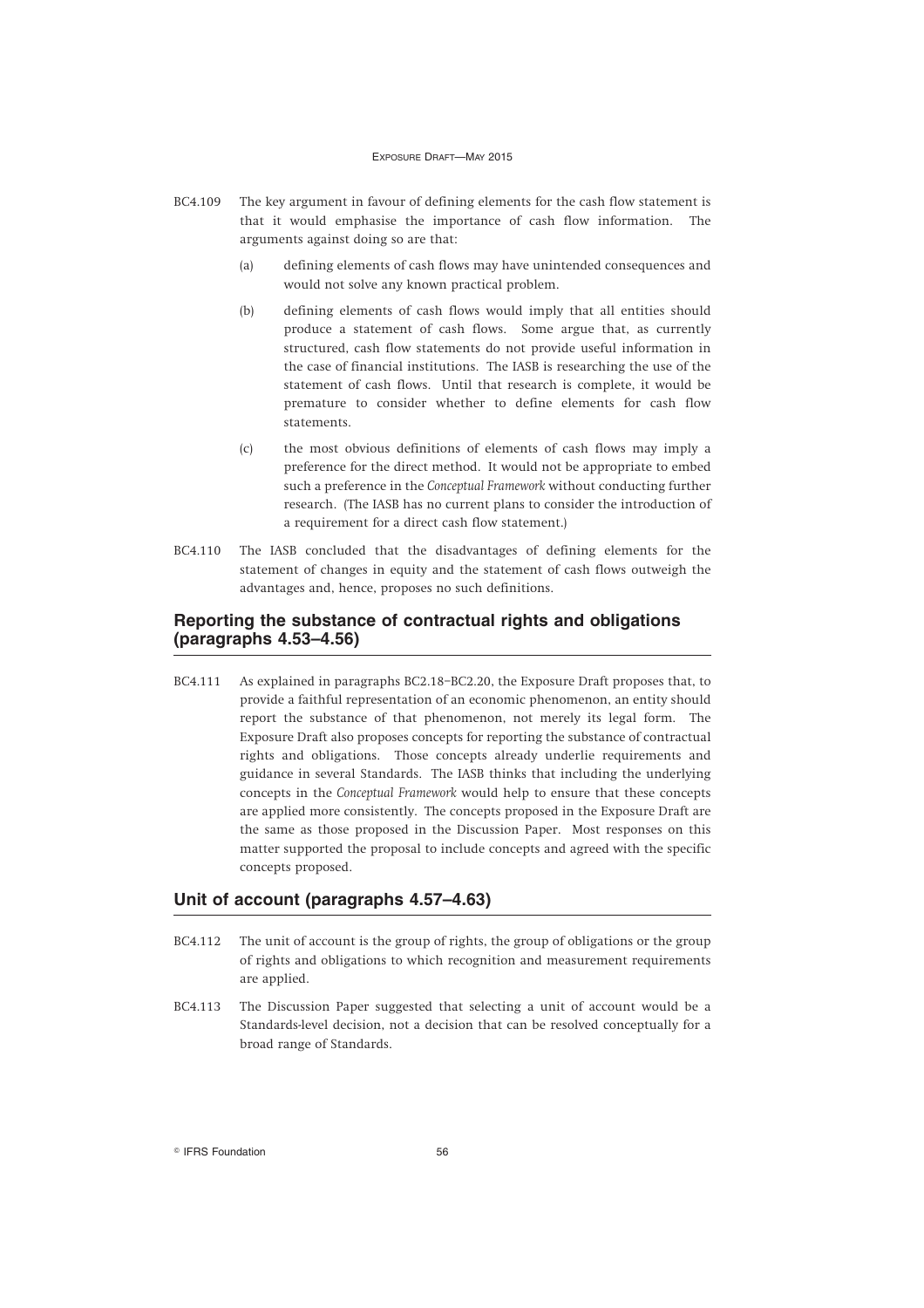BC4.109 The key argument in favour of defining elements for the cash flow statement is that it would emphasise the importance of cash flow information. The arguments against doing so are that:

(a) defining elements of cash flows may have unintended consequences and would not solve any known practical problem.

(b) defining elements of cash flows would imply that all entities should produce a statement of cash flows. Some argue that, as currently structured, cash flow statements do not provide useful information in the case of financial institutions. The IASB is researching the use of the statement of cash flows. Until that research is complete, it would be premature to consider whether to define elements for cash flow statements.

(c) the most obvious definitions of elements of cash flows may imply a preference for the direct method. It would not be appropriate to embed such a preference in the *Conceptual Framework* without conducting further research. (The IASB has no current plans to consider the introduction of a requirement for a direct cash flow statement.)

BC4.110 The IASB concluded that the disadvantages of defining elements for the statement of changes in equity and the statement of cash flows outweigh the advantages and, hence, proposes no such definitions.

## Reporting the substance of contractual rights and obligations (paragraphs 4.53–4.56)

BC4.111 As explained in paragraphs BC2.18–BC2.20, the Exposure Draft proposes that, to provide a faithful representation of an economic phenomenon, an entity should report the substance of that phenomenon, not merely its legal form. The Exposure Draft also proposes concepts for reporting the substance of contractual rights and obligations. Those concepts already underlie requirements and guidance in several Standards. The IASB thinks that including the underlying concepts in the *Conceptual Framework* would help to ensure that these concepts are applied more consistently. The concepts proposed in the Exposure Draft are the same as those proposed in the Discussion Paper. Most responses on this matter supported the proposal to include concepts and agreed with the specific concepts proposed.

## Unit of account (paragraphs 4.57–4.63)

BC4.112 The unit of account is the group of rights, the group of obligations or the group of rights and obligations to which recognition and measurement requirements are applied.

BC4.113 The Discussion Paper suggested that selecting a unit of account would be a Standards-level decision, not a decision that can be resolved conceptually for a broad range of Standards.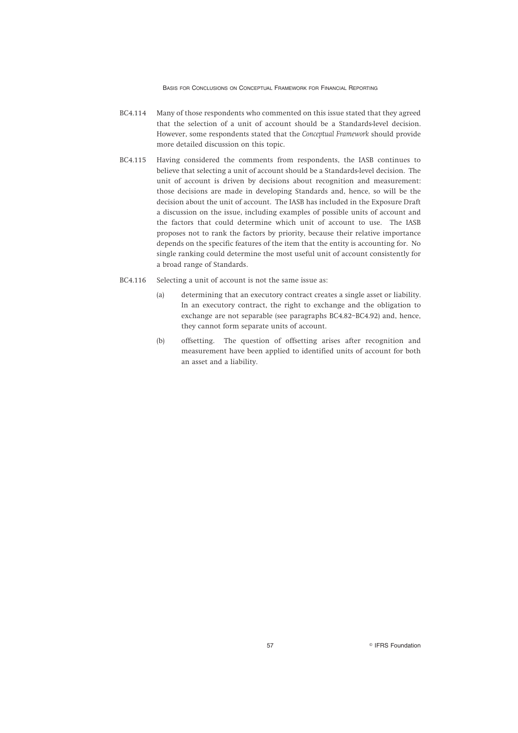BC4.114 Many of those respondents who commented on this issue stated that they agreed that the selection of a unit of account should be a Standards-level decision. However, some respondents stated that the *Conceptual Framework* should provide more detailed discussion on this topic.

BC4.115 Having considered the comments from respondents, the IASB continues to believe that selecting a unit of account should be a Standards-level decision. The unit of account is driven by decisions about recognition and measurement: those decisions are made in developing Standards and, hence, so will be the decision about the unit of account. The IASB has included in the Exposure Draft a discussion on the issue, including examples of possible units of account and the factors that could determine which unit of account to use. The IASB proposes not to rank the factors by priority, because their relative importance depends on the specific features of the item that the entity is accounting for. No single ranking could determine the most useful unit of account consistently for a broad range of Standards.

BC4.116 Selecting a unit of account is not the same issue as:

(a) determining that an executory contract creates a single asset or liability. In an executory contract, the right to exchange and the obligation to exchange are not separable (see paragraphs BC4.82–BC4.92) and, hence, they cannot form separate units of account.

(b) offsetting. The question of offsetting arises after recognition and measurement have been applied to identified units of account for both an asset and a liability.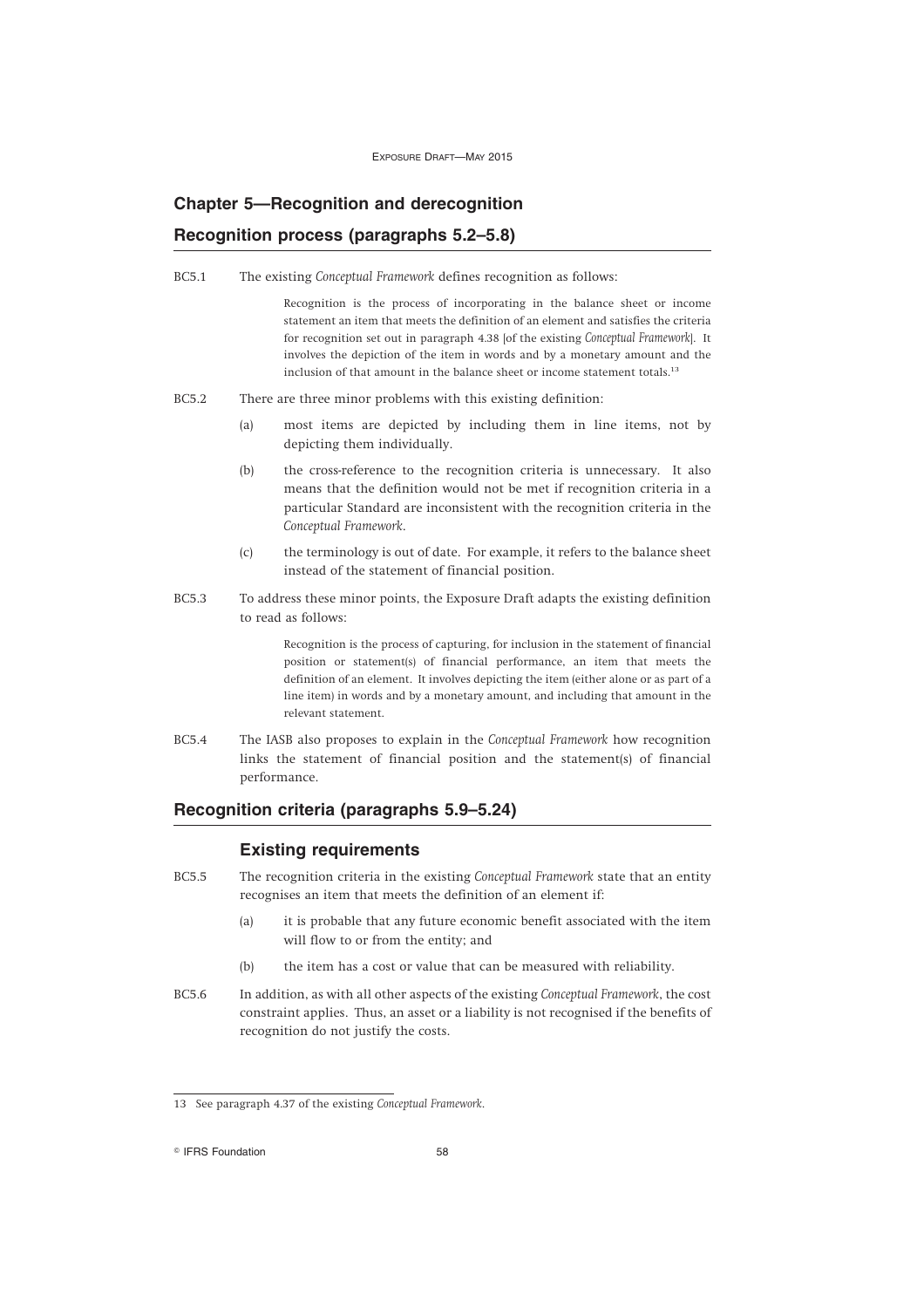## Chapter 5—Recognition and derecognition

### Recognition process (paragraphs 5.2–5.8)

BC5.1 The existing *Conceptual Framework* defines recognition as follows:

> Recognition is the process of incorporating in the balance sheet or income statement an item that meets the definition of an element and satisfies the criteria for recognition set out in paragraph 4.38 [of the existing *Conceptual Framework*]. It involves the depiction of the item in words and by a monetary amount and the inclusion of that amount in the balance sheet or income statement totals.[13]

BC5.2 There are three minor problems with this existing definition:

(a) most items are depicted by including them in line items, not by depicting them individually.

(b) the cross-reference to the recognition criteria is unnecessary. It also means that the definition would not be met if recognition criteria in a particular Standard are inconsistent with the recognition criteria in the *Conceptual Framework*.

(c) the terminology is out of date. For example, it refers to the balance sheet instead of the statement of financial position.

BC5.3 To address these minor points, the Exposure Draft adapts the existing definition to read as follows:

> Recognition is the process of capturing, for inclusion in the statement of financial position or statement(s) of financial performance, an item that meets the definition of an element. It involves depicting the item (either alone or as part of a line item) in words and by a monetary amount, and including that amount in the relevant statement.

BC5.4 The IASB also proposes to explain in the *Conceptual Framework* how recognition links the statement of financial position and the statement(s) of financial performance.

### Recognition criteria (paragraphs 5.9–5.24)

#### Existing requirements

BC5.5 The recognition criteria in the existing *Conceptual Framework* state that an entity recognises an item that meets the definition of an element if:

(a) it is probable that any future economic benefit associated with the item will flow to or from the entity; and

(b) the item has a cost or value that can be measured with reliability.

BC5.6 In addition, as with all other aspects of the existing *Conceptual Framework*, the cost constraint applies. Thus, an asset or a liability is not recognised if the benefits of recognition do not justify the costs.

---

13 See paragraph 4.37 of the existing *Conceptual Framework*.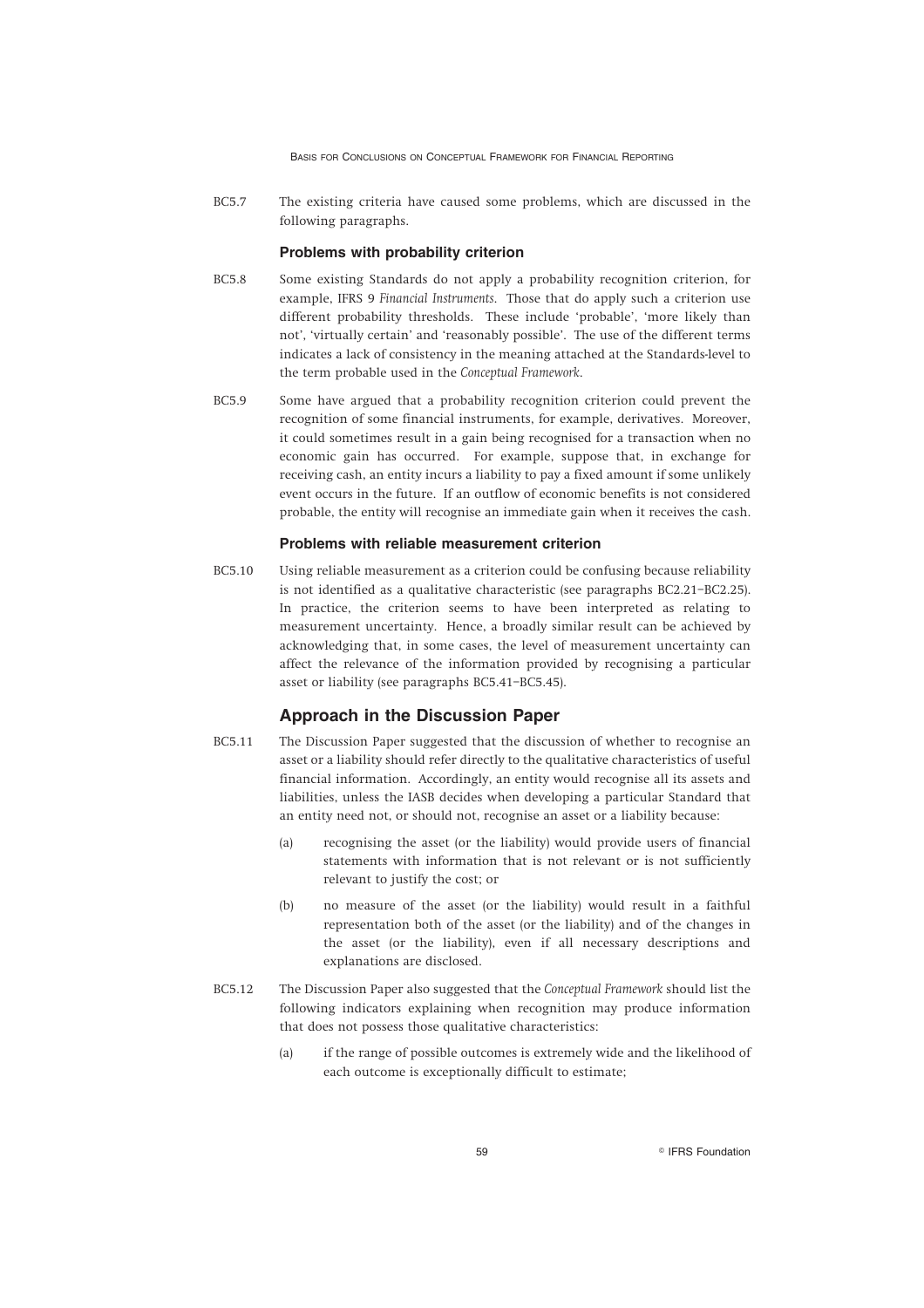BC5.7 The existing criteria have caused some problems, which are discussed in the following paragraphs.

### Problems with probability criterion

BC5.8 Some existing Standards do not apply a probability recognition criterion, for example, IFRS 9 *Financial Instruments*. Those that do apply such a criterion use different probability thresholds. These include 'probable', 'more likely than not', 'virtually certain' and 'reasonably possible'. The use of the different terms indicates a lack of consistency in the meaning attached at the Standards-level to the term probable used in the *Conceptual Framework*.

BC5.9 Some have argued that a probability recognition criterion could prevent the recognition of some financial instruments, for example, derivatives. Moreover, it could sometimes result in a gain being recognised for a transaction when no economic gain has occurred. For example, suppose that, in exchange for receiving cash, an entity incurs a liability to pay a fixed amount if some unlikely event occurs in the future. If an outflow of economic benefits is not considered probable, the entity will recognise an immediate gain when it receives the cash.

### Problems with reliable measurement criterion

BC5.10 Using reliable measurement as a criterion could be confusing because reliability is not identified as a qualitative characteristic (see paragraphs BC2.21–BC2.25). In practice, the criterion seems to have been interpreted as relating to measurement uncertainty. Hence, a broadly similar result can be achieved by acknowledging that, in some cases, the level of measurement uncertainty can affect the relevance of the information provided by recognising a particular asset or liability (see paragraphs BC5.41–BC5.45).

## Approach in the Discussion Paper

BC5.11 The Discussion Paper suggested that the discussion of whether to recognise an asset or a liability should refer directly to the qualitative characteristics of useful financial information. Accordingly, an entity would recognise all its assets and liabilities, unless the IASB decides when developing a particular Standard that an entity need not, or should not, recognise an asset or a liability because:

(a) recognising the asset (or the liability) would provide users of financial statements with information that is not relevant or is not sufficiently relevant to justify the cost; or

(b) no measure of the asset (or the liability) would result in a faithful representation both of the asset (or the liability) and of the changes in the asset (or the liability), even if all necessary descriptions and explanations are disclosed.

BC5.12 The Discussion Paper also suggested that the *Conceptual Framework* should list the following indicators explaining when recognition may produce information that does not possess those qualitative characteristics:

(a) if the range of possible outcomes is extremely wide and the likelihood of each outcome is exceptionally difficult to estimate;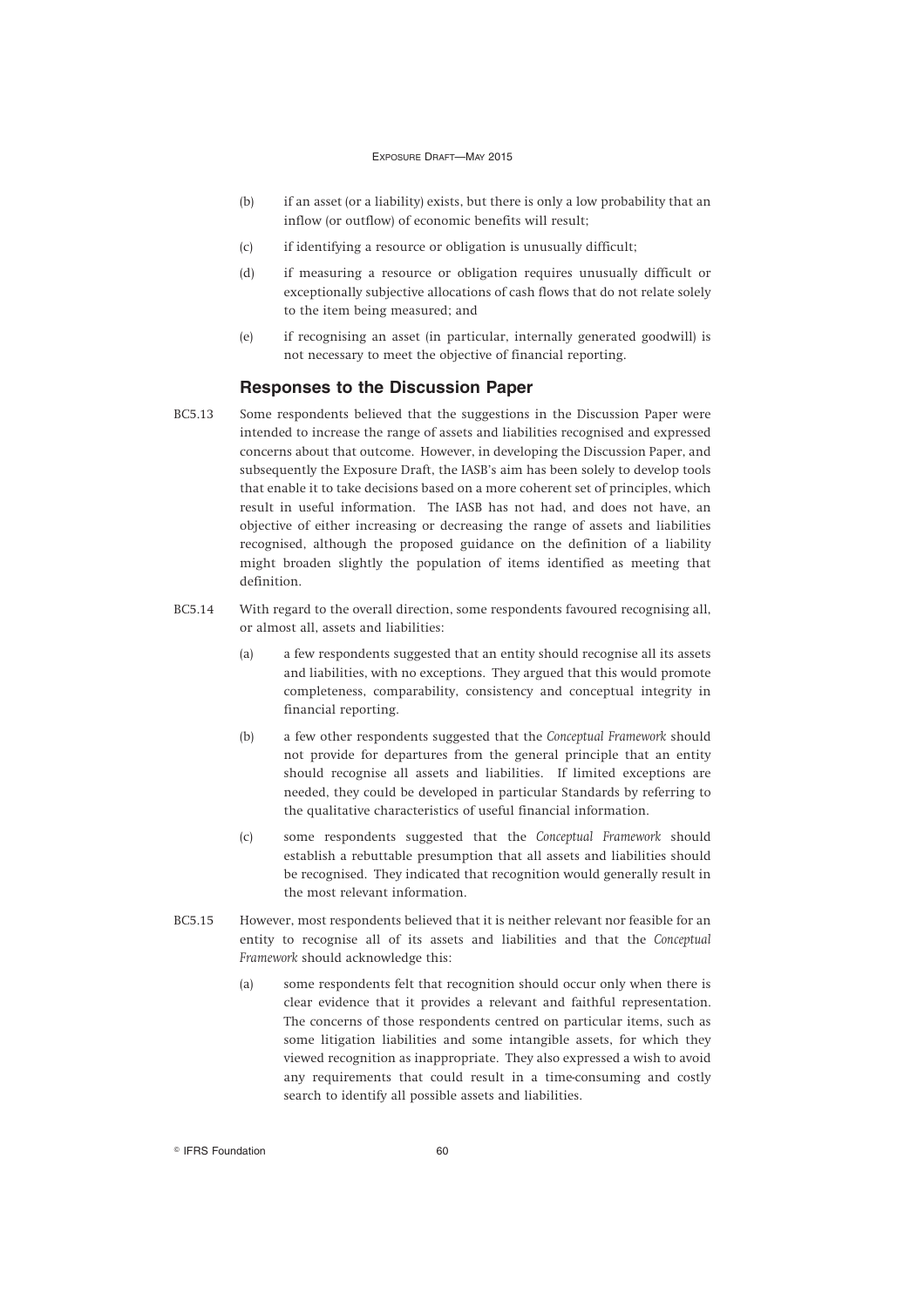(b) if an asset (or a liability) exists, but there is only a low probability that an inflow (or outflow) of economic benefits will result;

(c) if identifying a resource or obligation is unusually difficult;

(d) if measuring a resource or obligation requires unusually difficult or exceptionally subjective allocations of cash flows that do not relate solely to the item being measured; and

(e) if recognising an asset (in particular, internally generated goodwill) is not necessary to meet the objective of financial reporting.

### Responses to the Discussion Paper

BC5.13 Some respondents believed that the suggestions in the Discussion Paper were intended to increase the range of assets and liabilities recognised and expressed concerns about that outcome. However, in developing the Discussion Paper, and subsequently the Exposure Draft, the IASB's aim has been solely to develop tools that enable it to take decisions based on a more coherent set of principles, which result in useful information. The IASB has not had, and does not have, an objective of either increasing or decreasing the range of assets and liabilities recognised, although the proposed guidance on the definition of a liability might broaden slightly the population of items identified as meeting that definition.

BC5.14 With regard to the overall direction, some respondents favoured recognising all, or almost all, assets and liabilities:

(a) a few respondents suggested that an entity should recognise all its assets and liabilities, with no exceptions. They argued that this would promote completeness, comparability, consistency and conceptual integrity in financial reporting.

(b) a few other respondents suggested that the *Conceptual Framework* should not provide for departures from the general principle that an entity should recognise all assets and liabilities. If limited exceptions are needed, they could be developed in particular Standards by referring to the qualitative characteristics of useful financial information.

(c) some respondents suggested that the *Conceptual Framework* should establish a rebuttable presumption that all assets and liabilities should be recognised. They indicated that recognition would generally result in the most relevant information.

BC5.15 However, most respondents believed that it is neither relevant nor feasible for an entity to recognise all of its assets and liabilities and that the *Conceptual Framework* should acknowledge this:

(a) some respondents felt that recognition should occur only when there is clear evidence that it provides a relevant and faithful representation. The concerns of those respondents centred on particular items, such as some litigation liabilities and some intangible assets, for which they viewed recognition as inappropriate. They also expressed a wish to avoid any requirements that could result in a time-consuming and costly search to identify all possible assets and liabilities.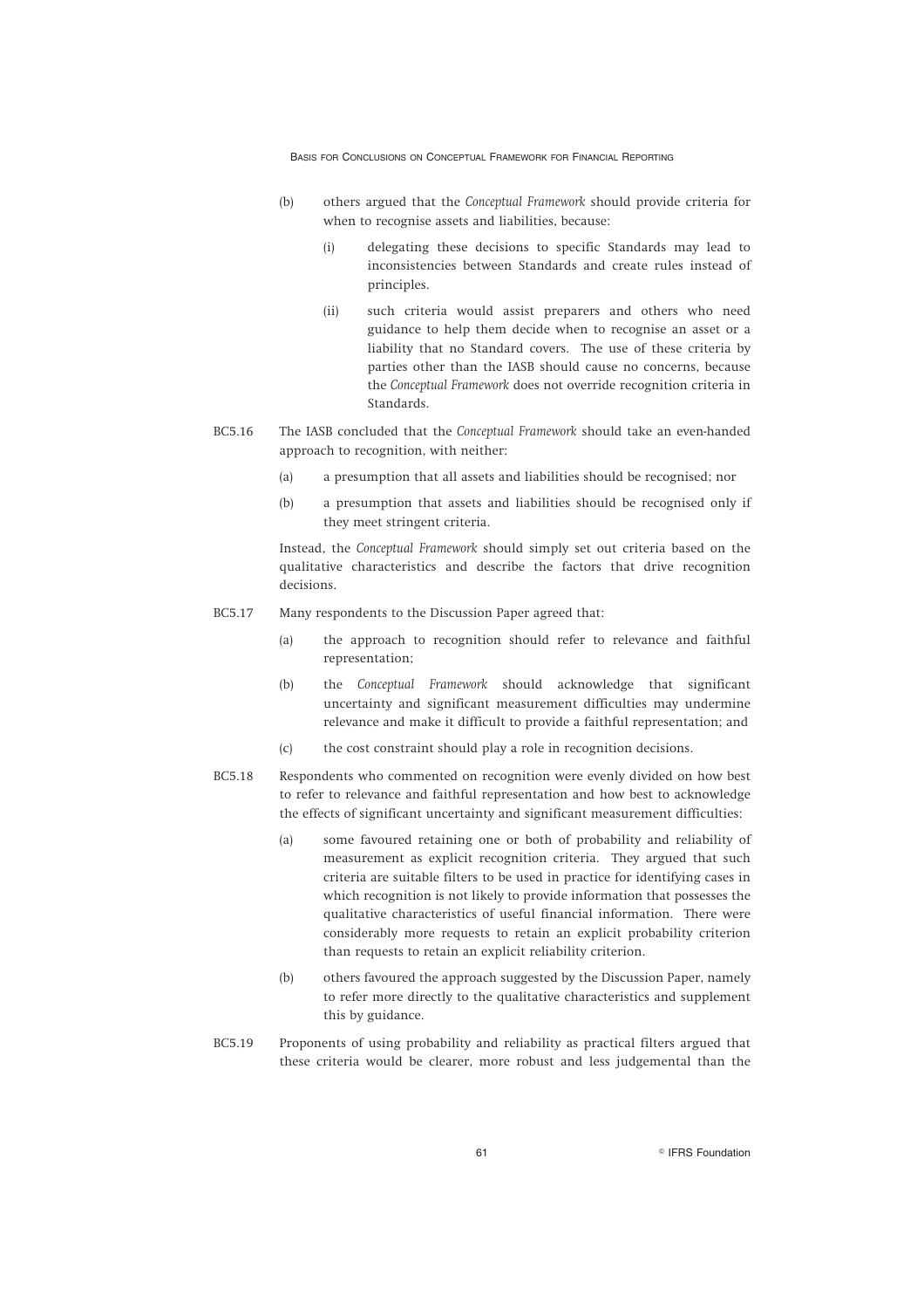(b) others argued that the *Conceptual Framework* should provide criteria for when to recognise assets and liabilities, because:

(i) delegating these decisions to specific Standards may lead to inconsistencies between Standards and create rules instead of principles.

(ii) such criteria would assist preparers and others who need guidance to help them decide when to recognise an asset or a liability that no Standard covers. The use of these criteria by parties other than the IASB should cause no concerns, because the *Conceptual Framework* does not override recognition criteria in Standards.

BC5.16 The IASB concluded that the *Conceptual Framework* should take an even-handed approach to recognition, with neither:

(a) a presumption that all assets and liabilities should be recognised; nor

(b) a presumption that assets and liabilities should be recognised only if they meet stringent criteria.

Instead, the *Conceptual Framework* should simply set out criteria based on the qualitative characteristics and describe the factors that drive recognition decisions.

BC5.17 Many respondents to the Discussion Paper agreed that:

(a) the approach to recognition should refer to relevance and faithful representation;

(b) the *Conceptual Framework* should acknowledge that significant uncertainty and significant measurement difficulties may undermine relevance and make it difficult to provide a faithful representation; and

(c) the cost constraint should play a role in recognition decisions.

BC5.18 Respondents who commented on recognition were evenly divided on how best to refer to relevance and faithful representation and how best to acknowledge the effects of significant uncertainty and significant measurement difficulties:

(a) some favoured retaining one or both of probability and reliability of measurement as explicit recognition criteria. They argued that such criteria are suitable filters to be used in practice for identifying cases in which recognition is not likely to provide information that possesses the qualitative characteristics of useful financial information. There were considerably more requests to retain an explicit probability criterion than requests to retain an explicit reliability criterion.

(b) others favoured the approach suggested by the Discussion Paper, namely to refer more directly to the qualitative characteristics and supplement this by guidance.

BC5.19 Proponents of using probability and reliability as practical filters argued that these criteria would be clearer, more robust and less judgemental than the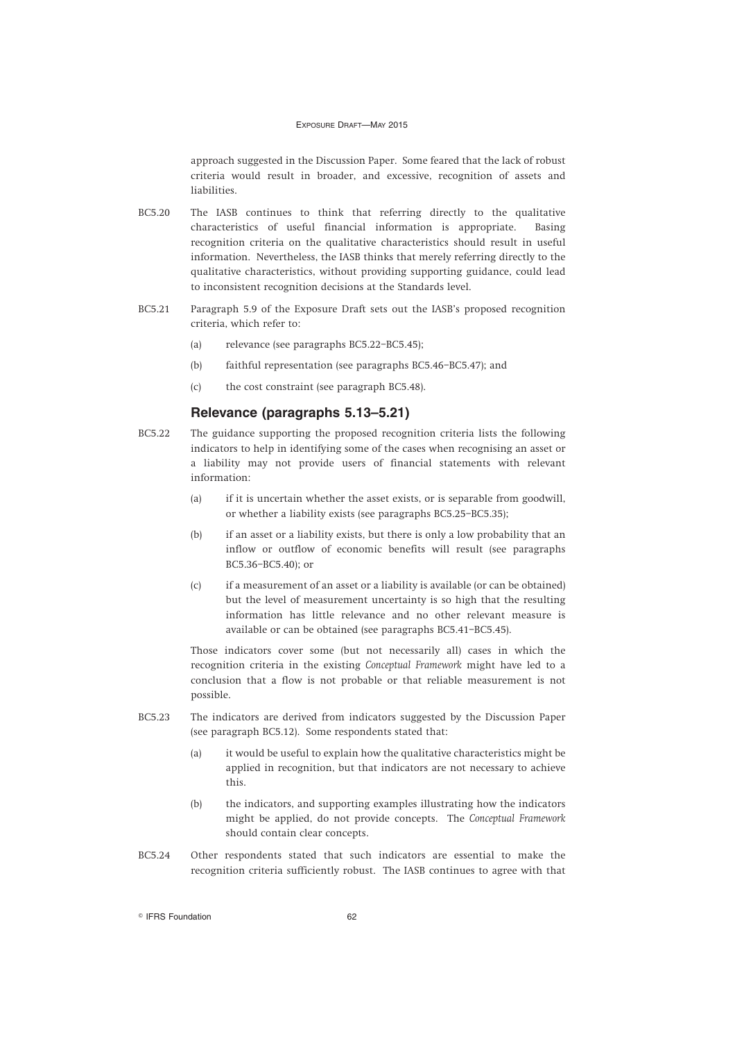approach suggested in the Discussion Paper. Some feared that the lack of robust criteria would result in broader, and excessive, recognition of assets and liabilities.

BC5.20 The IASB continues to think that referring directly to the qualitative characteristics of useful financial information is appropriate. Basing recognition criteria on the qualitative characteristics should result in useful information. Nevertheless, the IASB thinks that merely referring directly to the qualitative characteristics, without providing supporting guidance, could lead to inconsistent recognition decisions at the Standards level.

BC5.21 Paragraph 5.9 of the Exposure Draft sets out the IASB's proposed recognition criteria, which refer to:

(a) relevance (see paragraphs BC5.22–BC5.45);

(b) faithful representation (see paragraphs BC5.46–BC5.47); and

(c) the cost constraint (see paragraph BC5.48).

### Relevance (paragraphs 5.13–5.21)

BC5.22 The guidance supporting the proposed recognition criteria lists the following indicators to help in identifying some of the cases when recognising an asset or a liability may not provide users of financial statements with relevant information:

(a) if it is uncertain whether the asset exists, or is separable from goodwill, or whether a liability exists (see paragraphs BC5.25–BC5.35);

(b) if an asset or a liability exists, but there is only a low probability that an inflow or outflow of economic benefits will result (see paragraphs BC5.36–BC5.40); or

(c) if a measurement of an asset or a liability is available (or can be obtained) but the level of measurement uncertainty is so high that the resulting information has little relevance and no other relevant measure is available or can be obtained (see paragraphs BC5.41–BC5.45).

Those indicators cover some (but not necessarily all) cases in which the recognition criteria in the existing *Conceptual Framework* might have led to a conclusion that a flow is not probable or that reliable measurement is not possible.

BC5.23 The indicators are derived from indicators suggested by the Discussion Paper (see paragraph BC5.12). Some respondents stated that:

(a) it would be useful to explain how the qualitative characteristics might be applied in recognition, but that indicators are not necessary to achieve this.

(b) the indicators, and supporting examples illustrating how the indicators might be applied, do not provide concepts. The *Conceptual Framework* should contain clear concepts.

BC5.24 Other respondents stated that such indicators are essential to make the recognition criteria sufficiently robust. The IASB continues to agree with that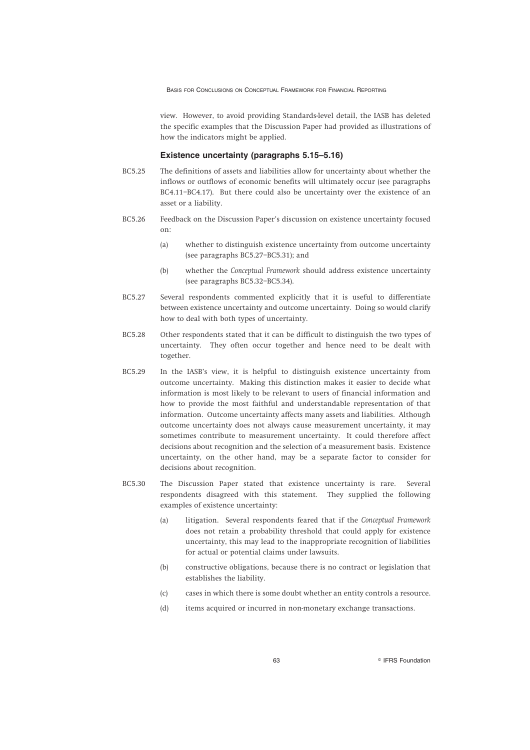view. However, to avoid providing Standards-level detail, the IASB has deleted the specific examples that the Discussion Paper had provided as illustrations of how the indicators might be applied.

### Existence uncertainty (paragraphs 5.15–5.16)

BC5.25 The definitions of assets and liabilities allow for uncertainty about whether the inflows or outflows of economic benefits will ultimately occur (see paragraphs BC4.11–BC4.17). But there could also be uncertainty over the existence of an asset or a liability.

BC5.26 Feedback on the Discussion Paper's discussion on existence uncertainty focused on:

(a) whether to distinguish existence uncertainty from outcome uncertainty (see paragraphs BC5.27–BC5.31); and

(b) whether the *Conceptual Framework* should address existence uncertainty (see paragraphs BC5.32–BC5.34).

BC5.27 Several respondents commented explicitly that it is useful to differentiate between existence uncertainty and outcome uncertainty. Doing so would clarify how to deal with both types of uncertainty.

BC5.28 Other respondents stated that it can be difficult to distinguish the two types of uncertainty. They often occur together and hence need to be dealt with together.

BC5.29 In the IASB's view, it is helpful to distinguish existence uncertainty from outcome uncertainty. Making this distinction makes it easier to decide what information is most likely to be relevant to users of financial information and how to provide the most faithful and understandable representation of that information. Outcome uncertainty affects many assets and liabilities. Although outcome uncertainty does not always cause measurement uncertainty, it may sometimes contribute to measurement uncertainty. It could therefore affect decisions about recognition and the selection of a measurement basis. Existence uncertainty, on the other hand, may be a separate factor to consider for decisions about recognition.

BC5.30 The Discussion Paper stated that existence uncertainty is rare. Several respondents disagreed with this statement. They supplied the following examples of existence uncertainty:

(a) litigation. Several respondents feared that if the *Conceptual Framework* does not retain a probability threshold that could apply for existence uncertainty, this may lead to the inappropriate recognition of liabilities for actual or potential claims under lawsuits.

(b) constructive obligations, because there is no contract or legislation that establishes the liability.

(c) cases in which there is some doubt whether an entity controls a resource.

(d) items acquired or incurred in non-monetary exchange transactions.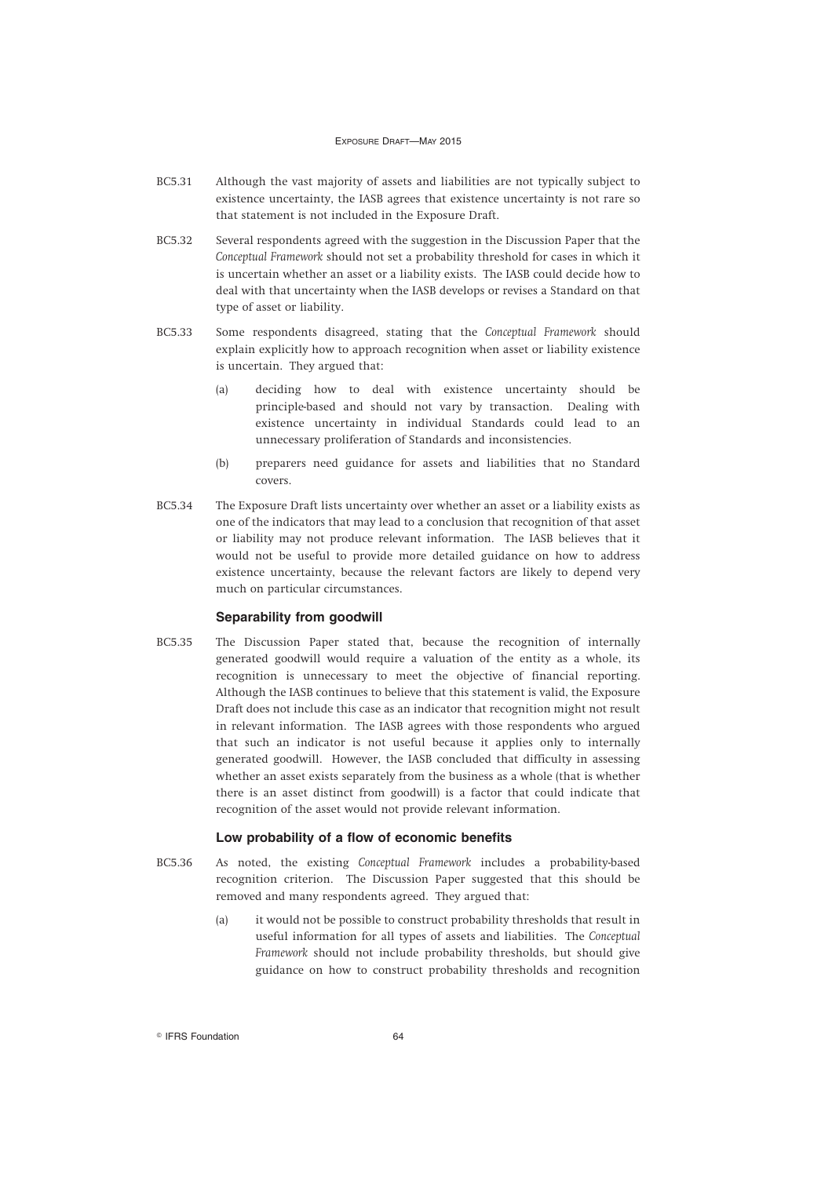BC5.31 Although the vast majority of assets and liabilities are not typically subject to existence uncertainty, the IASB agrees that existence uncertainty is not rare so that statement is not included in the Exposure Draft.

BC5.32 Several respondents agreed with the suggestion in the Discussion Paper that the *Conceptual Framework* should not set a probability threshold for cases in which it is uncertain whether an asset or a liability exists. The IASB could decide how to deal with that uncertainty when the IASB develops or revises a Standard on that type of asset or liability.

BC5.33 Some respondents disagreed, stating that the *Conceptual Framework* should explain explicitly how to approach recognition when asset or liability existence is uncertain. They argued that:

- (a) deciding how to deal with existence uncertainty should be principle-based and should not vary by transaction. Dealing with existence uncertainty in individual Standards could lead to an unnecessary proliferation of Standards and inconsistencies.
- (b) preparers need guidance for assets and liabilities that no Standard covers.

BC5.34 The Exposure Draft lists uncertainty over whether an asset or a liability exists as one of the indicators that may lead to a conclusion that recognition of that asset or liability may not produce relevant information. The IASB believes that it would not be useful to provide more detailed guidance on how to address existence uncertainty, because the relevant factors are likely to depend very much on particular circumstances.

### Separability from goodwill

BC5.35 The Discussion Paper stated that, because the recognition of internally generated goodwill would require a valuation of the entity as a whole, its recognition is unnecessary to meet the objective of financial reporting. Although the IASB continues to believe that this statement is valid, the Exposure Draft does not include this case as an indicator that recognition might not result in relevant information. The IASB agrees with those respondents who argued that such an indicator is not useful because it applies only to internally generated goodwill. However, the IASB concluded that difficulty in assessing whether an asset exists separately from the business as a whole (that is whether there is an asset distinct from goodwill) is a factor that could indicate that recognition of the asset would not provide relevant information.

### Low probability of a flow of economic benefits

BC5.36 As noted, the existing *Conceptual Framework* includes a probability-based recognition criterion. The Discussion Paper suggested that this should be removed and many respondents agreed. They argued that:

- (a) it would not be possible to construct probability thresholds that result in useful information for all types of assets and liabilities. The *Conceptual Framework* should not include probability thresholds, but should give guidance on how to construct probability thresholds and recognition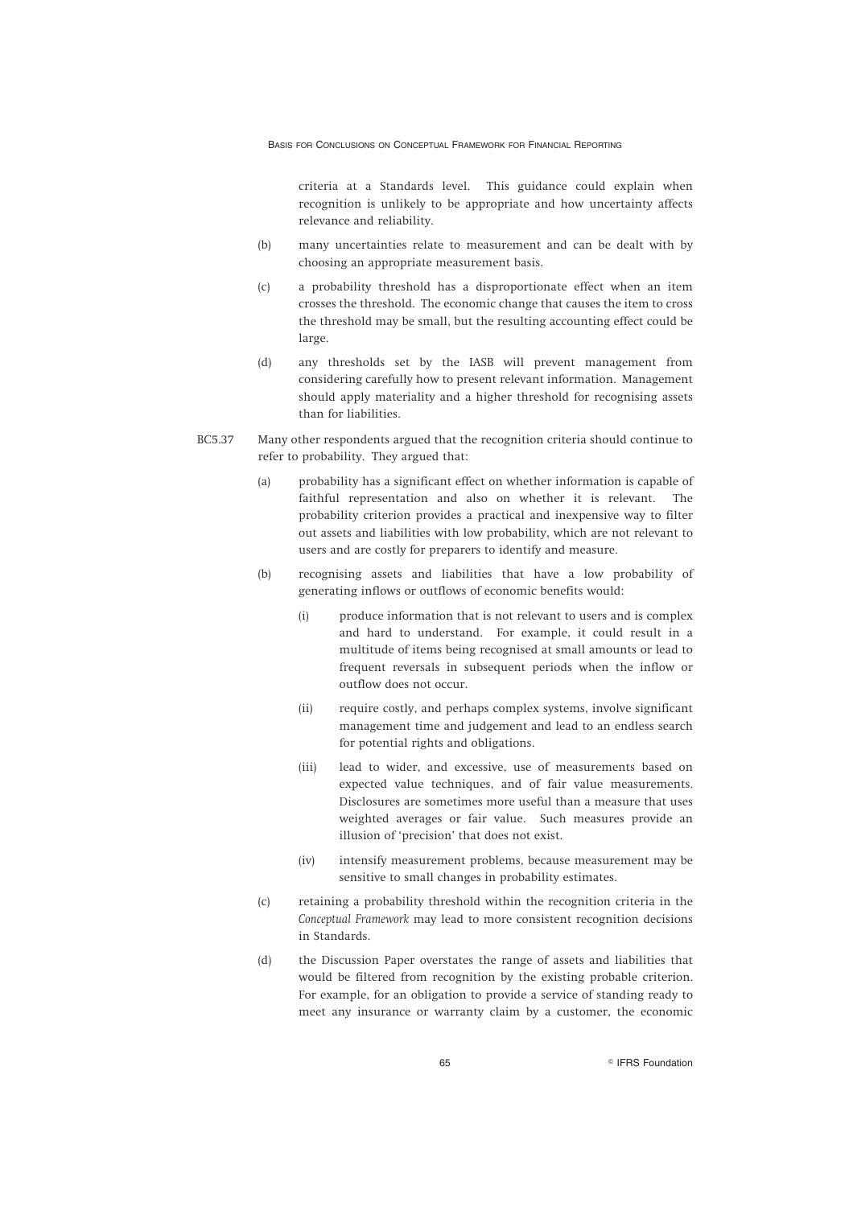criteria at a Standards level. This guidance could explain when recognition is unlikely to be appropriate and how uncertainty affects relevance and reliability.

(b) many uncertainties relate to measurement and can be dealt with by choosing an appropriate measurement basis.

(c) a probability threshold has a disproportionate effect when an item crosses the threshold. The economic change that causes the item to cross the threshold may be small, but the resulting accounting effect could be large.

(d) any thresholds set by the IASB will prevent management from considering carefully how to present relevant information. Management should apply materiality and a higher threshold for recognising assets than for liabilities.

BC5.37 Many other respondents argued that the recognition criteria should continue to refer to probability. They argued that:

(a) probability has a significant effect on whether information is capable of faithful representation and also on whether it is relevant. The probability criterion provides a practical and inexpensive way to filter out assets and liabilities with low probability, which are not relevant to users and are costly for preparers to identify and measure.

(b) recognising assets and liabilities that have a low probability of generating inflows or outflows of economic benefits would:

   (i) produce information that is not relevant to users and is complex and hard to understand. For example, it could result in a multitude of items being recognised at small amounts or lead to frequent reversals in subsequent periods when the inflow or outflow does not occur.

   (ii) require costly, and perhaps complex systems, involve significant management time and judgement and lead to an endless search for potential rights and obligations.

   (iii) lead to wider, and excessive, use of measurements based on expected value techniques, and of fair value measurements. Disclosures are sometimes more useful than a measure that uses weighted averages or fair value. Such measures provide an illusion of 'precision' that does not exist.

   (iv) intensify measurement problems, because measurement may be sensitive to small changes in probability estimates.

(c) retaining a probability threshold within the recognition criteria in the *Conceptual Framework* may lead to more consistent recognition decisions in Standards.

(d) the Discussion Paper overstates the range of assets and liabilities that would be filtered from recognition by the existing probable criterion. For example, for an obligation to provide a service of standing ready to meet any insurance or warranty claim by a customer, the economic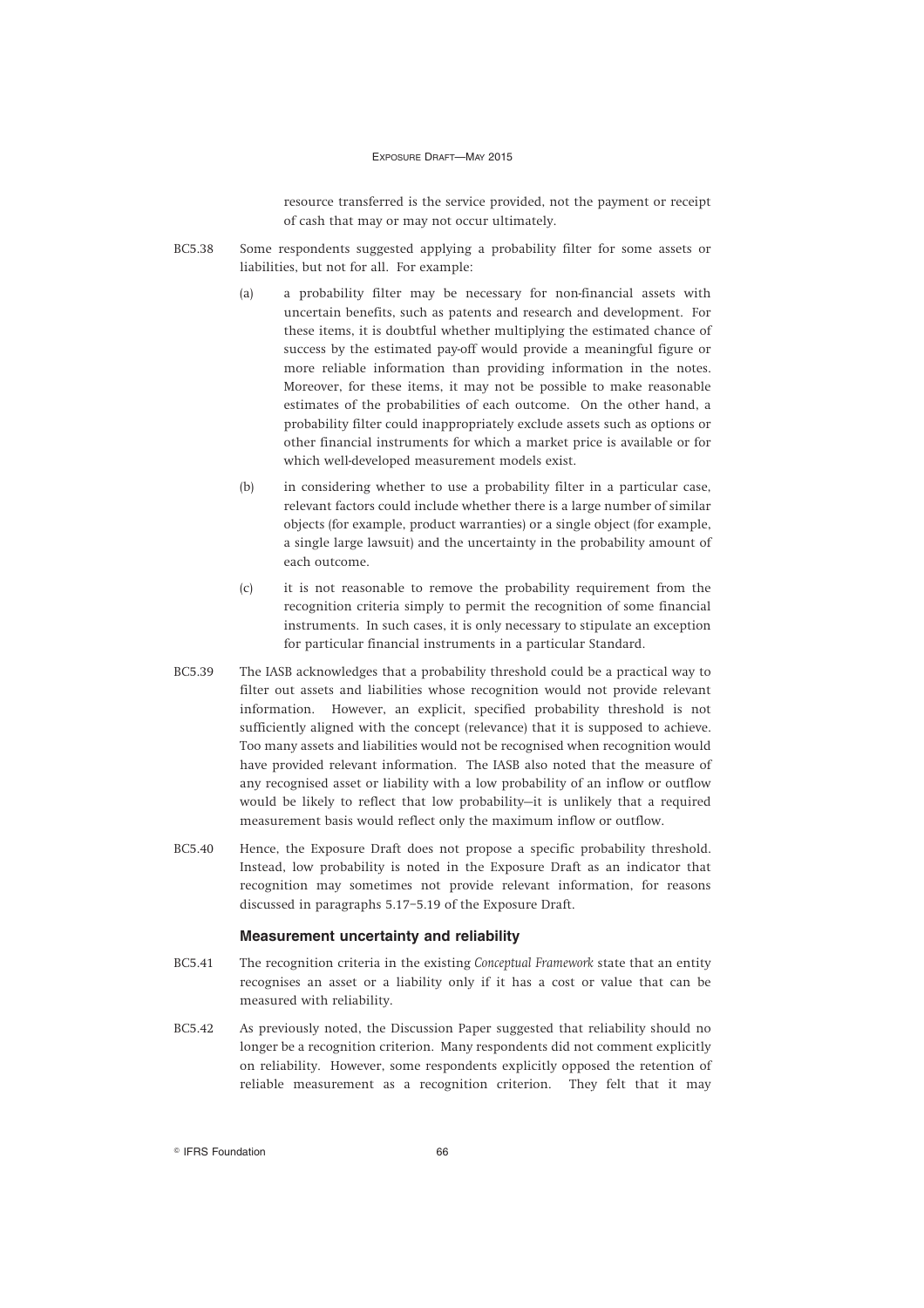resource transferred is the service provided, not the payment or receipt of cash that may or may not occur ultimately.

BC5.38 Some respondents suggested applying a probability filter for some assets or liabilities, but not for all. For example:

(a) a probability filter may be necessary for non-financial assets with uncertain benefits, such as patents and research and development. For these items, it is doubtful whether multiplying the estimated chance of success by the estimated pay-off would provide a meaningful figure or more reliable information than providing information in the notes. Moreover, for these items, it may not be possible to make reasonable estimates of the probabilities of each outcome. On the other hand, a probability filter could inappropriately exclude assets such as options or other financial instruments for which a market price is available or for which well-developed measurement models exist.

(b) in considering whether to use a probability filter in a particular case, relevant factors could include whether there is a large number of similar objects (for example, product warranties) or a single object (for example, a single large lawsuit) and the uncertainty in the probability amount of each outcome.

(c) it is not reasonable to remove the probability requirement from the recognition criteria simply to permit the recognition of some financial instruments. In such cases, it is only necessary to stipulate an exception for particular financial instruments in a particular Standard.

BC5.39 The IASB acknowledges that a probability threshold could be a practical way to filter out assets and liabilities whose recognition would not provide relevant information. However, an explicit, specified probability threshold is not sufficiently aligned with the concept (relevance) that it is supposed to achieve. Too many assets and liabilities would not be recognised when recognition would have provided relevant information. The IASB also noted that the measure of any recognised asset or liability with a low probability of an inflow or outflow would be likely to reflect that low probability—it is unlikely that a required measurement basis would reflect only the maximum inflow or outflow.

BC5.40 Hence, the Exposure Draft does not propose a specific probability threshold. Instead, low probability is noted in the Exposure Draft as an indicator that recognition may sometimes not provide relevant information, for reasons discussed in paragraphs 5.17–5.19 of the Exposure Draft.

### Measurement uncertainty and reliability

BC5.41 The recognition criteria in the existing *Conceptual Framework* state that an entity recognises an asset or a liability only if it has a cost or value that can be measured with reliability.

BC5.42 As previously noted, the Discussion Paper suggested that reliability should no longer be a recognition criterion. Many respondents did not comment explicitly on reliability. However, some respondents explicitly opposed the retention of reliable measurement as a recognition criterion. They felt that it may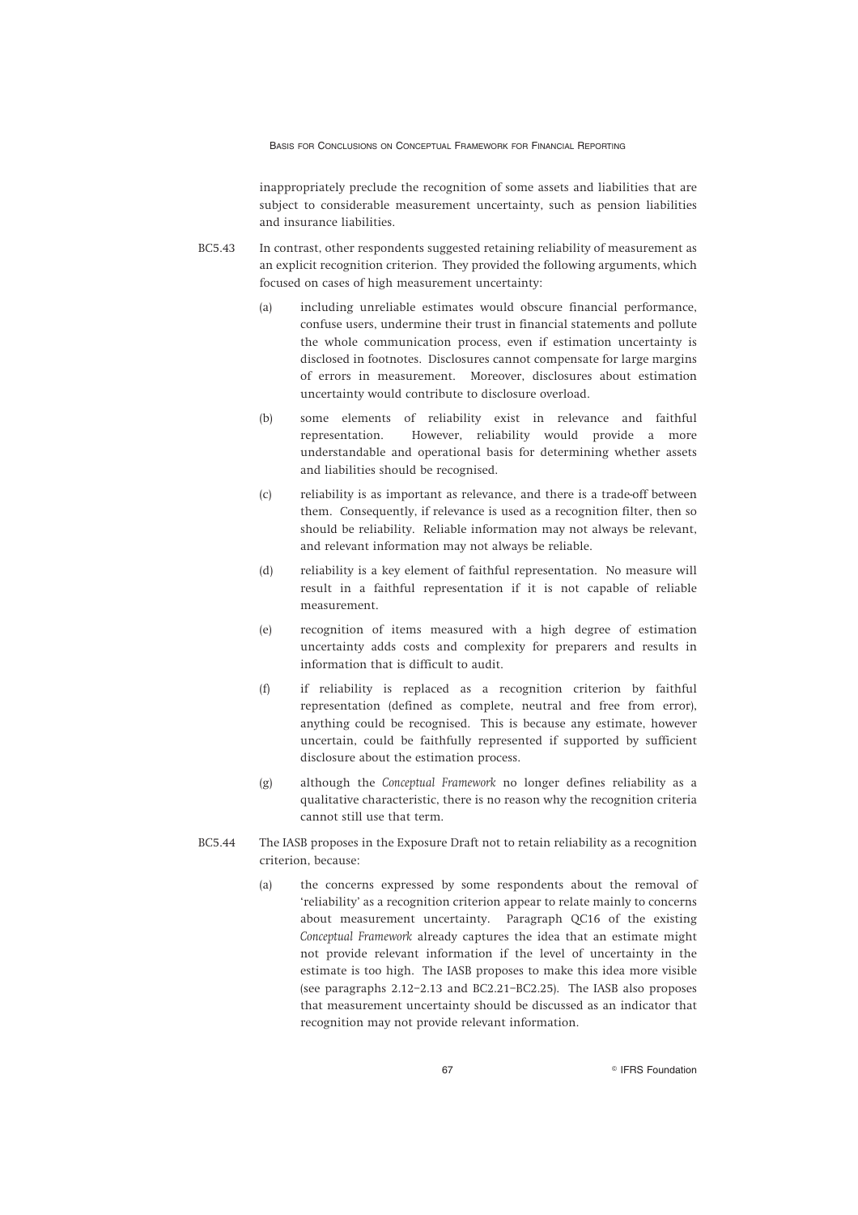inappropriately preclude the recognition of some assets and liabilities that are subject to considerable measurement uncertainty, such as pension liabilities and insurance liabilities.

BC5.43 In contrast, other respondents suggested retaining reliability of measurement as an explicit recognition criterion. They provided the following arguments, which focused on cases of high measurement uncertainty:

(a) including unreliable estimates would obscure financial performance, confuse users, undermine their trust in financial statements and pollute the whole communication process, even if estimation uncertainty is disclosed in footnotes. Disclosures cannot compensate for large margins of errors in measurement. Moreover, disclosures about estimation uncertainty would contribute to disclosure overload.

(b) some elements of reliability exist in relevance and faithful representation. However, reliability would provide a more understandable and operational basis for determining whether assets and liabilities should be recognised.

(c) reliability is as important as relevance, and there is a trade-off between them. Consequently, if relevance is used as a recognition filter, then so should be reliability. Reliable information may not always be relevant, and relevant information may not always be reliable.

(d) reliability is a key element of faithful representation. No measure will result in a faithful representation if it is not capable of reliable measurement.

(e) recognition of items measured with a high degree of estimation uncertainty adds costs and complexity for preparers and results in information that is difficult to audit.

(f) if reliability is replaced as a recognition criterion by faithful representation (defined as complete, neutral and free from error), anything could be recognised. This is because any estimate, however uncertain, could be faithfully represented if supported by sufficient disclosure about the estimation process.

(g) although the *Conceptual Framework* no longer defines reliability as a qualitative characteristic, there is no reason why the recognition criteria cannot still use that term.

BC5.44 The IASB proposes in the Exposure Draft not to retain reliability as a recognition criterion, because:

(a) the concerns expressed by some respondents about the removal of 'reliability' as a recognition criterion appear to relate mainly to concerns about measurement uncertainty. Paragraph QC16 of the existing *Conceptual Framework* already captures the idea that an estimate might not provide relevant information if the level of uncertainty in the estimate is too high. The IASB proposes to make this idea more visible (see paragraphs 2.12–2.13 and BC2.21–BC2.25). The IASB also proposes that measurement uncertainty should be discussed as an indicator that recognition may not provide relevant information.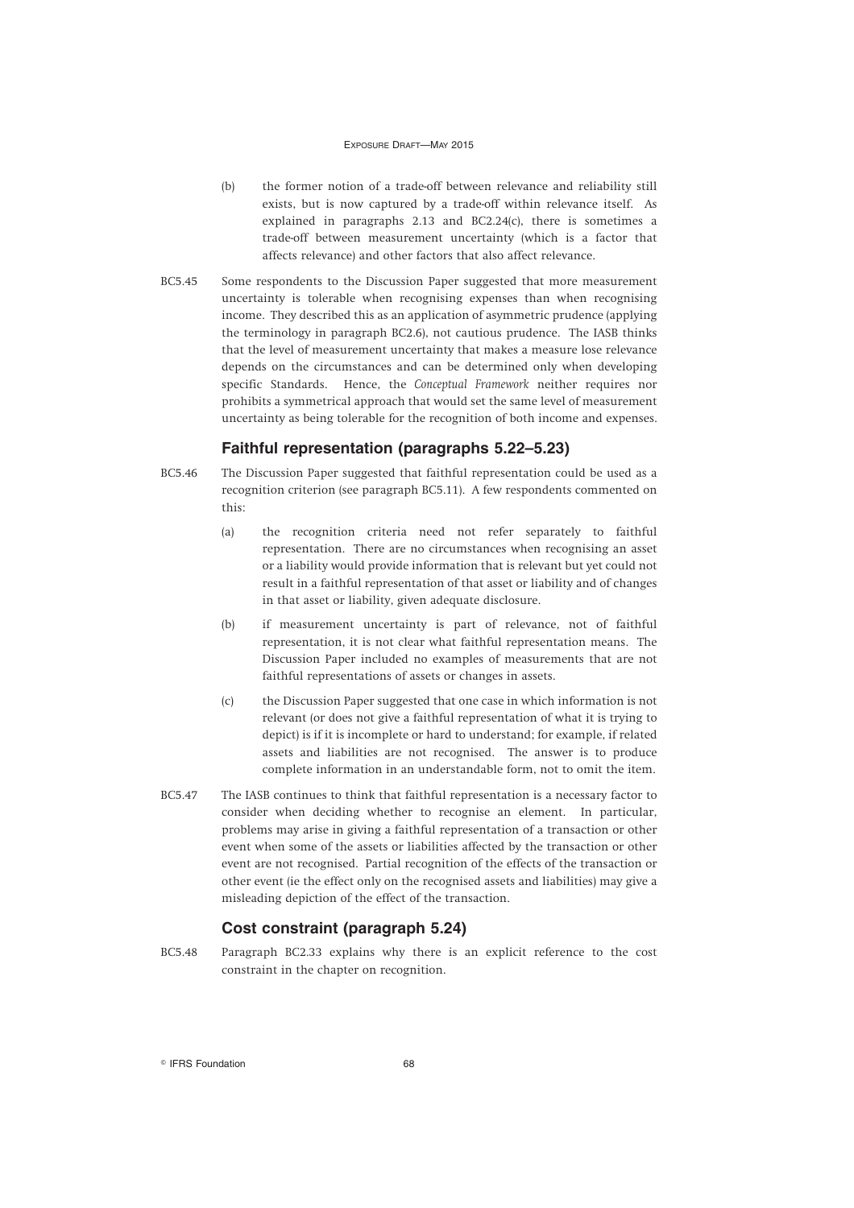(b) the former notion of a trade-off between relevance and reliability still exists, but is now captured by a trade-off within relevance itself. As explained in paragraphs 2.13 and BC2.24(c), there is sometimes a trade-off between measurement uncertainty (which is a factor that affects relevance) and other factors that also affect relevance.

BC5.45 Some respondents to the Discussion Paper suggested that more measurement uncertainty is tolerable when recognising expenses than when recognising income. They described this as an application of asymmetric prudence (applying the terminology in paragraph BC2.6), not cautious prudence. The IASB thinks that the level of measurement uncertainty that makes a measure lose relevance depends on the circumstances and can be determined only when developing specific Standards. Hence, the *Conceptual Framework* neither requires nor prohibits a symmetrical approach that would set the same level of measurement uncertainty as being tolerable for the recognition of both income and expenses.

### Faithful representation (paragraphs 5.22–5.23)

BC5.46 The Discussion Paper suggested that faithful representation could be used as a recognition criterion (see paragraph BC5.11). A few respondents commented on this:

(a) the recognition criteria need not refer separately to faithful representation. There are no circumstances when recognising an asset or a liability would provide information that is relevant but yet could not result in a faithful representation of that asset or liability and of changes in that asset or liability, given adequate disclosure.

(b) if measurement uncertainty is part of relevance, not of faithful representation, it is not clear what faithful representation means. The Discussion Paper included no examples of measurements that are not faithful representations of assets or changes in assets.

(c) the Discussion Paper suggested that one case in which information is not relevant (or does not give a faithful representation of what it is trying to depict) is if it is incomplete or hard to understand; for example, if related assets and liabilities are not recognised. The answer is to produce complete information in an understandable form, not to omit the item.

BC5.47 The IASB continues to think that faithful representation is a necessary factor to consider when deciding whether to recognise an element. In particular, problems may arise in giving a faithful representation of a transaction or other event when some of the assets or liabilities affected by the transaction or other event are not recognised. Partial recognition of the effects of the transaction or other event (ie the effect only on the recognised assets and liabilities) may give a misleading depiction of the effect of the transaction.

### Cost constraint (paragraph 5.24)

BC5.48 Paragraph BC2.33 explains why there is an explicit reference to the cost constraint in the chapter on recognition.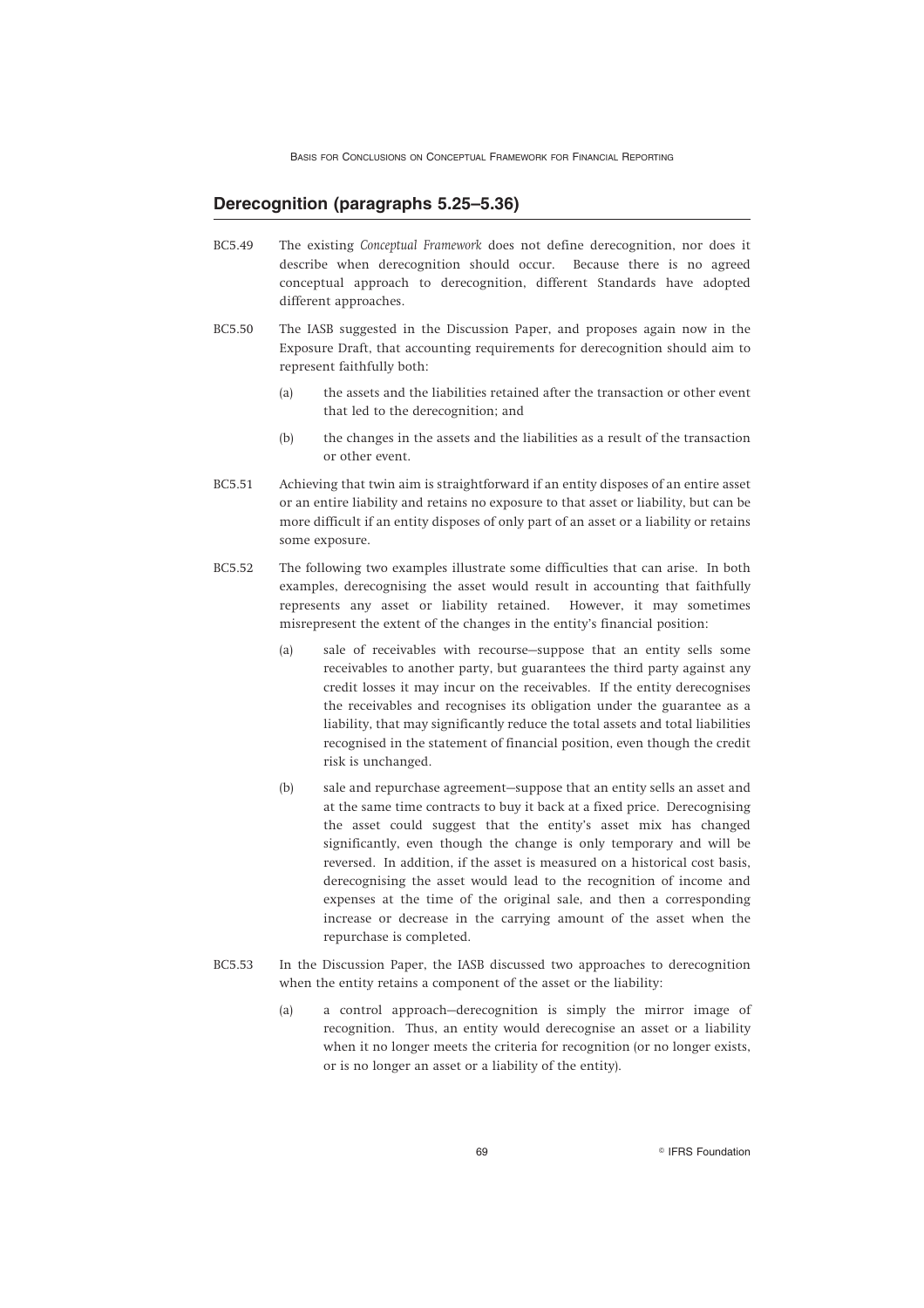## Derecognition (paragraphs 5.25–5.36)

BC5.49 The existing *Conceptual Framework* does not define derecognition, nor does it describe when derecognition should occur. Because there is no agreed conceptual approach to derecognition, different Standards have adopted different approaches.

BC5.50 The IASB suggested in the Discussion Paper, and proposes again now in the Exposure Draft, that accounting requirements for derecognition should aim to represent faithfully both:

(a) the assets and the liabilities retained after the transaction or other event that led to the derecognition; and

(b) the changes in the assets and the liabilities as a result of the transaction or other event.

BC5.51 Achieving that twin aim is straightforward if an entity disposes of an entire asset or an entire liability and retains no exposure to that asset or liability, but can be more difficult if an entity disposes of only part of an asset or a liability or retains some exposure.

BC5.52 The following two examples illustrate some difficulties that can arise. In both examples, derecognising the asset would result in accounting that faithfully represents any asset or liability retained. However, it may sometimes misrepresent the extent of the changes in the entity's financial position:

(a) sale of receivables with recourse—suppose that an entity sells some receivables to another party, but guarantees the third party against any credit losses it may incur on the receivables. If the entity derecognises the receivables and recognises its obligation under the guarantee as a liability, that may significantly reduce the total assets and total liabilities recognised in the statement of financial position, even though the credit risk is unchanged.

(b) sale and repurchase agreement—suppose that an entity sells an asset and at the same time contracts to buy it back at a fixed price. Derecognising the asset could suggest that the entity's asset mix has changed significantly, even though the change is only temporary and will be reversed. In addition, if the asset is measured on a historical cost basis, derecognising the asset would lead to the recognition of income and expenses at the time of the original sale, and then a corresponding increase or decrease in the carrying amount of the asset when the repurchase is completed.

BC5.53 In the Discussion Paper, the IASB discussed two approaches to derecognition when the entity retains a component of the asset or the liability:

(a) a control approach—derecognition is simply the mirror image of recognition. Thus, an entity would derecognise an asset or a liability when it no longer meets the criteria for recognition (or no longer exists, or is no longer an asset or a liability of the entity).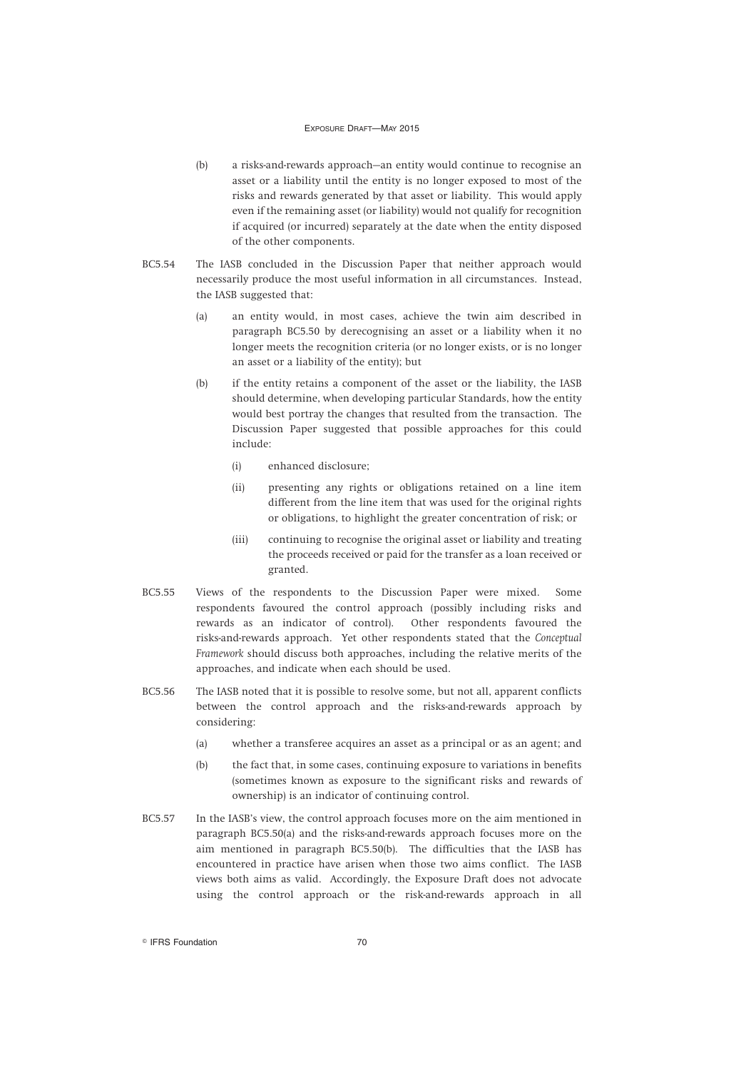(b) a risks-and-rewards approach—an entity would continue to recognise an asset or a liability until the entity is no longer exposed to most of the risks and rewards generated by that asset or liability. This would apply even if the remaining asset (or liability) would not qualify for recognition if acquired (or incurred) separately at the date when the entity disposed of the other components.

BC5.54 The IASB concluded in the Discussion Paper that neither approach would necessarily produce the most useful information in all circumstances. Instead, the IASB suggested that:

(a) an entity would, in most cases, achieve the twin aim described in paragraph BC5.50 by derecognising an asset or a liability when it no longer meets the recognition criteria (or no longer exists, or is no longer an asset or a liability of the entity); but

(b) if the entity retains a component of the asset or the liability, the IASB should determine, when developing particular Standards, how the entity would best portray the changes that resulted from the transaction. The Discussion Paper suggested that possible approaches for this could include:

(i) enhanced disclosure;

(ii) presenting any rights or obligations retained on a line item different from the line item that was used for the original rights or obligations, to highlight the greater concentration of risk; or

(iii) continuing to recognise the original asset or liability and treating the proceeds received or paid for the transfer as a loan received or granted.

BC5.55 Views of the respondents to the Discussion Paper were mixed. Some respondents favoured the control approach (possibly including risks and rewards as an indicator of control). Other respondents favoured the risks-and-rewards approach. Yet other respondents stated that the *Conceptual Framework* should discuss both approaches, including the relative merits of the approaches, and indicate when each should be used.

BC5.56 The IASB noted that it is possible to resolve some, but not all, apparent conflicts between the control approach and the risks-and-rewards approach by considering:

(a) whether a transferee acquires an asset as a principal or as an agent; and

(b) the fact that, in some cases, continuing exposure to variations in benefits (sometimes known as exposure to the significant risks and rewards of ownership) is an indicator of continuing control.

BC5.57 In the IASB's view, the control approach focuses more on the aim mentioned in paragraph BC5.50(a) and the risks-and-rewards approach focuses more on the aim mentioned in paragraph BC5.50(b). The difficulties that the IASB has encountered in practice have arisen when those two aims conflict. The IASB views both aims as valid. Accordingly, the Exposure Draft does not advocate using the control approach or the risk-and-rewards approach in all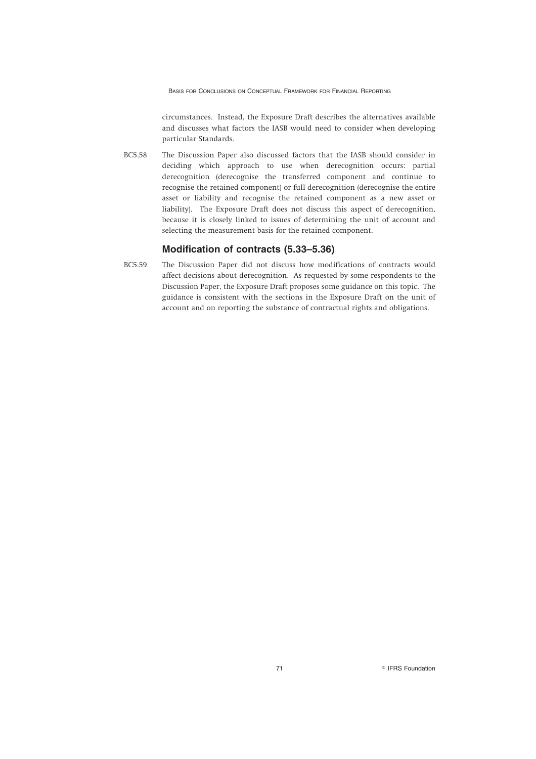circumstances. Instead, the Exposure Draft describes the alternatives available and discusses what factors the IASB would need to consider when developing particular Standards.

BC5.58 The Discussion Paper also discussed factors that the IASB should consider in deciding which approach to use when derecognition occurs: partial derecognition (derecognise the transferred component and continue to recognise the retained component) or full derecognition (derecognise the entire asset or liability and recognise the retained component as a new asset or liability). The Exposure Draft does not discuss this aspect of derecognition, because it is closely linked to issues of determining the unit of account and selecting the measurement basis for the retained component.

### Modification of contracts (5.33–5.36)

BC5.59 The Discussion Paper did not discuss how modifications of contracts would affect decisions about derecognition. As requested by some respondents to the Discussion Paper, the Exposure Draft proposes some guidance on this topic. The guidance is consistent with the sections in the Exposure Draft on the unit of account and on reporting the substance of contractual rights and obligations.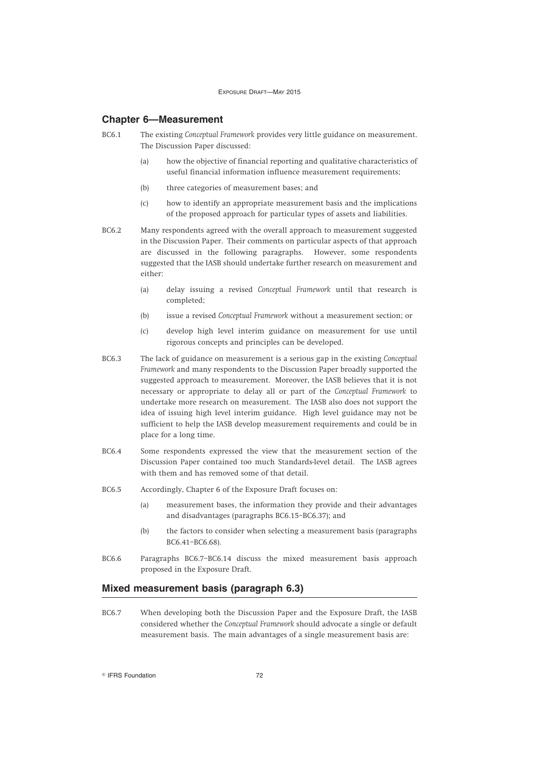## Chapter 6—Measurement

BC6.1 The existing *Conceptual Framework* provides very little guidance on measurement. The Discussion Paper discussed:

(a) how the objective of financial reporting and qualitative characteristics of useful financial information influence measurement requirements;

(b) three categories of measurement bases; and

(c) how to identify an appropriate measurement basis and the implications of the proposed approach for particular types of assets and liabilities.

BC6.2 Many respondents agreed with the overall approach to measurement suggested in the Discussion Paper. Their comments on particular aspects of that approach are discussed in the following paragraphs. However, some respondents suggested that the IASB should undertake further research on measurement and either:

(a) delay issuing a revised *Conceptual Framework* until that research is completed;

(b) issue a revised *Conceptual Framework* without a measurement section; or

(c) develop high level interim guidance on measurement for use until rigorous concepts and principles can be developed.

BC6.3 The lack of guidance on measurement is a serious gap in the existing *Conceptual Framework* and many respondents to the Discussion Paper broadly supported the suggested approach to measurement. Moreover, the IASB believes that it is not necessary or appropriate to delay all or part of the *Conceptual Framework* to undertake more research on measurement. The IASB also does not support the idea of issuing high level interim guidance. High level guidance may not be sufficient to help the IASB develop measurement requirements and could be in place for a long time.

BC6.4 Some respondents expressed the view that the measurement section of the Discussion Paper contained too much Standards-level detail. The IASB agrees with them and has removed some of that detail.

BC6.5 Accordingly, Chapter 6 of the Exposure Draft focuses on:

(a) measurement bases, the information they provide and their advantages and disadvantages (paragraphs BC6.15–BC6.37); and

(b) the factors to consider when selecting a measurement basis (paragraphs BC6.41–BC6.68).

BC6.6 Paragraphs BC6.7–BC6.14 discuss the mixed measurement basis approach proposed in the Exposure Draft.

## Mixed measurement basis (paragraph 6.3)

BC6.7 When developing both the Discussion Paper and the Exposure Draft, the IASB considered whether the *Conceptual Framework* should advocate a single or default measurement basis. The main advantages of a single measurement basis are: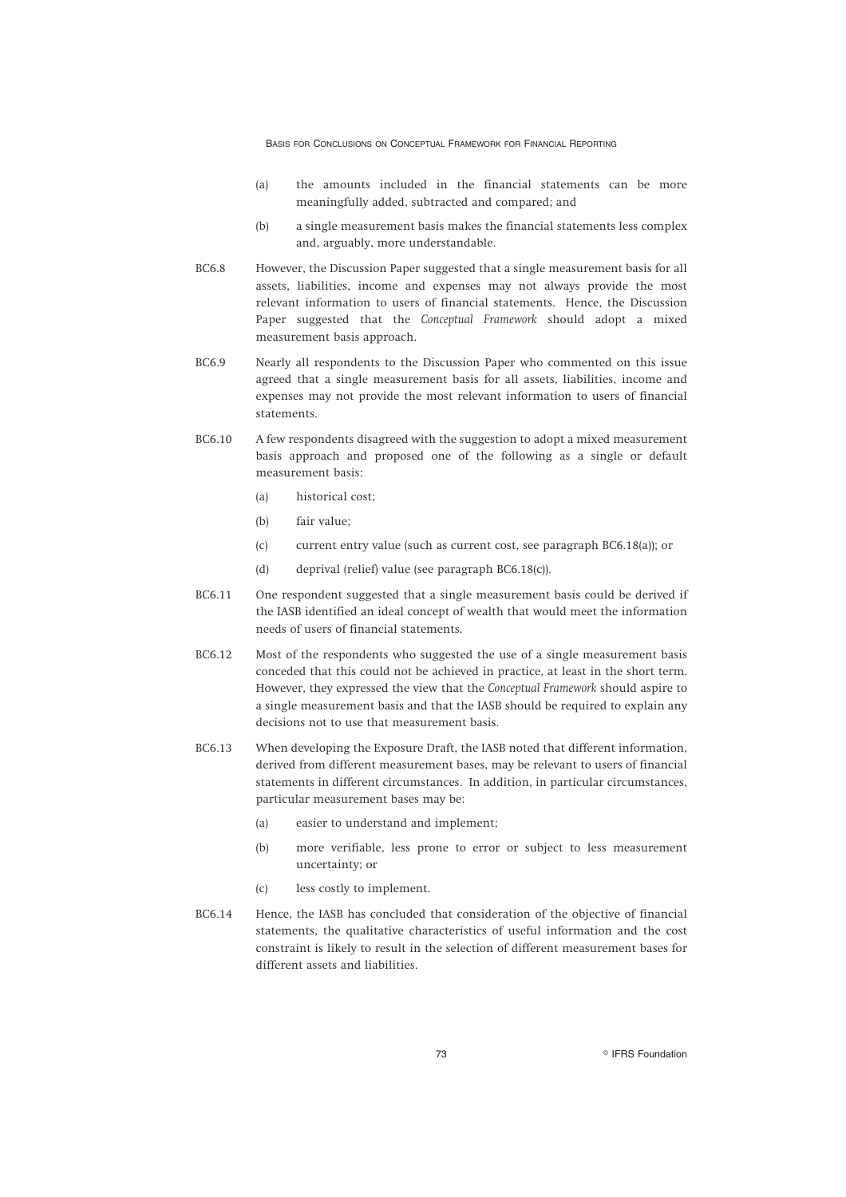(a) the amounts included in the financial statements can be more meaningfully added, subtracted and compared; and

(b) a single measurement basis makes the financial statements less complex and, arguably, more understandable.

BC6.8 However, the Discussion Paper suggested that a single measurement basis for all assets, liabilities, income and expenses may not always provide the most relevant information to users of financial statements. Hence, the Discussion Paper suggested that the *Conceptual Framework* should adopt a mixed measurement basis approach.

BC6.9 Nearly all respondents to the Discussion Paper who commented on this issue agreed that a single measurement basis for all assets, liabilities, income and expenses may not provide the most relevant information to users of financial statements.

BC6.10 A few respondents disagreed with the suggestion to adopt a mixed measurement basis approach and proposed one of the following as a single or default measurement basis:

(a) historical cost;

(b) fair value;

(c) current entry value (such as current cost, see paragraph BC6.18(a)); or

(d) deprival (relief) value (see paragraph BC6.18(c)).

BC6.11 One respondent suggested that a single measurement basis could be derived if the IASB identified an ideal concept of wealth that would meet the information needs of users of financial statements.

BC6.12 Most of the respondents who suggested the use of a single measurement basis conceded that this could not be achieved in practice, at least in the short term. However, they expressed the view that the *Conceptual Framework* should aspire to a single measurement basis and that the IASB should be required to explain any decisions not to use that measurement basis.

BC6.13 When developing the Exposure Draft, the IASB noted that different information, derived from different measurement bases, may be relevant to users of financial statements in different circumstances. In addition, in particular circumstances, particular measurement bases may be:

(a) easier to understand and implement;

(b) more verifiable, less prone to error or subject to less measurement uncertainty; or

(c) less costly to implement.

BC6.14 Hence, the IASB has concluded that consideration of the objective of financial statements, the qualitative characteristics of useful information and the cost constraint is likely to result in the selection of different measurement bases for different assets and liabilities.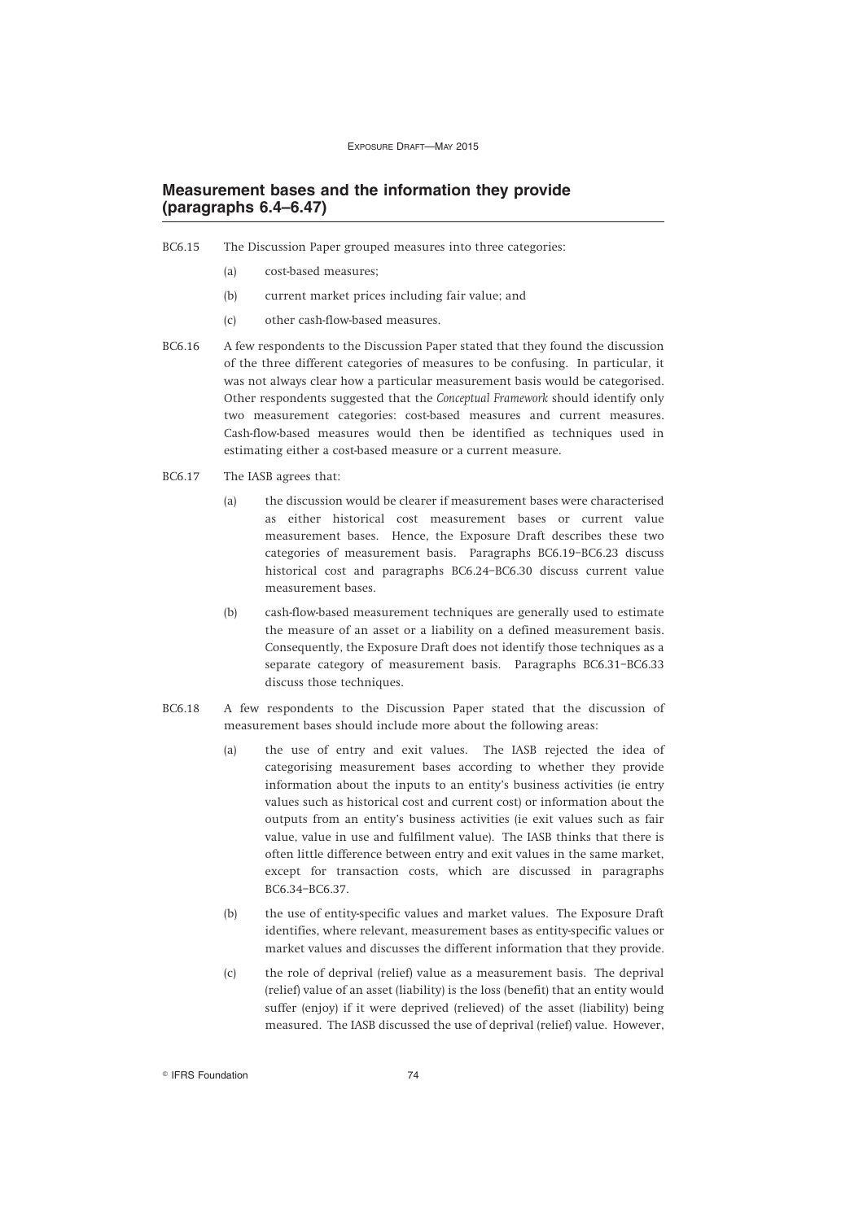## Measurement bases and the information they provide (paragraphs 6.4–6.47)

BC6.15 The Discussion Paper grouped measures into three categories:

(a) cost-based measures;

(b) current market prices including fair value; and

(c) other cash-flow-based measures.

BC6.16 A few respondents to the Discussion Paper stated that they found the discussion of the three different categories of measures to be confusing. In particular, it was not always clear how a particular measurement basis would be categorised. Other respondents suggested that the *Conceptual Framework* should identify only two measurement categories: cost-based measures and current measures. Cash-flow-based measures would then be identified as techniques used in estimating either a cost-based measure or a current measure.

BC6.17 The IASB agrees that:

(a) the discussion would be clearer if measurement bases were characterised as either historical cost measurement bases or current value measurement bases. Hence, the Exposure Draft describes these two categories of measurement basis. Paragraphs BC6.19–BC6.23 discuss historical cost and paragraphs BC6.24–BC6.30 discuss current value measurement bases.

(b) cash-flow-based measurement techniques are generally used to estimate the measure of an asset or a liability on a defined measurement basis. Consequently, the Exposure Draft does not identify those techniques as a separate category of measurement basis. Paragraphs BC6.31–BC6.33 discuss those techniques.

BC6.18 A few respondents to the Discussion Paper stated that the discussion of measurement bases should include more about the following areas:

(a) the use of entry and exit values. The IASB rejected the idea of categorising measurement bases according to whether they provide information about the inputs to an entity's business activities (ie entry values such as historical cost and current cost) or information about the outputs from an entity's business activities (ie exit values such as fair value, value in use and fulfilment value). The IASB thinks that there is often little difference between entry and exit values in the same market, except for transaction costs, which are discussed in paragraphs BC6.34–BC6.37.

(b) the use of entity-specific values and market values. The Exposure Draft identifies, where relevant, measurement bases as entity-specific values or market values and discusses the different information that they provide.

(c) the role of deprival (relief) value as a measurement basis. The deprival (relief) value of an asset (liability) is the loss (benefit) that an entity would suffer (enjoy) if it were deprived (relieved) of the asset (liability) being measured. The IASB discussed the use of deprival (relief) value. However,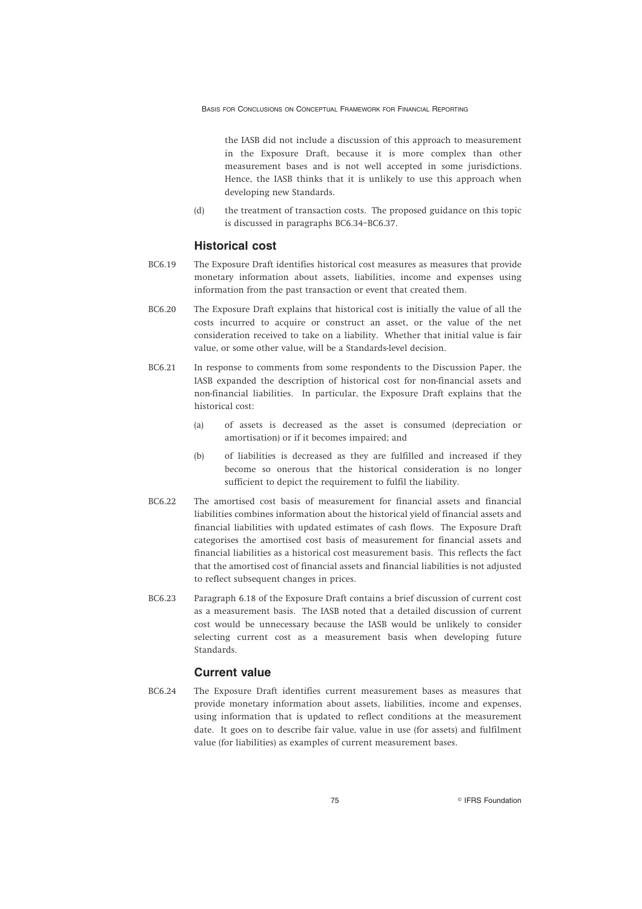the IASB did not include a discussion of this approach to measurement in the Exposure Draft, because it is more complex than other measurement bases and is not well accepted in some jurisdictions. Hence, the IASB thinks that it is unlikely to use this approach when developing new Standards.

(d) the treatment of transaction costs. The proposed guidance on this topic is discussed in paragraphs BC6.34–BC6.37.

## Historical cost

BC6.19 The Exposure Draft identifies historical cost measures as measures that provide monetary information about assets, liabilities, income and expenses using information from the past transaction or event that created them.

BC6.20 The Exposure Draft explains that historical cost is initially the value of all the costs incurred to acquire or construct an asset, or the value of the net consideration received to take on a liability. Whether that initial value is fair value, or some other value, will be a Standards-level decision.

BC6.21 In response to comments from some respondents to the Discussion Paper, the IASB expanded the description of historical cost for non-financial assets and non-financial liabilities. In particular, the Exposure Draft explains that the historical cost:

(a) of assets is decreased as the asset is consumed (depreciation or amortisation) or if it becomes impaired; and

(b) of liabilities is decreased as they are fulfilled and increased if they become so onerous that the historical consideration is no longer sufficient to depict the requirement to fulfil the liability.

BC6.22 The amortised cost basis of measurement for financial assets and financial liabilities combines information about the historical yield of financial assets and financial liabilities with updated estimates of cash flows. The Exposure Draft categorises the amortised cost basis of measurement for financial assets and financial liabilities as a historical cost measurement basis. This reflects the fact that the amortised cost of financial assets and financial liabilities is not adjusted to reflect subsequent changes in prices.

BC6.23 Paragraph 6.18 of the Exposure Draft contains a brief discussion of current cost as a measurement basis. The IASB noted that a detailed discussion of current cost would be unnecessary because the IASB would be unlikely to consider selecting current cost as a measurement basis when developing future Standards.

## Current value

BC6.24 The Exposure Draft identifies current measurement bases as measures that provide monetary information about assets, liabilities, income and expenses, using information that is updated to reflect conditions at the measurement date. It goes on to describe fair value, value in use (for assets) and fulfilment value (for liabilities) as examples of current measurement bases.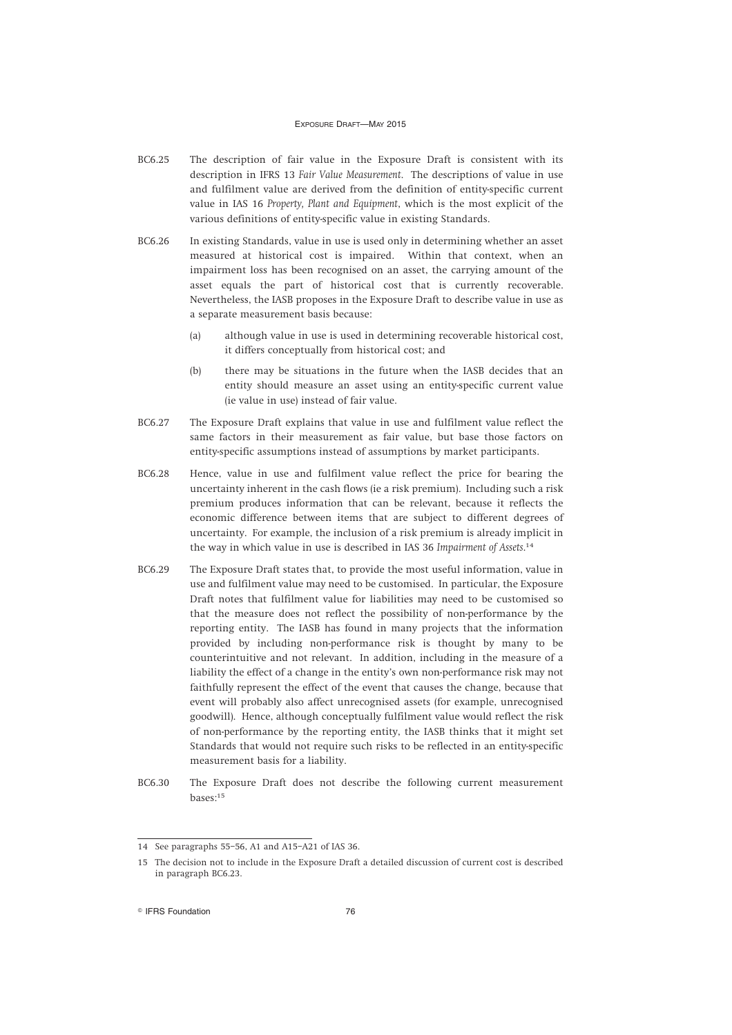BC6.25 The description of fair value in the Exposure Draft is consistent with its description in IFRS 13 *Fair Value Measurement*. The descriptions of value in use and fulfilment value are derived from the definition of entity-specific current value in IAS 16 *Property, Plant and Equipment*, which is the most explicit of the various definitions of entity-specific value in existing Standards.

BC6.26 In existing Standards, value in use is used only in determining whether an asset measured at historical cost is impaired. Within that context, when an impairment loss has been recognised on an asset, the carrying amount of the asset equals the part of historical cost that is currently recoverable. Nevertheless, the IASB proposes in the Exposure Draft to describe value in use as a separate measurement basis because:

(a) although value in use is used in determining recoverable historical cost, it differs conceptually from historical cost; and

(b) there may be situations in the future when the IASB decides that an entity should measure an asset using an entity-specific current value (ie value in use) instead of fair value.

BC6.27 The Exposure Draft explains that value in use and fulfilment value reflect the same factors in their measurement as fair value, but base those factors on entity-specific assumptions instead of assumptions by market participants.

BC6.28 Hence, value in use and fulfilment value reflect the price for bearing the uncertainty inherent in the cash flows (ie a risk premium). Including such a risk premium produces information that can be relevant, because it reflects the economic difference between items that are subject to different degrees of uncertainty. For example, the inclusion of a risk premium is already implicit in the way in which value in use is described in IAS 36 *Impairment of Assets*.[14]

BC6.29 The Exposure Draft states that, to provide the most useful information, value in use and fulfilment value may need to be customised. In particular, the Exposure Draft notes that fulfilment value for liabilities may need to be customised so that the measure does not reflect the possibility of non-performance by the reporting entity. The IASB has found in many projects that the information provided by including non-performance risk is thought by many to be counterintuitive and not relevant. In addition, including in the measure of a liability the effect of a change in the entity's own non-performance risk may not faithfully represent the effect of the event that causes the change, because that event will probably also affect unrecognised assets (for example, unrecognised goodwill). Hence, although conceptually fulfilment value would reflect the risk of non-performance by the reporting entity, the IASB thinks that it might set Standards that would not require such risks to be reflected in an entity-specific measurement basis for a liability.

BC6.30 The Exposure Draft does not describe the following current measurement bases:[15]

---

14 See paragraphs 55–56, A1 and A15–A21 of IAS 36.

15 The decision not to include in the Exposure Draft a detailed discussion of current cost is described in paragraph BC6.23.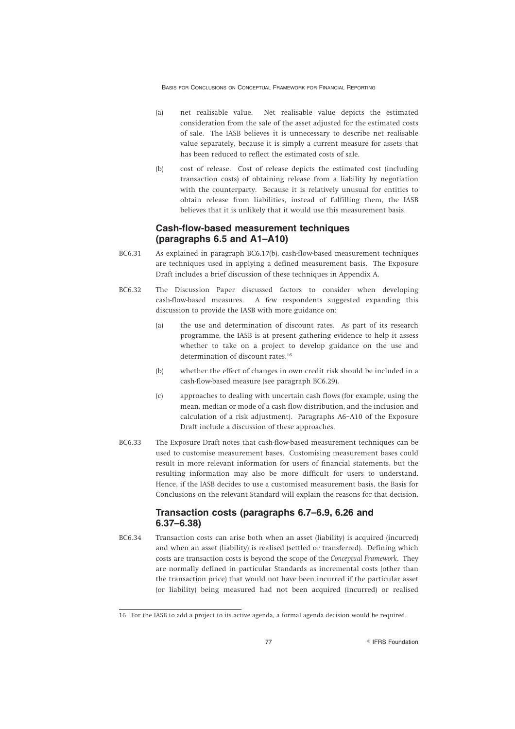(a) net realisable value. Net realisable value depicts the estimated consideration from the sale of the asset adjusted for the estimated costs of sale. The IASB believes it is unnecessary to describe net realisable value separately, because it is simply a current measure for assets that has been reduced to reflect the estimated costs of sale.

(b) cost of release. Cost of release depicts the estimated cost (including transaction costs) of obtaining release from a liability by negotiation with the counterparty. Because it is relatively unusual for entities to obtain release from liabilities, instead of fulfilling them, the IASB believes that it is unlikely that it would use this measurement basis.

### Cash-flow-based measurement techniques (paragraphs 6.5 and A1–A10)

BC6.31 As explained in paragraph BC6.17(b), cash-flow-based measurement techniques are techniques used in applying a defined measurement basis. The Exposure Draft includes a brief discussion of these techniques in Appendix A.

BC6.32 The Discussion Paper discussed factors to consider when developing cash-flow-based measures. A few respondents suggested expanding this discussion to provide the IASB with more guidance on:

(a) the use and determination of discount rates. As part of its research programme, the IASB is at present gathering evidence to help it assess whether to take on a project to develop guidance on the use and determination of discount rates.[16]

(b) whether the effect of changes in own credit risk should be included in a cash-flow-based measure (see paragraph BC6.29).

(c) approaches to dealing with uncertain cash flows (for example, using the mean, median or mode of a cash flow distribution, and the inclusion and calculation of a risk adjustment). Paragraphs A6–A10 of the Exposure Draft include a discussion of these approaches.

BC6.33 The Exposure Draft notes that cash-flow-based measurement techniques can be used to customise measurement bases. Customising measurement bases could result in more relevant information for users of financial statements, but the resulting information may also be more difficult for users to understand. Hence, if the IASB decides to use a customised measurement basis, the Basis for Conclusions on the relevant Standard will explain the reasons for that decision.

### Transaction costs (paragraphs 6.7–6.9, 6.26 and 6.37–6.38)

BC6.34 Transaction costs can arise both when an asset (liability) is acquired (incurred) and when an asset (liability) is realised (settled or transferred). Defining which costs are transaction costs is beyond the scope of the *Conceptual Framework*. They are normally defined in particular Standards as incremental costs (other than the transaction price) that would not have been incurred if the particular asset (or liability) being measured had not been acquired (incurred) or realised

16 For the IASB to add a project to its active agenda, a formal agenda decision would be required.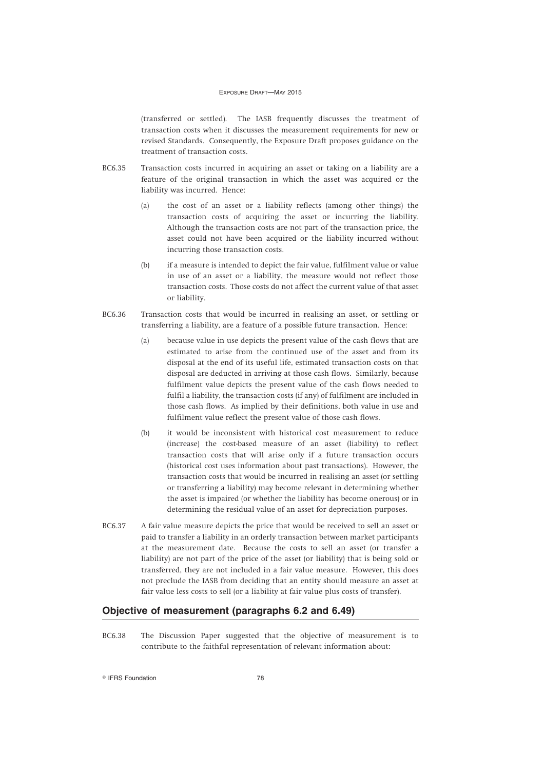(transferred or settled). The IASB frequently discusses the treatment of transaction costs when it discusses the measurement requirements for new or revised Standards. Consequently, the Exposure Draft proposes guidance on the treatment of transaction costs.

BC6.35 Transaction costs incurred in acquiring an asset or taking on a liability are a feature of the original transaction in which the asset was acquired or the liability was incurred. Hence:

(a) the cost of an asset or a liability reflects (among other things) the transaction costs of acquiring the asset or incurring the liability. Although the transaction costs are not part of the transaction price, the asset could not have been acquired or the liability incurred without incurring those transaction costs.

(b) if a measure is intended to depict the fair value, fulfilment value or value in use of an asset or a liability, the measure would not reflect those transaction costs. Those costs do not affect the current value of that asset or liability.

BC6.36 Transaction costs that would be incurred in realising an asset, or settling or transferring a liability, are a feature of a possible future transaction. Hence:

(a) because value in use depicts the present value of the cash flows that are estimated to arise from the continued use of the asset and from its disposal at the end of its useful life, estimated transaction costs on that disposal are deducted in arriving at those cash flows. Similarly, because fulfilment value depicts the present value of the cash flows needed to fulfil a liability, the transaction costs (if any) of fulfilment are included in those cash flows. As implied by their definitions, both value in use and fulfilment value reflect the present value of those cash flows.

(b) it would be inconsistent with historical cost measurement to reduce (increase) the cost-based measure of an asset (liability) to reflect transaction costs that will arise only if a future transaction occurs (historical cost uses information about past transactions). However, the transaction costs that would be incurred in realising an asset (or settling or transferring a liability) may become relevant in determining whether the asset is impaired (or whether the liability has become onerous) or in determining the residual value of an asset for depreciation purposes.

BC6.37 A fair value measure depicts the price that would be received to sell an asset or paid to transfer a liability in an orderly transaction between market participants at the measurement date. Because the costs to sell an asset (or transfer a liability) are not part of the price of the asset (or liability) that is being sold or transferred, they are not included in a fair value measure. However, this does not preclude the IASB from deciding that an entity should measure an asset at fair value less costs to sell (or a liability at fair value plus costs of transfer).

## Objective of measurement (paragraphs 6.2 and 6.49)

BC6.38 The Discussion Paper suggested that the objective of measurement is to contribute to the faithful representation of relevant information about: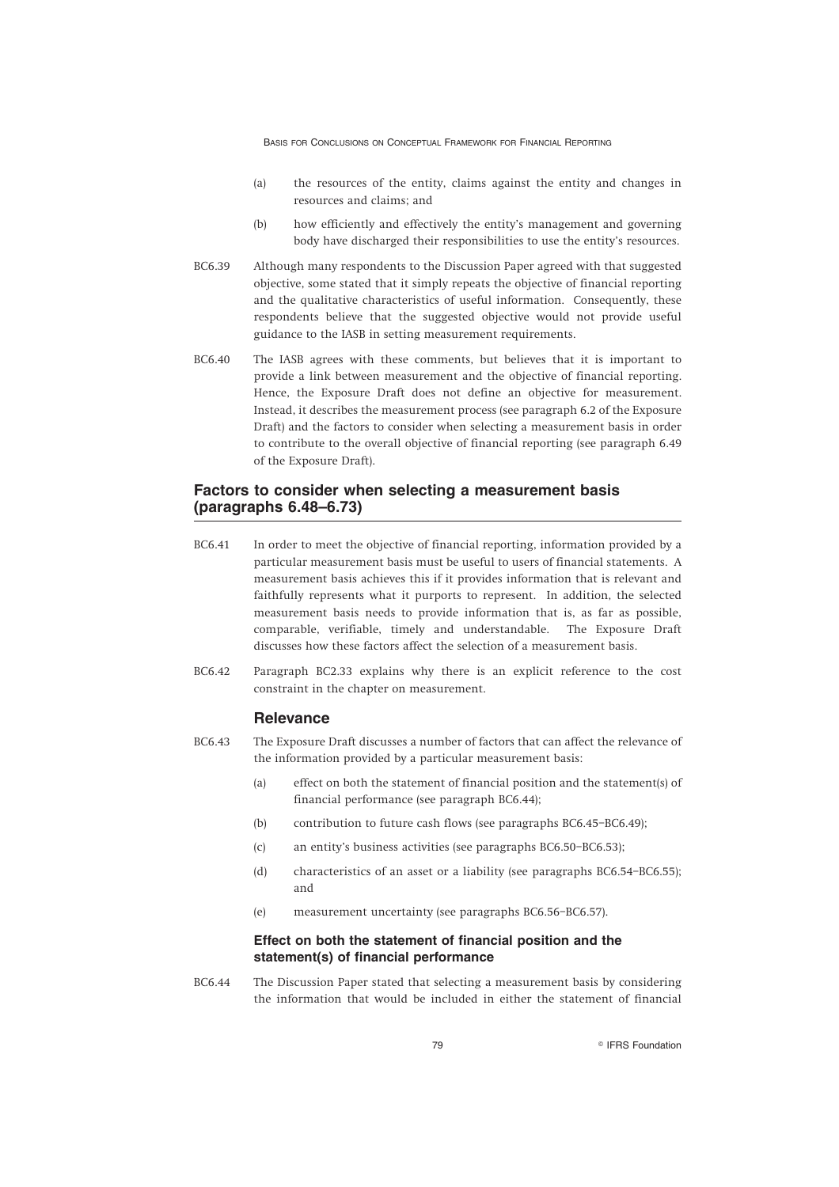(a) the resources of the entity, claims against the entity and changes in resources and claims; and

(b) how efficiently and effectively the entity's management and governing body have discharged their responsibilities to use the entity's resources.

BC6.39 Although many respondents to the Discussion Paper agreed with that suggested objective, some stated that it simply repeats the objective of financial reporting and the qualitative characteristics of useful information. Consequently, these respondents believe that the suggested objective would not provide useful guidance to the IASB in setting measurement requirements.

BC6.40 The IASB agrees with these comments, but believes that it is important to provide a link between measurement and the objective of financial reporting. Hence, the Exposure Draft does not define an objective for measurement. Instead, it describes the measurement process (see paragraph 6.2 of the Exposure Draft) and the factors to consider when selecting a measurement basis in order to contribute to the overall objective of financial reporting (see paragraph 6.49 of the Exposure Draft).

## Factors to consider when selecting a measurement basis (paragraphs 6.48–6.73)

BC6.41 In order to meet the objective of financial reporting, information provided by a particular measurement basis must be useful to users of financial statements. A measurement basis achieves this if it provides information that is relevant and faithfully represents what it purports to represent. In addition, the selected measurement basis needs to provide information that is, as far as possible, comparable, verifiable, timely and understandable. The Exposure Draft discusses how these factors affect the selection of a measurement basis.

BC6.42 Paragraph BC2.33 explains why there is an explicit reference to the cost constraint in the chapter on measurement.

### Relevance

BC6.43 The Exposure Draft discusses a number of factors that can affect the relevance of the information provided by a particular measurement basis:

(a) effect on both the statement of financial position and the statement(s) of financial performance (see paragraph BC6.44);

(b) contribution to future cash flows (see paragraphs BC6.45–BC6.49);

(c) an entity's business activities (see paragraphs BC6.50–BC6.53);

(d) characteristics of an asset or a liability (see paragraphs BC6.54–BC6.55); and

(e) measurement uncertainty (see paragraphs BC6.56–BC6.57).

#### Effect on both the statement of financial position and the statement(s) of financial performance

BC6.44 The Discussion Paper stated that selecting a measurement basis by considering the information that would be included in either the statement of financial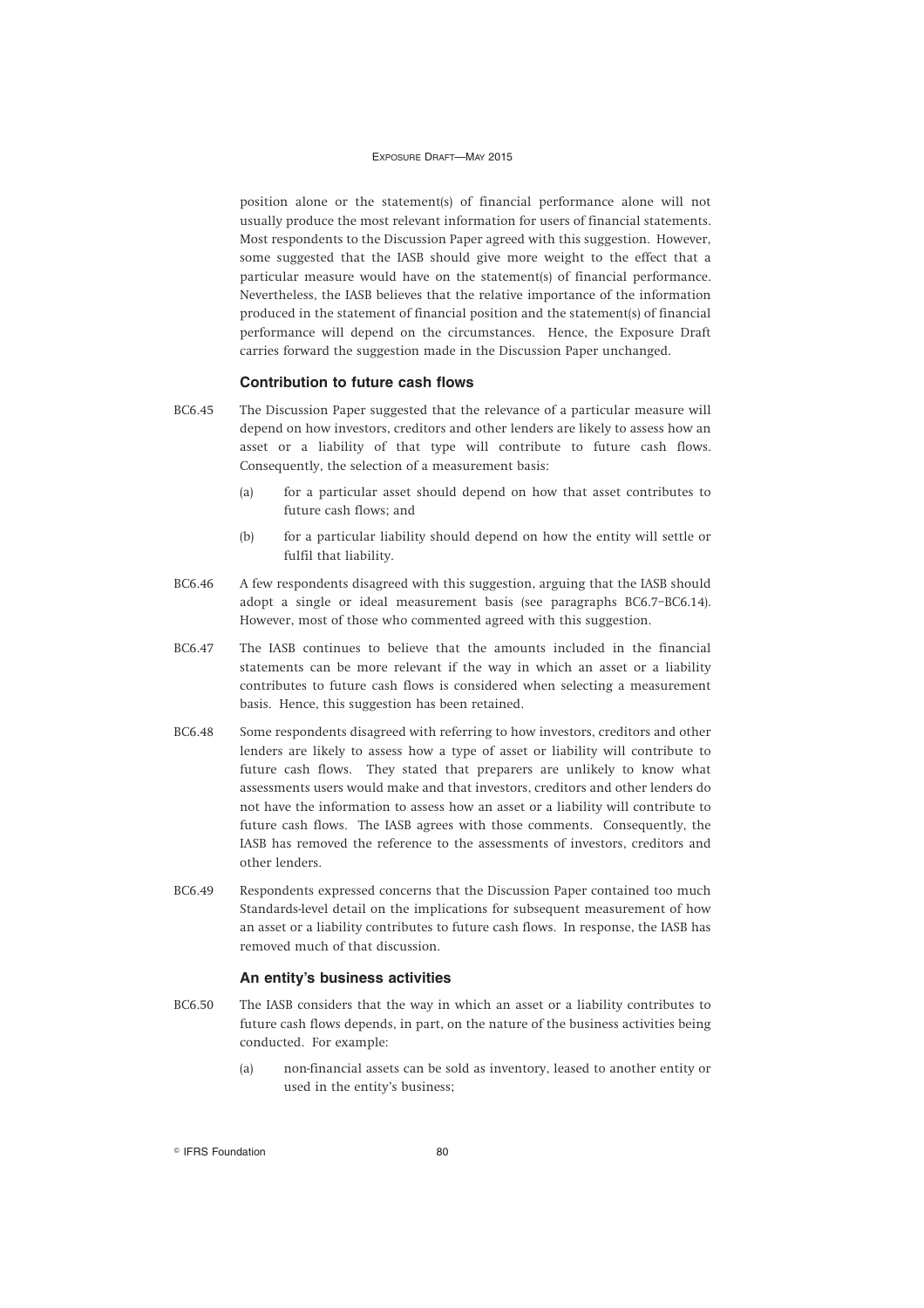position alone or the statement(s) of financial performance alone will not usually produce the most relevant information for users of financial statements. Most respondents to the Discussion Paper agreed with this suggestion. However, some suggested that the IASB should give more weight to the effect that a particular measure would have on the statement(s) of financial performance. Nevertheless, the IASB believes that the relative importance of the information produced in the statement of financial position and the statement(s) of financial performance will depend on the circumstances. Hence, the Exposure Draft carries forward the suggestion made in the Discussion Paper unchanged.

### Contribution to future cash flows

BC6.45 The Discussion Paper suggested that the relevance of a particular measure will depend on how investors, creditors and other lenders are likely to assess how an asset or a liability of that type will contribute to future cash flows. Consequently, the selection of a measurement basis:

(a) for a particular asset should depend on how that asset contributes to future cash flows; and

(b) for a particular liability should depend on how the entity will settle or fulfil that liability.

BC6.46 A few respondents disagreed with this suggestion, arguing that the IASB should adopt a single or ideal measurement basis (see paragraphs BC6.7–BC6.14). However, most of those who commented agreed with this suggestion.

BC6.47 The IASB continues to believe that the amounts included in the financial statements can be more relevant if the way in which an asset or a liability contributes to future cash flows is considered when selecting a measurement basis. Hence, this suggestion has been retained.

BC6.48 Some respondents disagreed with referring to how investors, creditors and other lenders are likely to assess how a type of asset or liability will contribute to future cash flows. They stated that preparers are unlikely to know what assessments users would make and that investors, creditors and other lenders do not have the information to assess how an asset or a liability will contribute to future cash flows. The IASB agrees with those comments. Consequently, the IASB has removed the reference to the assessments of investors, creditors and other lenders.

BC6.49 Respondents expressed concerns that the Discussion Paper contained too much Standards-level detail on the implications for subsequent measurement of how an asset or a liability contributes to future cash flows. In response, the IASB has removed much of that discussion.

### An entity's business activities

BC6.50 The IASB considers that the way in which an asset or a liability contributes to future cash flows depends, in part, on the nature of the business activities being conducted. For example:

(a) non-financial assets can be sold as inventory, leased to another entity or used in the entity's business;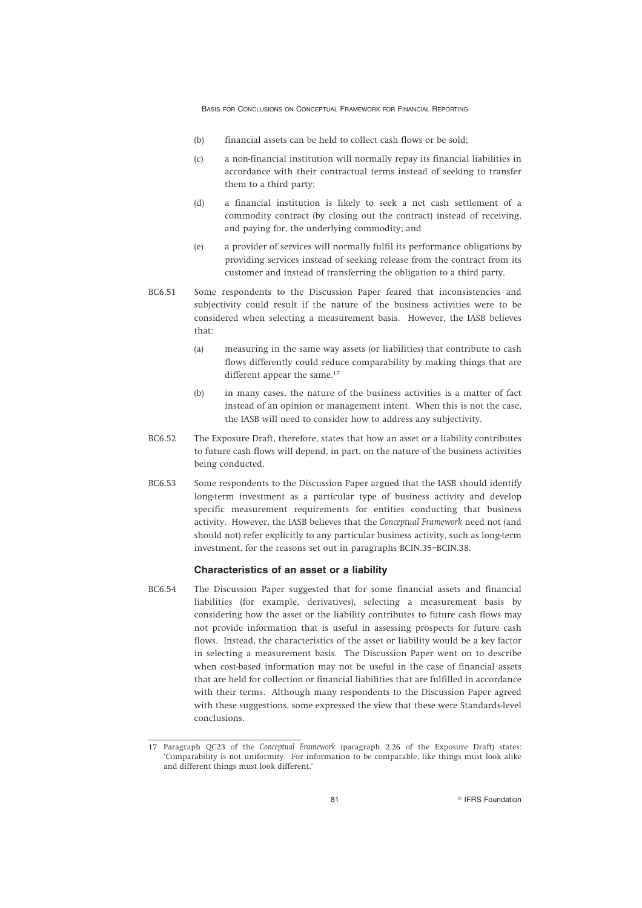(b) financial assets can be held to collect cash flows or be sold;

(c) a non-financial institution will normally repay its financial liabilities in accordance with their contractual terms instead of seeking to transfer them to a third party;

(d) a financial institution is likely to seek a net cash settlement of a commodity contract (by closing out the contract) instead of receiving, and paying for, the underlying commodity; and

(e) a provider of services will normally fulfil its performance obligations by providing services instead of seeking release from the contract from its customer and instead of transferring the obligation to a third party.

BC6.51 Some respondents to the Discussion Paper feared that inconsistencies and subjectivity could result if the nature of the business activities were to be considered when selecting a measurement basis. However, the IASB believes that:

(a) measuring in the same way assets (or liabilities) that contribute to cash flows differently could reduce comparability by making things that are different appear the same.[17]

(b) in many cases, the nature of the business activities is a matter of fact instead of an opinion or management intent. When this is not the case, the IASB will need to consider how to address any subjectivity.

BC6.52 The Exposure Draft, therefore, states that how an asset or a liability contributes to future cash flows will depend, in part, on the nature of the business activities being conducted.

BC6.53 Some respondents to the Discussion Paper argued that the IASB should identify long-term investment as a particular type of business activity and develop specific measurement requirements for entities conducting that business activity. However, the IASB believes that the *Conceptual Framework* need not (and should not) refer explicitly to any particular business activity, such as long-term investment, for the reasons set out in paragraphs BCIN.35–BCIN.38.

### Characteristics of an asset or a liability

BC6.54 The Discussion Paper suggested that for some financial assets and financial liabilities (for example, derivatives), selecting a measurement basis by considering how the asset or the liability contributes to future cash flows may not provide information that is useful in assessing prospects for future cash flows. Instead, the characteristics of the asset or liability would be a key factor in selecting a measurement basis. The Discussion Paper went on to describe when cost-based information may not be useful in the case of financial assets that are held for collection or financial liabilities that are fulfilled in accordance with their terms. Although many respondents to the Discussion Paper agreed with these suggestions, some expressed the view that these were Standards-level conclusions.

---

17 Paragraph QC23 of the *Conceptual Framework* (paragraph 2.26 of the Exposure Draft) states: 'Comparability is not uniformity. For information to be comparable, like things must look alike and different things must look different.'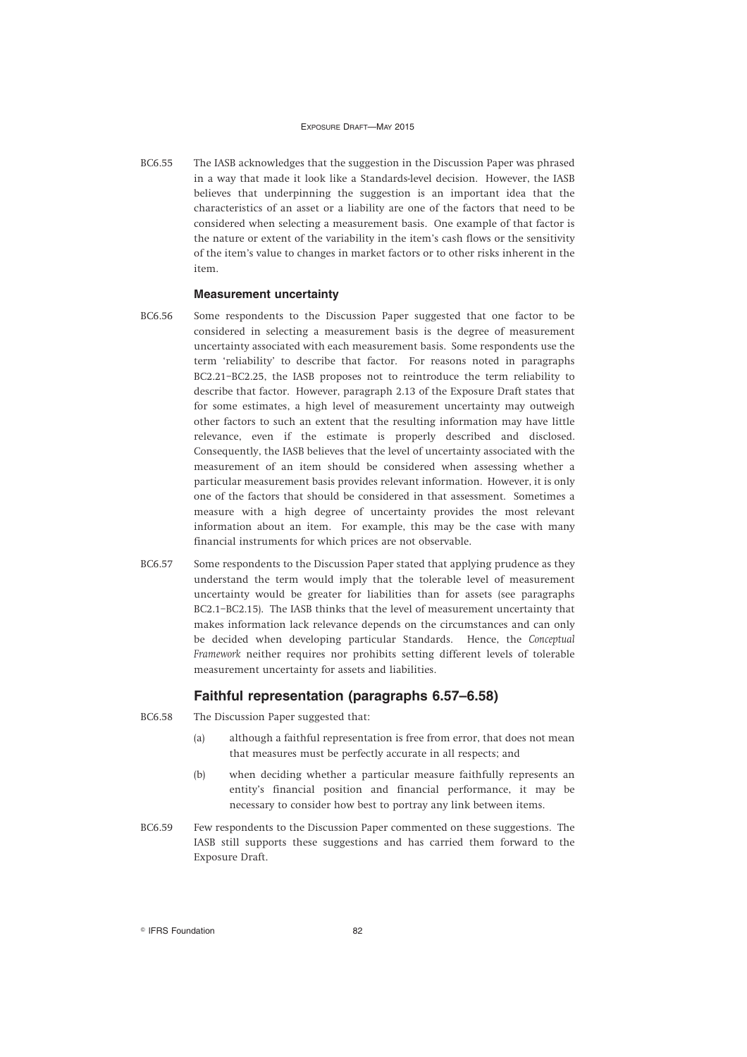BC6.55 The IASB acknowledges that the suggestion in the Discussion Paper was phrased in a way that made it look like a Standards-level decision. However, the IASB believes that underpinning the suggestion is an important idea that the characteristics of an asset or a liability are one of the factors that need to be considered when selecting a measurement basis. One example of that factor is the nature or extent of the variability in the item's cash flows or the sensitivity of the item's value to changes in market factors or to other risks inherent in the item.

#### Measurement uncertainty

BC6.56 Some respondents to the Discussion Paper suggested that one factor to be considered in selecting a measurement basis is the degree of measurement uncertainty associated with each measurement basis. Some respondents use the term 'reliability' to describe that factor. For reasons noted in paragraphs BC2.21–BC2.25, the IASB proposes not to reintroduce the term reliability to describe that factor. However, paragraph 2.13 of the Exposure Draft states that for some estimates, a high level of measurement uncertainty may outweigh other factors to such an extent that the resulting information may have little relevance, even if the estimate is properly described and disclosed. Consequently, the IASB believes that the level of uncertainty associated with the measurement of an item should be considered when assessing whether a particular measurement basis provides relevant information. However, it is only one of the factors that should be considered in that assessment. Sometimes a measure with a high degree of uncertainty provides the most relevant information about an item. For example, this may be the case with many financial instruments for which prices are not observable.

BC6.57 Some respondents to the Discussion Paper stated that applying prudence as they understand the term would imply that the tolerable level of measurement uncertainty would be greater for liabilities than for assets (see paragraphs BC2.1–BC2.15). The IASB thinks that the level of measurement uncertainty that makes information lack relevance depends on the circumstances and can only be decided when developing particular Standards. Hence, the *Conceptual Framework* neither requires nor prohibits setting different levels of tolerable measurement uncertainty for assets and liabilities.

### Faithful representation (paragraphs 6.57–6.58)

BC6.58 The Discussion Paper suggested that:

(a) although a faithful representation is free from error, that does not mean that measures must be perfectly accurate in all respects; and

(b) when deciding whether a particular measure faithfully represents an entity's financial position and financial performance, it may be necessary to consider how best to portray any link between items.

BC6.59 Few respondents to the Discussion Paper commented on these suggestions. The IASB still supports these suggestions and has carried them forward to the Exposure Draft.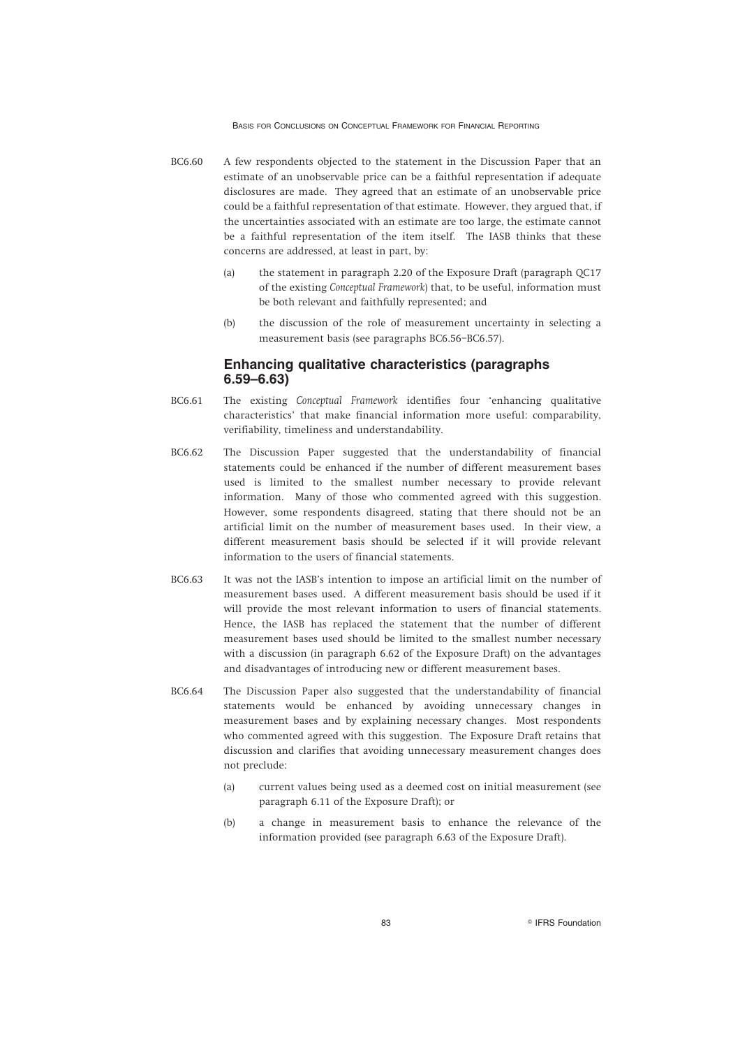BC6.60 A few respondents objected to the statement in the Discussion Paper that an estimate of an unobservable price can be a faithful representation if adequate disclosures are made. They agreed that an estimate of an unobservable price could be a faithful representation of that estimate. However, they argued that, if the uncertainties associated with an estimate are too large, the estimate cannot be a faithful representation of the item itself. The IASB thinks that these concerns are addressed, at least in part, by:

(a) the statement in paragraph 2.20 of the Exposure Draft (paragraph QC17 of the existing *Conceptual Framework*) that, to be useful, information must be both relevant and faithfully represented; and

(b) the discussion of the role of measurement uncertainty in selecting a measurement basis (see paragraphs BC6.56–BC6.57).

## Enhancing qualitative characteristics (paragraphs 6.59–6.63)

BC6.61 The existing *Conceptual Framework* identifies four 'enhancing qualitative characteristics' that make financial information more useful: comparability, verifiability, timeliness and understandability.

BC6.62 The Discussion Paper suggested that the understandability of financial statements could be enhanced if the number of different measurement bases used is limited to the smallest number necessary to provide relevant information. Many of those who commented agreed with this suggestion. However, some respondents disagreed, stating that there should not be an artificial limit on the number of measurement bases used. In their view, a different measurement basis should be selected if it will provide relevant information to the users of financial statements.

BC6.63 It was not the IASB's intention to impose an artificial limit on the number of measurement bases used. A different measurement basis should be used if it will provide the most relevant information to users of financial statements. Hence, the IASB has replaced the statement that the number of different measurement bases used should be limited to the smallest number necessary with a discussion (in paragraph 6.62 of the Exposure Draft) on the advantages and disadvantages of introducing new or different measurement bases.

BC6.64 The Discussion Paper also suggested that the understandability of financial statements would be enhanced by avoiding unnecessary changes in measurement bases and by explaining necessary changes. Most respondents who commented agreed with this suggestion. The Exposure Draft retains that discussion and clarifies that avoiding unnecessary measurement changes does not preclude:

(a) current values being used as a deemed cost on initial measurement (see paragraph 6.11 of the Exposure Draft); or

(b) a change in measurement basis to enhance the relevance of the information provided (see paragraph 6.63 of the Exposure Draft).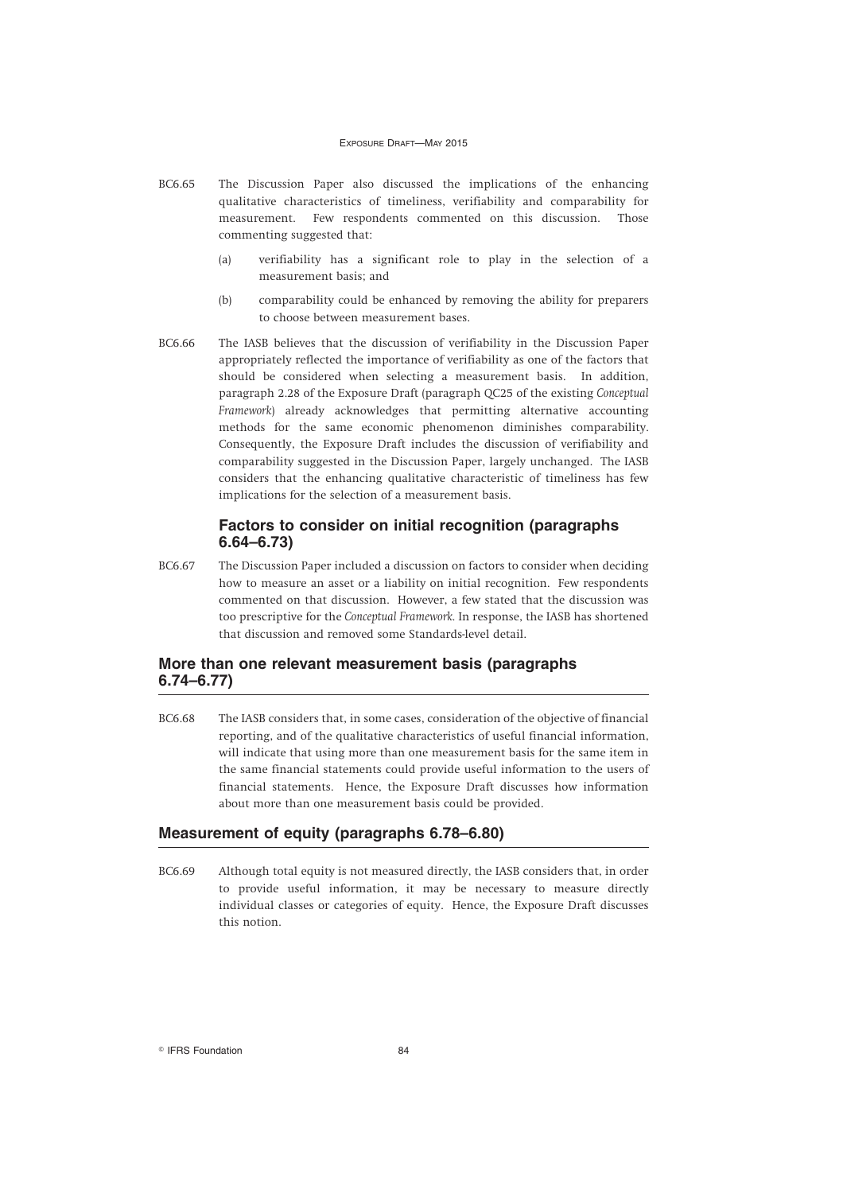BC6.65 The Discussion Paper also discussed the implications of the enhancing qualitative characteristics of timeliness, verifiability and comparability for measurement. Few respondents commented on this discussion. Those commenting suggested that:

(a) verifiability has a significant role to play in the selection of a measurement basis; and

(b) comparability could be enhanced by removing the ability for preparers to choose between measurement bases.

BC6.66 The IASB believes that the discussion of verifiability in the Discussion Paper appropriately reflected the importance of verifiability as one of the factors that should be considered when selecting a measurement basis. In addition, paragraph 2.28 of the Exposure Draft (paragraph QC25 of the existing *Conceptual Framework*) already acknowledges that permitting alternative accounting methods for the same economic phenomenon diminishes comparability. Consequently, the Exposure Draft includes the discussion of verifiability and comparability suggested in the Discussion Paper, largely unchanged. The IASB considers that the enhancing qualitative characteristic of timeliness has few implications for the selection of a measurement basis.

### Factors to consider on initial recognition (paragraphs 6.64–6.73)

BC6.67 The Discussion Paper included a discussion on factors to consider when deciding how to measure an asset or a liability on initial recognition. Few respondents commented on that discussion. However, a few stated that the discussion was too prescriptive for the *Conceptual Framework*. In response, the IASB has shortened that discussion and removed some Standards-level detail.

## More than one relevant measurement basis (paragraphs 6.74–6.77)

BC6.68 The IASB considers that, in some cases, consideration of the objective of financial reporting, and of the qualitative characteristics of useful financial information, will indicate that using more than one measurement basis for the same item in the same financial statements could provide useful information to the users of financial statements. Hence, the Exposure Draft discusses how information about more than one measurement basis could be provided.

## Measurement of equity (paragraphs 6.78–6.80)

BC6.69 Although total equity is not measured directly, the IASB considers that, in order to provide useful information, it may be necessary to measure directly individual classes or categories of equity. Hence, the Exposure Draft discusses this notion.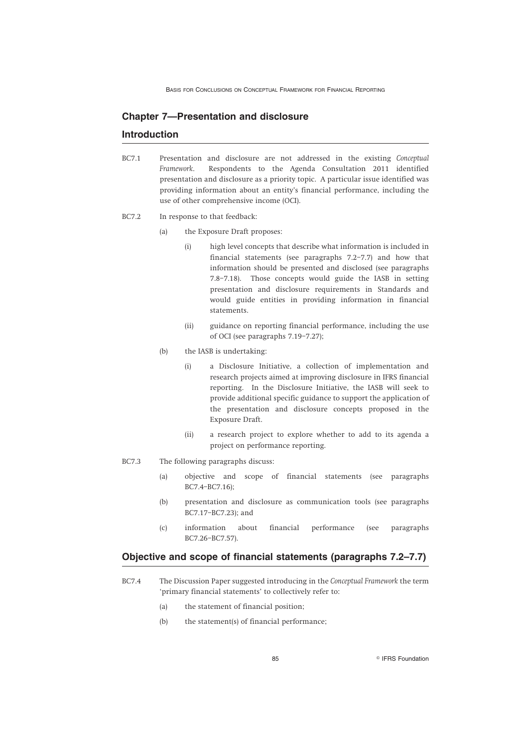## Chapter 7—Presentation and disclosure

## Introduction

BC7.1 Presentation and disclosure are not addressed in the existing *Conceptual Framework*. Respondents to the Agenda Consultation 2011 identified presentation and disclosure as a priority topic. A particular issue identified was providing information about an entity's financial performance, including the use of other comprehensive income (OCI).

BC7.2 In response to that feedback:

- (a) the Exposure Draft proposes:
  - (i) high level concepts that describe what information is included in financial statements (see paragraphs 7.2–7.7) and how that information should be presented and disclosed (see paragraphs 7.8–7.18). Those concepts would guide the IASB in setting presentation and disclosure requirements in Standards and would guide entities in providing information in financial statements.
  - (ii) guidance on reporting financial performance, including the use of OCI (see paragraphs 7.19–7.27);
- (b) the IASB is undertaking:
  - (i) a Disclosure Initiative, a collection of implementation and research projects aimed at improving disclosure in IFRS financial reporting. In the Disclosure Initiative, the IASB will seek to provide additional specific guidance to support the application of the presentation and disclosure concepts proposed in the Exposure Draft.
  - (ii) a research project to explore whether to add to its agenda a project on performance reporting.

BC7.3 The following paragraphs discuss:

- (a) objective and scope of financial statements (see paragraphs BC7.4–BC7.16);
- (b) presentation and disclosure as communication tools (see paragraphs BC7.17–BC7.23); and
- (c) information about financial performance (see paragraphs BC7.26–BC7.57).

## Objective and scope of financial statements (paragraphs 7.2–7.7)

BC7.4 The Discussion Paper suggested introducing in the *Conceptual Framework* the term 'primary financial statements' to collectively refer to:

- (a) the statement of financial position;
- (b) the statement(s) of financial performance;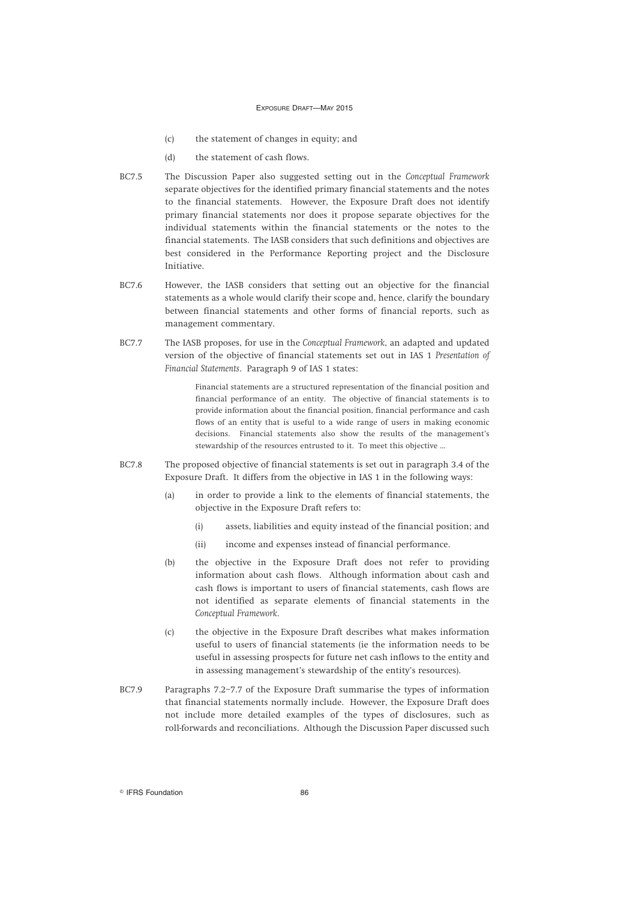(c) the statement of changes in equity; and

(d) the statement of cash flows.

BC7.5 The Discussion Paper also suggested setting out in the *Conceptual Framework* separate objectives for the identified primary financial statements and the notes to the financial statements. However, the Exposure Draft does not identify primary financial statements nor does it propose separate objectives for the individual statements within the financial statements or the notes to the financial statements. The IASB considers that such definitions and objectives are best considered in the Performance Reporting project and the Disclosure Initiative.

BC7.6 However, the IASB considers that setting out an objective for the financial statements as a whole would clarify their scope and, hence, clarify the boundary between financial statements and other forms of financial reports, such as management commentary.

BC7.7 The IASB proposes, for use in the *Conceptual Framework*, an adapted and updated version of the objective of financial statements set out in IAS 1 *Presentation of Financial Statements*. Paragraph 9 of IAS 1 states:

> Financial statements are a structured representation of the financial position and financial performance of an entity. The objective of financial statements is to provide information about the financial position, financial performance and cash flows of an entity that is useful to a wide range of users in making economic decisions. Financial statements also show the results of the management's stewardship of the resources entrusted to it. To meet this objective ...

BC7.8 The proposed objective of financial statements is set out in paragraph 3.4 of the Exposure Draft. It differs from the objective in IAS 1 in the following ways:

(a) in order to provide a link to the elements of financial statements, the objective in the Exposure Draft refers to:

  (i) assets, liabilities and equity instead of the financial position; and

  (ii) income and expenses instead of financial performance.

(b) the objective in the Exposure Draft does not refer to providing information about cash flows. Although information about cash and cash flows is important to users of financial statements, cash flows are not identified as separate elements of financial statements in the *Conceptual Framework*.

(c) the objective in the Exposure Draft describes what makes information useful to users of financial statements (ie the information needs to be useful in assessing prospects for future net cash inflows to the entity and in assessing management's stewardship of the entity's resources).

BC7.9 Paragraphs 7.2–7.7 of the Exposure Draft summarise the types of information that financial statements normally include. However, the Exposure Draft does not include more detailed examples of the types of disclosures, such as roll-forwards and reconciliations. Although the Discussion Paper discussed such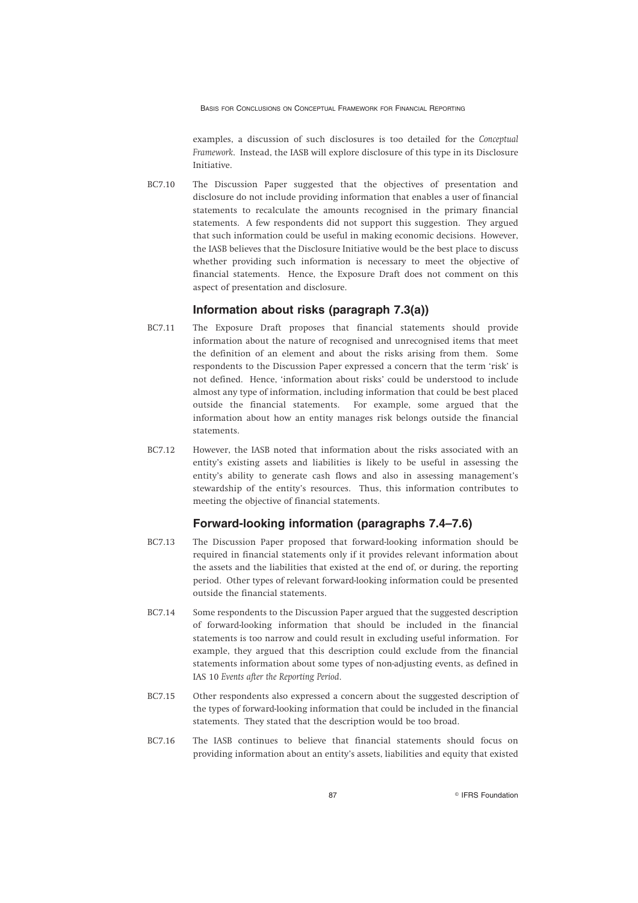examples, a discussion of such disclosures is too detailed for the *Conceptual Framework*. Instead, the IASB will explore disclosure of this type in its Disclosure Initiative.

BC7.10 The Discussion Paper suggested that the objectives of presentation and disclosure do not include providing information that enables a user of financial statements to recalculate the amounts recognised in the primary financial statements. A few respondents did not support this suggestion. They argued that such information could be useful in making economic decisions. However, the IASB believes that the Disclosure Initiative would be the best place to discuss whether providing such information is necessary to meet the objective of financial statements. Hence, the Exposure Draft does not comment on this aspect of presentation and disclosure.

### Information about risks (paragraph 7.3(a))

BC7.11 The Exposure Draft proposes that financial statements should provide information about the nature of recognised and unrecognised items that meet the definition of an element and about the risks arising from them. Some respondents to the Discussion Paper expressed a concern that the term 'risk' is not defined. Hence, 'information about risks' could be understood to include almost any type of information, including information that could be best placed outside the financial statements. For example, some argued that the information about how an entity manages risk belongs outside the financial statements.

BC7.12 However, the IASB noted that information about the risks associated with an entity's existing assets and liabilities is likely to be useful in assessing the entity's ability to generate cash flows and also in assessing management's stewardship of the entity's resources. Thus, this information contributes to meeting the objective of financial statements.

### Forward-looking information (paragraphs 7.4–7.6)

BC7.13 The Discussion Paper proposed that forward-looking information should be required in financial statements only if it provides relevant information about the assets and the liabilities that existed at the end of, or during, the reporting period. Other types of relevant forward-looking information could be presented outside the financial statements.

BC7.14 Some respondents to the Discussion Paper argued that the suggested description of forward-looking information that should be included in the financial statements is too narrow and could result in excluding useful information. For example, they argued that this description could exclude from the financial statements information about some types of non-adjusting events, as defined in IAS 10 *Events after the Reporting Period*.

BC7.15 Other respondents also expressed a concern about the suggested description of the types of forward-looking information that could be included in the financial statements. They stated that the description would be too broad.

BC7.16 The IASB continues to believe that financial statements should focus on providing information about an entity's assets, liabilities and equity that existed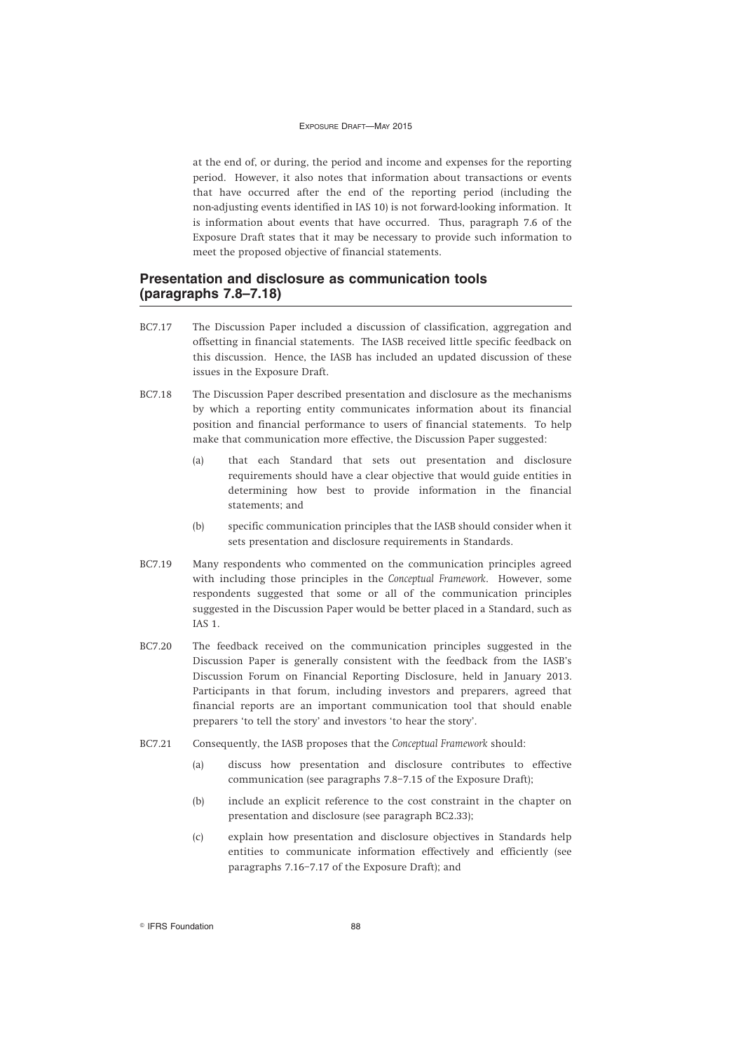at the end of, or during, the period and income and expenses for the reporting period. However, it also notes that information about transactions or events that have occurred after the end of the reporting period (including the non-adjusting events identified in IAS 10) is not forward-looking information. It is information about events that have occurred. Thus, paragraph 7.6 of the Exposure Draft states that it may be necessary to provide such information to meet the proposed objective of financial statements.

## Presentation and disclosure as communication tools (paragraphs 7.8–7.18)

BC7.17 The Discussion Paper included a discussion of classification, aggregation and offsetting in financial statements. The IASB received little specific feedback on this discussion. Hence, the IASB has included an updated discussion of these issues in the Exposure Draft.

BC7.18 The Discussion Paper described presentation and disclosure as the mechanisms by which a reporting entity communicates information about its financial position and financial performance to users of financial statements. To help make that communication more effective, the Discussion Paper suggested:

- (a) that each Standard that sets out presentation and disclosure requirements should have a clear objective that would guide entities in determining how best to provide information in the financial statements; and
- (b) specific communication principles that the IASB should consider when it sets presentation and disclosure requirements in Standards.

BC7.19 Many respondents who commented on the communication principles agreed with including those principles in the *Conceptual Framework*. However, some respondents suggested that some or all of the communication principles suggested in the Discussion Paper would be better placed in a Standard, such as IAS 1.

BC7.20 The feedback received on the communication principles suggested in the Discussion Paper is generally consistent with the feedback from the IASB's Discussion Forum on Financial Reporting Disclosure, held in January 2013. Participants in that forum, including investors and preparers, agreed that financial reports are an important communication tool that should enable preparers 'to tell the story' and investors 'to hear the story'.

BC7.21 Consequently, the IASB proposes that the *Conceptual Framework* should:

- (a) discuss how presentation and disclosure contributes to effective communication (see paragraphs 7.8–7.15 of the Exposure Draft);
- (b) include an explicit reference to the cost constraint in the chapter on presentation and disclosure (see paragraph BC2.33);
- (c) explain how presentation and disclosure objectives in Standards help entities to communicate information effectively and efficiently (see paragraphs 7.16–7.17 of the Exposure Draft); and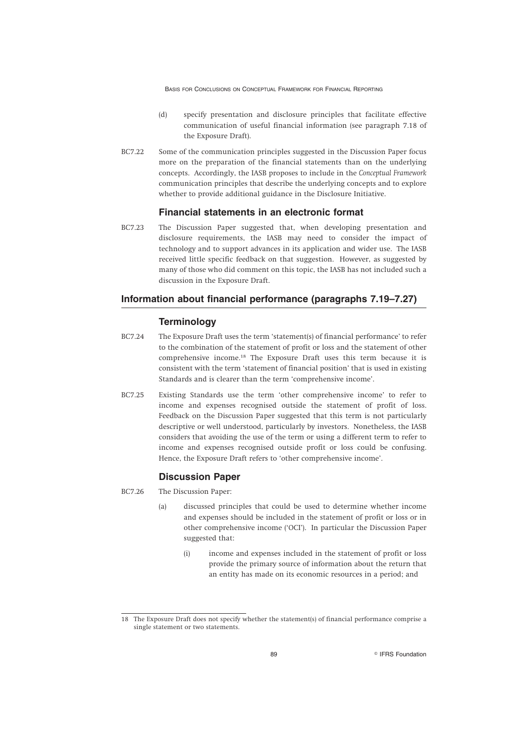(d) specify presentation and disclosure principles that facilitate effective communication of useful financial information (see paragraph 7.18 of the Exposure Draft).

BC7.22 Some of the communication principles suggested in the Discussion Paper focus more on the preparation of the financial statements than on the underlying concepts. Accordingly, the IASB proposes to include in the *Conceptual Framework* communication principles that describe the underlying concepts and to explore whether to provide additional guidance in the Disclosure Initiative.

### Financial statements in an electronic format

BC7.23 The Discussion Paper suggested that, when developing presentation and disclosure requirements, the IASB may need to consider the impact of technology and to support advances in its application and wider use. The IASB received little specific feedback on that suggestion. However, as suggested by many of those who did comment on this topic, the IASB has not included such a discussion in the Exposure Draft.

## Information about financial performance (paragraphs 7.19–7.27)

### Terminology

BC7.24 The Exposure Draft uses the term 'statement(s) of financial performance' to refer to the combination of the statement of profit or loss and the statement of other comprehensive income.[18] The Exposure Draft uses this term because it is consistent with the term 'statement of financial position' that is used in existing Standards and is clearer than the term 'comprehensive income'.

BC7.25 Existing Standards use the term 'other comprehensive income' to refer to income and expenses recognised outside the statement of profit of loss. Feedback on the Discussion Paper suggested that this term is not particularly descriptive or well understood, particularly by investors. Nonetheless, the IASB considers that avoiding the use of the term or using a different term to refer to income and expenses recognised outside profit or loss could be confusing. Hence, the Exposure Draft refers to 'other comprehensive income'.

### Discussion Paper

BC7.26 The Discussion Paper:

(a) discussed principles that could be used to determine whether income and expenses should be included in the statement of profit or loss or in other comprehensive income ('OCI'). In particular the Discussion Paper suggested that:

(i) income and expenses included in the statement of profit or loss provide the primary source of information about the return that an entity has made on its economic resources in a period; and

---

18 The Exposure Draft does not specify whether the statement(s) of financial performance comprise a single statement or two statements.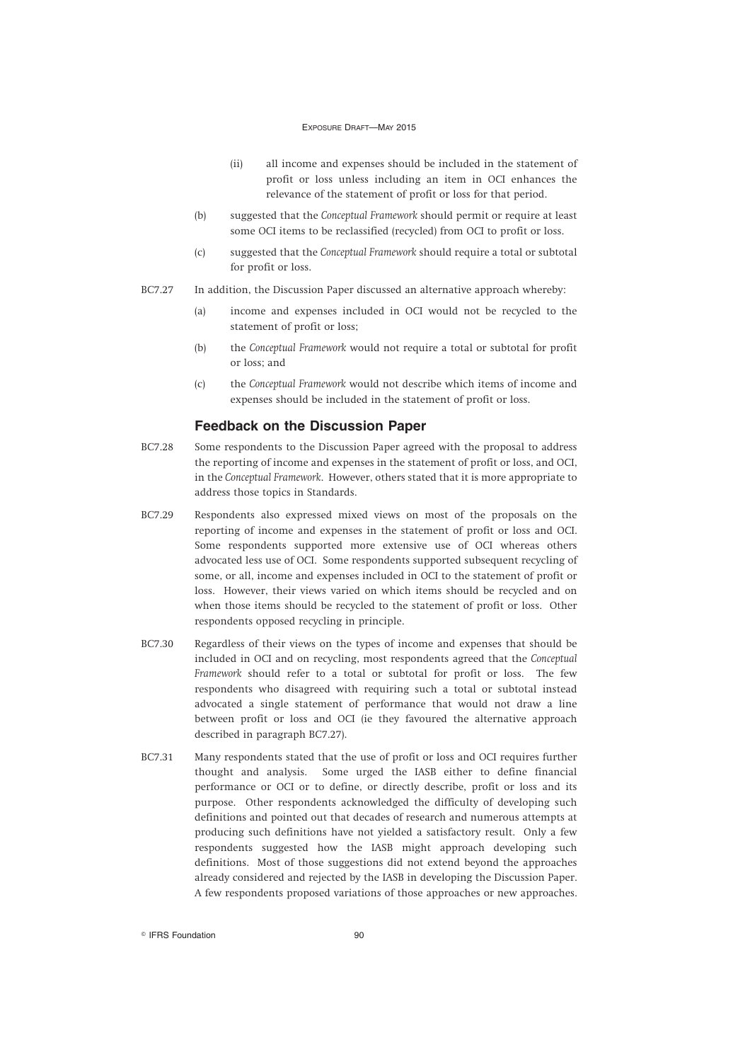(ii) all income and expenses should be included in the statement of profit or loss unless including an item in OCI enhances the relevance of the statement of profit or loss for that period.

(b) suggested that the *Conceptual Framework* should permit or require at least some OCI items to be reclassified (recycled) from OCI to profit or loss.

(c) suggested that the *Conceptual Framework* should require a total or subtotal for profit or loss.

BC7.27 In addition, the Discussion Paper discussed an alternative approach whereby:

(a) income and expenses included in OCI would not be recycled to the statement of profit or loss;

(b) the *Conceptual Framework* would not require a total or subtotal for profit or loss; and

(c) the *Conceptual Framework* would not describe which items of income and expenses should be included in the statement of profit or loss.

### Feedback on the Discussion Paper

BC7.28 Some respondents to the Discussion Paper agreed with the proposal to address the reporting of income and expenses in the statement of profit or loss, and OCI, in the *Conceptual Framework*. However, others stated that it is more appropriate to address those topics in Standards.

BC7.29 Respondents also expressed mixed views on most of the proposals on the reporting of income and expenses in the statement of profit or loss and OCI. Some respondents supported more extensive use of OCI whereas others advocated less use of OCI. Some respondents supported subsequent recycling of some, or all, income and expenses included in OCI to the statement of profit or loss. However, their views varied on which items should be recycled and on when those items should be recycled to the statement of profit or loss. Other respondents opposed recycling in principle.

BC7.30 Regardless of their views on the types of income and expenses that should be included in OCI and on recycling, most respondents agreed that the *Conceptual Framework* should refer to a total or subtotal for profit or loss. The few respondents who disagreed with requiring such a total or subtotal instead advocated a single statement of performance that would not draw a line between profit or loss and OCI (ie they favoured the alternative approach described in paragraph BC7.27).

BC7.31 Many respondents stated that the use of profit or loss and OCI requires further thought and analysis. Some urged the IASB either to define financial performance or OCI or to define, or directly describe, profit or loss and its purpose. Other respondents acknowledged the difficulty of developing such definitions and pointed out that decades of research and numerous attempts at producing such definitions have not yielded a satisfactory result. Only a few respondents suggested how the IASB might approach developing such definitions. Most of those suggestions did not extend beyond the approaches already considered and rejected by the IASB in developing the Discussion Paper. A few respondents proposed variations of those approaches or new approaches.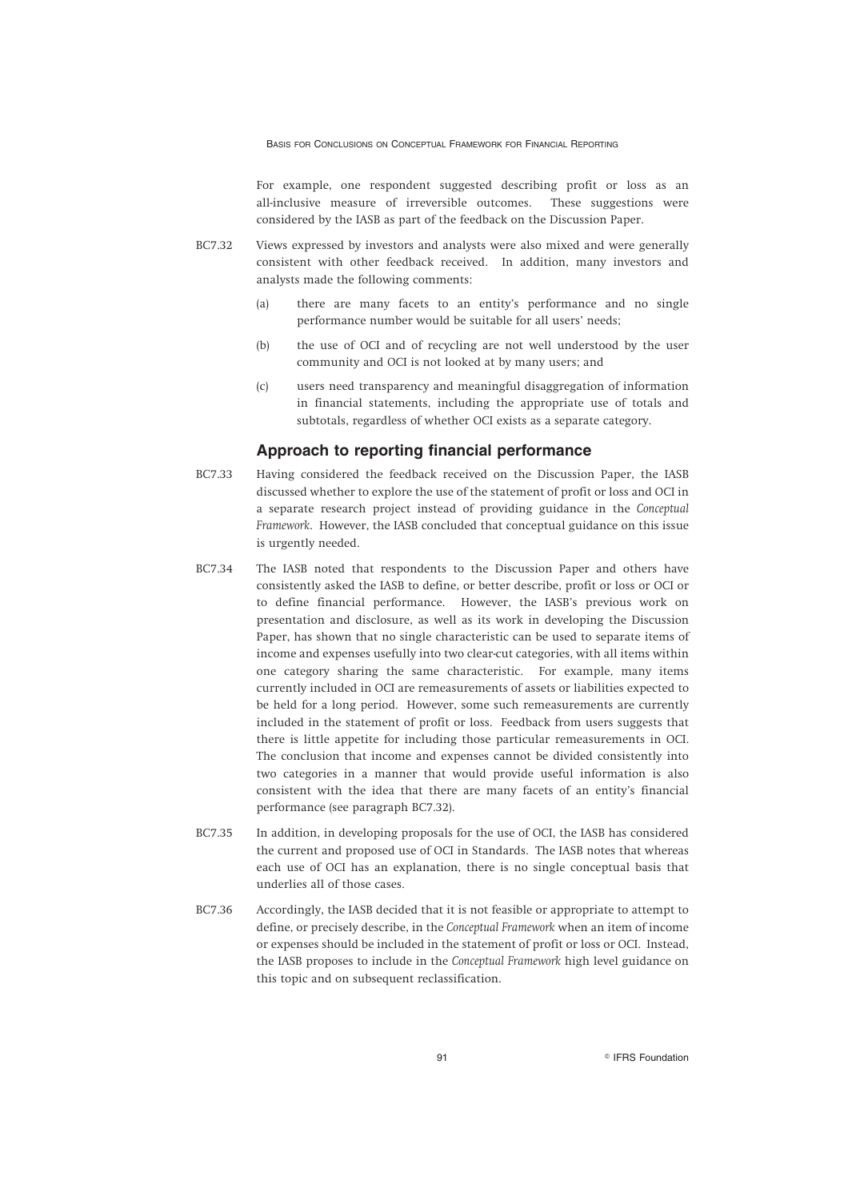For example, one respondent suggested describing profit or loss as an all-inclusive measure of irreversible outcomes. These suggestions were considered by the IASB as part of the feedback on the Discussion Paper.

BC7.32 Views expressed by investors and analysts were also mixed and were generally consistent with other feedback received. In addition, many investors and analysts made the following comments:

(a) there are many facets to an entity's performance and no single performance number would be suitable for all users' needs;

(b) the use of OCI and of recycling are not well understood by the user community and OCI is not looked at by many users; and

(c) users need transparency and meaningful disaggregation of information in financial statements, including the appropriate use of totals and subtotals, regardless of whether OCI exists as a separate category.

## Approach to reporting financial performance

BC7.33 Having considered the feedback received on the Discussion Paper, the IASB discussed whether to explore the use of the statement of profit or loss and OCI in a separate research project instead of providing guidance in the *Conceptual Framework*. However, the IASB concluded that conceptual guidance on this issue is urgently needed.

BC7.34 The IASB noted that respondents to the Discussion Paper and others have consistently asked the IASB to define, or better describe, profit or loss or OCI or to define financial performance. However, the IASB's previous work on presentation and disclosure, as well as its work in developing the Discussion Paper, has shown that no single characteristic can be used to separate items of income and expenses usefully into two clear-cut categories, with all items within one category sharing the same characteristic. For example, many items currently included in OCI are remeasurements of assets or liabilities expected to be held for a long period. However, some such remeasurements are currently included in the statement of profit or loss. Feedback from users suggests that there is little appetite for including those particular remeasurements in OCI. The conclusion that income and expenses cannot be divided consistently into two categories in a manner that would provide useful information is also consistent with the idea that there are many facets of an entity's financial performance (see paragraph BC7.32).

BC7.35 In addition, in developing proposals for the use of OCI, the IASB has considered the current and proposed use of OCI in Standards. The IASB notes that whereas each use of OCI has an explanation, there is no single conceptual basis that underlies all of those cases.

BC7.36 Accordingly, the IASB decided that it is not feasible or appropriate to attempt to define, or precisely describe, in the *Conceptual Framework* when an item of income or expenses should be included in the statement of profit or loss or OCI. Instead, the IASB proposes to include in the *Conceptual Framework* high level guidance on this topic and on subsequent reclassification.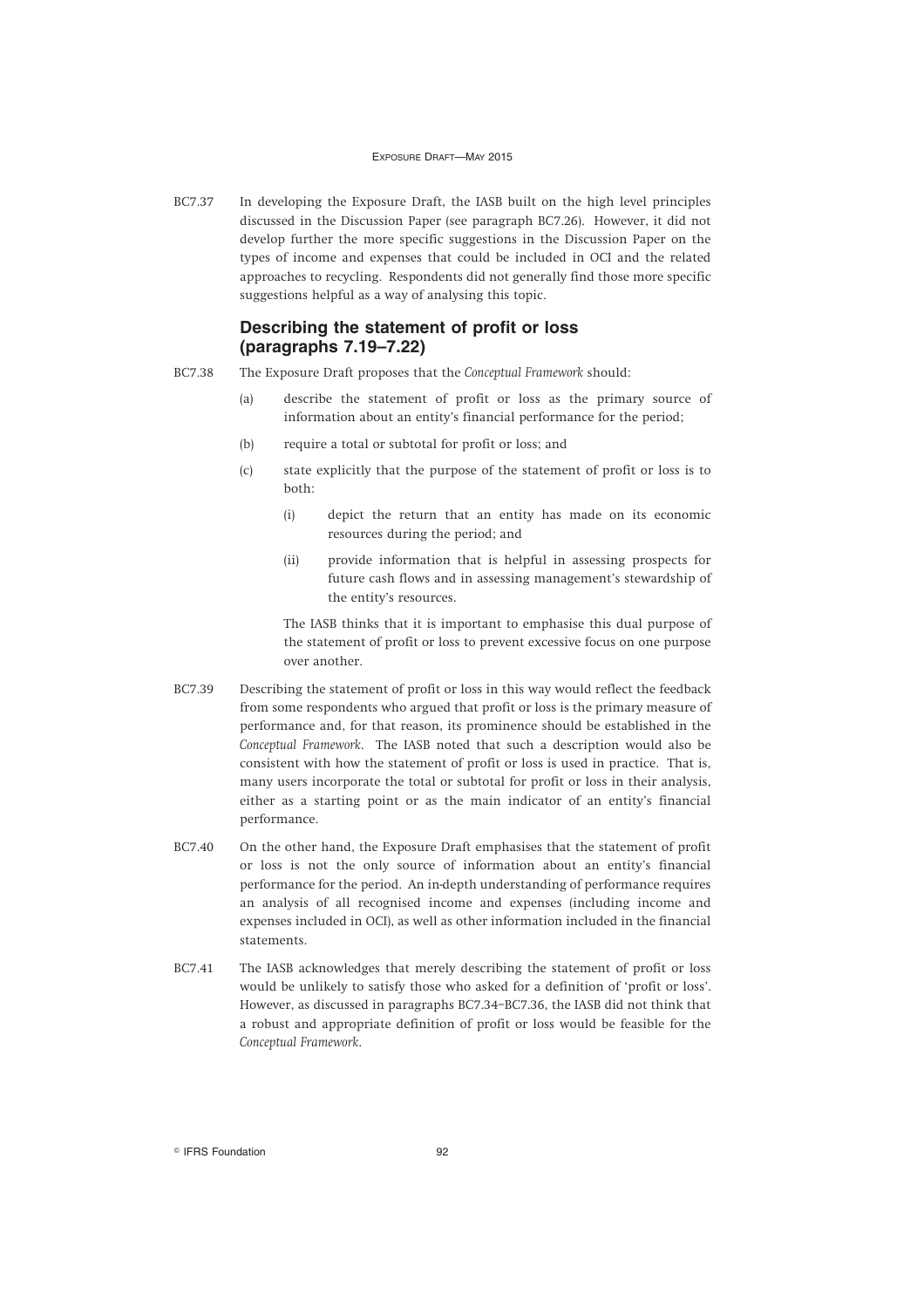BC7.37 In developing the Exposure Draft, the IASB built on the high level principles discussed in the Discussion Paper (see paragraph BC7.26). However, it did not develop further the more specific suggestions in the Discussion Paper on the types of income and expenses that could be included in OCI and the related approaches to recycling. Respondents did not generally find those more specific suggestions helpful as a way of analysing this topic.

## Describing the statement of profit or loss (paragraphs 7.19–7.22)

BC7.38 The Exposure Draft proposes that the *Conceptual Framework* should:

(a) describe the statement of profit or loss as the primary source of information about an entity's financial performance for the period;

(b) require a total or subtotal for profit or loss; and

(c) state explicitly that the purpose of the statement of profit or loss is to both:

(i) depict the return that an entity has made on its economic resources during the period; and

(ii) provide information that is helpful in assessing prospects for future cash flows and in assessing management's stewardship of the entity's resources.

The IASB thinks that it is important to emphasise this dual purpose of the statement of profit or loss to prevent excessive focus on one purpose over another.

BC7.39 Describing the statement of profit or loss in this way would reflect the feedback from some respondents who argued that profit or loss is the primary measure of performance and, for that reason, its prominence should be established in the *Conceptual Framework*. The IASB noted that such a description would also be consistent with how the statement of profit or loss is used in practice. That is, many users incorporate the total or subtotal for profit or loss in their analysis, either as a starting point or as the main indicator of an entity's financial performance.

BC7.40 On the other hand, the Exposure Draft emphasises that the statement of profit or loss is not the only source of information about an entity's financial performance for the period. An in-depth understanding of performance requires an analysis of all recognised income and expenses (including income and expenses included in OCI), as well as other information included in the financial statements.

BC7.41 The IASB acknowledges that merely describing the statement of profit or loss would be unlikely to satisfy those who asked for a definition of 'profit or loss'. However, as discussed in paragraphs BC7.34–BC7.36, the IASB did not think that a robust and appropriate definition of profit or loss would be feasible for the *Conceptual Framework*.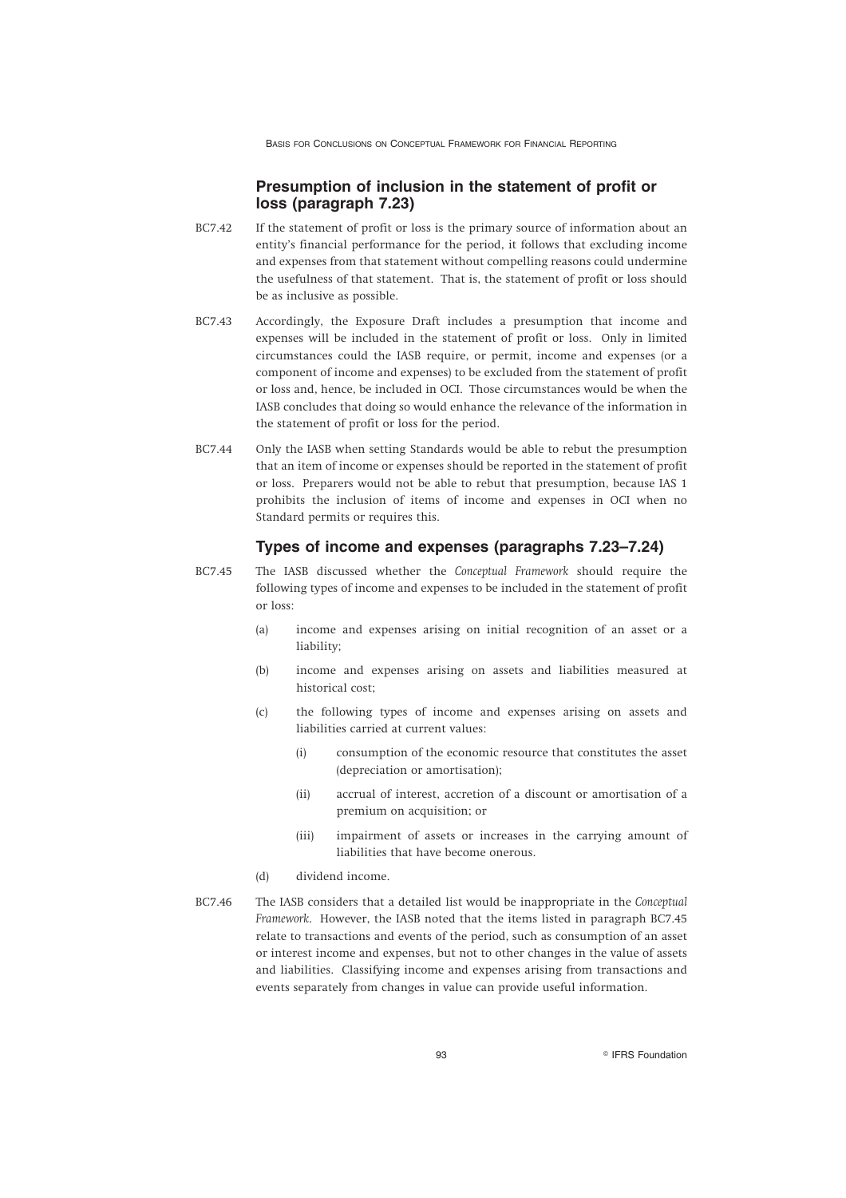## Presumption of inclusion in the statement of profit or loss (paragraph 7.23)

BC7.42 If the statement of profit or loss is the primary source of information about an entity's financial performance for the period, it follows that excluding income and expenses from that statement without compelling reasons could undermine the usefulness of that statement. That is, the statement of profit or loss should be as inclusive as possible.

BC7.43 Accordingly, the Exposure Draft includes a presumption that income and expenses will be included in the statement of profit or loss. Only in limited circumstances could the IASB require, or permit, income and expenses (or a component of income and expenses) to be excluded from the statement of profit or loss and, hence, be included in OCI. Those circumstances would be when the IASB concludes that doing so would enhance the relevance of the information in the statement of profit or loss for the period.

BC7.44 Only the IASB when setting Standards would be able to rebut the presumption that an item of income or expenses should be reported in the statement of profit or loss. Preparers would not be able to rebut that presumption, because IAS 1 prohibits the inclusion of items of income and expenses in OCI when no Standard permits or requires this.

## Types of income and expenses (paragraphs 7.23–7.24)

BC7.45 The IASB discussed whether the *Conceptual Framework* should require the following types of income and expenses to be included in the statement of profit or loss:

(a) income and expenses arising on initial recognition of an asset or a liability;

(b) income and expenses arising on assets and liabilities measured at historical cost;

(c) the following types of income and expenses arising on assets and liabilities carried at current values:

 (i) consumption of the economic resource that constitutes the asset (depreciation or amortisation);

 (ii) accrual of interest, accretion of a discount or amortisation of a premium on acquisition; or

 (iii) impairment of assets or increases in the carrying amount of liabilities that have become onerous.

(d) dividend income.

BC7.46 The IASB considers that a detailed list would be inappropriate in the *Conceptual Framework*. However, the IASB noted that the items listed in paragraph BC7.45 relate to transactions and events of the period, such as consumption of an asset or interest income and expenses, but not to other changes in the value of assets and liabilities. Classifying income and expenses arising from transactions and events separately from changes in value can provide useful information.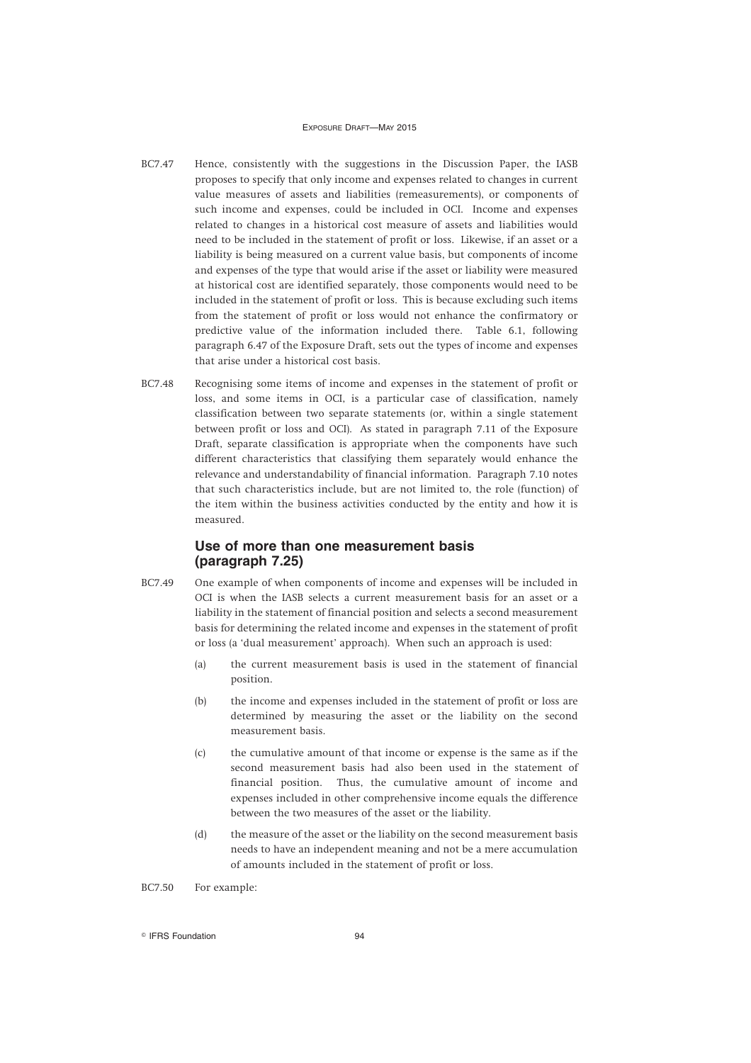BC7.47 Hence, consistently with the suggestions in the Discussion Paper, the IASB proposes to specify that only income and expenses related to changes in current value measures of assets and liabilities (remeasurements), or components of such income and expenses, could be included in OCI. Income and expenses related to changes in a historical cost measure of assets and liabilities would need to be included in the statement of profit or loss. Likewise, if an asset or a liability is being measured on a current value basis, but components of income and expenses of the type that would arise if the asset or liability were measured at historical cost are identified separately, those components would need to be included in the statement of profit or loss. This is because excluding such items from the statement of profit or loss would not enhance the confirmatory or predictive value of the information included there. Table 6.1, following paragraph 6.47 of the Exposure Draft, sets out the types of income and expenses that arise under a historical cost basis.

BC7.48 Recognising some items of income and expenses in the statement of profit or loss, and some items in OCI, is a particular case of classification, namely classification between two separate statements (or, within a single statement between profit or loss and OCI). As stated in paragraph 7.11 of the Exposure Draft, separate classification is appropriate when the components have such different characteristics that classifying them separately would enhance the relevance and understandability of financial information. Paragraph 7.10 notes that such characteristics include, but are not limited to, the role (function) of the item within the business activities conducted by the entity and how it is measured.

### Use of more than one measurement basis (paragraph 7.25)

BC7.49 One example of when components of income and expenses will be included in OCI is when the IASB selects a current measurement basis for an asset or a liability in the statement of financial position and selects a second measurement basis for determining the related income and expenses in the statement of profit or loss (a 'dual measurement' approach). When such an approach is used:

(a) the current measurement basis is used in the statement of financial position.

(b) the income and expenses included in the statement of profit or loss are determined by measuring the asset or the liability on the second measurement basis.

(c) the cumulative amount of that income or expense is the same as if the second measurement basis had also been used in the statement of financial position. Thus, the cumulative amount of income and expenses included in other comprehensive income equals the difference between the two measures of the asset or the liability.

(d) the measure of the asset or the liability on the second measurement basis needs to have an independent meaning and not be a mere accumulation of amounts included in the statement of profit or loss.

BC7.50 For example: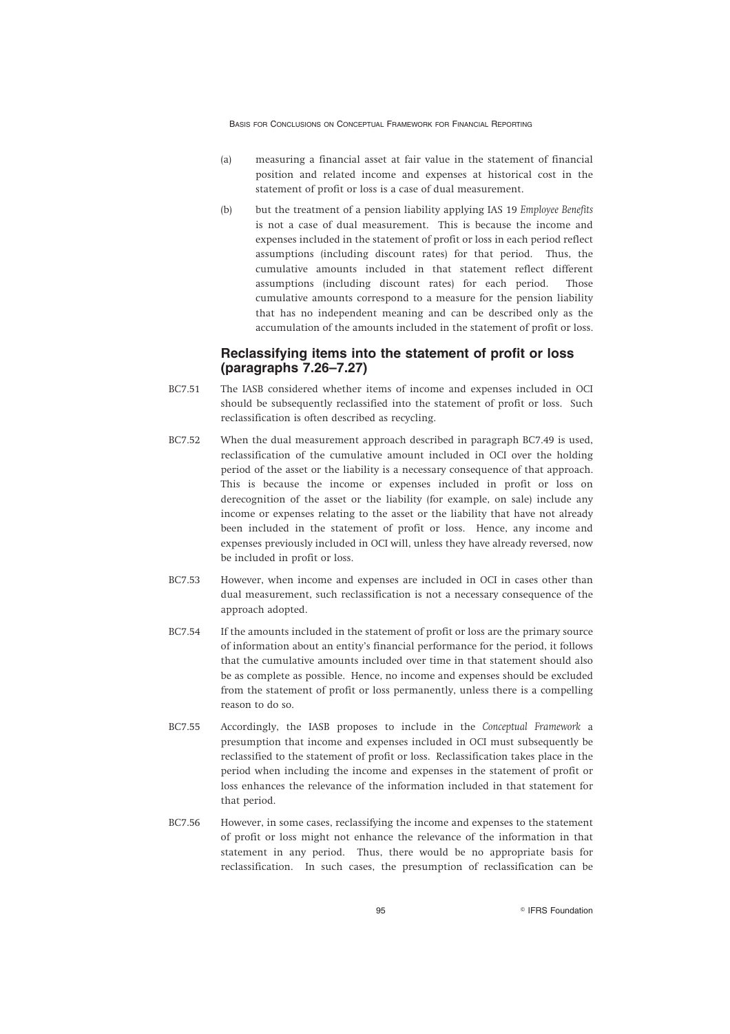(a) measuring a financial asset at fair value in the statement of financial position and related income and expenses at historical cost in the statement of profit or loss is a case of dual measurement.

(b) but the treatment of a pension liability applying IAS 19 *Employee Benefits* is not a case of dual measurement. This is because the income and expenses included in the statement of profit or loss in each period reflect assumptions (including discount rates) for that period. Thus, the cumulative amounts included in that statement reflect different assumptions (including discount rates) for each period. Those cumulative amounts correspond to a measure for the pension liability that has no independent meaning and can be described only as the accumulation of the amounts included in the statement of profit or loss.

### Reclassifying items into the statement of profit or loss (paragraphs 7.26–7.27)

BC7.51 The IASB considered whether items of income and expenses included in OCI should be subsequently reclassified into the statement of profit or loss. Such reclassification is often described as recycling.

BC7.52 When the dual measurement approach described in paragraph BC7.49 is used, reclassification of the cumulative amount included in OCI over the holding period of the asset or the liability is a necessary consequence of that approach. This is because the income or expenses included in profit or loss on derecognition of the asset or the liability (for example, on sale) include any income or expenses relating to the asset or the liability that have not already been included in the statement of profit or loss. Hence, any income and expenses previously included in OCI will, unless they have already reversed, now be included in profit or loss.

BC7.53 However, when income and expenses are included in OCI in cases other than dual measurement, such reclassification is not a necessary consequence of the approach adopted.

BC7.54 If the amounts included in the statement of profit or loss are the primary source of information about an entity's financial performance for the period, it follows that the cumulative amounts included over time in that statement should also be as complete as possible. Hence, no income and expenses should be excluded from the statement of profit or loss permanently, unless there is a compelling reason to do so.

BC7.55 Accordingly, the IASB proposes to include in the *Conceptual Framework* a presumption that income and expenses included in OCI must subsequently be reclassified to the statement of profit or loss. Reclassification takes place in the period when including the income and expenses in the statement of profit or loss enhances the relevance of the information included in that statement for that period.

BC7.56 However, in some cases, reclassifying the income and expenses to the statement of profit or loss might not enhance the relevance of the information in that statement in any period. Thus, there would be no appropriate basis for reclassification. In such cases, the presumption of reclassification can be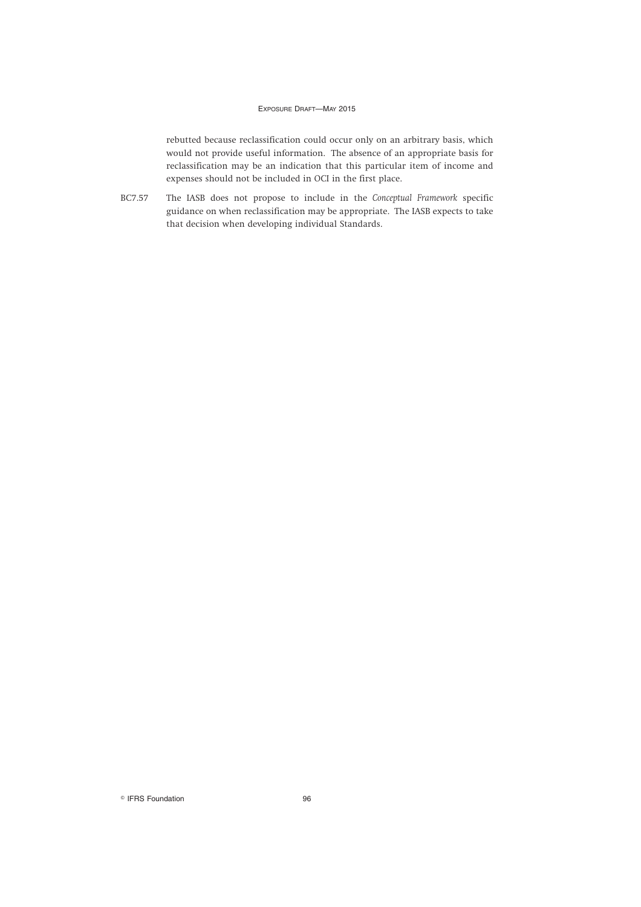rebutted because reclassification could occur only on an arbitrary basis, which would not provide useful information. The absence of an appropriate basis for reclassification may be an indication that this particular item of income and expenses should not be included in OCI in the first place.

BC7.57 The IASB does not propose to include in the *Conceptual Framework* specific guidance on when reclassification may be appropriate. The IASB expects to take that decision when developing individual Standards.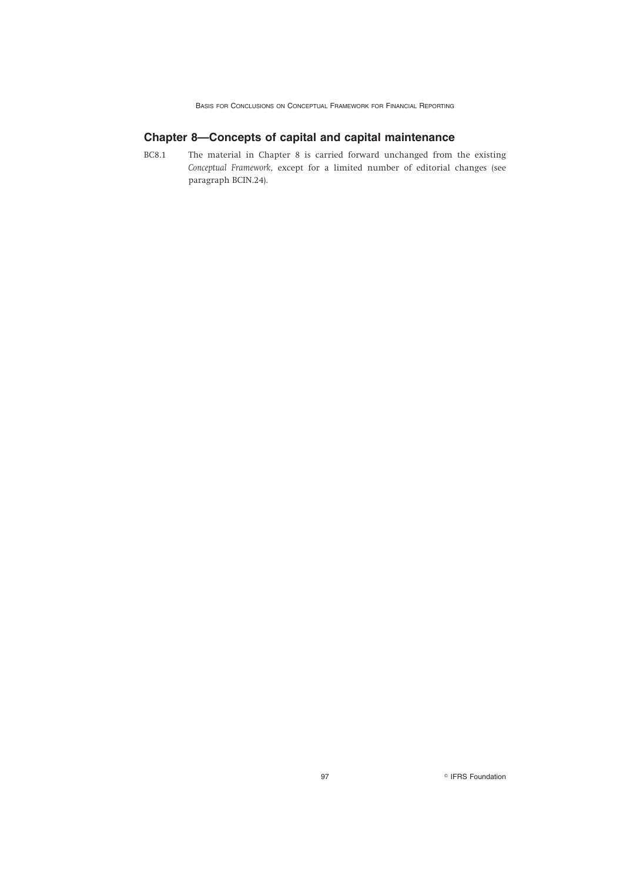## Chapter 8—Concepts of capital and capital maintenance

BC8.1 The material in Chapter 8 is carried forward unchanged from the existing *Conceptual Framework*, except for a limited number of editorial changes (see paragraph BCIN.24).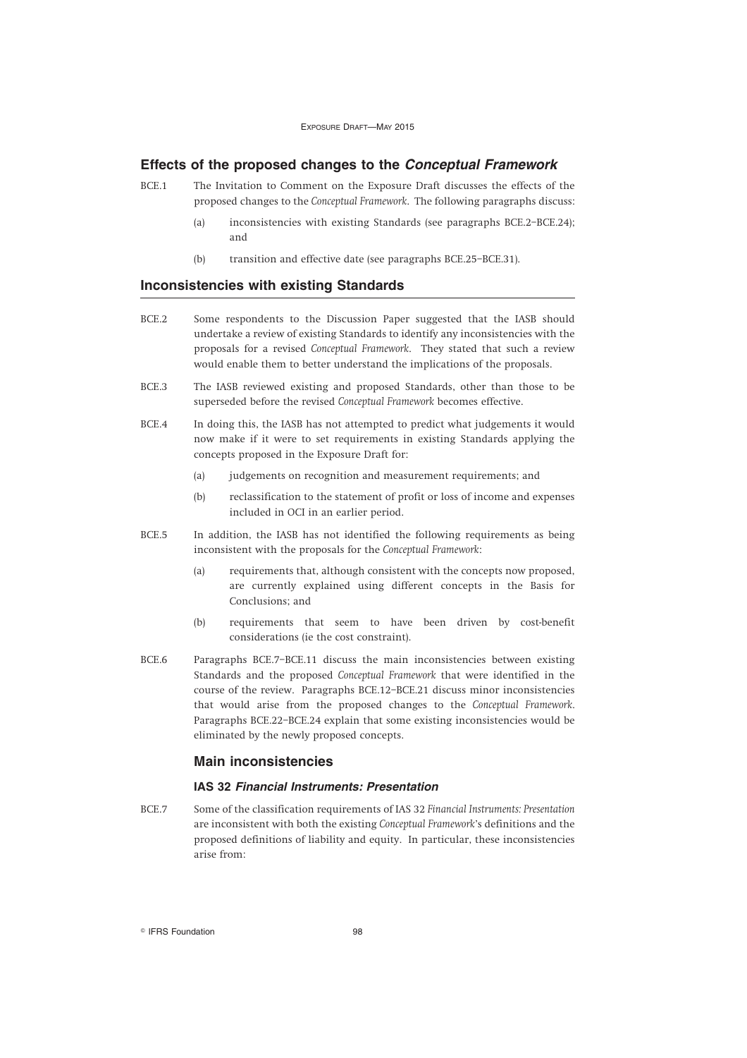## Effects of the proposed changes to the *Conceptual Framework*

BCE.1 The Invitation to Comment on the Exposure Draft discusses the effects of the proposed changes to the *Conceptual Framework*. The following paragraphs discuss:

(a) inconsistencies with existing Standards (see paragraphs BCE.2–BCE.24); and

(b) transition and effective date (see paragraphs BCE.25–BCE.31).

## Inconsistencies with existing Standards

BCE.2 Some respondents to the Discussion Paper suggested that the IASB should undertake a review of existing Standards to identify any inconsistencies with the proposals for a revised *Conceptual Framework*. They stated that such a review would enable them to better understand the implications of the proposals.

BCE.3 The IASB reviewed existing and proposed Standards, other than those to be superseded before the revised *Conceptual Framework* becomes effective.

BCE.4 In doing this, the IASB has not attempted to predict what judgements it would now make if it were to set requirements in existing Standards applying the concepts proposed in the Exposure Draft for:

(a) judgements on recognition and measurement requirements; and

(b) reclassification to the statement of profit or loss of income and expenses included in OCI in an earlier period.

BCE.5 In addition, the IASB has not identified the following requirements as being inconsistent with the proposals for the *Conceptual Framework*:

(a) requirements that, although consistent with the concepts now proposed, are currently explained using different concepts in the Basis for Conclusions; and

(b) requirements that seem to have been driven by cost-benefit considerations (ie the cost constraint).

BCE.6 Paragraphs BCE.7–BCE.11 discuss the main inconsistencies between existing Standards and the proposed *Conceptual Framework* that were identified in the course of the review. Paragraphs BCE.12–BCE.21 discuss minor inconsistencies that would arise from the proposed changes to the *Conceptual Framework*. Paragraphs BCE.22–BCE.24 explain that some existing inconsistencies would be eliminated by the newly proposed concepts.

### Main inconsistencies

#### IAS 32 *Financial Instruments: Presentation*

BCE.7 Some of the classification requirements of IAS 32 *Financial Instruments: Presentation* are inconsistent with both the existing *Conceptual Framework*'s definitions and the proposed definitions of liability and equity. In particular, these inconsistencies arise from: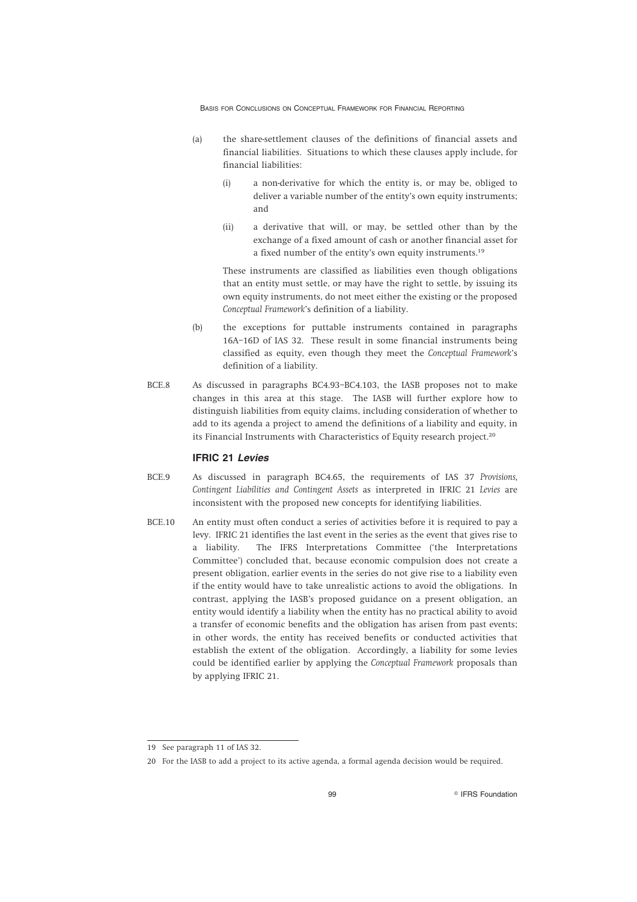(a) the share-settlement clauses of the definitions of financial assets and financial liabilities. Situations to which these clauses apply include, for financial liabilities:

   (i) a non-derivative for which the entity is, or may be, obliged to deliver a variable number of the entity's own equity instruments; and

   (ii) a derivative that will, or may, be settled other than by the exchange of a fixed amount of cash or another financial asset for a fixed number of the entity's own equity instruments.[19]

   These instruments are classified as liabilities even though obligations that an entity must settle, or may have the right to settle, by issuing its own equity instruments, do not meet either the existing or the proposed *Conceptual Framework*'s definition of a liability.

(b) the exceptions for puttable instruments contained in paragraphs 16A–16D of IAS 32. These result in some financial instruments being classified as equity, even though they meet the *Conceptual Framework*'s definition of a liability.

BCE.8 As discussed in paragraphs BC4.93–BC4.103, the IASB proposes not to make changes in this area at this stage. The IASB will further explore how to distinguish liabilities from equity claims, including consideration of whether to add to its agenda a project to amend the definitions of a liability and equity, in its Financial Instruments with Characteristics of Equity research project.[20]

### IFRIC 21 *Levies*

BCE.9 As discussed in paragraph BC4.65, the requirements of IAS 37 *Provisions, Contingent Liabilities and Contingent Assets* as interpreted in IFRIC 21 *Levies* are inconsistent with the proposed new concepts for identifying liabilities.

BCE.10 An entity must often conduct a series of activities before it is required to pay a levy. IFRIC 21 identifies the last event in the series as the event that gives rise to a liability. The IFRS Interpretations Committee ('the Interpretations Committee') concluded that, because economic compulsion does not create a present obligation, earlier events in the series do not give rise to a liability even if the entity would have to take unrealistic actions to avoid the obligations. In contrast, applying the IASB's proposed guidance on a present obligation, an entity would identify a liability when the entity has no practical ability to avoid a transfer of economic benefits and the obligation has arisen from past events; in other words, the entity has received benefits or conducted activities that establish the extent of the obligation. Accordingly, a liability for some levies could be identified earlier by applying the *Conceptual Framework* proposals than by applying IFRIC 21.

---

19 See paragraph 11 of IAS 32.

20 For the IASB to add a project to its active agenda, a formal agenda decision would be required.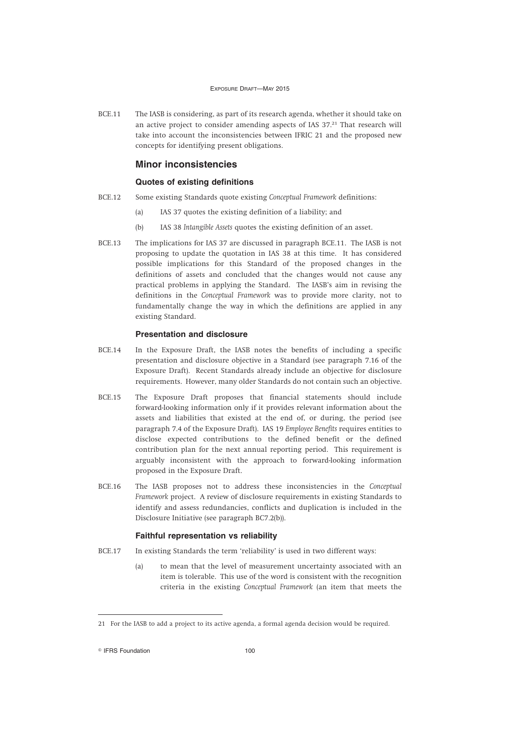BCE.11 The IASB is considering, as part of its research agenda, whether it should take on an active project to consider amending aspects of IAS 37.[21] That research will take into account the inconsistencies between IFRIC 21 and the proposed new concepts for identifying present obligations.

## Minor inconsistencies

### Quotes of existing definitions

BCE.12 Some existing Standards quote existing *Conceptual Framework* definitions:

(a) IAS 37 quotes the existing definition of a liability; and

(b) IAS 38 *Intangible Assets* quotes the existing definition of an asset.

BCE.13 The implications for IAS 37 are discussed in paragraph BCE.11. The IASB is not proposing to update the quotation in IAS 38 at this time. It has considered possible implications for this Standard of the proposed changes in the definitions of assets and concluded that the changes would not cause any practical problems in applying the Standard. The IASB's aim in revising the definitions in the *Conceptual Framework* was to provide more clarity, not to fundamentally change the way in which the definitions are applied in any existing Standard.

### Presentation and disclosure

BCE.14 In the Exposure Draft, the IASB notes the benefits of including a specific presentation and disclosure objective in a Standard (see paragraph 7.16 of the Exposure Draft). Recent Standards already include an objective for disclosure requirements. However, many older Standards do not contain such an objective.

BCE.15 The Exposure Draft proposes that financial statements should include forward-looking information only if it provides relevant information about the assets and liabilities that existed at the end of, or during, the period (see paragraph 7.4 of the Exposure Draft). IAS 19 *Employee Benefits* requires entities to disclose expected contributions to the defined benefit or the defined contribution plan for the next annual reporting period. This requirement is arguably inconsistent with the approach to forward-looking information proposed in the Exposure Draft.

BCE.16 The IASB proposes not to address these inconsistencies in the *Conceptual Framework* project. A review of disclosure requirements in existing Standards to identify and assess redundancies, conflicts and duplication is included in the Disclosure Initiative (see paragraph BC7.2(b)).

### Faithful representation vs reliability

BCE.17 In existing Standards the term 'reliability' is used in two different ways:

(a) to mean that the level of measurement uncertainty associated with an item is tolerable. This use of the word is consistent with the recognition criteria in the existing *Conceptual Framework* (an item that meets the

---

21 For the IASB to add a project to its active agenda, a formal agenda decision would be required.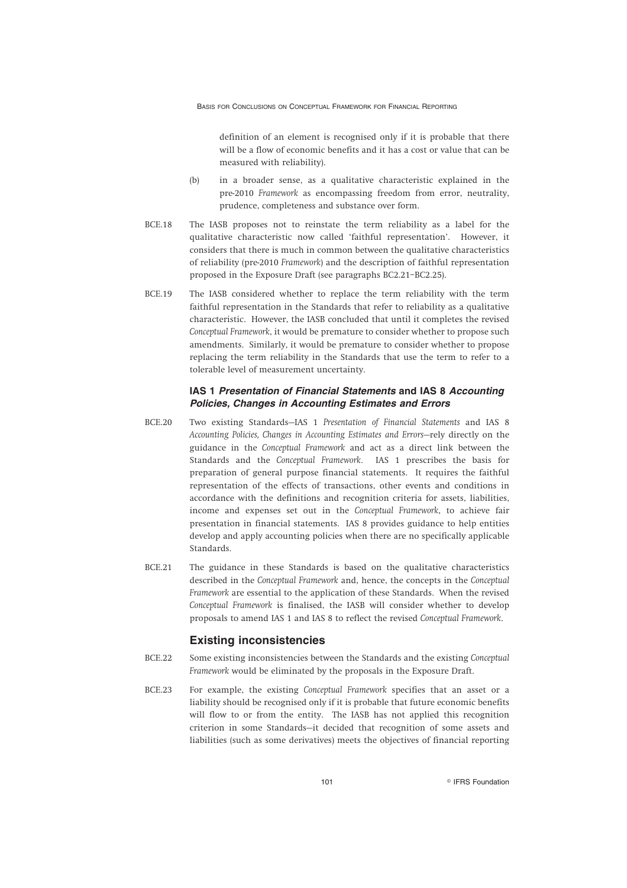definition of an element is recognised only if it is probable that there will be a flow of economic benefits and it has a cost or value that can be measured with reliability).

(b) in a broader sense, as a qualitative characteristic explained in the pre-2010 *Framework* as encompassing freedom from error, neutrality, prudence, completeness and substance over form.

BCE.18 The IASB proposes not to reinstate the term reliability as a label for the qualitative characteristic now called 'faithful representation'. However, it considers that there is much in common between the qualitative characteristics of reliability (pre-2010 *Framework*) and the description of faithful representation proposed in the Exposure Draft (see paragraphs BC2.21–BC2.25).

BCE.19 The IASB considered whether to replace the term reliability with the term faithful representation in the Standards that refer to reliability as a qualitative characteristic. However, the IASB concluded that until it completes the revised *Conceptual Framework*, it would be premature to consider whether to propose such amendments. Similarly, it would be premature to consider whether to propose replacing the term reliability in the Standards that use the term to refer to a tolerable level of measurement uncertainty.

### IAS 1 *Presentation of Financial Statements* and IAS 8 *Accounting Policies, Changes in Accounting Estimates and Errors*

BCE.20 Two existing Standards—IAS 1 *Presentation of Financial Statements* and IAS 8 *Accounting Policies, Changes in Accounting Estimates and Errors*—rely directly on the guidance in the *Conceptual Framework* and act as a direct link between the Standards and the *Conceptual Framework*. IAS 1 prescribes the basis for preparation of general purpose financial statements. It requires the faithful representation of the effects of transactions, other events and conditions in accordance with the definitions and recognition criteria for assets, liabilities, income and expenses set out in the *Conceptual Framework*, to achieve fair presentation in financial statements. IAS 8 provides guidance to help entities develop and apply accounting policies when there are no specifically applicable Standards.

BCE.21 The guidance in these Standards is based on the qualitative characteristics described in the *Conceptual Framework* and, hence, the concepts in the *Conceptual Framework* are essential to the application of these Standards. When the revised *Conceptual Framework* is finalised, the IASB will consider whether to develop proposals to amend IAS 1 and IAS 8 to reflect the revised *Conceptual Framework*.

## Existing inconsistencies

BCE.22 Some existing inconsistencies between the Standards and the existing *Conceptual Framework* would be eliminated by the proposals in the Exposure Draft.

BCE.23 For example, the existing *Conceptual Framework* specifies that an asset or a liability should be recognised only if it is probable that future economic benefits will flow to or from the entity. The IASB has not applied this recognition criterion in some Standards—it decided that recognition of some assets and liabilities (such as some derivatives) meets the objectives of financial reporting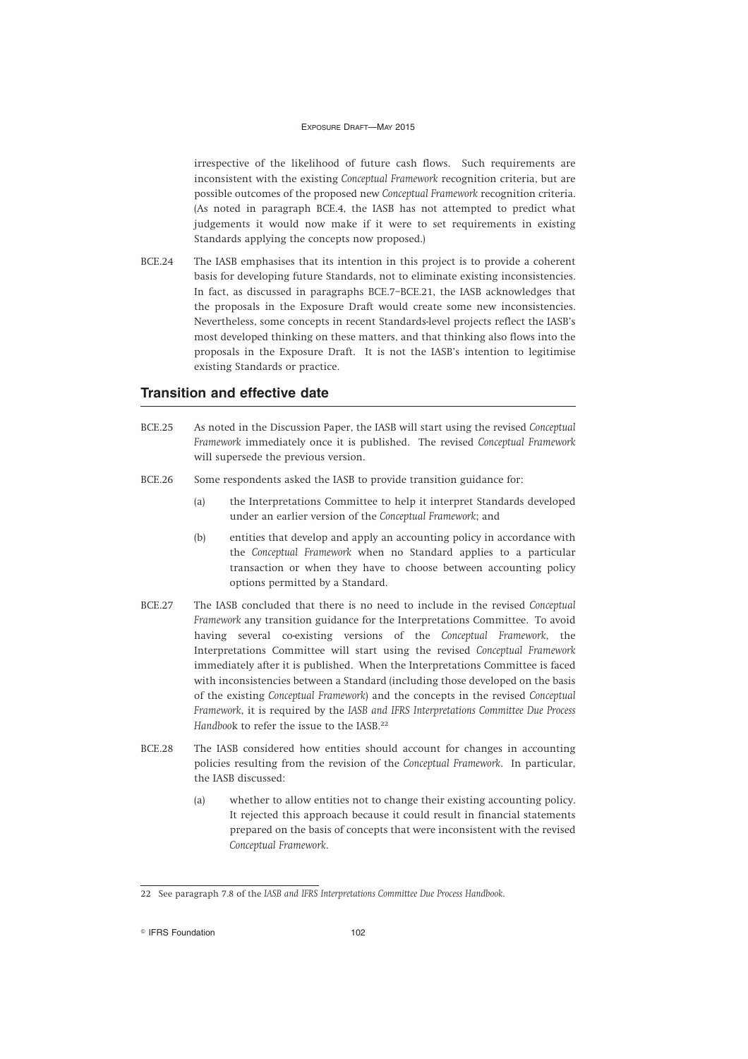irrespective of the likelihood of future cash flows. Such requirements are inconsistent with the existing *Conceptual Framework* recognition criteria, but are possible outcomes of the proposed new *Conceptual Framework* recognition criteria. (As noted in paragraph BCE.4, the IASB has not attempted to predict what judgements it would now make if it were to set requirements in existing Standards applying the concepts now proposed.)

BCE.24 The IASB emphasises that its intention in this project is to provide a coherent basis for developing future Standards, not to eliminate existing inconsistencies. In fact, as discussed in paragraphs BCE.7–BCE.21, the IASB acknowledges that the proposals in the Exposure Draft would create some new inconsistencies. Nevertheless, some concepts in recent Standards-level projects reflect the IASB's most developed thinking on these matters, and that thinking also flows into the proposals in the Exposure Draft. It is not the IASB's intention to legitimise existing Standards or practice.

## Transition and effective date

BCE.25 As noted in the Discussion Paper, the IASB will start using the revised *Conceptual Framework* immediately once it is published. The revised *Conceptual Framework* will supersede the previous version.

BCE.26 Some respondents asked the IASB to provide transition guidance for:

(a) the Interpretations Committee to help it interpret Standards developed under an earlier version of the *Conceptual Framework*; and

(b) entities that develop and apply an accounting policy in accordance with the *Conceptual Framework* when no Standard applies to a particular transaction or when they have to choose between accounting policy options permitted by a Standard.

BCE.27 The IASB concluded that there is no need to include in the revised *Conceptual Framework* any transition guidance for the Interpretations Committee. To avoid having several co-existing versions of the *Conceptual Framework*, the Interpretations Committee will start using the revised *Conceptual Framework* immediately after it is published. When the Interpretations Committee is faced with inconsistencies between a Standard (including those developed on the basis of the existing *Conceptual Framework*) and the concepts in the revised *Conceptual Framework*, it is required by the *IASB and IFRS Interpretations Committee Due Process Handbook* to refer the issue to the IASB.[22]

BCE.28 The IASB considered how entities should account for changes in accounting policies resulting from the revision of the *Conceptual Framework*. In particular, the IASB discussed:

(a) whether to allow entities not to change their existing accounting policy. It rejected this approach because it could result in financial statements prepared on the basis of concepts that were inconsistent with the revised *Conceptual Framework*.

---

22 See paragraph 7.8 of the *IASB and IFRS Interpretations Committee Due Process Handbook*.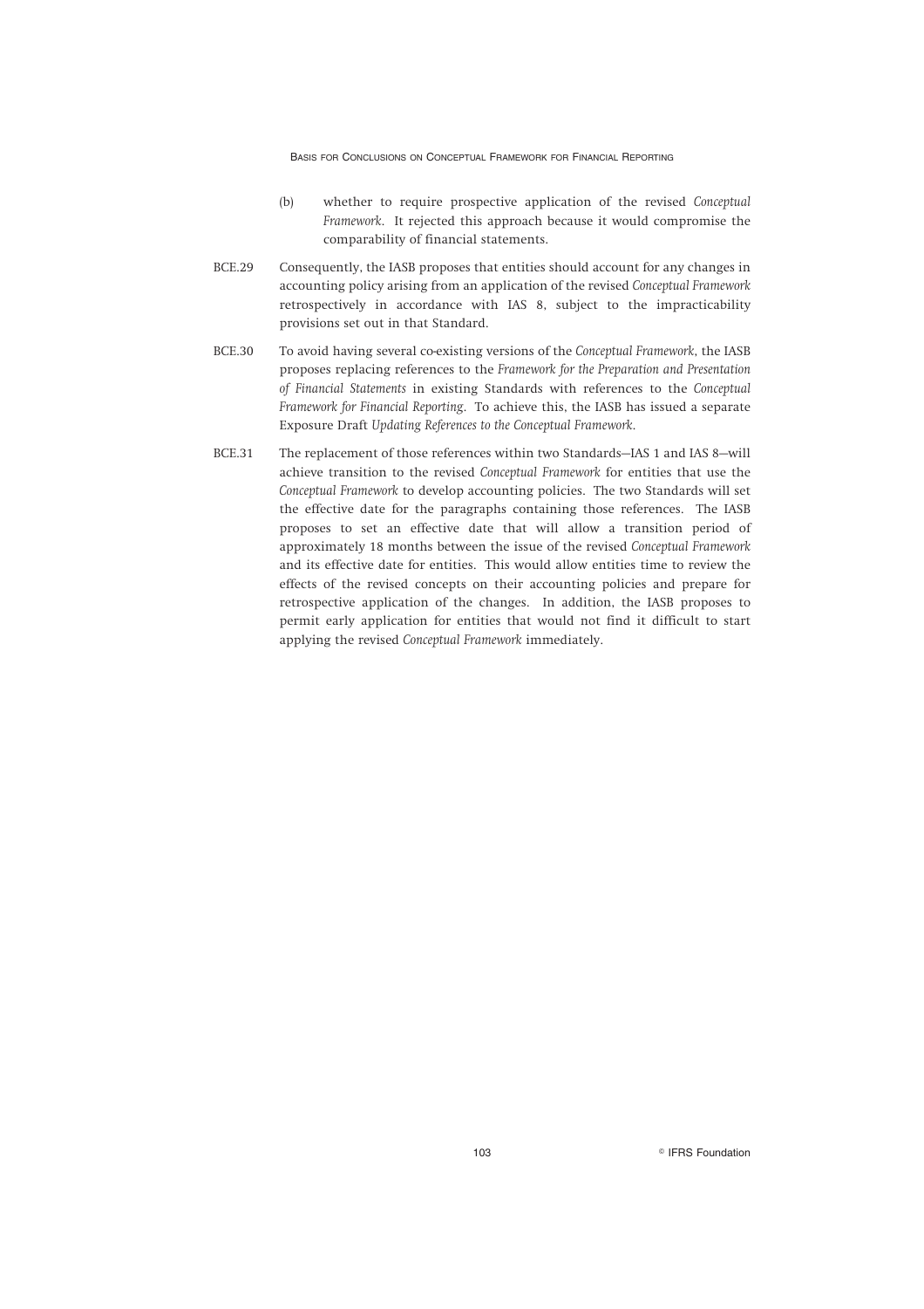(b) whether to require prospective application of the revised *Conceptual Framework*. It rejected this approach because it would compromise the comparability of financial statements.

BCE.29 Consequently, the IASB proposes that entities should account for any changes in accounting policy arising from an application of the revised *Conceptual Framework* retrospectively in accordance with IAS 8, subject to the impracticability provisions set out in that Standard.

BCE.30 To avoid having several co-existing versions of the *Conceptual Framework*, the IASB proposes replacing references to the *Framework for the Preparation and Presentation of Financial Statements* in existing Standards with references to the *Conceptual Framework for Financial Reporting*. To achieve this, the IASB has issued a separate Exposure Draft *Updating References to the Conceptual Framework*.

BCE.31 The replacement of those references within two Standards—IAS 1 and IAS 8—will achieve transition to the revised *Conceptual Framework* for entities that use the *Conceptual Framework* to develop accounting policies. The two Standards will set the effective date for the paragraphs containing those references. The IASB proposes to set an effective date that will allow a transition period of approximately 18 months between the issue of the revised *Conceptual Framework* and its effective date for entities. This would allow entities time to review the effects of the revised concepts on their accounting policies and prepare for retrospective application of the changes. In addition, the IASB proposes to permit early application for entities that would not find it difficult to start applying the revised *Conceptual Framework* immediately.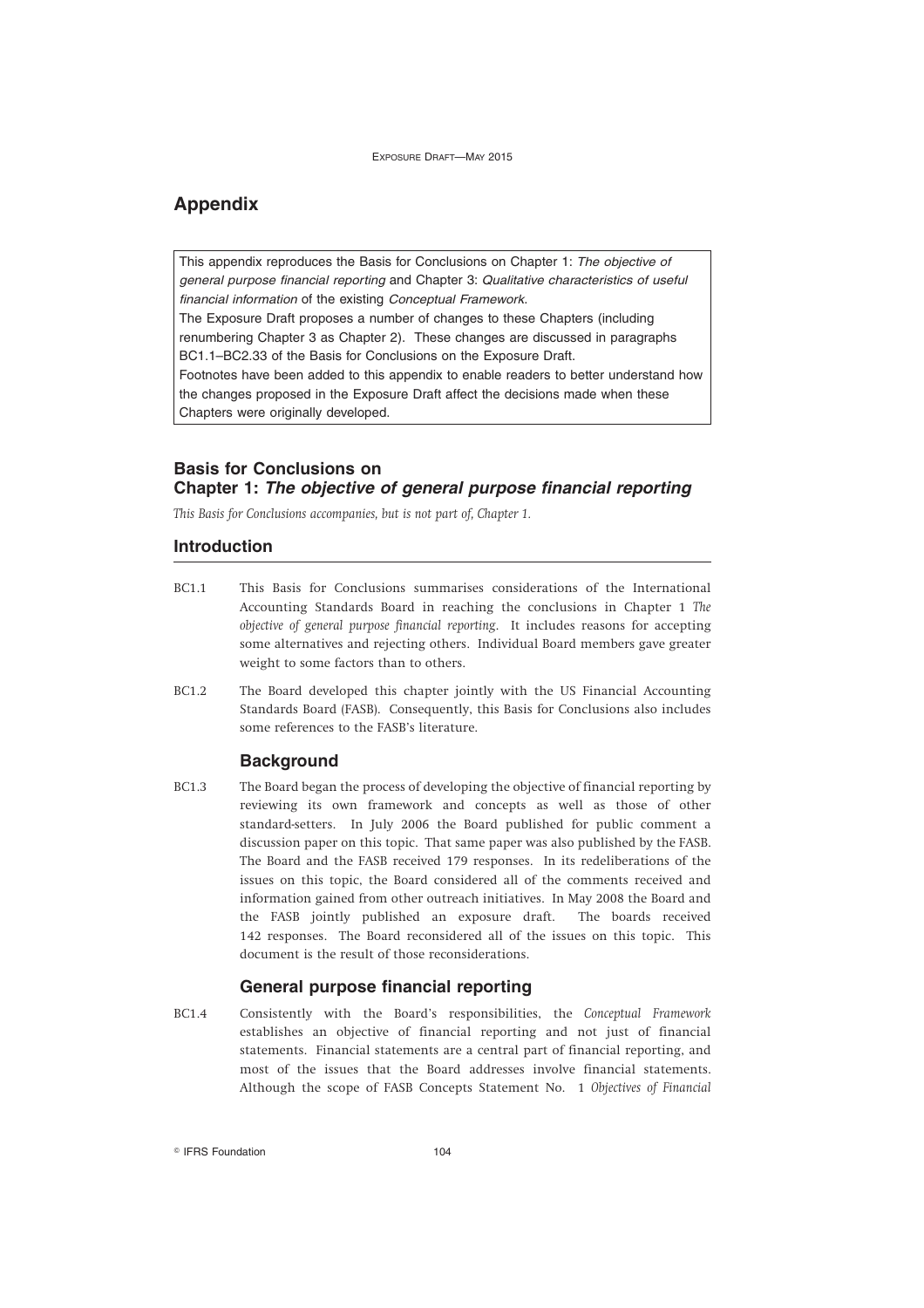# Appendix

This appendix reproduces the Basis for Conclusions on Chapter 1: *The objective of general purpose financial reporting* and Chapter 3: *Qualitative characteristics of useful financial information* of the existing *Conceptual Framework*.

The Exposure Draft proposes a number of changes to these Chapters (including renumbering Chapter 3 as Chapter 2). These changes are discussed in paragraphs BC1.1–BC2.33 of the Basis for Conclusions on the Exposure Draft.

Footnotes have been added to this appendix to enable readers to better understand how the changes proposed in the Exposure Draft affect the decisions made when these Chapters were originally developed.

## Basis for Conclusions on Chapter 1: *The objective of general purpose financial reporting*

*This Basis for Conclusions accompanies, but is not part of, Chapter 1.*

## Introduction

BC1.1 This Basis for Conclusions summarises considerations of the International Accounting Standards Board in reaching the conclusions in Chapter 1 *The objective of general purpose financial reporting*. It includes reasons for accepting some alternatives and rejecting others. Individual Board members gave greater weight to some factors than to others.

BC1.2 The Board developed this chapter jointly with the US Financial Accounting Standards Board (FASB). Consequently, this Basis for Conclusions also includes some references to the FASB's literature.

### Background

BC1.3 The Board began the process of developing the objective of financial reporting by reviewing its own framework and concepts as well as those of other standard-setters. In July 2006 the Board published for public comment a discussion paper on this topic. That same paper was also published by the FASB. The Board and the FASB received 179 responses. In its redeliberations of the issues on this topic, the Board considered all of the comments received and information gained from other outreach initiatives. In May 2008 the Board and the FASB jointly published an exposure draft. The boards received 142 responses. The Board reconsidered all of the issues on this topic. This document is the result of those reconsiderations.

### General purpose financial reporting

BC1.4 Consistently with the Board's responsibilities, the *Conceptual Framework* establishes an objective of financial reporting and not just of financial statements. Financial statements are a central part of financial reporting, and most of the issues that the Board addresses involve financial statements. Although the scope of FASB Concepts Statement No. 1 *Objectives of Financial*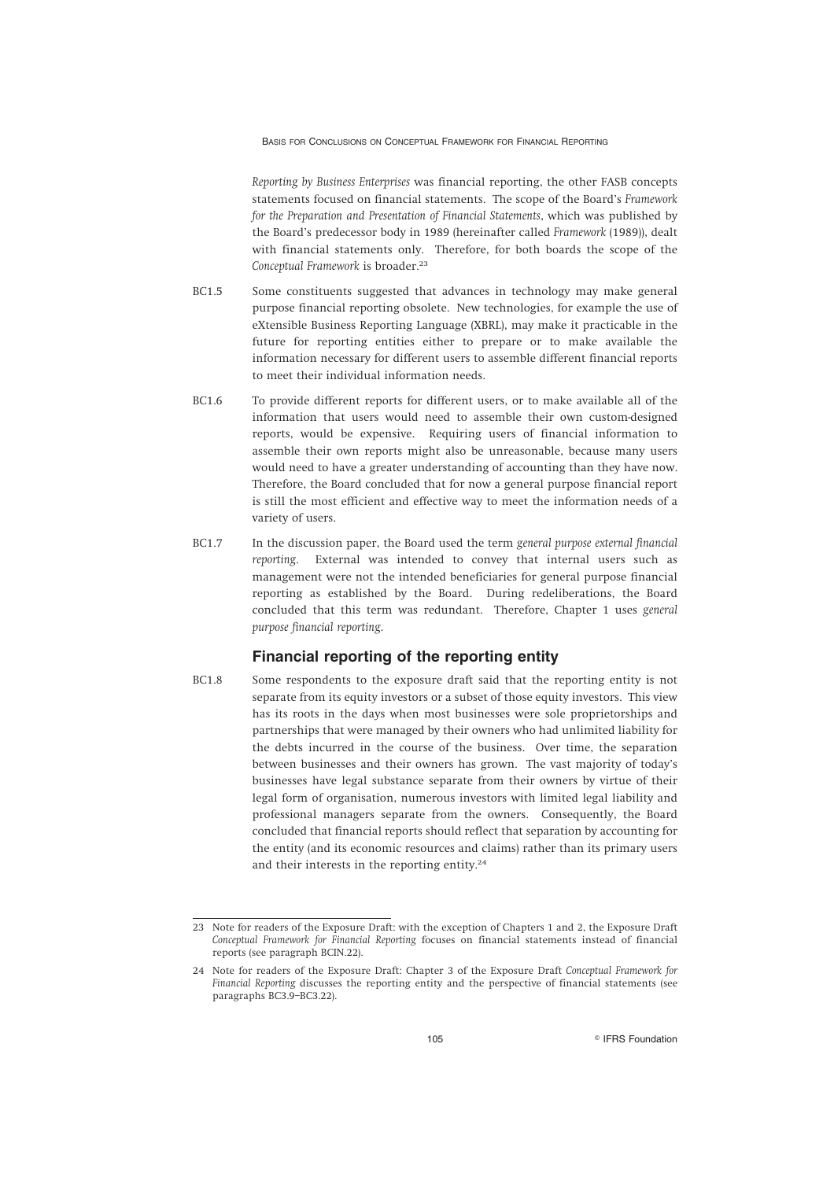*Reporting by Business Enterprises* was financial reporting, the other FASB concepts statements focused on financial statements. The scope of the Board's *Framework for the Preparation and Presentation of Financial Statements*, which was published by the Board's predecessor body in 1989 (hereinafter called *Framework* (1989)), dealt with financial statements only. Therefore, for both boards the scope of the *Conceptual Framework* is broader.[23]

BC1.5 Some constituents suggested that advances in technology may make general purpose financial reporting obsolete. New technologies, for example the use of eXtensible Business Reporting Language (XBRL), may make it practicable in the future for reporting entities either to prepare or to make available the information necessary for different users to assemble different financial reports to meet their individual information needs.

BC1.6 To provide different reports for different users, or to make available all of the information that users would need to assemble their own custom-designed reports, would be expensive. Requiring users of financial information to assemble their own reports might also be unreasonable, because many users would need to have a greater understanding of accounting than they have now. Therefore, the Board concluded that for now a general purpose financial report is still the most efficient and effective way to meet the information needs of a variety of users.

BC1.7 In the discussion paper, the Board used the term *general purpose external financial reporting*. External was intended to convey that internal users such as management were not the intended beneficiaries for general purpose financial reporting as established by the Board. During redeliberations, the Board concluded that this term was redundant. Therefore, Chapter 1 uses *general purpose financial reporting*.

## Financial reporting of the reporting entity

BC1.8 Some respondents to the exposure draft said that the reporting entity is not separate from its equity investors or a subset of those equity investors. This view has its roots in the days when most businesses were sole proprietorships and partnerships that were managed by their owners who had unlimited liability for the debts incurred in the course of the business. Over time, the separation between businesses and their owners has grown. The vast majority of today's businesses have legal substance separate from their owners by virtue of their legal form of organisation, numerous investors with limited legal liability and professional managers separate from the owners. Consequently, the Board concluded that financial reports should reflect that separation by accounting for the entity (and its economic resources and claims) rather than its primary users and their interests in the reporting entity.[24]

---

23 Note for readers of the Exposure Draft: with the exception of Chapters 1 and 2, the Exposure Draft *Conceptual Framework for Financial Reporting* focuses on financial statements instead of financial reports (see paragraph BCIN.22).

24 Note for readers of the Exposure Draft: Chapter 3 of the Exposure Draft *Conceptual Framework for Financial Reporting* discusses the reporting entity and the perspective of financial statements (see paragraphs BC3.9–BC3.22).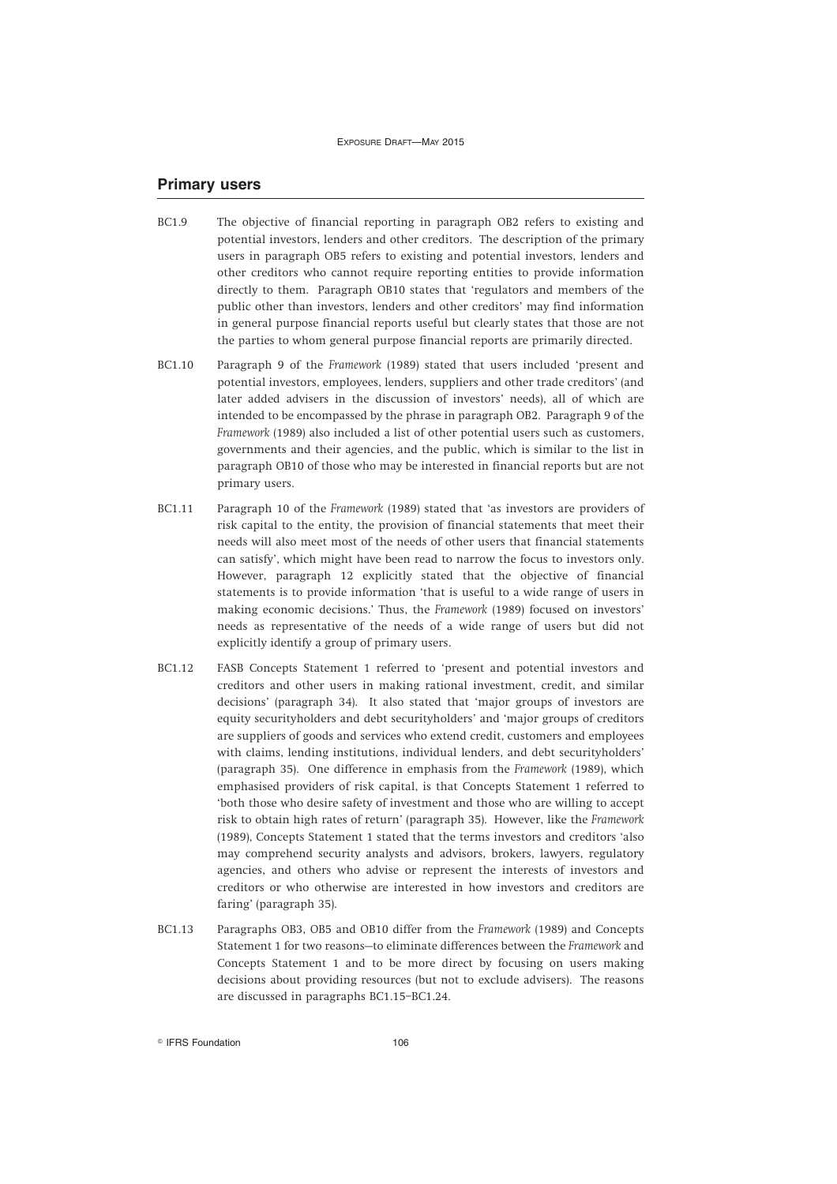## Primary users

BC1.9 The objective of financial reporting in paragraph OB2 refers to existing and potential investors, lenders and other creditors. The description of the primary users in paragraph OB5 refers to existing and potential investors, lenders and other creditors who cannot require reporting entities to provide information directly to them. Paragraph OB10 states that 'regulators and members of the public other than investors, lenders and other creditors' may find information in general purpose financial reports useful but clearly states that those are not the parties to whom general purpose financial reports are primarily directed.

BC1.10 Paragraph 9 of the *Framework* (1989) stated that users included 'present and potential investors, employees, lenders, suppliers and other trade creditors' (and later added advisers in the discussion of investors' needs), all of which are intended to be encompassed by the phrase in paragraph OB2. Paragraph 9 of the *Framework* (1989) also included a list of other potential users such as customers, governments and their agencies, and the public, which is similar to the list in paragraph OB10 of those who may be interested in financial reports but are not primary users.

BC1.11 Paragraph 10 of the *Framework* (1989) stated that 'as investors are providers of risk capital to the entity, the provision of financial statements that meet their needs will also meet most of the needs of other users that financial statements can satisfy', which might have been read to narrow the focus to investors only. However, paragraph 12 explicitly stated that the objective of financial statements is to provide information 'that is useful to a wide range of users in making economic decisions.' Thus, the *Framework* (1989) focused on investors' needs as representative of the needs of a wide range of users but did not explicitly identify a group of primary users.

BC1.12 FASB Concepts Statement 1 referred to 'present and potential investors and creditors and other users in making rational investment, credit, and similar decisions' (paragraph 34). It also stated that 'major groups of investors are equity securityholders and debt securityholders' and 'major groups of creditors are suppliers of goods and services who extend credit, customers and employees with claims, lending institutions, individual lenders, and debt securityholders' (paragraph 35). One difference in emphasis from the *Framework* (1989), which emphasised providers of risk capital, is that Concepts Statement 1 referred to 'both those who desire safety of investment and those who are willing to accept risk to obtain high rates of return' (paragraph 35). However, like the *Framework* (1989), Concepts Statement 1 stated that the terms investors and creditors 'also may comprehend security analysts and advisors, brokers, lawyers, regulatory agencies, and others who advise or represent the interests of investors and creditors or who otherwise are interested in how investors and creditors are faring' (paragraph 35).

BC1.13 Paragraphs OB3, OB5 and OB10 differ from the *Framework* (1989) and Concepts Statement 1 for two reasons—to eliminate differences between the *Framework* and Concepts Statement 1 and to be more direct by focusing on users making decisions about providing resources (but not to exclude advisers). The reasons are discussed in paragraphs BC1.15–BC1.24.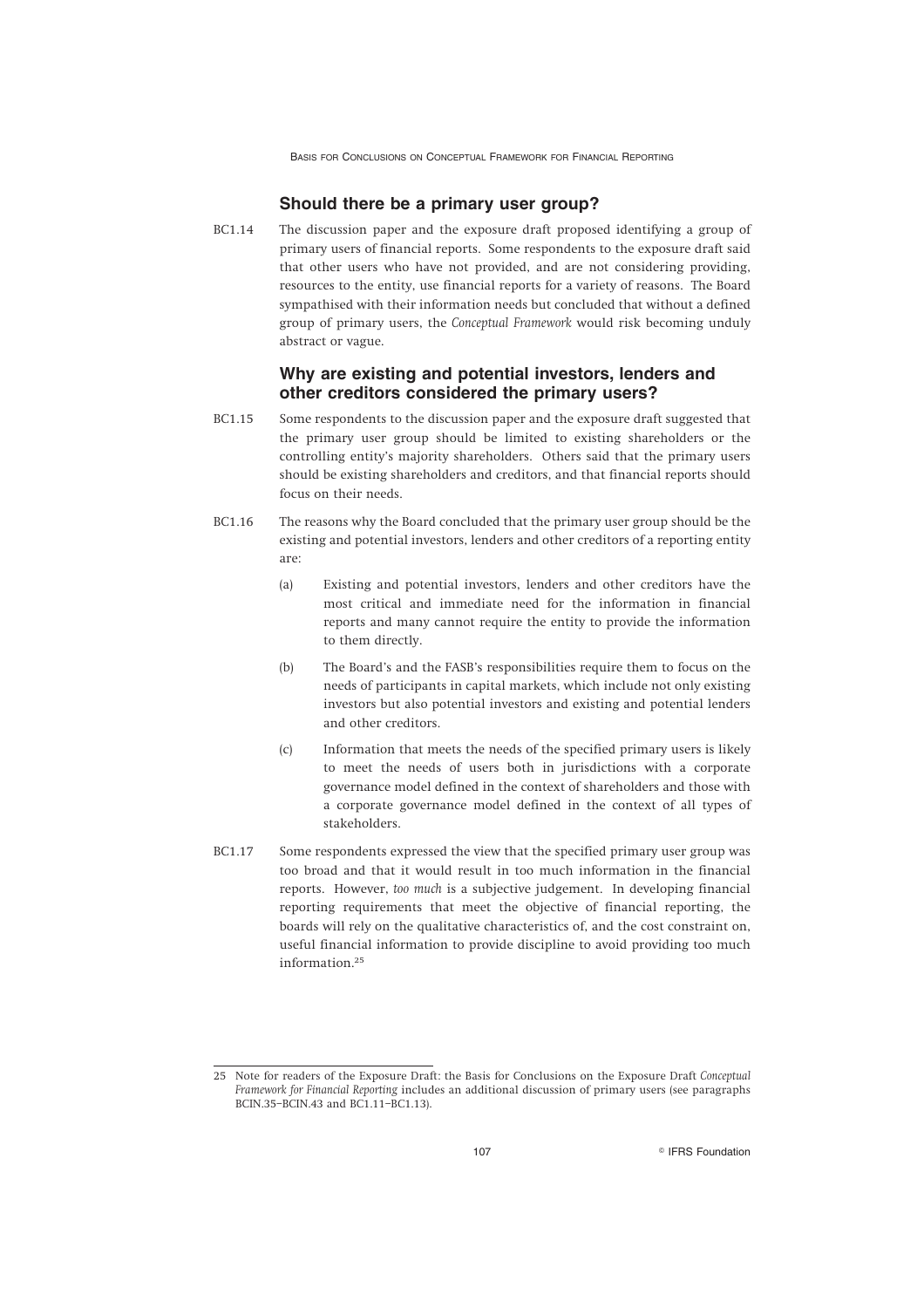## Should there be a primary user group?

BC1.14 The discussion paper and the exposure draft proposed identifying a group of primary users of financial reports. Some respondents to the exposure draft said that other users who have not provided, and are not considering providing, resources to the entity, use financial reports for a variety of reasons. The Board sympathised with their information needs but concluded that without a defined group of primary users, the *Conceptual Framework* would risk becoming unduly abstract or vague.

## Why are existing and potential investors, lenders and other creditors considered the primary users?

BC1.15 Some respondents to the discussion paper and the exposure draft suggested that the primary user group should be limited to existing shareholders or the controlling entity's majority shareholders. Others said that the primary users should be existing shareholders and creditors, and that financial reports should focus on their needs.

BC1.16 The reasons why the Board concluded that the primary user group should be the existing and potential investors, lenders and other creditors of a reporting entity are:

(a) Existing and potential investors, lenders and other creditors have the most critical and immediate need for the information in financial reports and many cannot require the entity to provide the information to them directly.

(b) The Board's and the FASB's responsibilities require them to focus on the needs of participants in capital markets, which include not only existing investors but also potential investors and existing and potential lenders and other creditors.

(c) Information that meets the needs of the specified primary users is likely to meet the needs of users both in jurisdictions with a corporate governance model defined in the context of shareholders and those with a corporate governance model defined in the context of all types of stakeholders.

BC1.17 Some respondents expressed the view that the specified primary user group was too broad and that it would result in too much information in the financial reports. However, *too much* is a subjective judgement. In developing financial reporting requirements that meet the objective of financial reporting, the boards will rely on the qualitative characteristics of, and the cost constraint on, useful financial information to provide discipline to avoid providing too much information.[25]

---

25 Note for readers of the Exposure Draft: the Basis for Conclusions on the Exposure Draft *Conceptual Framework for Financial Reporting* includes an additional discussion of primary users (see paragraphs BCIN.35–BCIN.43 and BC1.11–BC1.13).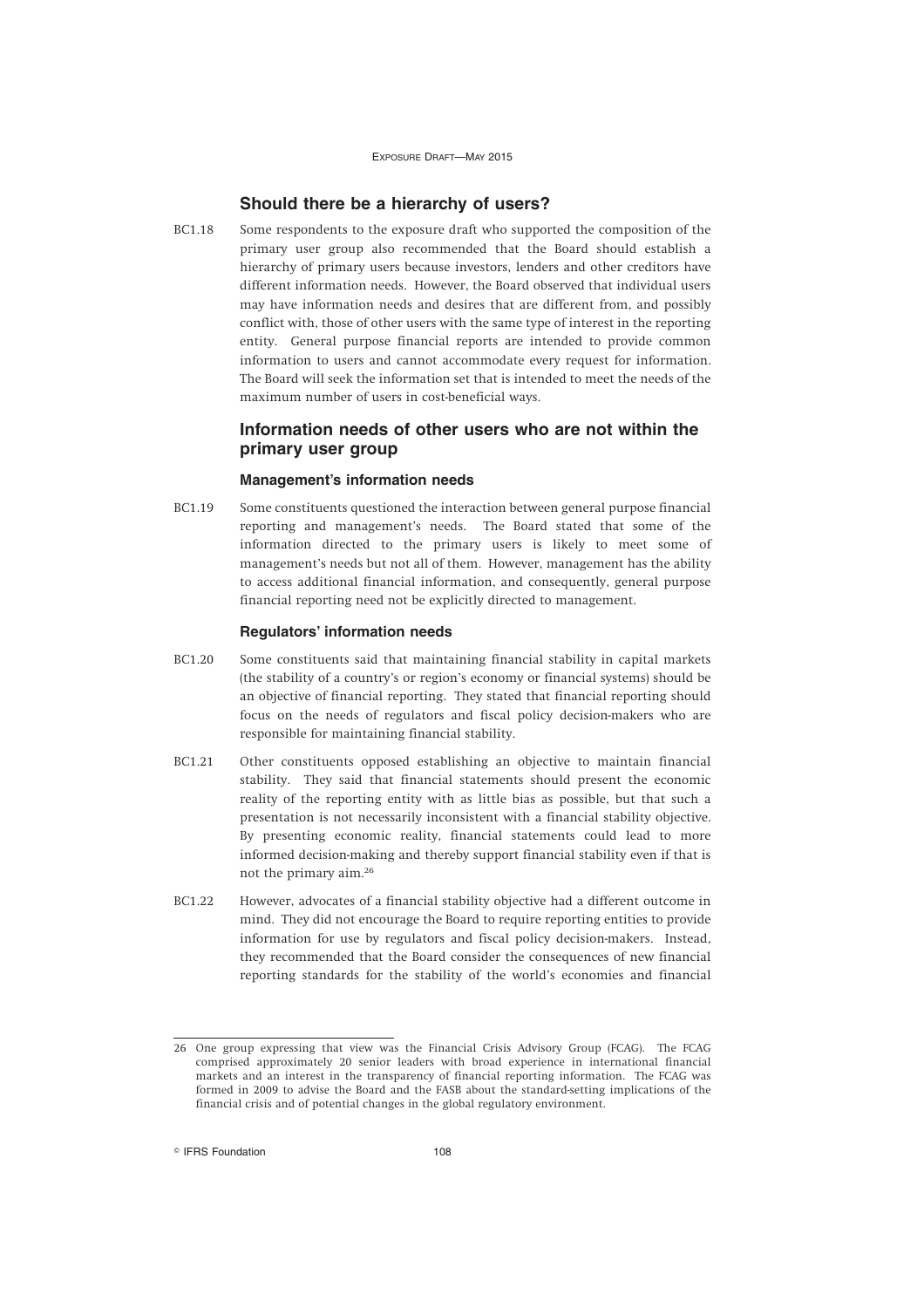## Should there be a hierarchy of users?

BC1.18 Some respondents to the exposure draft who supported the composition of the primary user group also recommended that the Board should establish a hierarchy of primary users because investors, lenders and other creditors have different information needs. However, the Board observed that individual users may have information needs and desires that are different from, and possibly conflict with, those of other users with the same type of interest in the reporting entity. General purpose financial reports are intended to provide common information to users and cannot accommodate every request for information. The Board will seek the information set that is intended to meet the needs of the maximum number of users in cost-beneficial ways.

## Information needs of other users who are not within the primary user group

### Management's information needs

BC1.19 Some constituents questioned the interaction between general purpose financial reporting and management's needs. The Board stated that some of the information directed to the primary users is likely to meet some of management's needs but not all of them. However, management has the ability to access additional financial information, and consequently, general purpose financial reporting need not be explicitly directed to management.

### Regulators' information needs

BC1.20 Some constituents said that maintaining financial stability in capital markets (the stability of a country's or region's economy or financial systems) should be an objective of financial reporting. They stated that financial reporting should focus on the needs of regulators and fiscal policy decision-makers who are responsible for maintaining financial stability.

BC1.21 Other constituents opposed establishing an objective to maintain financial stability. They said that financial statements should present the economic reality of the reporting entity with as little bias as possible, but that such a presentation is not necessarily inconsistent with a financial stability objective. By presenting economic reality, financial statements could lead to more informed decision-making and thereby support financial stability even if that is not the primary aim.[26]

BC1.22 However, advocates of a financial stability objective had a different outcome in mind. They did not encourage the Board to require reporting entities to provide information for use by regulators and fiscal policy decision-makers. Instead, they recommended that the Board consider the consequences of new financial reporting standards for the stability of the world's economies and financial

---

26 One group expressing that view was the Financial Crisis Advisory Group (FCAG). The FCAG comprised approximately 20 senior leaders with broad experience in international financial markets and an interest in the transparency of financial reporting information. The FCAG was formed in 2009 to advise the Board and the FASB about the standard-setting implications of the financial crisis and of potential changes in the global regulatory environment.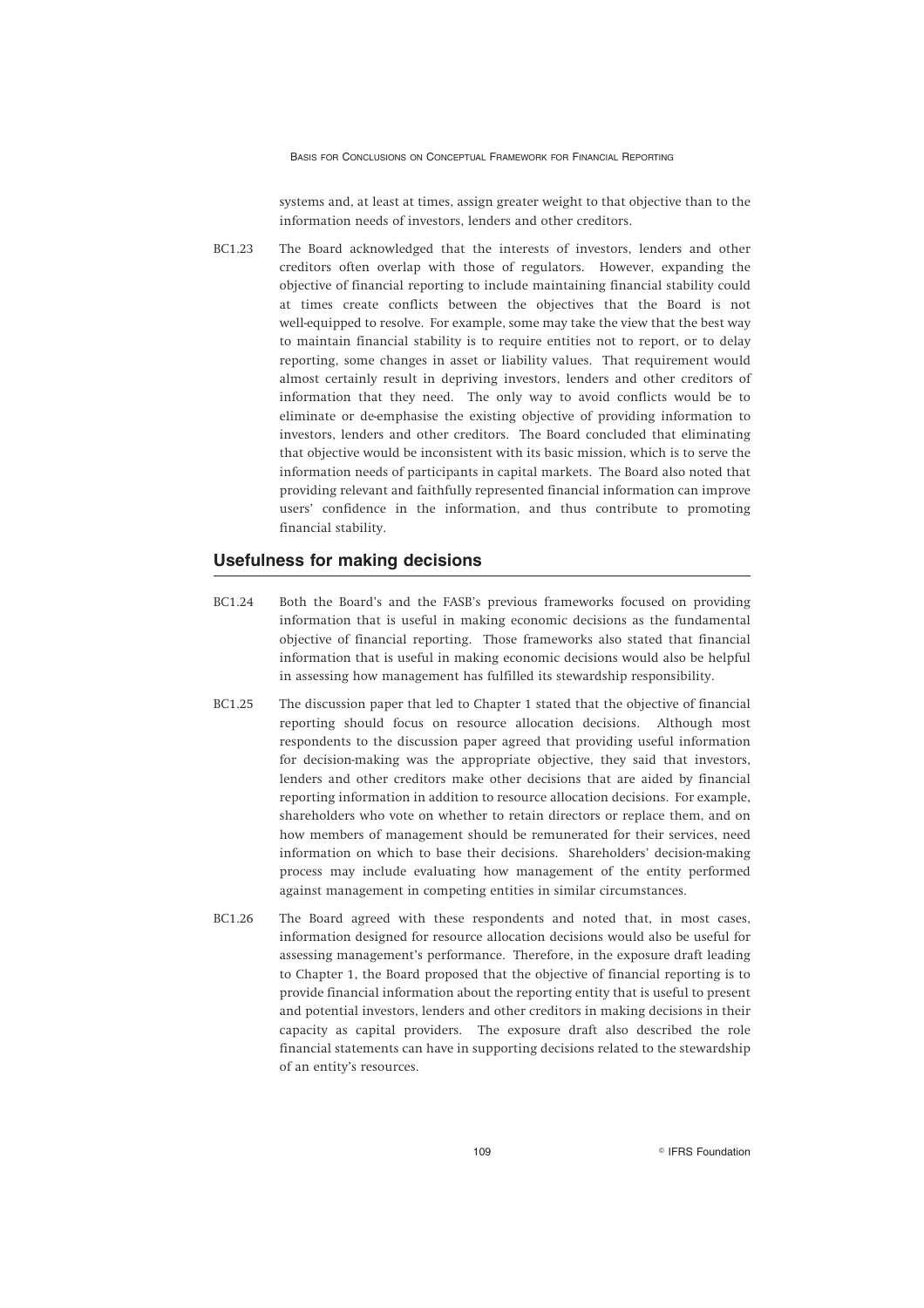systems and, at least at times, assign greater weight to that objective than to the information needs of investors, lenders and other creditors.

BC1.23 The Board acknowledged that the interests of investors, lenders and other creditors often overlap with those of regulators. However, expanding the objective of financial reporting to include maintaining financial stability could at times create conflicts between the objectives that the Board is not well-equipped to resolve. For example, some may take the view that the best way to maintain financial stability is to require entities not to report, or to delay reporting, some changes in asset or liability values. That requirement would almost certainly result in depriving investors, lenders and other creditors of information that they need. The only way to avoid conflicts would be to eliminate or de-emphasise the existing objective of providing information to investors, lenders and other creditors. The Board concluded that eliminating that objective would be inconsistent with its basic mission, which is to serve the information needs of participants in capital markets. The Board also noted that providing relevant and faithfully represented financial information can improve users' confidence in the information, and thus contribute to promoting financial stability.

## Usefulness for making decisions

BC1.24 Both the Board's and the FASB's previous frameworks focused on providing information that is useful in making economic decisions as the fundamental objective of financial reporting. Those frameworks also stated that financial information that is useful in making economic decisions would also be helpful in assessing how management has fulfilled its stewardship responsibility.

BC1.25 The discussion paper that led to Chapter 1 stated that the objective of financial reporting should focus on resource allocation decisions. Although most respondents to the discussion paper agreed that providing useful information for decision-making was the appropriate objective, they said that investors, lenders and other creditors make other decisions that are aided by financial reporting information in addition to resource allocation decisions. For example, shareholders who vote on whether to retain directors or replace them, and on how members of management should be remunerated for their services, need information on which to base their decisions. Shareholders' decision-making process may include evaluating how management of the entity performed against management in competing entities in similar circumstances.

BC1.26 The Board agreed with these respondents and noted that, in most cases, information designed for resource allocation decisions would also be useful for assessing management's performance. Therefore, in the exposure draft leading to Chapter 1, the Board proposed that the objective of financial reporting is to provide financial information about the reporting entity that is useful to present and potential investors, lenders and other creditors in making decisions in their capacity as capital providers. The exposure draft also described the role financial statements can have in supporting decisions related to the stewardship of an entity's resources.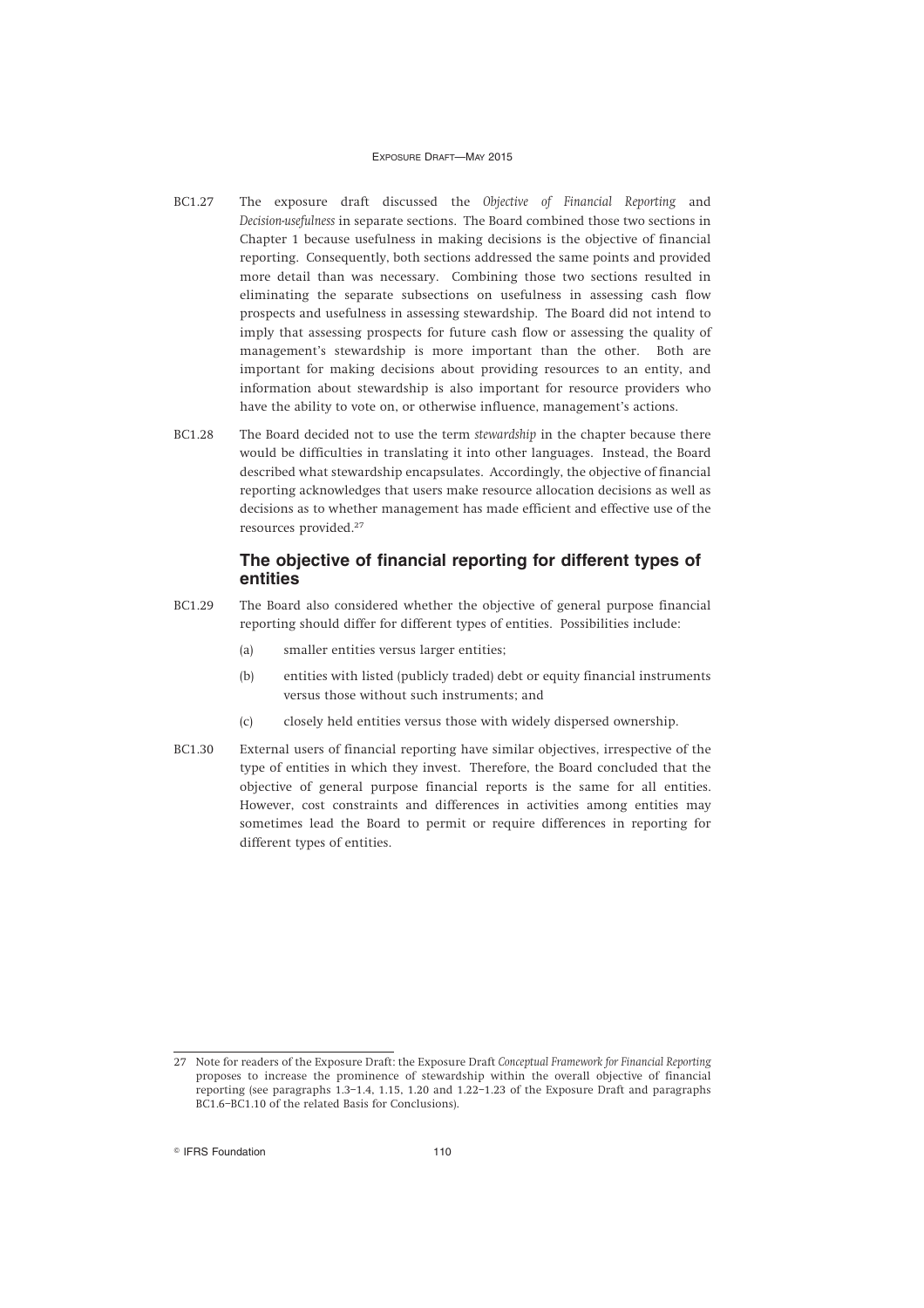BC1.27 The exposure draft discussed the *Objective of Financial Reporting* and *Decision-usefulness* in separate sections. The Board combined those two sections in Chapter 1 because usefulness in making decisions is the objective of financial reporting. Consequently, both sections addressed the same points and provided more detail than was necessary. Combining those two sections resulted in eliminating the separate subsections on usefulness in assessing cash flow prospects and usefulness in assessing stewardship. The Board did not intend to imply that assessing prospects for future cash flow or assessing the quality of management's stewardship is more important than the other. Both are important for making decisions about providing resources to an entity, and information about stewardship is also important for resource providers who have the ability to vote on, or otherwise influence, management's actions.

BC1.28 The Board decided not to use the term *stewardship* in the chapter because there would be difficulties in translating it into other languages. Instead, the Board described what stewardship encapsulates. Accordingly, the objective of financial reporting acknowledges that users make resource allocation decisions as well as decisions as to whether management has made efficient and effective use of the resources provided.[27]

## The objective of financial reporting for different types of entities

BC1.29 The Board also considered whether the objective of general purpose financial reporting should differ for different types of entities. Possibilities include:

(a) smaller entities versus larger entities;

(b) entities with listed (publicly traded) debt or equity financial instruments versus those without such instruments; and

(c) closely held entities versus those with widely dispersed ownership.

BC1.30 External users of financial reporting have similar objectives, irrespective of the type of entities in which they invest. Therefore, the Board concluded that the objective of general purpose financial reports is the same for all entities. However, cost constraints and differences in activities among entities may sometimes lead the Board to permit or require differences in reporting for different types of entities.

---

27 Note for readers of the Exposure Draft: the Exposure Draft *Conceptual Framework for Financial Reporting* proposes to increase the prominence of stewardship within the overall objective of financial reporting (see paragraphs 1.3–1.4, 1.15, 1.20 and 1.22–1.23 of the Exposure Draft and paragraphs BC1.6–BC1.10 of the related Basis for Conclusions).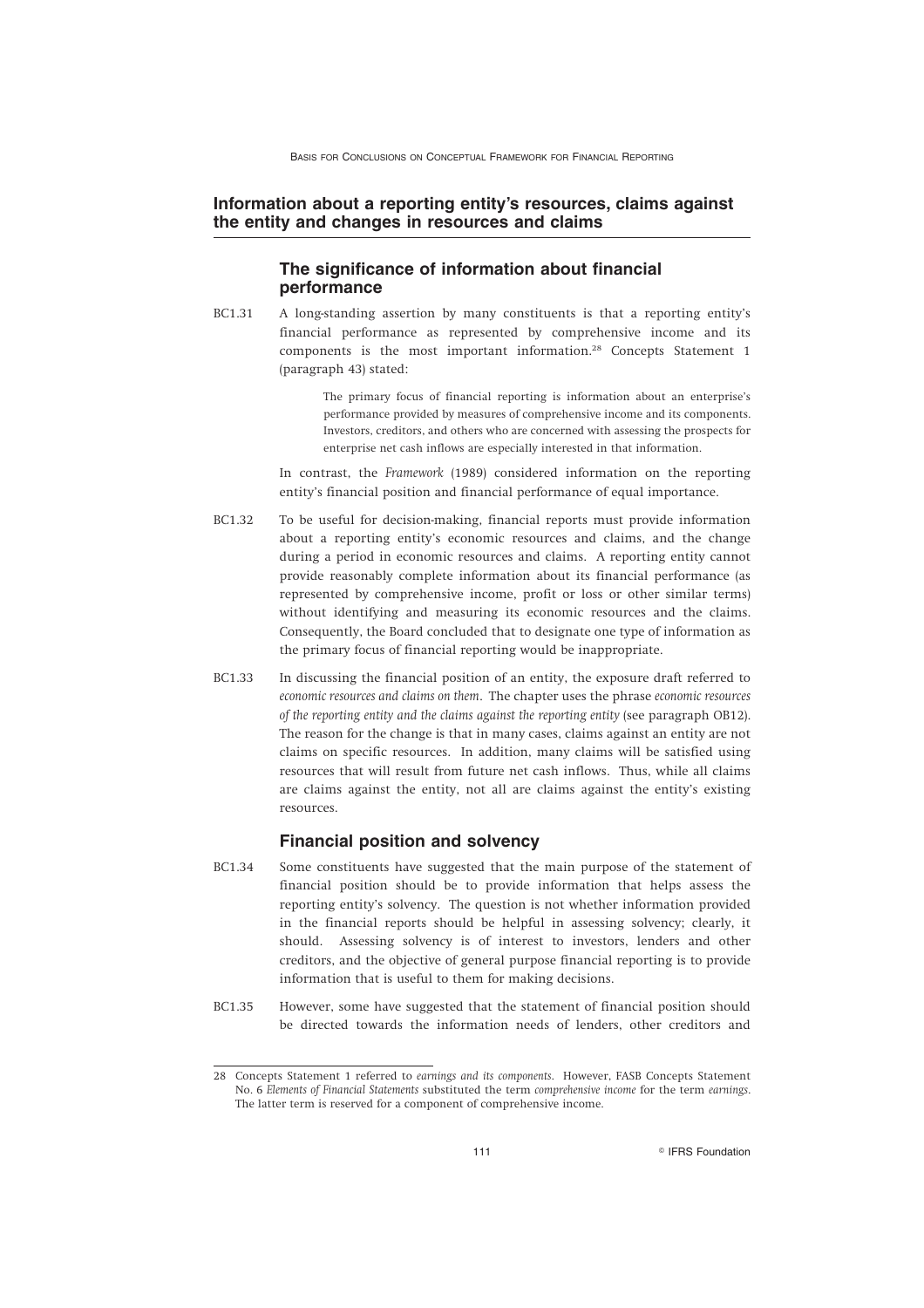## Information about a reporting entity's resources, claims against the entity and changes in resources and claims

### The significance of information about financial performance

BC1.31 A long-standing assertion by many constituents is that a reporting entity's financial performance as represented by comprehensive income and its components is the most important information.[28] Concepts Statement 1 (paragraph 43) stated:

> The primary focus of financial reporting is information about an enterprise's performance provided by measures of comprehensive income and its components. Investors, creditors, and others who are concerned with assessing the prospects for enterprise net cash inflows are especially interested in that information.

In contrast, the *Framework* (1989) considered information on the reporting entity's financial position and financial performance of equal importance.

BC1.32 To be useful for decision-making, financial reports must provide information about a reporting entity's economic resources and claims, and the change during a period in economic resources and claims. A reporting entity cannot provide reasonably complete information about its financial performance (as represented by comprehensive income, profit or loss or other similar terms) without identifying and measuring its economic resources and the claims. Consequently, the Board concluded that to designate one type of information as the primary focus of financial reporting would be inappropriate.

BC1.33 In discussing the financial position of an entity, the exposure draft referred to *economic resources and claims on them*. The chapter uses the phrase *economic resources of the reporting entity and the claims against the reporting entity* (see paragraph OB12). The reason for the change is that in many cases, claims against an entity are not claims on specific resources. In addition, many claims will be satisfied using resources that will result from future net cash inflows. Thus, while all claims are claims against the entity, not all are claims against the entity's existing resources.

### Financial position and solvency

BC1.34 Some constituents have suggested that the main purpose of the statement of financial position should be to provide information that helps assess the reporting entity's solvency. The question is not whether information provided in the financial reports should be helpful in assessing solvency; clearly, it should. Assessing solvency is of interest to investors, lenders and other creditors, and the objective of general purpose financial reporting is to provide information that is useful to them for making decisions.

BC1.35 However, some have suggested that the statement of financial position should be directed towards the information needs of lenders, other creditors and

---

28 Concepts Statement 1 referred to *earnings and its components*. However, FASB Concepts Statement No. 6 *Elements of Financial Statements* substituted the term *comprehensive income* for the term *earnings*. The latter term is reserved for a component of comprehensive income.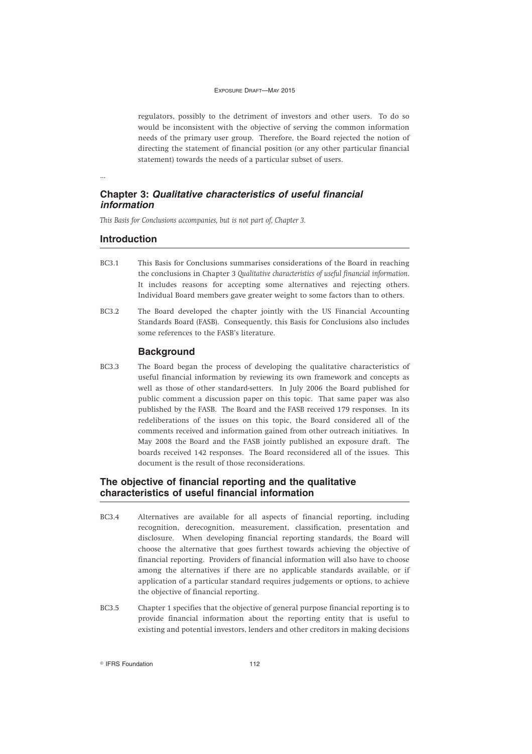regulators, possibly to the detriment of investors and other users. To do so would be inconsistent with the objective of serving the common information needs of the primary user group. Therefore, the Board rejected the notion of directing the statement of financial position (or any other particular financial statement) towards the needs of a particular subset of users.

...

## Chapter 3: *Qualitative characteristics of useful financial information*

*This Basis for Conclusions accompanies, but is not part of, Chapter 3.*

## Introduction

BC3.1 This Basis for Conclusions summarises considerations of the Board in reaching the conclusions in Chapter 3 *Qualitative characteristics of useful financial information*. It includes reasons for accepting some alternatives and rejecting others. Individual Board members gave greater weight to some factors than to others.

BC3.2 The Board developed the chapter jointly with the US Financial Accounting Standards Board (FASB). Consequently, this Basis for Conclusions also includes some references to the FASB's literature.

### Background

BC3.3 The Board began the process of developing the qualitative characteristics of useful financial information by reviewing its own framework and concepts as well as those of other standard-setters. In July 2006 the Board published for public comment a discussion paper on this topic. That same paper was also published by the FASB. The Board and the FASB received 179 responses. In its redeliberations of the issues on this topic, the Board considered all of the comments received and information gained from other outreach initiatives. In May 2008 the Board and the FASB jointly published an exposure draft. The boards received 142 responses. The Board reconsidered all of the issues. This document is the result of those reconsiderations.

## The objective of financial reporting and the qualitative characteristics of useful financial information

BC3.4 Alternatives are available for all aspects of financial reporting, including recognition, derecognition, measurement, classification, presentation and disclosure. When developing financial reporting standards, the Board will choose the alternative that goes furthest towards achieving the objective of financial reporting. Providers of financial information will also have to choose among the alternatives if there are no applicable standards available, or if application of a particular standard requires judgements or options, to achieve the objective of financial reporting.

BC3.5 Chapter 1 specifies that the objective of general purpose financial reporting is to provide financial information about the reporting entity that is useful to existing and potential investors, lenders and other creditors in making decisions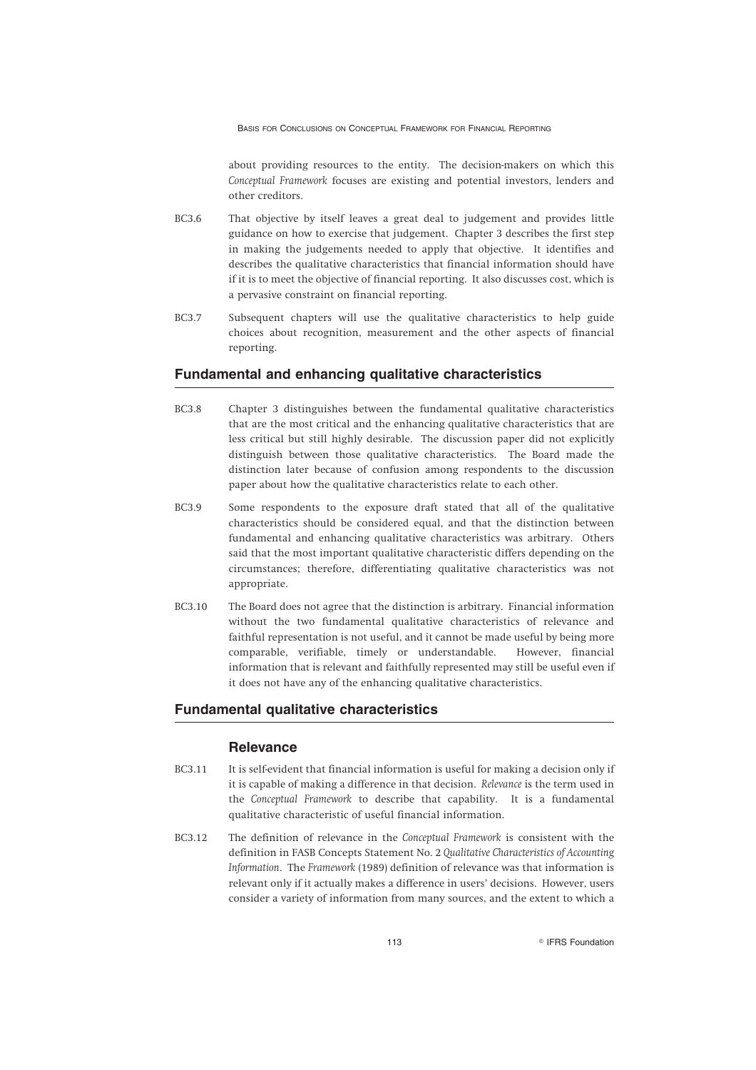about providing resources to the entity. The decision-makers on which this *Conceptual Framework* focuses are existing and potential investors, lenders and other creditors.

BC3.6 That objective by itself leaves a great deal to judgement and provides little guidance on how to exercise that judgement. Chapter 3 describes the first step in making the judgements needed to apply that objective. It identifies and describes the qualitative characteristics that financial information should have if it is to meet the objective of financial reporting. It also discusses cost, which is a pervasive constraint on financial reporting.

BC3.7 Subsequent chapters will use the qualitative characteristics to help guide choices about recognition, measurement and the other aspects of financial reporting.

## Fundamental and enhancing qualitative characteristics

BC3.8 Chapter 3 distinguishes between the fundamental qualitative characteristics that are the most critical and the enhancing qualitative characteristics that are less critical but still highly desirable. The discussion paper did not explicitly distinguish between those qualitative characteristics. The Board made the distinction later because of confusion among respondents to the discussion paper about how the qualitative characteristics relate to each other.

BC3.9 Some respondents to the exposure draft stated that all of the qualitative characteristics should be considered equal, and that the distinction between fundamental and enhancing qualitative characteristics was arbitrary. Others said that the most important qualitative characteristic differs depending on the circumstances; therefore, differentiating qualitative characteristics was not appropriate.

BC3.10 The Board does not agree that the distinction is arbitrary. Financial information without the two fundamental qualitative characteristics of relevance and faithful representation is not useful, and it cannot be made useful by being more comparable, verifiable, timely or understandable. However, financial information that is relevant and faithfully represented may still be useful even if it does not have any of the enhancing qualitative characteristics.

## Fundamental qualitative characteristics

### Relevance

BC3.11 It is self-evident that financial information is useful for making a decision only if it is capable of making a difference in that decision. *Relevance* is the term used in the *Conceptual Framework* to describe that capability. It is a fundamental qualitative characteristic of useful financial information.

BC3.12 The definition of relevance in the *Conceptual Framework* is consistent with the definition in FASB Concepts Statement No. 2 *Qualitative Characteristics of Accounting Information*. The *Framework* (1989) definition of relevance was that information is relevant only if it actually makes a difference in users' decisions. However, users consider a variety of information from many sources, and the extent to which a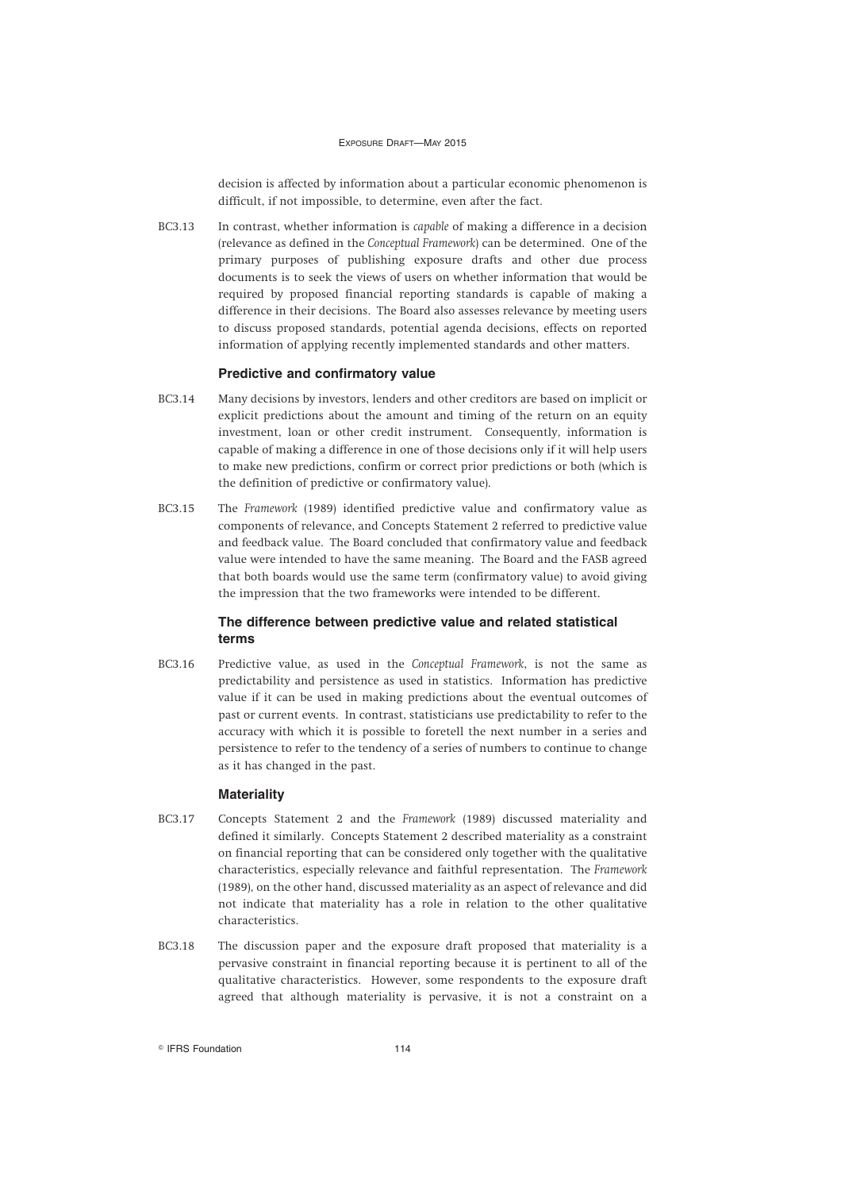decision is affected by information about a particular economic phenomenon is difficult, if not impossible, to determine, even after the fact.

BC3.13 In contrast, whether information is *capable* of making a difference in a decision (relevance as defined in the *Conceptual Framework*) can be determined. One of the primary purposes of publishing exposure drafts and other due process documents is to seek the views of users on whether information that would be required by proposed financial reporting standards is capable of making a difference in their decisions. The Board also assesses relevance by meeting users to discuss proposed standards, potential agenda decisions, effects on reported information of applying recently implemented standards and other matters.

### Predictive and confirmatory value

BC3.14 Many decisions by investors, lenders and other creditors are based on implicit or explicit predictions about the amount and timing of the return on an equity investment, loan or other credit instrument. Consequently, information is capable of making a difference in one of those decisions only if it will help users to make new predictions, confirm or correct prior predictions or both (which is the definition of predictive or confirmatory value).

BC3.15 The *Framework* (1989) identified predictive value and confirmatory value as components of relevance, and Concepts Statement 2 referred to predictive value and feedback value. The Board concluded that confirmatory value and feedback value were intended to have the same meaning. The Board and the FASB agreed that both boards would use the same term (confirmatory value) to avoid giving the impression that the two frameworks were intended to be different.

### The difference between predictive value and related statistical terms

BC3.16 Predictive value, as used in the *Conceptual Framework*, is not the same as predictability and persistence as used in statistics. Information has predictive value if it can be used in making predictions about the eventual outcomes of past or current events. In contrast, statisticians use predictability to refer to the accuracy with which it is possible to foretell the next number in a series and persistence to refer to the tendency of a series of numbers to continue to change as it has changed in the past.

### Materiality

BC3.17 Concepts Statement 2 and the *Framework* (1989) discussed materiality and defined it similarly. Concepts Statement 2 described materiality as a constraint on financial reporting that can be considered only together with the qualitative characteristics, especially relevance and faithful representation. The *Framework* (1989), on the other hand, discussed materiality as an aspect of relevance and did not indicate that materiality has a role in relation to the other qualitative characteristics.

BC3.18 The discussion paper and the exposure draft proposed that materiality is a pervasive constraint in financial reporting because it is pertinent to all of the qualitative characteristics. However, some respondents to the exposure draft agreed that although materiality is pervasive, it is not a constraint on a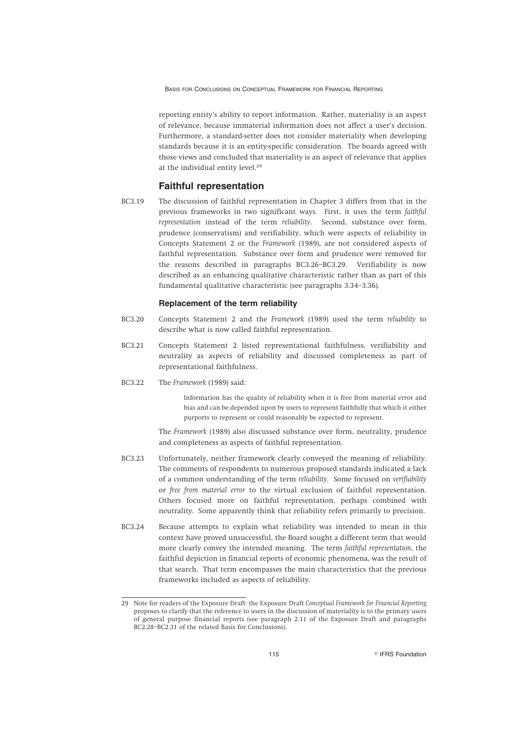reporting entity's ability to report information. Rather, materiality is an aspect of relevance, because immaterial information does not affect a user's decision. Furthermore, a standard-setter does not consider materiality when developing standards because it is an entity-specific consideration. The boards agreed with those views and concluded that materiality is an aspect of relevance that applies at the individual entity level.[29]

## Faithful representation

BC3.19 The discussion of faithful representation in Chapter 3 differs from that in the previous frameworks in two significant ways. First, it uses the term *faithful representation* instead of the term *reliability*. Second, substance over form, prudence (conservatism) and verifiability, which were aspects of reliability in Concepts Statement 2 or the *Framework* (1989), are not considered aspects of faithful representation. Substance over form and prudence were removed for the reasons described in paragraphs BC3.26–BC3.29. Verifiability is now described as an enhancing qualitative characteristic rather than as part of this fundamental qualitative characteristic (see paragraphs 3.34–3.36).

### Replacement of the term reliability

BC3.20 Concepts Statement 2 and the *Framework* (1989) used the term *reliability* to describe what is now called faithful representation.

BC3.21 Concepts Statement 2 listed representational faithfulness, verifiability and neutrality as aspects of reliability and discussed completeness as part of representational faithfulness.

BC3.22 The *Framework* (1989) said:

> Information has the quality of reliability when it is free from material error and bias and can be depended upon by users to represent faithfully that which it either purports to represent or could reasonably be expected to represent.

The *Framework* (1989) also discussed substance over form, neutrality, prudence and completeness as aspects of faithful representation.

BC3.23 Unfortunately, neither framework clearly conveyed the meaning of reliability. The comments of respondents to numerous proposed standards indicated a lack of a common understanding of the term *reliability*. Some focused on *verifiability* or *free from material error* to the virtual exclusion of faithful representation. Others focused more on faithful representation, perhaps combined with neutrality. Some apparently think that reliability refers primarily to precision.

BC3.24 Because attempts to explain what reliability was intended to mean in this context have proved unsuccessful, the Board sought a different term that would more clearly convey the intended meaning. The term *faithful representation*, the faithful depiction in financial reports of economic phenomena, was the result of that search. That term encompasses the main characteristics that the previous frameworks included as aspects of reliability.

---

29 Note for readers of the Exposure Draft: the Exposure Draft *Conceptual Framework for Financial Reporting* proposes to clarify that the reference to users in the discussion of materiality is to the primary users of general purpose financial reports (see paragraph 2.11 of the Exposure Draft and paragraphs BC2.28–BC2.31 of the related Basis for Conclusions).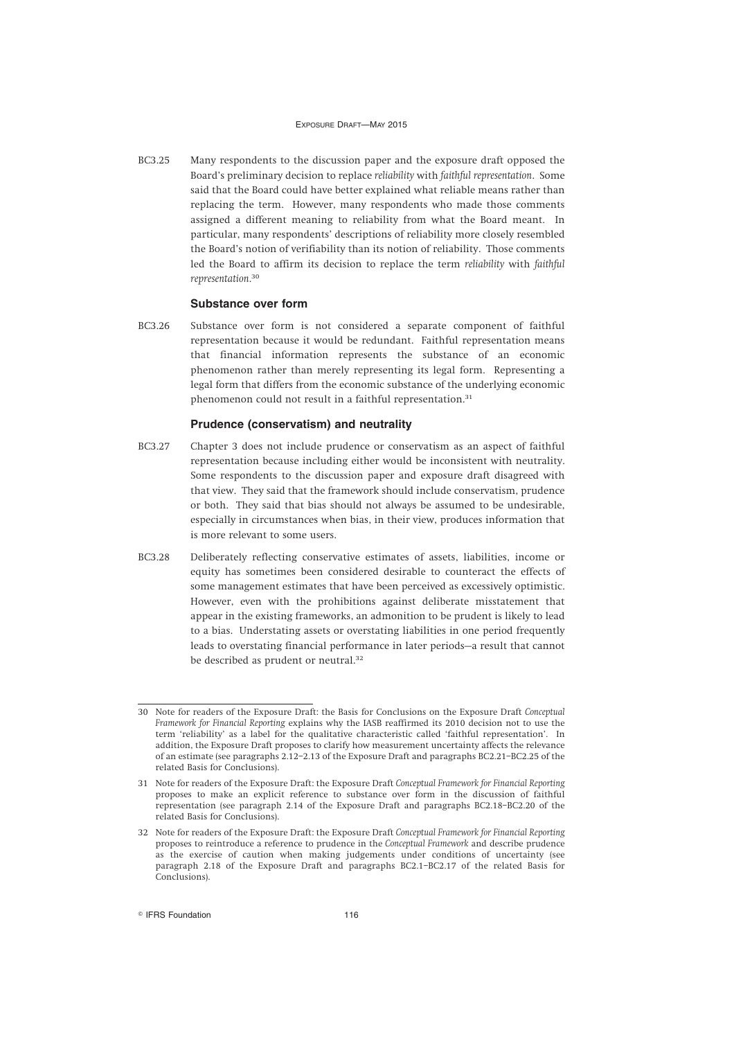BC3.25 Many respondents to the discussion paper and the exposure draft opposed the Board's preliminary decision to replace *reliability* with *faithful representation*. Some said that the Board could have better explained what reliable means rather than replacing the term. However, many respondents who made those comments assigned a different meaning to reliability from what the Board meant. In particular, many respondents' descriptions of reliability more closely resembled the Board's notion of verifiability than its notion of reliability. Those comments led the Board to affirm its decision to replace the term *reliability* with *faithful representation*.[30]

### Substance over form

BC3.26 Substance over form is not considered a separate component of faithful representation because it would be redundant. Faithful representation means that financial information represents the substance of an economic phenomenon rather than merely representing its legal form. Representing a legal form that differs from the economic substance of the underlying economic phenomenon could not result in a faithful representation.[31]

### Prudence (conservatism) and neutrality

BC3.27 Chapter 3 does not include prudence or conservatism as an aspect of faithful representation because including either would be inconsistent with neutrality. Some respondents to the discussion paper and exposure draft disagreed with that view. They said that the framework should include conservatism, prudence or both. They said that bias should not always be assumed to be undesirable, especially in circumstances when bias, in their view, produces information that is more relevant to some users.

BC3.28 Deliberately reflecting conservative estimates of assets, liabilities, income or equity has sometimes been considered desirable to counteract the effects of some management estimates that have been perceived as excessively optimistic. However, even with the prohibitions against deliberate misstatement that appear in the existing frameworks, an admonition to be prudent is likely to lead to a bias. Understating assets or overstating liabilities in one period frequently leads to overstating financial performance in later periods—a result that cannot be described as prudent or neutral.[32]

---

30 Note for readers of the Exposure Draft: the Basis for Conclusions on the Exposure Draft *Conceptual Framework for Financial Reporting* explains why the IASB reaffirmed its 2010 decision not to use the term 'reliability' as a label for the qualitative characteristic called 'faithful representation'. In addition, the Exposure Draft proposes to clarify how measurement uncertainty affects the relevance of an estimate (see paragraphs 2.12–2.13 of the Exposure Draft and paragraphs BC2.21–BC2.25 of the related Basis for Conclusions).

31 Note for readers of the Exposure Draft: the Exposure Draft *Conceptual Framework for Financial Reporting* proposes to make an explicit reference to substance over form in the discussion of faithful representation (see paragraph 2.14 of the Exposure Draft and paragraphs BC2.18–BC2.20 of the related Basis for Conclusions).

32 Note for readers of the Exposure Draft: the Exposure Draft *Conceptual Framework for Financial Reporting* proposes to reintroduce a reference to prudence in the *Conceptual Framework* and describe prudence as the exercise of caution when making judgements under conditions of uncertainty (see paragraph 2.18 of the Exposure Draft and paragraphs BC2.1–BC2.17 of the related Basis for Conclusions).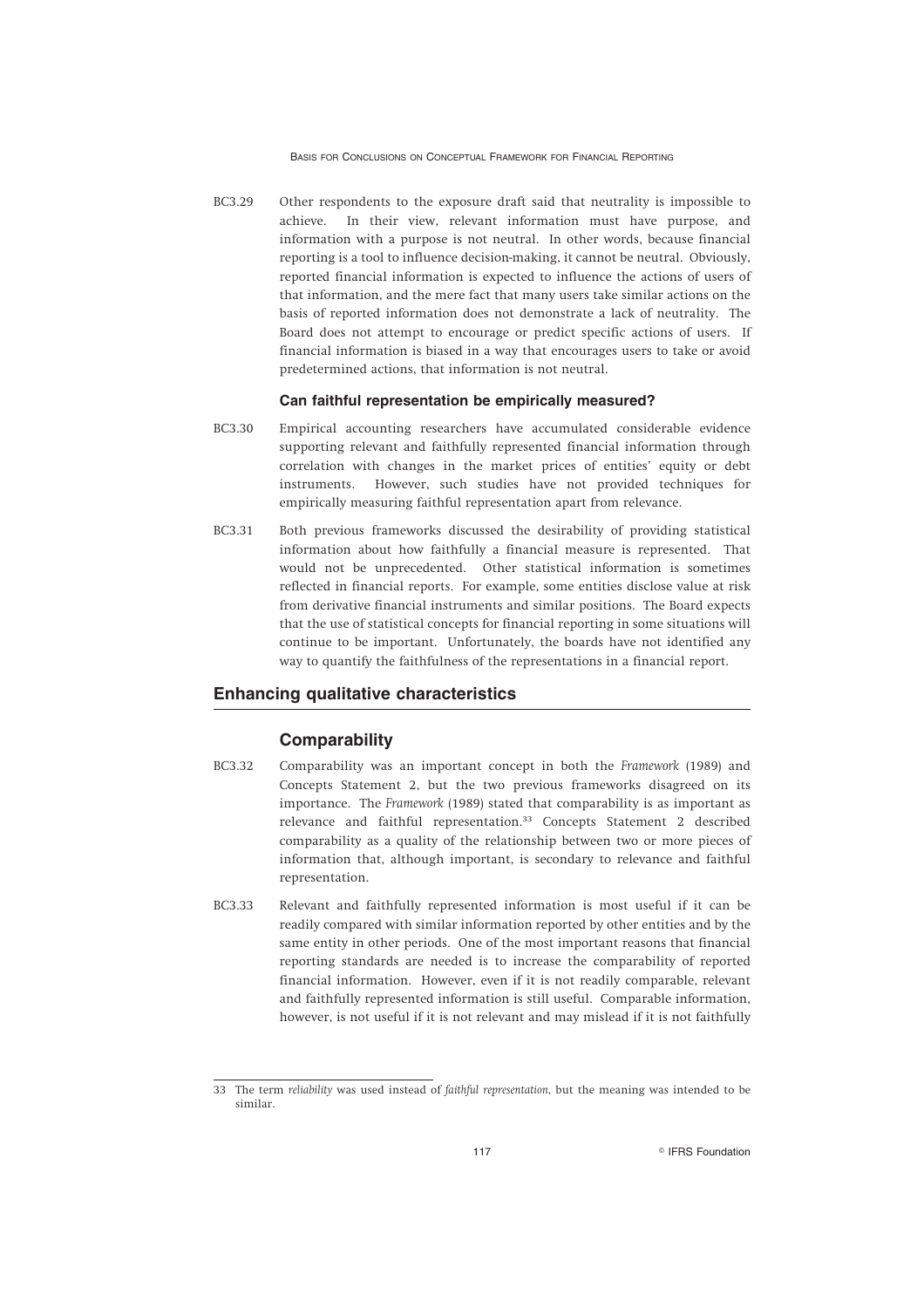BC3.29 Other respondents to the exposure draft said that neutrality is impossible to achieve. In their view, relevant information must have purpose, and information with a purpose is not neutral. In other words, because financial reporting is a tool to influence decision-making, it cannot be neutral. Obviously, reported financial information is expected to influence the actions of users of that information, and the mere fact that many users take similar actions on the basis of reported information does not demonstrate a lack of neutrality. The Board does not attempt to encourage or predict specific actions of users. If financial information is biased in a way that encourages users to take or avoid predetermined actions, that information is not neutral.

#### Can faithful representation be empirically measured?

BC3.30 Empirical accounting researchers have accumulated considerable evidence supporting relevant and faithfully represented financial information through correlation with changes in the market prices of entities' equity or debt instruments. However, such studies have not provided techniques for empirically measuring faithful representation apart from relevance.

BC3.31 Both previous frameworks discussed the desirability of providing statistical information about how faithfully a financial measure is represented. That would not be unprecedented. Other statistical information is sometimes reflected in financial reports. For example, some entities disclose value at risk from derivative financial instruments and similar positions. The Board expects that the use of statistical concepts for financial reporting in some situations will continue to be important. Unfortunately, the boards have not identified any way to quantify the faithfulness of the representations in a financial report.

## Enhancing qualitative characteristics

### Comparability

BC3.32 Comparability was an important concept in both the *Framework* (1989) and Concepts Statement 2, but the two previous frameworks disagreed on its importance. The *Framework* (1989) stated that comparability is as important as relevance and faithful representation.[33] Concepts Statement 2 described comparability as a quality of the relationship between two or more pieces of information that, although important, is secondary to relevance and faithful representation.

BC3.33 Relevant and faithfully represented information is most useful if it can be readily compared with similar information reported by other entities and by the same entity in other periods. One of the most important reasons that financial reporting standards are needed is to increase the comparability of reported financial information. However, even if it is not readily comparable, relevant and faithfully represented information is still useful. Comparable information, however, is not useful if it is not relevant and may mislead if it is not faithfully

---

33 The term *reliability* was used instead of *faithful representation*, but the meaning was intended to be similar.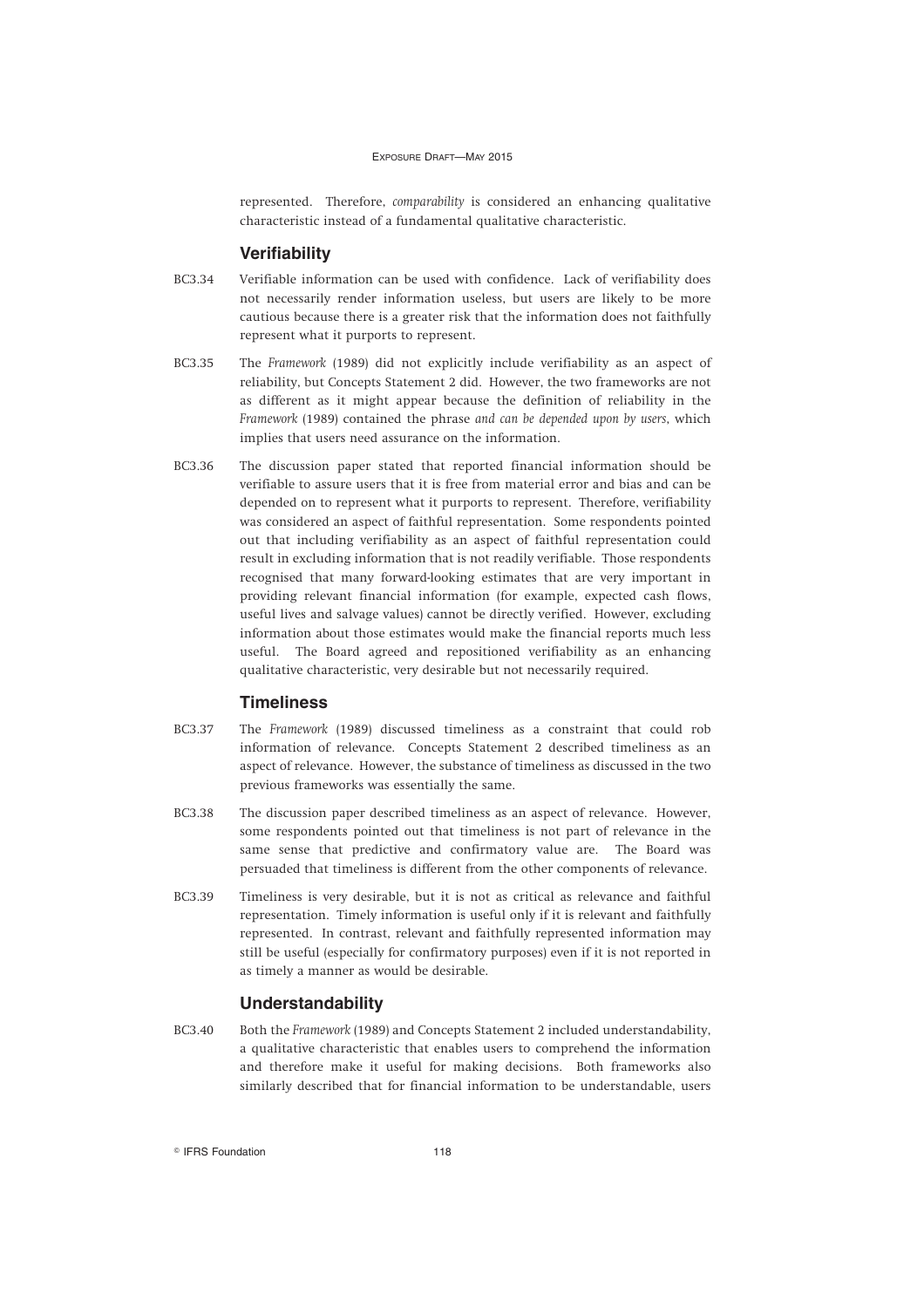represented. Therefore, *comparability* is considered an enhancing qualitative characteristic instead of a fundamental qualitative characteristic.

### Verifiability

BC3.34 Verifiable information can be used with confidence. Lack of verifiability does not necessarily render information useless, but users are likely to be more cautious because there is a greater risk that the information does not faithfully represent what it purports to represent.

BC3.35 The *Framework* (1989) did not explicitly include verifiability as an aspect of reliability, but Concepts Statement 2 did. However, the two frameworks are not as different as it might appear because the definition of reliability in the *Framework* (1989) contained the phrase *and can be depended upon by users*, which implies that users need assurance on the information.

BC3.36 The discussion paper stated that reported financial information should be verifiable to assure users that it is free from material error and bias and can be depended on to represent what it purports to represent. Therefore, verifiability was considered an aspect of faithful representation. Some respondents pointed out that including verifiability as an aspect of faithful representation could result in excluding information that is not readily verifiable. Those respondents recognised that many forward-looking estimates that are very important in providing relevant financial information (for example, expected cash flows, useful lives and salvage values) cannot be directly verified. However, excluding information about those estimates would make the financial reports much less useful. The Board agreed and repositioned verifiability as an enhancing qualitative characteristic, very desirable but not necessarily required.

### Timeliness

BC3.37 The *Framework* (1989) discussed timeliness as a constraint that could rob information of relevance. Concepts Statement 2 described timeliness as an aspect of relevance. However, the substance of timeliness as discussed in the two previous frameworks was essentially the same.

BC3.38 The discussion paper described timeliness as an aspect of relevance. However, some respondents pointed out that timeliness is not part of relevance in the same sense that predictive and confirmatory value are. The Board was persuaded that timeliness is different from the other components of relevance.

BC3.39 Timeliness is very desirable, but it is not as critical as relevance and faithful representation. Timely information is useful only if it is relevant and faithfully represented. In contrast, relevant and faithfully represented information may still be useful (especially for confirmatory purposes) even if it is not reported in as timely a manner as would be desirable.

### Understandability

BC3.40 Both the *Framework* (1989) and Concepts Statement 2 included understandability, a qualitative characteristic that enables users to comprehend the information and therefore make it useful for making decisions. Both frameworks also similarly described that for financial information to be understandable, users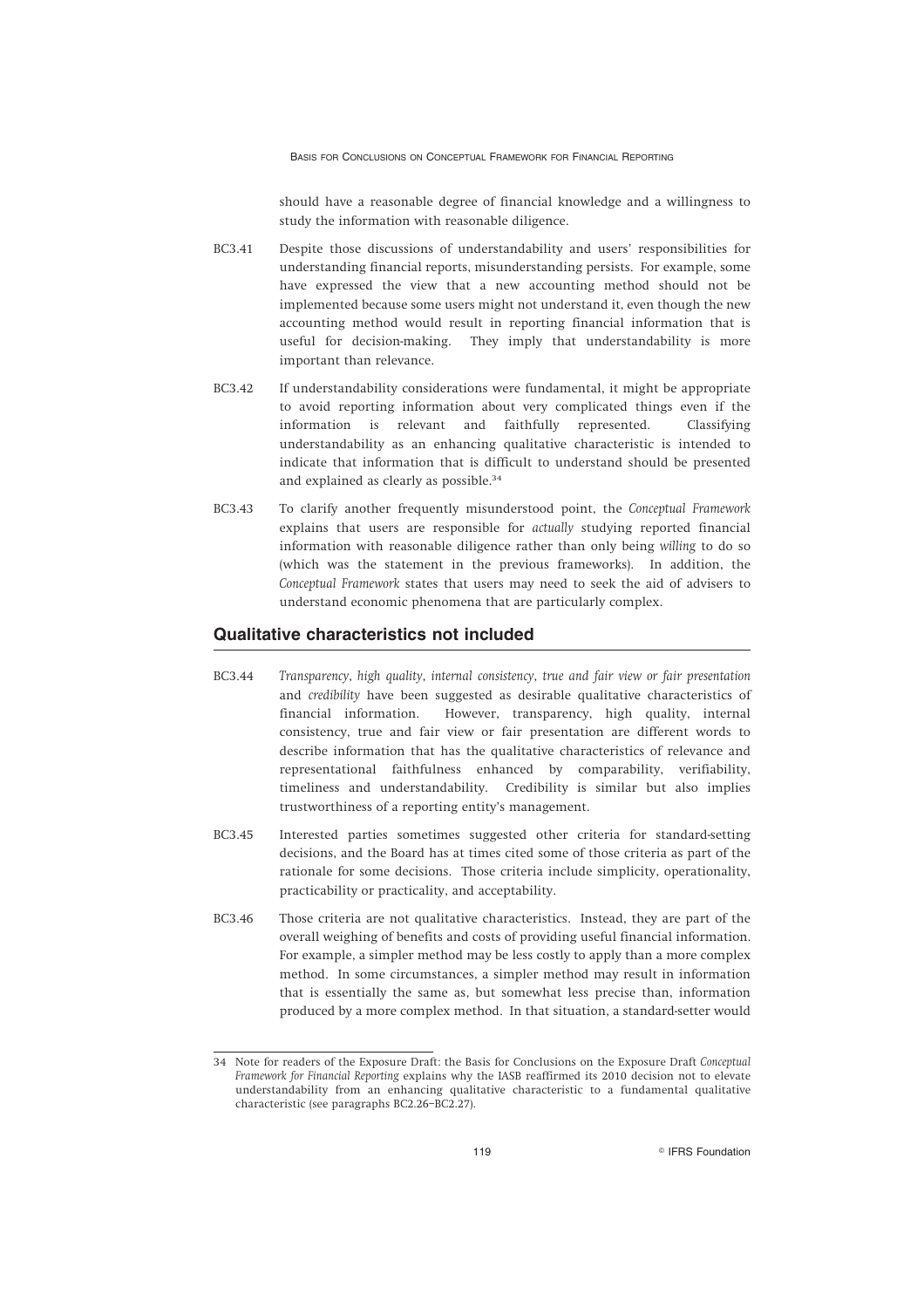should have a reasonable degree of financial knowledge and a willingness to study the information with reasonable diligence.

BC3.41 Despite those discussions of understandability and users' responsibilities for understanding financial reports, misunderstanding persists. For example, some have expressed the view that a new accounting method should not be implemented because some users might not understand it, even though the new accounting method would result in reporting financial information that is useful for decision-making. They imply that understandability is more important than relevance.

BC3.42 If understandability considerations were fundamental, it might be appropriate to avoid reporting information about very complicated things even if the information is relevant and faithfully represented. Classifying understandability as an enhancing qualitative characteristic is intended to indicate that information that is difficult to understand should be presented and explained as clearly as possible.[34]

BC3.43 To clarify another frequently misunderstood point, the *Conceptual Framework* explains that users are responsible for *actually* studying reported financial information with reasonable diligence rather than only being *willing* to do so (which was the statement in the previous frameworks). In addition, the *Conceptual Framework* states that users may need to seek the aid of advisers to understand economic phenomena that are particularly complex.

## Qualitative characteristics not included

BC3.44 *Transparency*, *high quality*, *internal consistency*, *true and fair view or fair presentation* and *credibility* have been suggested as desirable qualitative characteristics of financial information. However, transparency, high quality, internal consistency, true and fair view or fair presentation are different words to describe information that has the qualitative characteristics of relevance and representational faithfulness enhanced by comparability, verifiability, timeliness and understandability. Credibility is similar but also implies trustworthiness of a reporting entity's management.

BC3.45 Interested parties sometimes suggested other criteria for standard-setting decisions, and the Board has at times cited some of those criteria as part of the rationale for some decisions. Those criteria include simplicity, operationality, practicability or practicality, and acceptability.

BC3.46 Those criteria are not qualitative characteristics. Instead, they are part of the overall weighing of benefits and costs of providing useful financial information. For example, a simpler method may be less costly to apply than a more complex method. In some circumstances, a simpler method may result in information that is essentially the same as, but somewhat less precise than, information produced by a more complex method. In that situation, a standard-setter would

---

34 Note for readers of the Exposure Draft: the Basis for Conclusions on the Exposure Draft *Conceptual Framework for Financial Reporting* explains why the IASB reaffirmed its 2010 decision not to elevate understandability from an enhancing qualitative characteristic to a fundamental qualitative characteristic (see paragraphs BC2.26–BC2.27).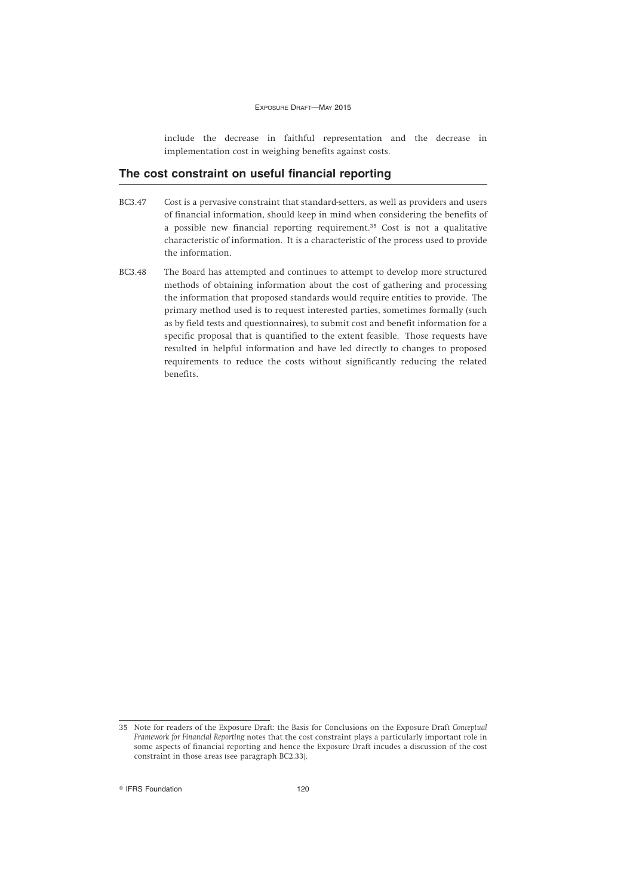include the decrease in faithful representation and the decrease in implementation cost in weighing benefits against costs.

## The cost constraint on useful financial reporting

BC3.47 Cost is a pervasive constraint that standard-setters, as well as providers and users of financial information, should keep in mind when considering the benefits of a possible new financial reporting requirement.[35] Cost is not a qualitative characteristic of information. It is a characteristic of the process used to provide the information.

BC3.48 The Board has attempted and continues to attempt to develop more structured methods of obtaining information about the cost of gathering and processing the information that proposed standards would require entities to provide. The primary method used is to request interested parties, sometimes formally (such as by field tests and questionnaires), to submit cost and benefit information for a specific proposal that is quantified to the extent feasible. Those requests have resulted in helpful information and have led directly to changes to proposed requirements to reduce the costs without significantly reducing the related benefits.

---

35 Note for readers of the Exposure Draft: the Basis for Conclusions on the Exposure Draft *Conceptual Framework for Financial Reporting* notes that the cost constraint plays a particularly important role in some aspects of financial reporting and hence the Exposure Draft incudes a discussion of the cost constraint in those areas (see paragraph BC2.33).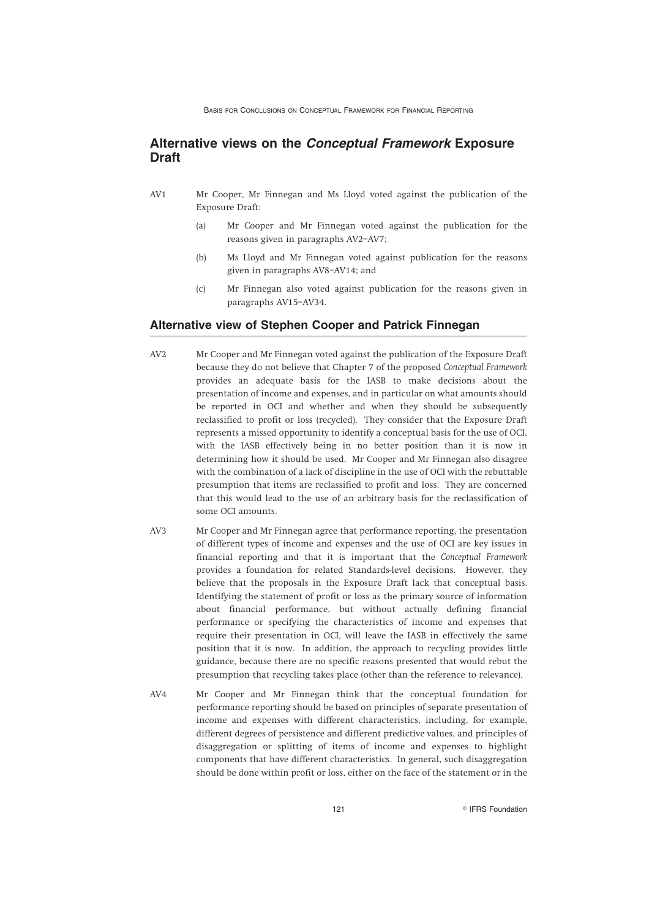## Alternative views on the *Conceptual Framework* Exposure Draft

AV1 Mr Cooper, Mr Finnegan and Ms Lloyd voted against the publication of the Exposure Draft:

(a) Mr Cooper and Mr Finnegan voted against the publication for the reasons given in paragraphs AV2–AV7;

(b) Ms Lloyd and Mr Finnegan voted against publication for the reasons given in paragraphs AV8–AV14; and

(c) Mr Finnegan also voted against publication for the reasons given in paragraphs AV15–AV34.

## Alternative view of Stephen Cooper and Patrick Finnegan

AV2 Mr Cooper and Mr Finnegan voted against the publication of the Exposure Draft because they do not believe that Chapter 7 of the proposed *Conceptual Framework* provides an adequate basis for the IASB to make decisions about the presentation of income and expenses, and in particular on what amounts should be reported in OCI and whether and when they should be subsequently reclassified to profit or loss (recycled). They consider that the Exposure Draft represents a missed opportunity to identify a conceptual basis for the use of OCI, with the IASB effectively being in no better position than it is now in determining how it should be used. Mr Cooper and Mr Finnegan also disagree with the combination of a lack of discipline in the use of OCI with the rebuttable presumption that items are reclassified to profit and loss. They are concerned that this would lead to the use of an arbitrary basis for the reclassification of some OCI amounts.

AV3 Mr Cooper and Mr Finnegan agree that performance reporting, the presentation of different types of income and expenses and the use of OCI are key issues in financial reporting and that it is important that the *Conceptual Framework* provides a foundation for related Standards-level decisions. However, they believe that the proposals in the Exposure Draft lack that conceptual basis. Identifying the statement of profit or loss as the primary source of information about financial performance, but without actually defining financial performance or specifying the characteristics of income and expenses that require their presentation in OCI, will leave the IASB in effectively the same position that it is now. In addition, the approach to recycling provides little guidance, because there are no specific reasons presented that would rebut the presumption that recycling takes place (other than the reference to relevance).

AV4 Mr Cooper and Mr Finnegan think that the conceptual foundation for performance reporting should be based on principles of separate presentation of income and expenses with different characteristics, including, for example, different degrees of persistence and different predictive values, and principles of disaggregation or splitting of items of income and expenses to highlight components that have different characteristics. In general, such disaggregation should be done within profit or loss, either on the face of the statement or in the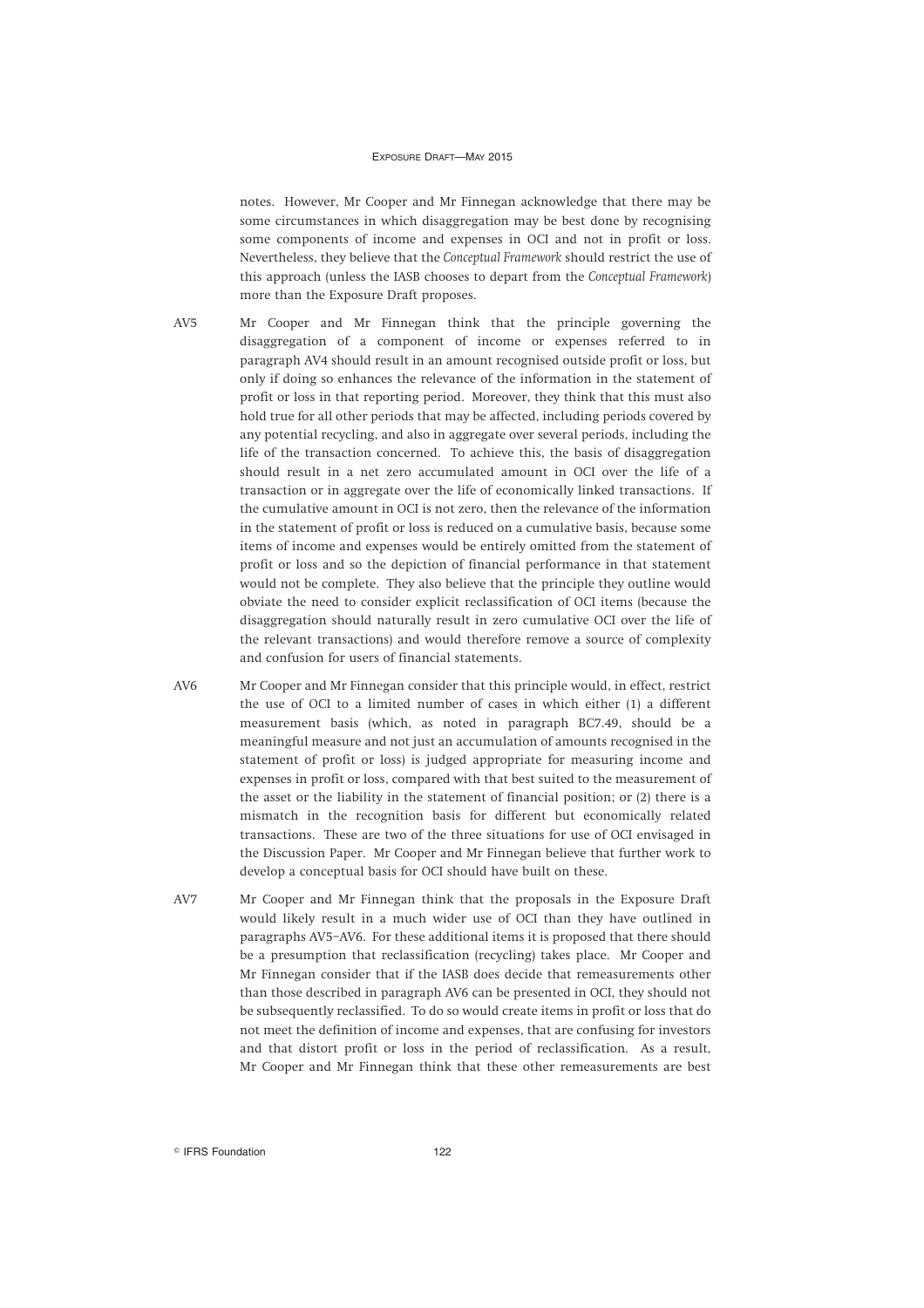notes. However, Mr Cooper and Mr Finnegan acknowledge that there may be some circumstances in which disaggregation may be best done by recognising some components of income and expenses in OCI and not in profit or loss. Nevertheless, they believe that the *Conceptual Framework* should restrict the use of this approach (unless the IASB chooses to depart from the *Conceptual Framework*) more than the Exposure Draft proposes.

AV5 Mr Cooper and Mr Finnegan think that the principle governing the disaggregation of a component of income or expenses referred to in paragraph AV4 should result in an amount recognised outside profit or loss, but only if doing so enhances the relevance of the information in the statement of profit or loss in that reporting period. Moreover, they think that this must also hold true for all other periods that may be affected, including periods covered by any potential recycling, and also in aggregate over several periods, including the life of the transaction concerned. To achieve this, the basis of disaggregation should result in a net zero accumulated amount in OCI over the life of a transaction or in aggregate over the life of economically linked transactions. If the cumulative amount in OCI is not zero, then the relevance of the information in the statement of profit or loss is reduced on a cumulative basis, because some items of income and expenses would be entirely omitted from the statement of profit or loss and so the depiction of financial performance in that statement would not be complete. They also believe that the principle they outline would obviate the need to consider explicit reclassification of OCI items (because the disaggregation should naturally result in zero cumulative OCI over the life of the relevant transactions) and would therefore remove a source of complexity and confusion for users of financial statements.

AV6 Mr Cooper and Mr Finnegan consider that this principle would, in effect, restrict the use of OCI to a limited number of cases in which either (1) a different measurement basis (which, as noted in paragraph BC7.49, should be a meaningful measure and not just an accumulation of amounts recognised in the statement of profit or loss) is judged appropriate for measuring income and expenses in profit or loss, compared with that best suited to the measurement of the asset or the liability in the statement of financial position; or (2) there is a mismatch in the recognition basis for different but economically related transactions. These are two of the three situations for use of OCI envisaged in the Discussion Paper. Mr Cooper and Mr Finnegan believe that further work to develop a conceptual basis for OCI should have built on these.

AV7 Mr Cooper and Mr Finnegan think that the proposals in the Exposure Draft would likely result in a much wider use of OCI than they have outlined in paragraphs AV5–AV6. For these additional items it is proposed that there should be a presumption that reclassification (recycling) takes place. Mr Cooper and Mr Finnegan consider that if the IASB does decide that remeasurements other than those described in paragraph AV6 can be presented in OCI, they should not be subsequently reclassified. To do so would create items in profit or loss that do not meet the definition of income and expenses, that are confusing for investors and that distort profit or loss in the period of reclassification. As a result, Mr Cooper and Mr Finnegan think that these other remeasurements are best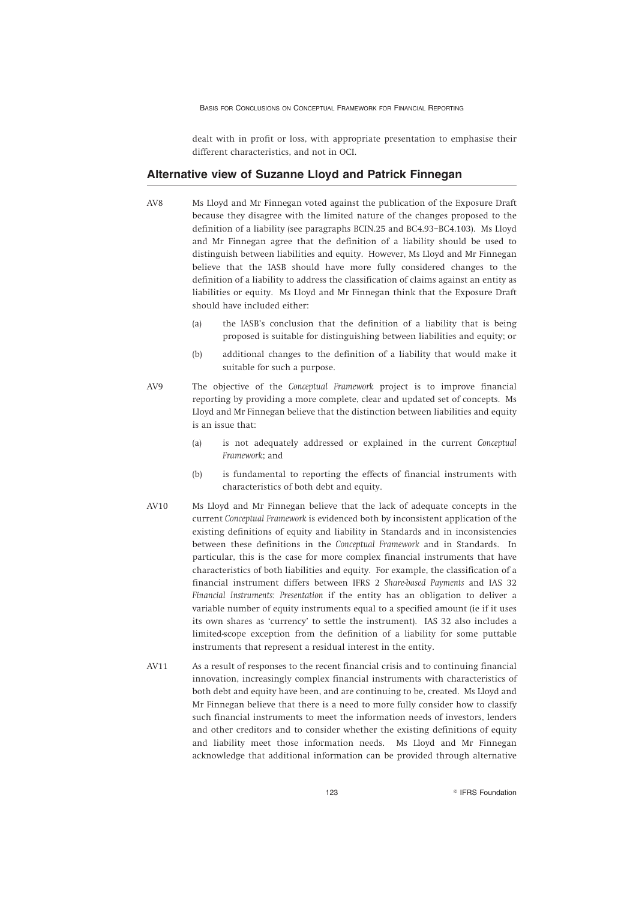dealt with in profit or loss, with appropriate presentation to emphasise their different characteristics, and not in OCI.

## Alternative view of Suzanne Lloyd and Patrick Finnegan

AV8 Ms Lloyd and Mr Finnegan voted against the publication of the Exposure Draft because they disagree with the limited nature of the changes proposed to the definition of a liability (see paragraphs BCIN.25 and BC4.93–BC4.103). Ms Lloyd and Mr Finnegan agree that the definition of a liability should be used to distinguish between liabilities and equity. However, Ms Lloyd and Mr Finnegan believe that the IASB should have more fully considered changes to the definition of a liability to address the classification of claims against an entity as liabilities or equity. Ms Lloyd and Mr Finnegan think that the Exposure Draft should have included either:

(a) the IASB's conclusion that the definition of a liability that is being proposed is suitable for distinguishing between liabilities and equity; or

(b) additional changes to the definition of a liability that would make it suitable for such a purpose.

AV9 The objective of the *Conceptual Framework* project is to improve financial reporting by providing a more complete, clear and updated set of concepts. Ms Lloyd and Mr Finnegan believe that the distinction between liabilities and equity is an issue that:

(a) is not adequately addressed or explained in the current *Conceptual Framework*; and

(b) is fundamental to reporting the effects of financial instruments with characteristics of both debt and equity.

AV10 Ms Lloyd and Mr Finnegan believe that the lack of adequate concepts in the current *Conceptual Framework* is evidenced both by inconsistent application of the existing definitions of equity and liability in Standards and in inconsistencies between these definitions in the *Conceptual Framework* and in Standards. In particular, this is the case for more complex financial instruments that have characteristics of both liabilities and equity. For example, the classification of a financial instrument differs between IFRS 2 *Share-based Payments* and IAS 32 *Financial Instruments: Presentation* if the entity has an obligation to deliver a variable number of equity instruments equal to a specified amount (ie if it uses its own shares as 'currency' to settle the instrument). IAS 32 also includes a limited-scope exception from the definition of a liability for some puttable instruments that represent a residual interest in the entity.

AV11 As a result of responses to the recent financial crisis and to continuing financial innovation, increasingly complex financial instruments with characteristics of both debt and equity have been, and are continuing to be, created. Ms Lloyd and Mr Finnegan believe that there is a need to more fully consider how to classify such financial instruments to meet the information needs of investors, lenders and other creditors and to consider whether the existing definitions of equity and liability meet those information needs. Ms Lloyd and Mr Finnegan acknowledge that additional information can be provided through alternative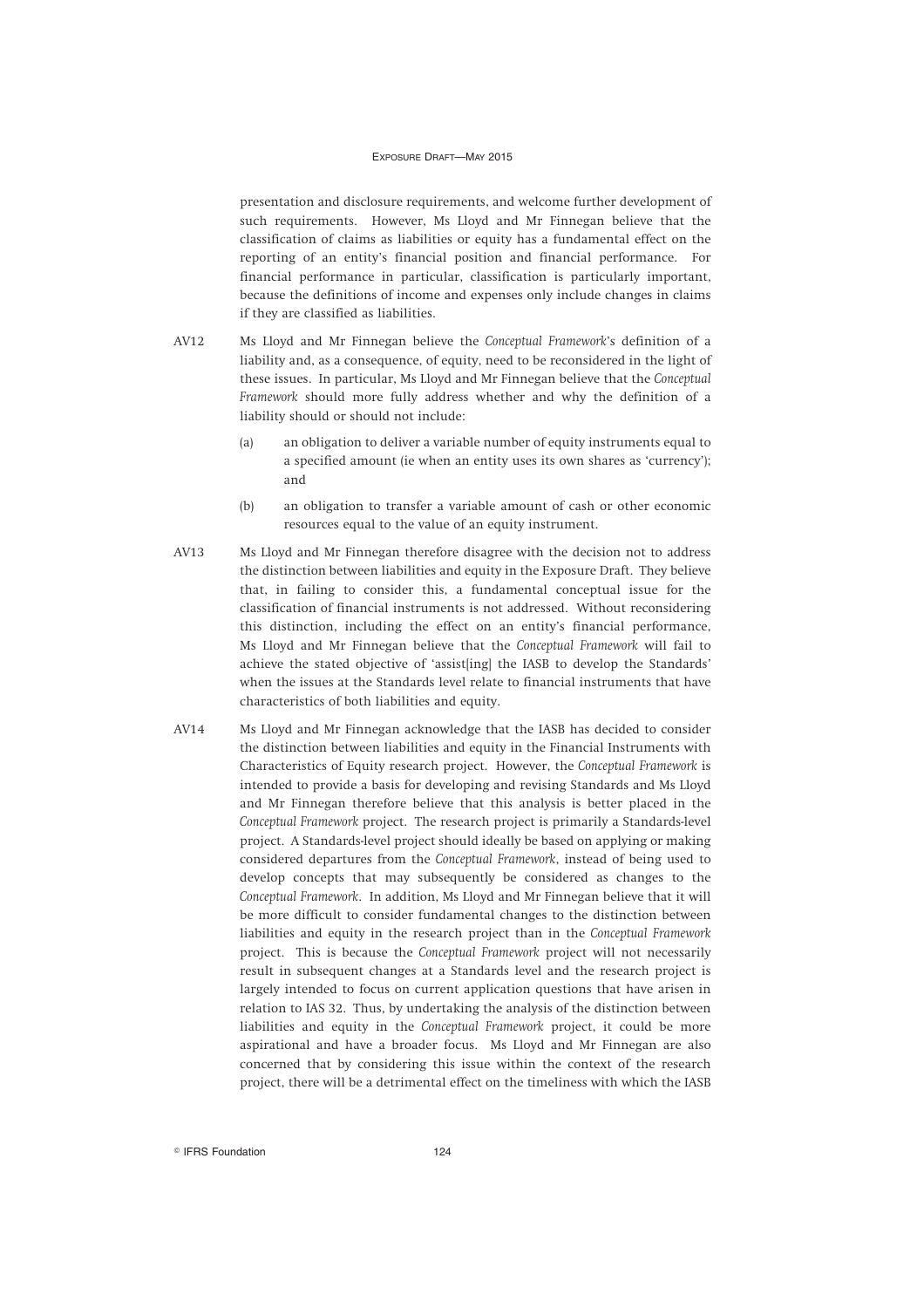presentation and disclosure requirements, and welcome further development of such requirements. However, Ms Lloyd and Mr Finnegan believe that the classification of claims as liabilities or equity has a fundamental effect on the reporting of an entity's financial position and financial performance. For financial performance in particular, classification is particularly important, because the definitions of income and expenses only include changes in claims if they are classified as liabilities.

AV12 Ms Lloyd and Mr Finnegan believe the *Conceptual Framework*'s definition of a liability and, as a consequence, of equity, need to be reconsidered in the light of these issues. In particular, Ms Lloyd and Mr Finnegan believe that the *Conceptual Framework* should more fully address whether and why the definition of a liability should or should not include:

(a) an obligation to deliver a variable number of equity instruments equal to a specified amount (ie when an entity uses its own shares as 'currency'); and

(b) an obligation to transfer a variable amount of cash or other economic resources equal to the value of an equity instrument.

AV13 Ms Lloyd and Mr Finnegan therefore disagree with the decision not to address the distinction between liabilities and equity in the Exposure Draft. They believe that, in failing to consider this, a fundamental conceptual issue for the classification of financial instruments is not addressed. Without reconsidering this distinction, including the effect on an entity's financial performance, Ms Lloyd and Mr Finnegan believe that the *Conceptual Framework* will fail to achieve the stated objective of 'assist[ing] the IASB to develop the Standards' when the issues at the Standards level relate to financial instruments that have characteristics of both liabilities and equity.

AV14 Ms Lloyd and Mr Finnegan acknowledge that the IASB has decided to consider the distinction between liabilities and equity in the Financial Instruments with Characteristics of Equity research project. However, the *Conceptual Framework* is intended to provide a basis for developing and revising Standards and Ms Lloyd and Mr Finnegan therefore believe that this analysis is better placed in the *Conceptual Framework* project. The research project is primarily a Standards-level project. A Standards-level project should ideally be based on applying or making considered departures from the *Conceptual Framework*, instead of being used to develop concepts that may subsequently be considered as changes to the *Conceptual Framework*. In addition, Ms Lloyd and Mr Finnegan believe that it will be more difficult to consider fundamental changes to the distinction between liabilities and equity in the research project than in the *Conceptual Framework* project. This is because the *Conceptual Framework* project will not necessarily result in subsequent changes at a Standards level and the research project is largely intended to focus on current application questions that have arisen in relation to IAS 32. Thus, by undertaking the analysis of the distinction between liabilities and equity in the *Conceptual Framework* project, it could be more aspirational and have a broader focus. Ms Lloyd and Mr Finnegan are also concerned that by considering this issue within the context of the research project, there will be a detrimental effect on the timeliness with which the IASB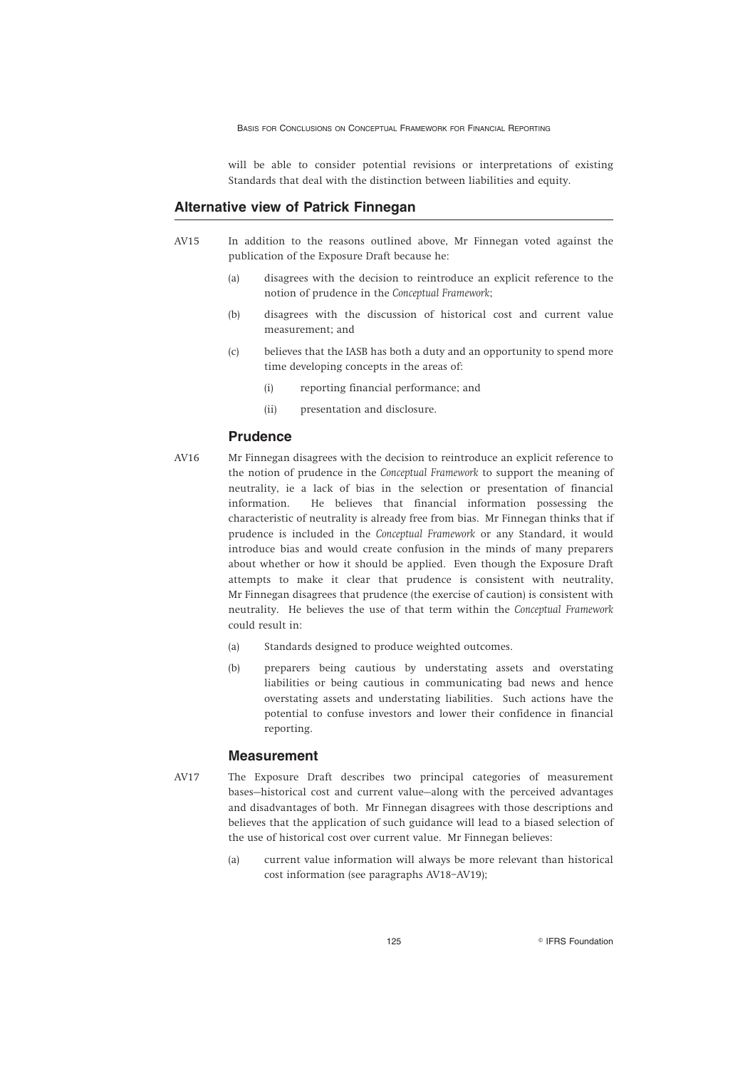will be able to consider potential revisions or interpretations of existing Standards that deal with the distinction between liabilities and equity.

## Alternative view of Patrick Finnegan

AV15 In addition to the reasons outlined above, Mr Finnegan voted against the publication of the Exposure Draft because he:

(a) disagrees with the decision to reintroduce an explicit reference to the notion of prudence in the *Conceptual Framework*;

(b) disagrees with the discussion of historical cost and current value measurement; and

(c) believes that the IASB has both a duty and an opportunity to spend more time developing concepts in the areas of:

(i) reporting financial performance; and

(ii) presentation and disclosure.

### Prudence

AV16 Mr Finnegan disagrees with the decision to reintroduce an explicit reference to the notion of prudence in the *Conceptual Framework* to support the meaning of neutrality, ie a lack of bias in the selection or presentation of financial information. He believes that financial information possessing the characteristic of neutrality is already free from bias. Mr Finnegan thinks that if prudence is included in the *Conceptual Framework* or any Standard, it would introduce bias and would create confusion in the minds of many preparers about whether or how it should be applied. Even though the Exposure Draft attempts to make it clear that prudence is consistent with neutrality, Mr Finnegan disagrees that prudence (the exercise of caution) is consistent with neutrality. He believes the use of that term within the *Conceptual Framework* could result in:

(a) Standards designed to produce weighted outcomes.

(b) preparers being cautious by understating assets and overstating liabilities or being cautious in communicating bad news and hence overstating assets and understating liabilities. Such actions have the potential to confuse investors and lower their confidence in financial reporting.

### Measurement

AV17 The Exposure Draft describes two principal categories of measurement bases—historical cost and current value—along with the perceived advantages and disadvantages of both. Mr Finnegan disagrees with those descriptions and believes that the application of such guidance will lead to a biased selection of the use of historical cost over current value. Mr Finnegan believes:

(a) current value information will always be more relevant than historical cost information (see paragraphs AV18–AV19);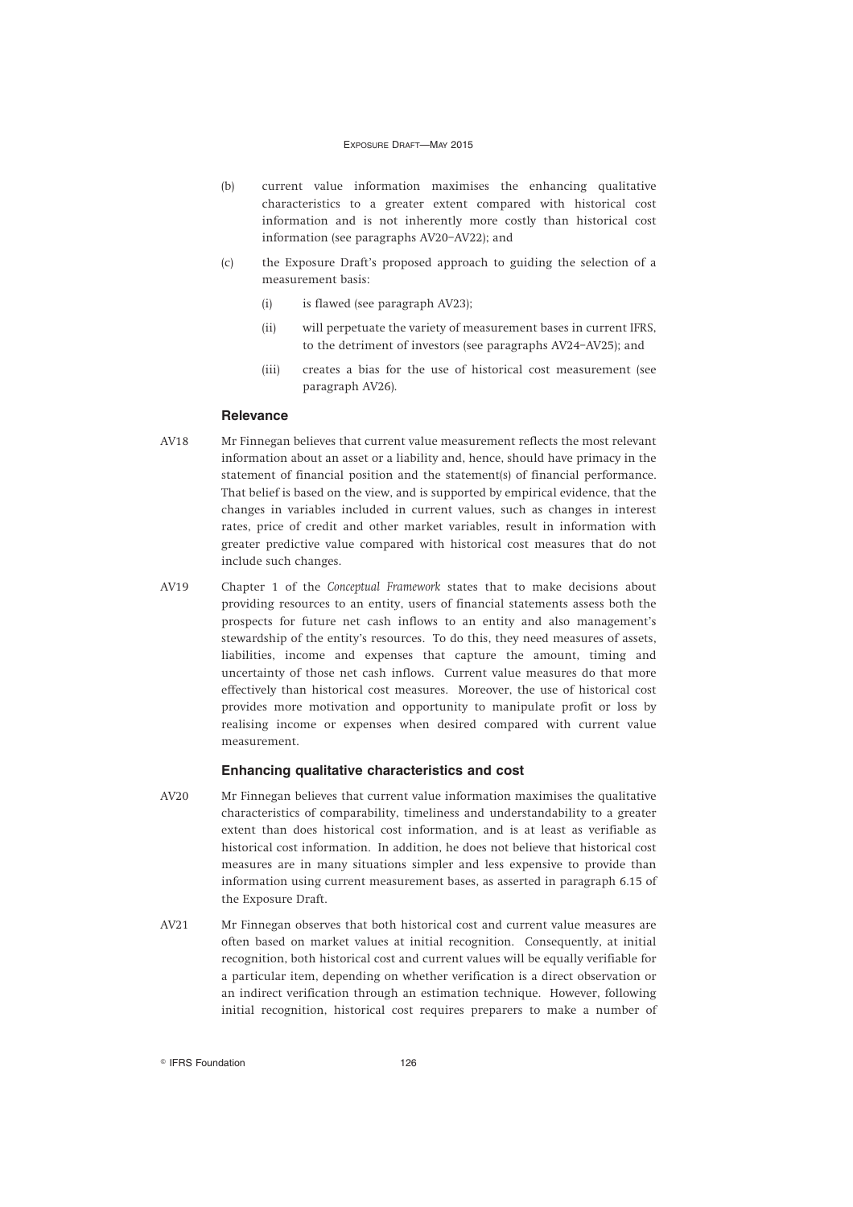(b) current value information maximises the enhancing qualitative characteristics to a greater extent compared with historical cost information and is not inherently more costly than historical cost information (see paragraphs AV20–AV22); and

(c) the Exposure Draft's proposed approach to guiding the selection of a measurement basis:

   (i) is flawed (see paragraph AV23);

   (ii) will perpetuate the variety of measurement bases in current IFRS, to the detriment of investors (see paragraphs AV24–AV25); and

   (iii) creates a bias for the use of historical cost measurement (see paragraph AV26).

### Relevance

AV18 Mr Finnegan believes that current value measurement reflects the most relevant information about an asset or a liability and, hence, should have primacy in the statement of financial position and the statement(s) of financial performance. That belief is based on the view, and is supported by empirical evidence, that the changes in variables included in current values, such as changes in interest rates, price of credit and other market variables, result in information with greater predictive value compared with historical cost measures that do not include such changes.

AV19 Chapter 1 of the *Conceptual Framework* states that to make decisions about providing resources to an entity, users of financial statements assess both the prospects for future net cash inflows to an entity and also management's stewardship of the entity's resources. To do this, they need measures of assets, liabilities, income and expenses that capture the amount, timing and uncertainty of those net cash inflows. Current value measures do that more effectively than historical cost measures. Moreover, the use of historical cost provides more motivation and opportunity to manipulate profit or loss by realising income or expenses when desired compared with current value measurement.

### Enhancing qualitative characteristics and cost

AV20 Mr Finnegan believes that current value information maximises the qualitative characteristics of comparability, timeliness and understandability to a greater extent than does historical cost information, and is at least as verifiable as historical cost information. In addition, he does not believe that historical cost measures are in many situations simpler and less expensive to provide than information using current measurement bases, as asserted in paragraph 6.15 of the Exposure Draft.

AV21 Mr Finnegan observes that both historical cost and current value measures are often based on market values at initial recognition. Consequently, at initial recognition, both historical cost and current values will be equally verifiable for a particular item, depending on whether verification is a direct observation or an indirect verification through an estimation technique. However, following initial recognition, historical cost requires preparers to make a number of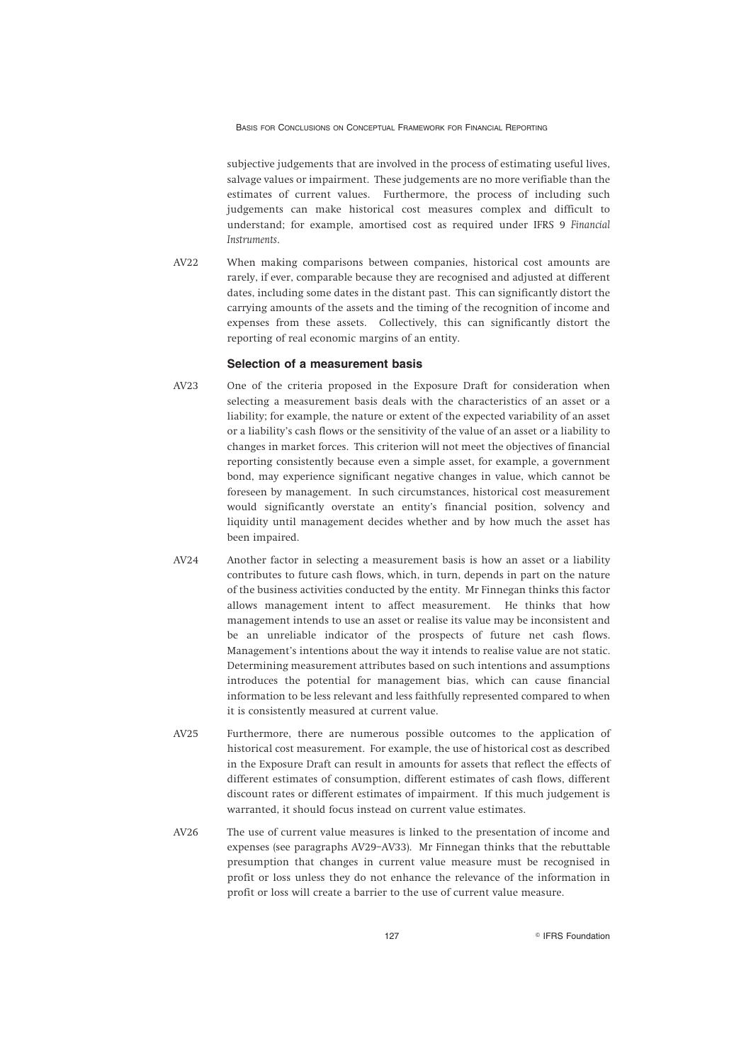subjective judgements that are involved in the process of estimating useful lives, salvage values or impairment. These judgements are no more verifiable than the estimates of current values. Furthermore, the process of including such judgements can make historical cost measures complex and difficult to understand; for example, amortised cost as required under IFRS 9 *Financial Instruments*.

AV22 When making comparisons between companies, historical cost amounts are rarely, if ever, comparable because they are recognised and adjusted at different dates, including some dates in the distant past. This can significantly distort the carrying amounts of the assets and the timing of the recognition of income and expenses from these assets. Collectively, this can significantly distort the reporting of real economic margins of an entity.

### Selection of a measurement basis

AV23 One of the criteria proposed in the Exposure Draft for consideration when selecting a measurement basis deals with the characteristics of an asset or a liability; for example, the nature or extent of the expected variability of an asset or a liability's cash flows or the sensitivity of the value of an asset or a liability to changes in market forces. This criterion will not meet the objectives of financial reporting consistently because even a simple asset, for example, a government bond, may experience significant negative changes in value, which cannot be foreseen by management. In such circumstances, historical cost measurement would significantly overstate an entity's financial position, solvency and liquidity until management decides whether and by how much the asset has been impaired.

AV24 Another factor in selecting a measurement basis is how an asset or a liability contributes to future cash flows, which, in turn, depends in part on the nature of the business activities conducted by the entity. Mr Finnegan thinks this factor allows management intent to affect measurement. He thinks that how management intends to use an asset or realise its value may be inconsistent and be an unreliable indicator of the prospects of future net cash flows. Management's intentions about the way it intends to realise value are not static. Determining measurement attributes based on such intentions and assumptions introduces the potential for management bias, which can cause financial information to be less relevant and less faithfully represented compared to when it is consistently measured at current value.

AV25 Furthermore, there are numerous possible outcomes to the application of historical cost measurement. For example, the use of historical cost as described in the Exposure Draft can result in amounts for assets that reflect the effects of different estimates of consumption, different estimates of cash flows, different discount rates or different estimates of impairment. If this much judgement is warranted, it should focus instead on current value estimates.

AV26 The use of current value measures is linked to the presentation of income and expenses (see paragraphs AV29–AV33). Mr Finnegan thinks that the rebuttable presumption that changes in current value measure must be recognised in profit or loss unless they do not enhance the relevance of the information in profit or loss will create a barrier to the use of current value measure.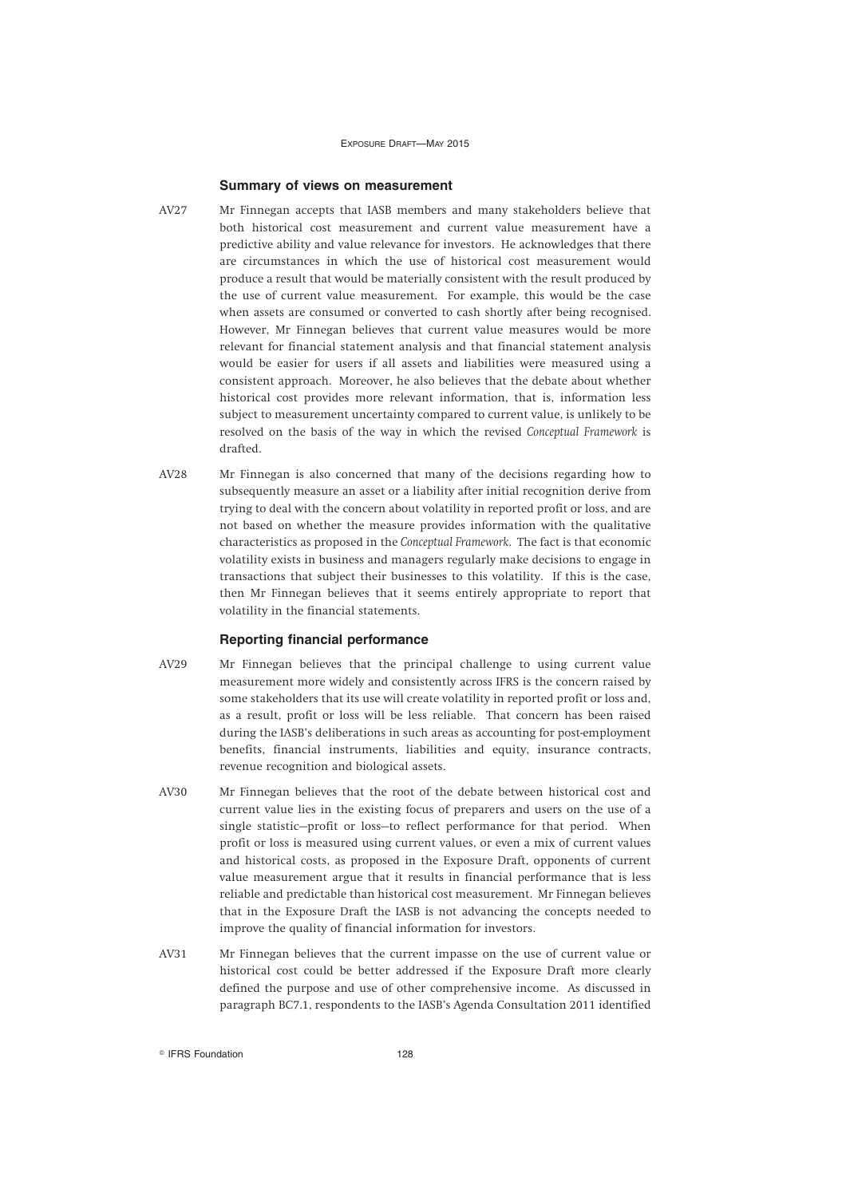### Summary of views on measurement

AV27 Mr Finnegan accepts that IASB members and many stakeholders believe that both historical cost measurement and current value measurement have a predictive ability and value relevance for investors. He acknowledges that there are circumstances in which the use of historical cost measurement would produce a result that would be materially consistent with the result produced by the use of current value measurement. For example, this would be the case when assets are consumed or converted to cash shortly after being recognised. However, Mr Finnegan believes that current value measures would be more relevant for financial statement analysis and that financial statement analysis would be easier for users if all assets and liabilities were measured using a consistent approach. Moreover, he also believes that the debate about whether historical cost provides more relevant information, that is, information less subject to measurement uncertainty compared to current value, is unlikely to be resolved on the basis of the way in which the revised *Conceptual Framework* is drafted.

AV28 Mr Finnegan is also concerned that many of the decisions regarding how to subsequently measure an asset or a liability after initial recognition derive from trying to deal with the concern about volatility in reported profit or loss, and are not based on whether the measure provides information with the qualitative characteristics as proposed in the *Conceptual Framework*. The fact is that economic volatility exists in business and managers regularly make decisions to engage in transactions that subject their businesses to this volatility. If this is the case, then Mr Finnegan believes that it seems entirely appropriate to report that volatility in the financial statements.

### Reporting financial performance

AV29 Mr Finnegan believes that the principal challenge to using current value measurement more widely and consistently across IFRS is the concern raised by some stakeholders that its use will create volatility in reported profit or loss and, as a result, profit or loss will be less reliable. That concern has been raised during the IASB's deliberations in such areas as accounting for post-employment benefits, financial instruments, liabilities and equity, insurance contracts, revenue recognition and biological assets.

AV30 Mr Finnegan believes that the root of the debate between historical cost and current value lies in the existing focus of preparers and users on the use of a single statistic—profit or loss—to reflect performance for that period. When profit or loss is measured using current values, or even a mix of current values and historical costs, as proposed in the Exposure Draft, opponents of current value measurement argue that it results in financial performance that is less reliable and predictable than historical cost measurement. Mr Finnegan believes that in the Exposure Draft the IASB is not advancing the concepts needed to improve the quality of financial information for investors.

AV31 Mr Finnegan believes that the current impasse on the use of current value or historical cost could be better addressed if the Exposure Draft more clearly defined the purpose and use of other comprehensive income. As discussed in paragraph BC7.1, respondents to the IASB's Agenda Consultation 2011 identified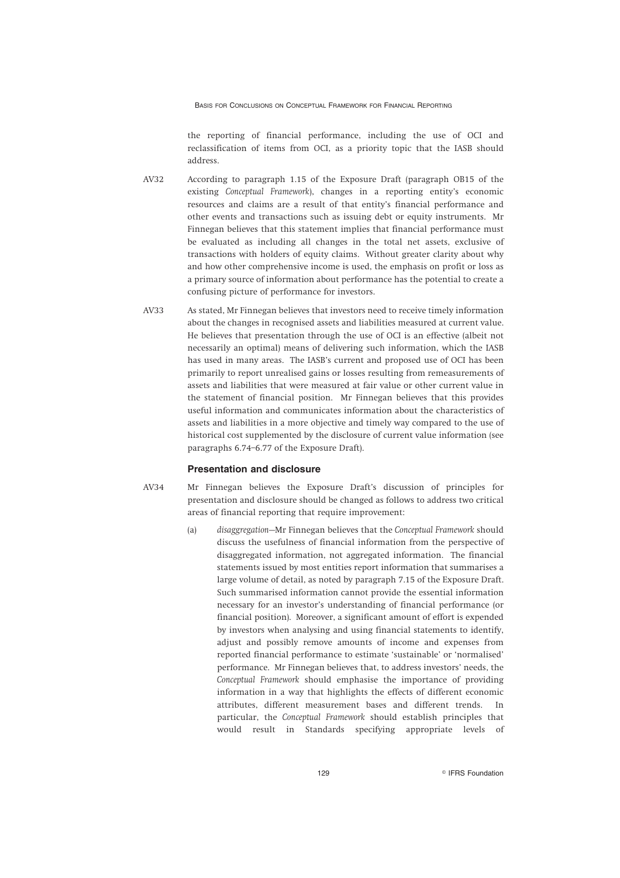the reporting of financial performance, including the use of OCI and reclassification of items from OCI, as a priority topic that the IASB should address.

AV32 According to paragraph 1.15 of the Exposure Draft (paragraph OB15 of the existing *Conceptual Framework*), changes in a reporting entity's economic resources and claims are a result of that entity's financial performance and other events and transactions such as issuing debt or equity instruments. Mr Finnegan believes that this statement implies that financial performance must be evaluated as including all changes in the total net assets, exclusive of transactions with holders of equity claims. Without greater clarity about why and how other comprehensive income is used, the emphasis on profit or loss as a primary source of information about performance has the potential to create a confusing picture of performance for investors.

AV33 As stated, Mr Finnegan believes that investors need to receive timely information about the changes in recognised assets and liabilities measured at current value. He believes that presentation through the use of OCI is an effective (albeit not necessarily an optimal) means of delivering such information, which the IASB has used in many areas. The IASB's current and proposed use of OCI has been primarily to report unrealised gains or losses resulting from remeasurements of assets and liabilities that were measured at fair value or other current value in the statement of financial position. Mr Finnegan believes that this provides useful information and communicates information about the characteristics of assets and liabilities in a more objective and timely way compared to the use of historical cost supplemented by the disclosure of current value information (see paragraphs 6.74–6.77 of the Exposure Draft).

### Presentation and disclosure

AV34 Mr Finnegan believes the Exposure Draft's discussion of principles for presentation and disclosure should be changed as follows to address two critical areas of financial reporting that require improvement:

(a) *disaggregation*—Mr Finnegan believes that the *Conceptual Framework* should discuss the usefulness of financial information from the perspective of disaggregated information, not aggregated information. The financial statements issued by most entities report information that summarises a large volume of detail, as noted by paragraph 7.15 of the Exposure Draft. Such summarised information cannot provide the essential information necessary for an investor's understanding of financial performance (or financial position). Moreover, a significant amount of effort is expended by investors when analysing and using financial statements to identify, adjust and possibly remove amounts of income and expenses from reported financial performance to estimate 'sustainable' or 'normalised' performance. Mr Finnegan believes that, to address investors' needs, the *Conceptual Framework* should emphasise the importance of providing information in a way that highlights the effects of different economic attributes, different measurement bases and different trends. In particular, the *Conceptual Framework* should establish principles that would result in Standards specifying appropriate levels of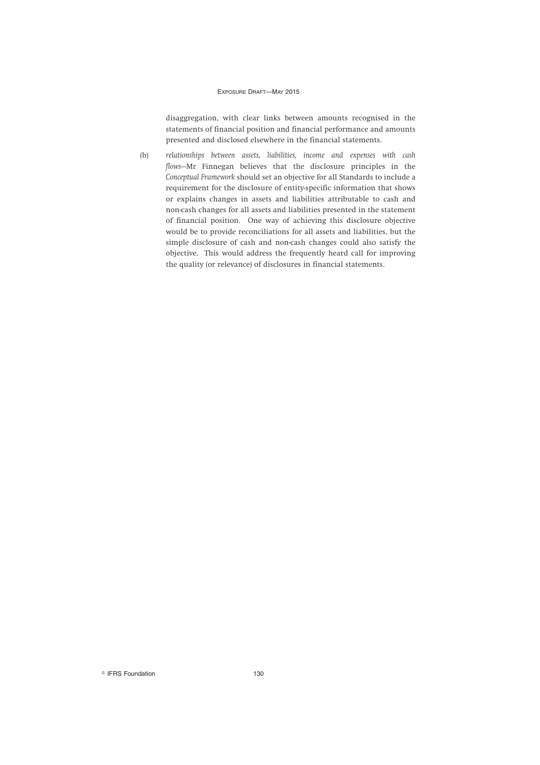disaggregation, with clear links between amounts recognised in the statements of financial position and financial performance and amounts presented and disclosed elsewhere in the financial statements.

(b) *relationships between assets, liabilities, income and expenses with cash flows*—Mr Finnegan believes that the disclosure principles in the *Conceptual Framework* should set an objective for all Standards to include a requirement for the disclosure of entity-specific information that shows or explains changes in assets and liabilities attributable to cash and non-cash changes for all assets and liabilities presented in the statement of financial position. One way of achieving this disclosure objective would be to provide reconciliations for all assets and liabilities, but the simple disclosure of cash and non-cash changes could also satisfy the objective. This would address the frequently heard call for improving the quality (or relevance) of disclosures in financial statements.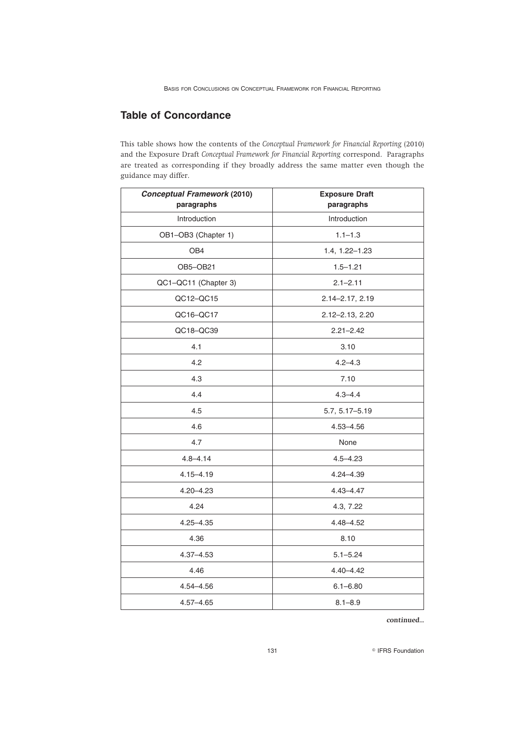## Table of Concordance

This table shows how the contents of the *Conceptual Framework for Financial Reporting* (2010) and the Exposure Draft *Conceptual Framework for Financial Reporting* correspond. Paragraphs are treated as corresponding if they broadly address the same matter even though the guidance may differ.

| ***Conceptual Framework* (2010) paragraphs** | **Exposure Draft paragraphs** |
|---|---|
| Introduction | Introduction |
| OB1–OB3 (Chapter 1) | 1.1–1.3 |
| OB4 | 1.4, 1.22–1.23 |
| OB5–OB21 | 1.5–1.21 |
| QC1–QC11 (Chapter 3) | 2.1–2.11 |
| QC12–QC15 | 2.14–2.17, 2.19 |
| QC16–QC17 | 2.12–2.13, 2.20 |
| QC18–QC39 | 2.21–2.42 |
| 4.1 | 3.10 |
| 4.2 | 4.2–4.3 |
| 4.3 | 7.10 |
| 4.4 | 4.3–4.4 |
| 4.5 | 5.7, 5.17–5.19 |
| 4.6 | 4.53–4.56 |
| 4.7 | None |
| 4.8–4.14 | 4.5–4.23 |
| 4.15–4.19 | 4.24–4.39 |
| 4.20–4.23 | 4.43–4.47 |
| 4.24 | 4.3, 7.22 |
| 4.25–4.35 | 4.48–4.52 |
| 4.36 | 8.10 |
| 4.37–4.53 | 5.1–5.24 |
| 4.46 | 4.40–4.42 |
| 4.54–4.56 | 6.1–6.80 |
| 4.57–4.65 | 8.1–8.9 |

*continued...*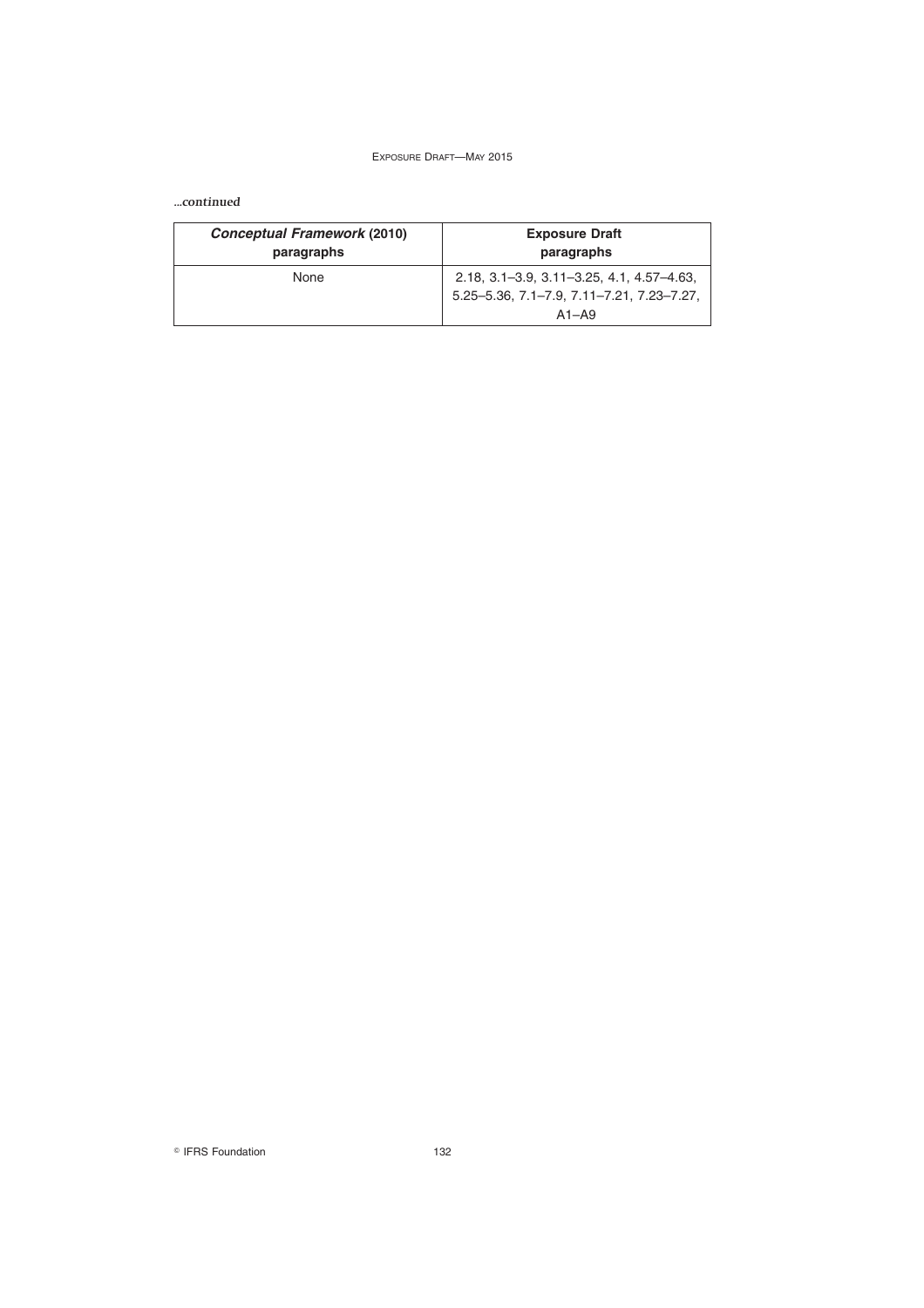*...continued*

| *Conceptual Framework* (2010) paragraphs | Exposure Draft paragraphs |
| --- | --- |
| None | 2.18, 3.1–3.9, 3.11–3.25, 4.1, 4.57–4.63, 5.25–5.36, 7.1–7.9, 7.11–7.21, 7.23–7.27, A1–A9 |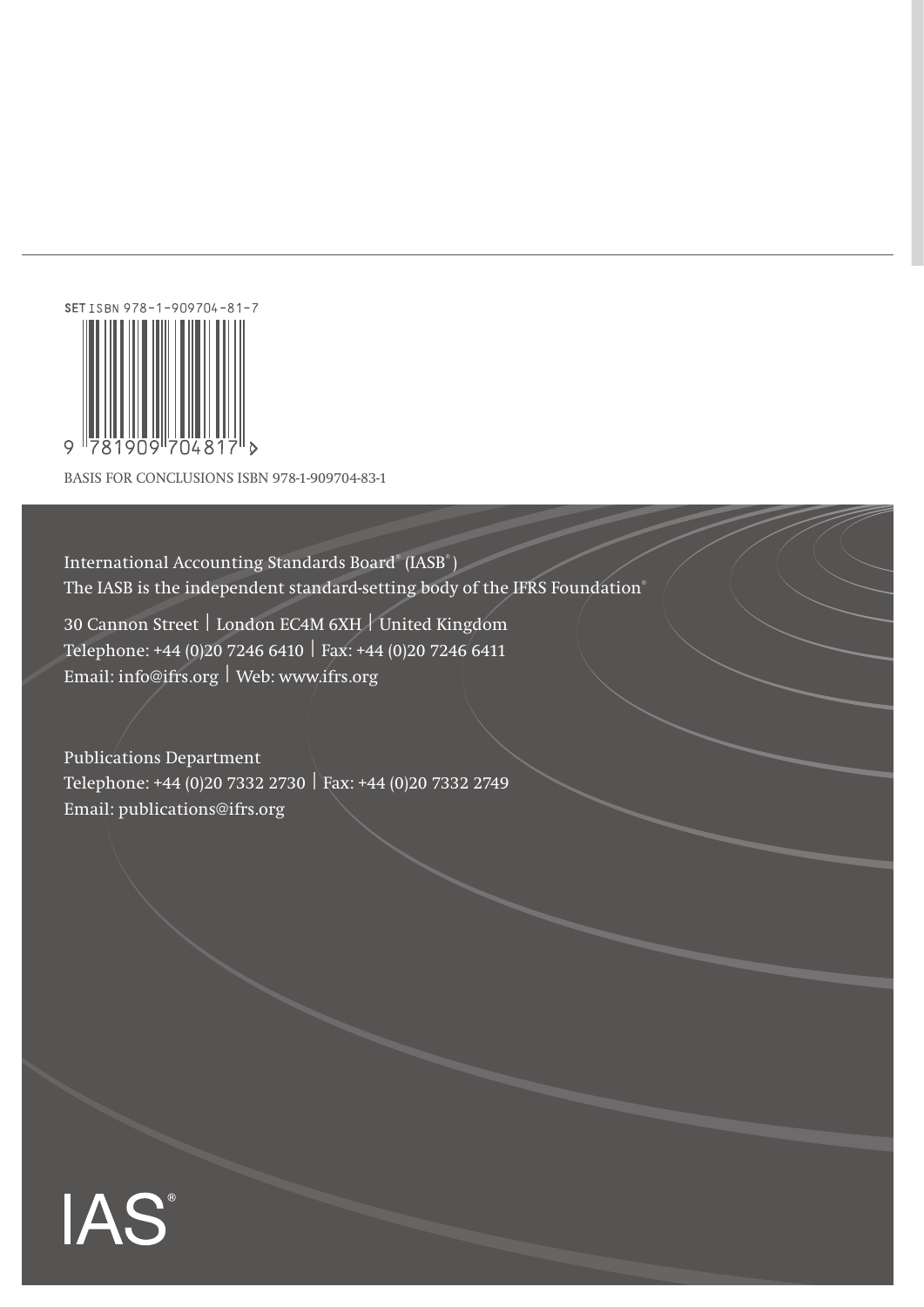SET ISBN 978-1-909704-81-7

9 781909 704817

BASIS FOR CONCLUSIONS ISBN 978-1-909704-83-1

International Accounting Standards Board® (IASB®)
The IASB is the independent standard-setting body of the IFRS Foundation®

30 Cannon Street | London EC4M 6XH | United Kingdom
Telephone: +44 (0)20 7246 6410 | Fax: +44 (0)20 7246 6411
Email: info@ifrs.org | Web: www.ifrs.org

Publications Department
Telephone: +44 (0)20 7332 2730 | Fax: +44 (0)20 7332 2749
Email: publications@ifrs.org

IAS®